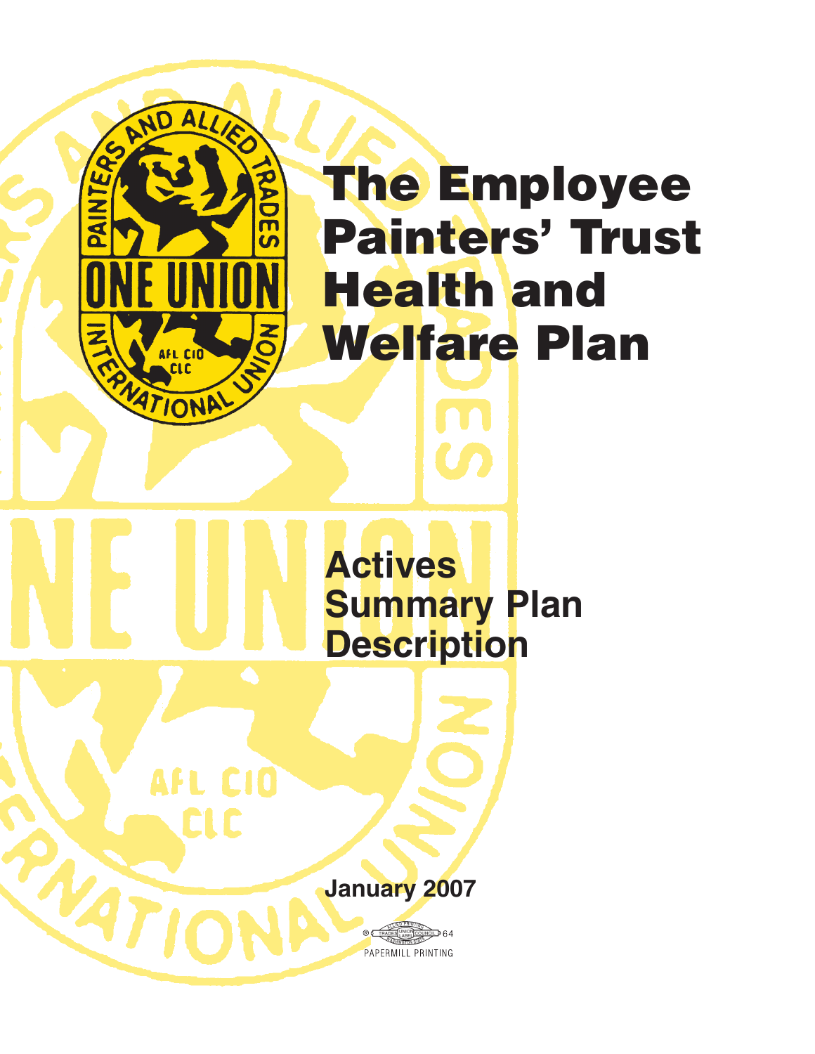# The Employee Painters' Trust Health and Welfare Plan

## Actives Summary Plan Description

**January 2007**

PAPERMILL PRINTING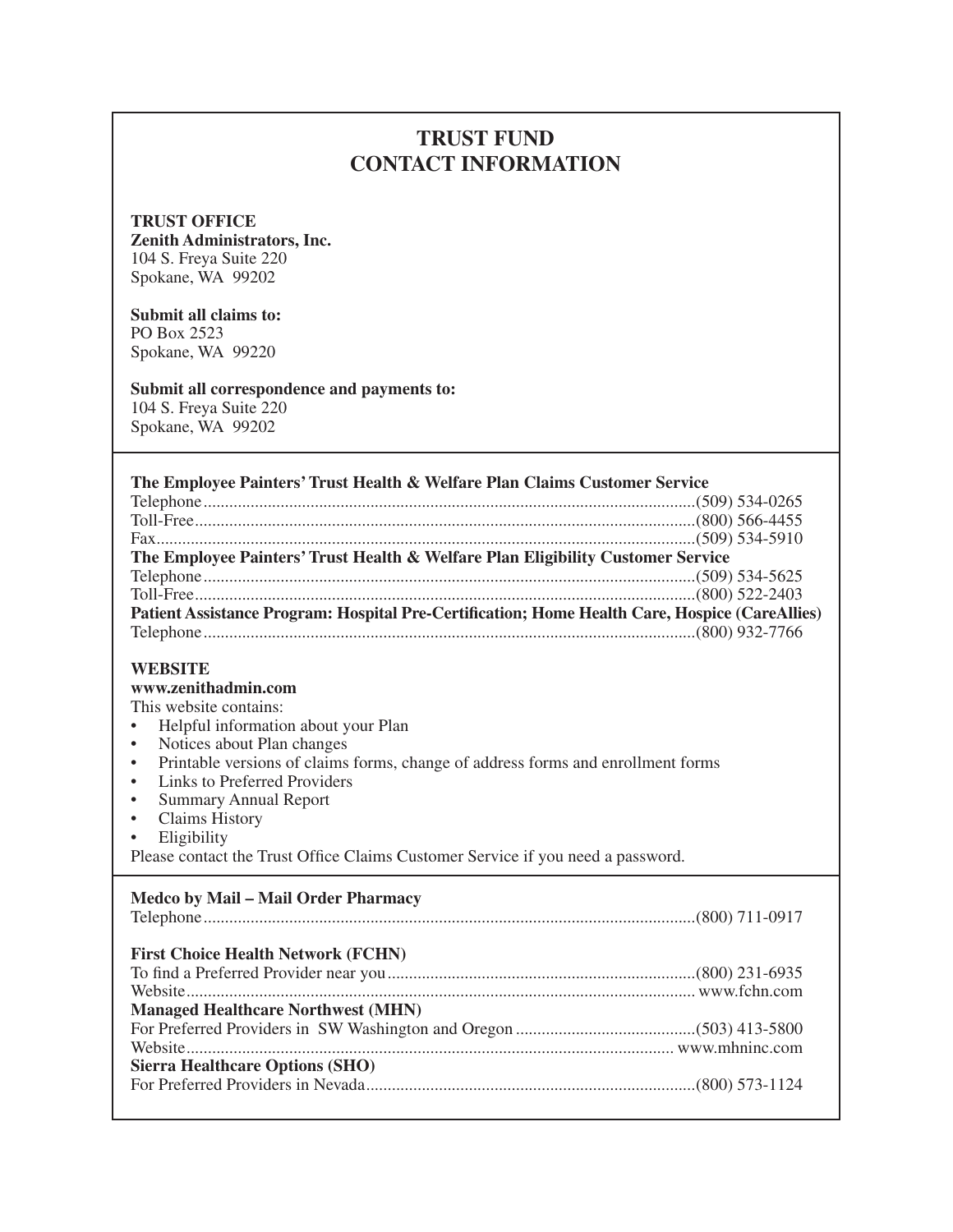# TRUST FUND
# CONTACT INFORMATION

**TRUST OFFICE**
**Zenith Administrators, Inc.**
104 S. Freya Suite 220
Spokane, WA 99202

**Submit all claims to:**
PO Box 2523
Spokane, WA 99220

**Submit all correspondence and payments to:**
104 S. Freya Suite 220
Spokane, WA 99202

**The Employee Painters' Trust Health & Welfare Plan Claims Customer Service**
Telephone....................(509) 534-0265
Toll-Free....................(800) 566-4455
Fax....................(509) 534-5910

**The Employee Painters' Trust Health & Welfare Plan Eligibility Customer Service**
Telephone....................(509) 534-5625
Toll-Free....................(800) 522-2403

**Patient Assistance Program: Hospital Pre-Certification; Home Health Care, Hospice (CareAllies)**
Telephone....................(800) 932-7766

**WEBSITE**
**www.zenithadmin.com**
This website contains:
- Helpful information about your Plan
- Notices about Plan changes
- Printable versions of claims forms, change of address forms and enrollment forms
- Links to Preferred Providers
- Summary Annual Report
- Claims History
- Eligibility

Please contact the Trust Office Claims Customer Service if you need a password.

**Medco by Mail – Mail Order Pharmacy**
Telephone....................(800) 711-0917

**First Choice Health Network (FCHN)**
To find a Preferred Provider near you....................(800) 231-6935
Website.................... www.fchn.com

**Managed Healthcare Northwest (MHN)**
For Preferred Providers in SW Washington and Oregon....................(503) 413-5800
Website.................... www.mhninc.com

**Sierra Healthcare Options (SHO)**
For Preferred Providers in Nevada....................(800) 573-1124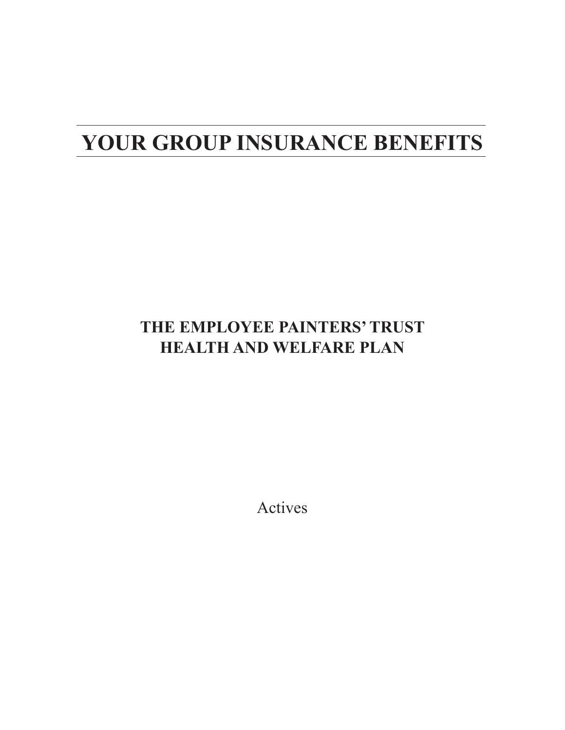# YOUR GROUP INSURANCE BENEFITS

## THE EMPLOYEE PAINTERS' TRUST HEALTH AND WELFARE PLAN

Actives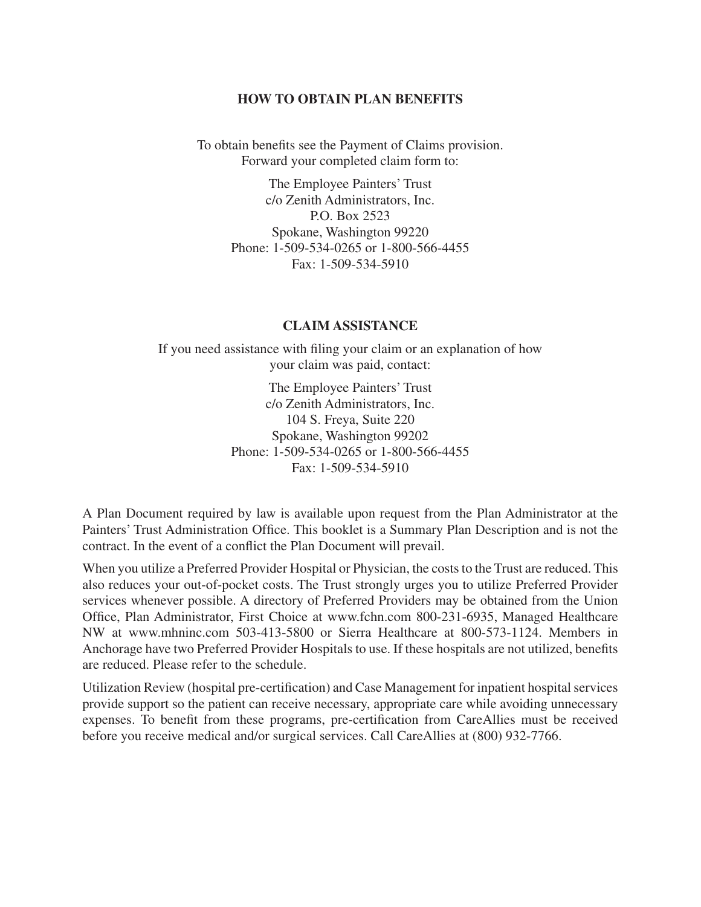## HOW TO OBTAIN PLAN BENEFITS

To obtain benefits see the Payment of Claims provision.
Forward your completed claim form to:

The Employee Painters' Trust
c/o Zenith Administrators, Inc.
P.O. Box 2523
Spokane, Washington 99220
Phone: 1-509-534-0265 or 1-800-566-4455
Fax: 1-509-534-5910

## CLAIM ASSISTANCE

If you need assistance with filing your claim or an explanation of how your claim was paid, contact:

The Employee Painters' Trust
c/o Zenith Administrators, Inc.
104 S. Freya, Suite 220
Spokane, Washington 99202
Phone: 1-509-534-0265 or 1-800-566-4455
Fax: 1-509-534-5910

A Plan Document required by law is available upon request from the Plan Administrator at the Painters' Trust Administration Office. This booklet is a Summary Plan Description and is not the contract. In the event of a conflict the Plan Document will prevail.

When you utilize a Preferred Provider Hospital or Physician, the costs to the Trust are reduced. This also reduces your out-of-pocket costs. The Trust strongly urges you to utilize Preferred Provider services whenever possible. A directory of Preferred Providers may be obtained from the Union Office, Plan Administrator, First Choice at www.fchn.com 800-231-6935, Managed Healthcare NW at www.mhninc.com 503-413-5800 or Sierra Healthcare at 800-573-1124. Members in Anchorage have two Preferred Provider Hospitals to use. If these hospitals are not utilized, benefits are reduced. Please refer to the schedule.

Utilization Review (hospital pre-certification) and Case Management for inpatient hospital services provide support so the patient can receive necessary, appropriate care while avoiding unnecessary expenses. To benefit from these programs, pre-certification from CareAllies must be received before you receive medical and/or surgical services. Call CareAllies at (800) 932-7766.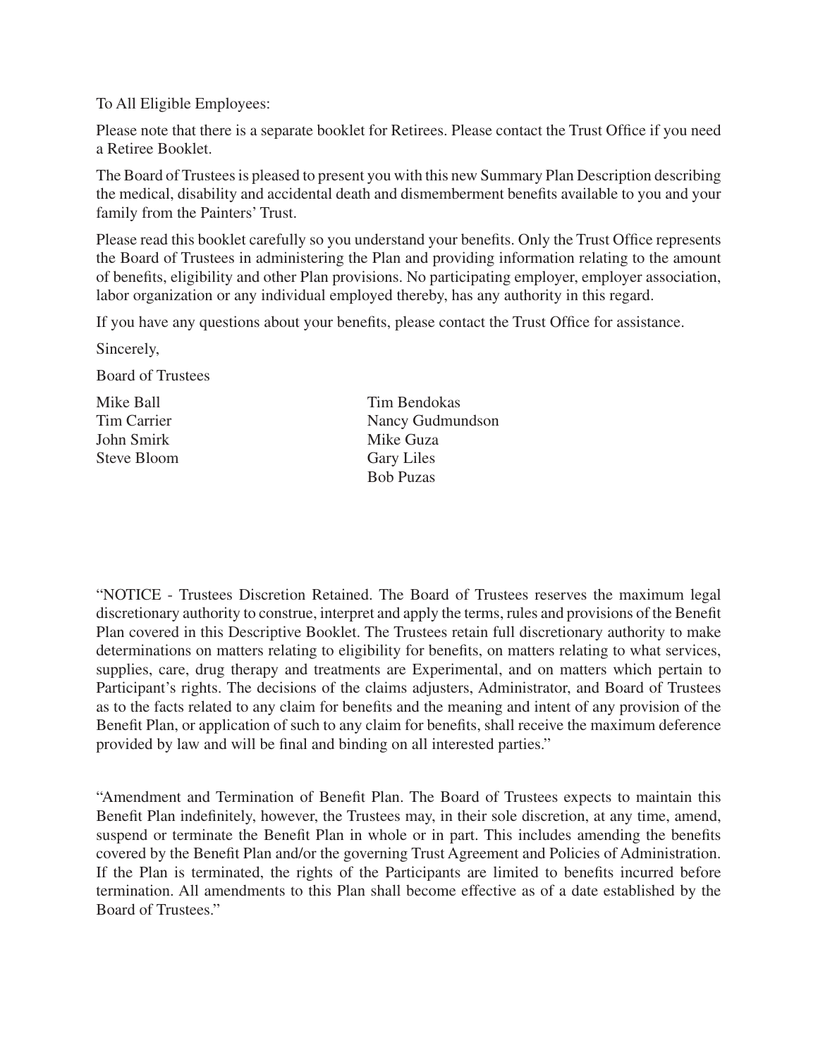To All Eligible Employees:

Please note that there is a separate booklet for Retirees. Please contact the Trust Office if you need a Retiree Booklet.

The Board of Trustees is pleased to present you with this new Summary Plan Description describing the medical, disability and accidental death and dismemberment benefits available to you and your family from the Painters' Trust.

Please read this booklet carefully so you understand your benefits. Only the Trust Office represents the Board of Trustees in administering the Plan and providing information relating to the amount of benefits, eligibility and other Plan provisions. No participating employer, employer association, labor organization or any individual employed thereby, has any authority in this regard.

If you have any questions about your benefits, please contact the Trust Office for assistance.

Sincerely,

Board of Trustees

| | |
|---|---|
| Mike Ball | Tim Bendokas |
| Tim Carrier | Nancy Gudmundson |
| John Smirk | Mike Guza |
| Steve Bloom | Gary Liles |
| | Bob Puzas |

"NOTICE - Trustees Discretion Retained. The Board of Trustees reserves the maximum legal discretionary authority to construe, interpret and apply the terms, rules and provisions of the Benefit Plan covered in this Descriptive Booklet. The Trustees retain full discretionary authority to make determinations on matters relating to eligibility for benefits, on matters relating to what services, supplies, care, drug therapy and treatments are Experimental, and on matters which pertain to Participant's rights. The decisions of the claims adjusters, Administrator, and Board of Trustees as to the facts related to any claim for benefits and the meaning and intent of any provision of the Benefit Plan, or application of such to any claim for benefits, shall receive the maximum deference provided by law and will be final and binding on all interested parties."

"Amendment and Termination of Benefit Plan. The Board of Trustees expects to maintain this Benefit Plan indefinitely, however, the Trustees may, in their sole discretion, at any time, amend, suspend or terminate the Benefit Plan in whole or in part. This includes amending the benefits covered by the Benefit Plan and/or the governing Trust Agreement and Policies of Administration. If the Plan is terminated, the rights of the Participants are limited to benefits incurred before termination. All amendments to this Plan shall become effective as of a date established by the Board of Trustees."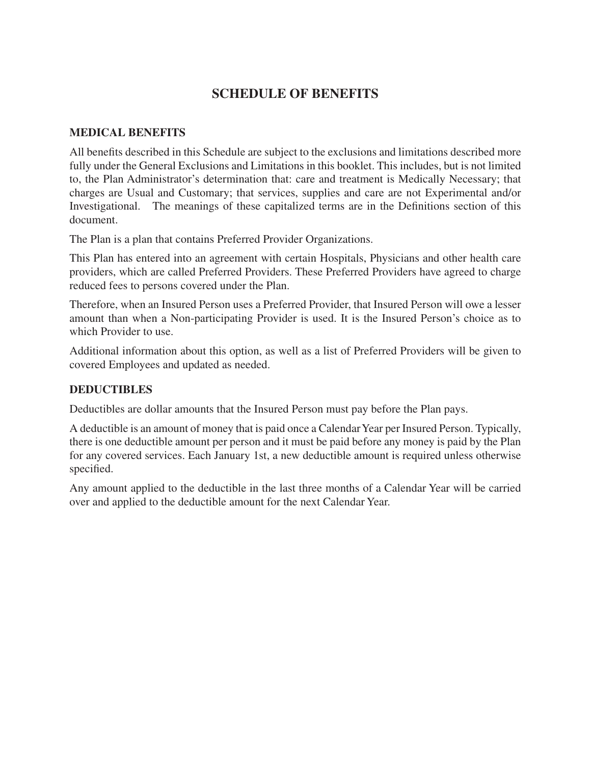# SCHEDULE OF BENEFITS

## MEDICAL BENEFITS

All benefits described in this Schedule are subject to the exclusions and limitations described more fully under the General Exclusions and Limitations in this booklet. This includes, but is not limited to, the Plan Administrator's determination that: care and treatment is Medically Necessary; that charges are Usual and Customary; that services, supplies and care are not Experimental and/or Investigational. The meanings of these capitalized terms are in the Definitions section of this document.

The Plan is a plan that contains Preferred Provider Organizations.

This Plan has entered into an agreement with certain Hospitals, Physicians and other health care providers, which are called Preferred Providers. These Preferred Providers have agreed to charge reduced fees to persons covered under the Plan.

Therefore, when an Insured Person uses a Preferred Provider, that Insured Person will owe a lesser amount than when a Non-participating Provider is used. It is the Insured Person's choice as to which Provider to use.

Additional information about this option, as well as a list of Preferred Providers will be given to covered Employees and updated as needed.

## DEDUCTIBLES

Deductibles are dollar amounts that the Insured Person must pay before the Plan pays.

A deductible is an amount of money that is paid once a Calendar Year per Insured Person. Typically, there is one deductible amount per person and it must be paid before any money is paid by the Plan for any covered services. Each January 1st, a new deductible amount is required unless otherwise specified.

Any amount applied to the deductible in the last three months of a Calendar Year will be carried over and applied to the deductible amount for the next Calendar Year.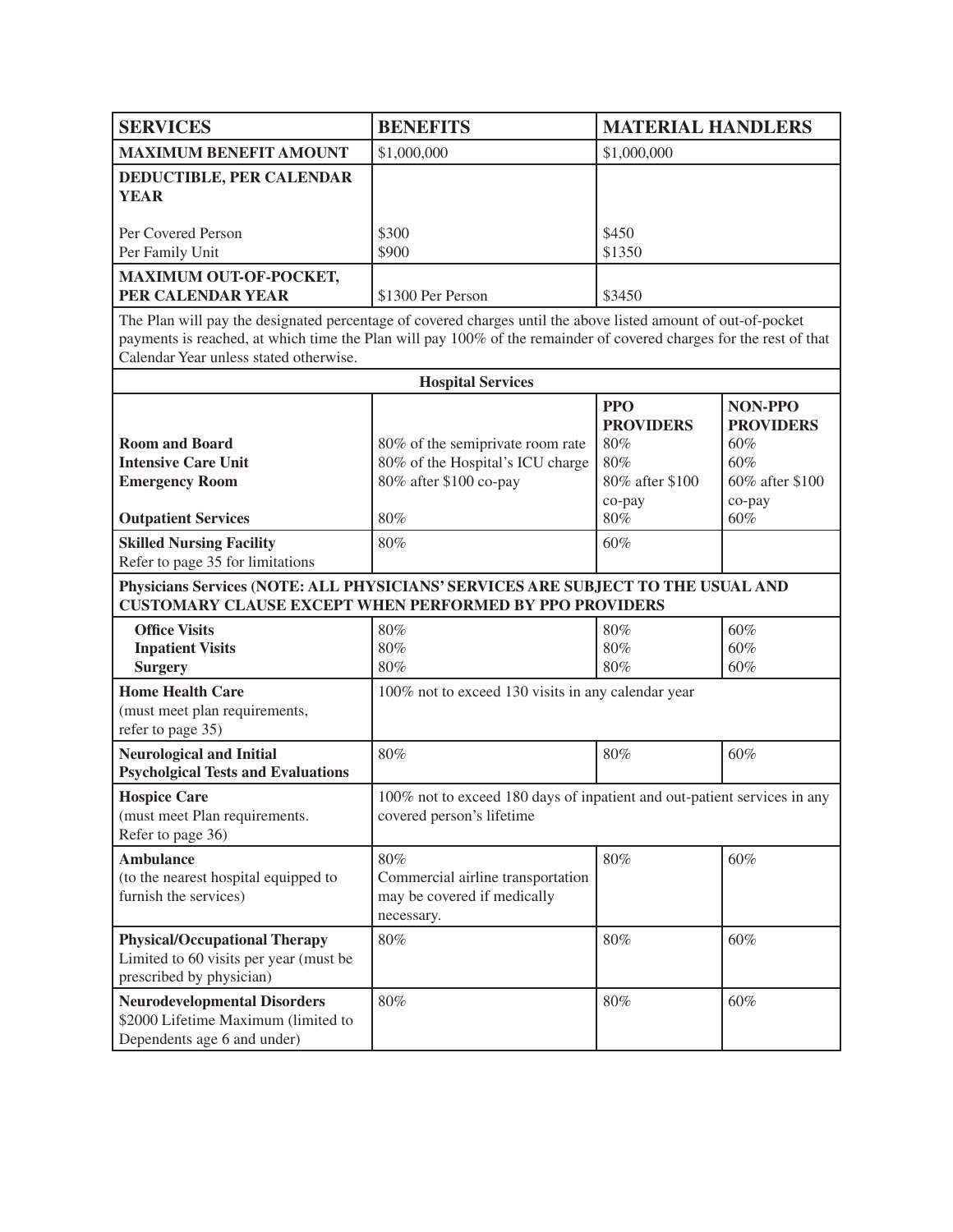| SERVICES | BENEFITS | MATERIAL HANDLERS | |
|---|---|---|---|
| **MAXIMUM BENEFIT AMOUNT** | $1,000,000 | $1,000,000 | |
| **DEDUCTIBLE, PER CALENDAR YEAR**<br><br>Per Covered Person<br>Per Family Unit | <br><br>$300<br>$900 | <br><br>$450<br>$1350 | |
| **MAXIMUM OUT-OF-POCKET, PER CALENDAR YEAR** | $1300 Per Person | $3450 | |
| The Plan will pay the designated percentage of covered charges until the above listed amount of out-of-pocket payments is reached, at which time the Plan will pay 100% of the remainder of covered charges for the rest of that Calendar Year unless stated otherwise. | | | |
| **Hospital Services** | | | |
| | | **PPO PROVIDERS** | **NON-PPO PROVIDERS** |
| **Room and Board** | 80% of the semiprivate room rate | 80% | 60% |
| **Intensive Care Unit** | 80% of the Hospital's ICU charge | 80% | 60% |
| **Emergency Room** | 80% after $100 co-pay | 80% after $100 co-pay | 60% after $100 co-pay |
| **Outpatient Services** | 80% | 80% | 60% |
| **Skilled Nursing Facility**<br>Refer to page 35 for limitations | 80% | 60% | |
| **Physicians Services (NOTE: ALL PHYSICIANS' SERVICES ARE SUBJECT TO THE USUAL AND CUSTOMARY CLAUSE EXCEPT WHEN PERFORMED BY PPO PROVIDERS** | | | |
| **Office Visits** | 80% | 80% | 60% |
| **Inpatient Visits** | 80% | 80% | 60% |
| **Surgery** | 80% | 80% | 60% |
| **Home Health Care**<br>(must meet plan requirements, refer to page 35) | 100% not to exceed 130 visits in any calendar year | | |
| **Neurological and Initial Psycholgical Tests and Evaluations** | 80% | 80% | 60% |
| **Hospice Care**<br>(must meet Plan requirements. Refer to page 36) | 100% not to exceed 180 days of inpatient and out-patient services in any covered person's lifetime | | |
| **Ambulance**<br>(to the nearest hospital equipped to furnish the services) | 80%<br>Commercial airline transportation may be covered if medically necessary. | 80% | 60% |
| **Physical/Occupational Therapy**<br>Limited to 60 visits per year (must be prescribed by physician) | 80% | 80% | 60% |
| **Neurodevelopmental Disorders**<br>$2000 Lifetime Maximum (limited to Dependents age 6 and under) | 80% | 80% | 60% |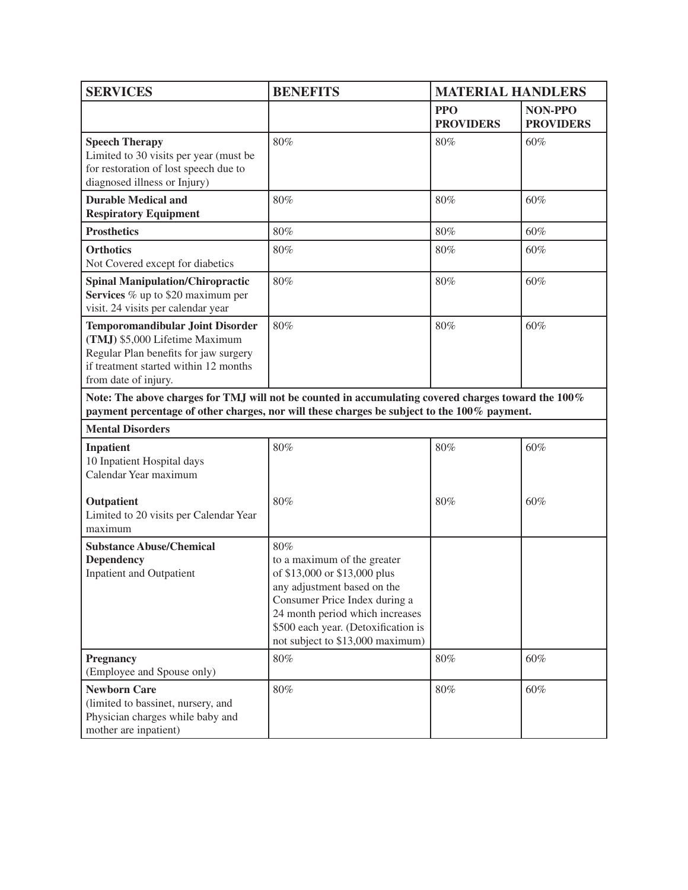| **SERVICES** | **BENEFITS** | **MATERIAL HANDLERS** | |
|---|---|---|---|
| | | **PPO PROVIDERS** | **NON-PPO PROVIDERS** |
| **Speech Therapy** Limited to 30 visits per year (must be for restoration of lost speech due to diagnosed illness or Injury) | 80% | 80% | 60% |
| **Durable Medical and Respiratory Equipment** | 80% | 80% | 60% |
| **Prosthetics** | 80% | 80% | 60% |
| **Orthotics** Not Covered except for diabetics | 80% | 80% | 60% |
| **Spinal Manipulation/Chiropractic Services** % up to $20 maximum per visit. 24 visits per calendar year | 80% | 80% | 60% |
| **Temporomandibular Joint Disorder (TMJ)** $5,000 Lifetime Maximum Regular Plan benefits for jaw surgery if treatment started within 12 months from date of injury. | 80% | 80% | 60% |
| **Note: The above charges for TMJ will not be counted in accumulating covered charges toward the 100% payment percentage of other charges, nor will these charges be subject to the 100% payment.** | | | |
| **Mental Disorders** | | | |
| **Inpatient** 10 Inpatient Hospital days Calendar Year maximum | 80% | 80% | 60% |
| **Outpatient** Limited to 20 visits per Calendar Year maximum | 80% | 80% | 60% |
| **Substance Abuse/Chemical Dependency** Inpatient and Outpatient | 80% to a maximum of the greater of $13,000 or $13,000 plus any adjustment based on the Consumer Price Index during a 24 month period which increases $500 each year. (Detoxification is not subject to $13,000 maximum) | | |
| **Pregnancy** (Employee and Spouse only) | 80% | 80% | 60% |
| **Newborn Care** (limited to bassinet, nursery, and Physician charges while baby and mother are inpatient) | 80% | 80% | 60% |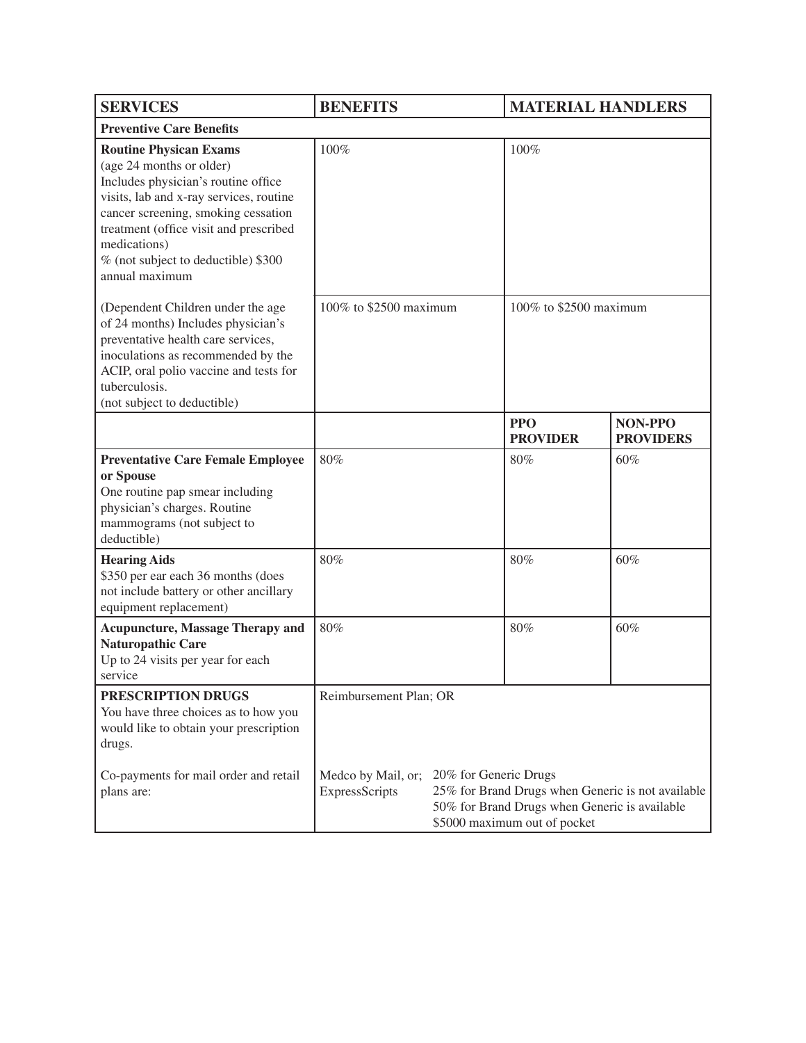| SERVICES | BENEFITS | MATERIAL HANDLERS | |
|---|---|---|---|
| **Preventive Care Benefits** | | | |
| **Routine Physican Exams** (age 24 months or older) Includes physician's routine office visits, lab and x-ray services, routine cancer screening, smoking cessation treatment (office visit and prescribed medications) % (not subject to deductible) $300 annual maximum | 100% | 100% | |
| (Dependent Children under the age of 24 months) Includes physician's preventative health care services, inoculations as recommended by the ACIP, oral polio vaccine and tests for tuberculosis. (not subject to deductible) | 100% to $2500 maximum | 100% to $2500 maximum | |
| | | **PPO PROVIDER** | **NON-PPO PROVIDERS** |
| **Preventative Care Female Employee or Spouse** One routine pap smear including physician's charges. Routine mammograms (not subject to deductible) | 80% | 80% | 60% |
| **Hearing Aids** $350 per ear each 36 months (does not include battery or other ancillary equipment replacement) | 80% | 80% | 60% |
| **Acupuncture, Massage Therapy and Naturopathic Care** Up to 24 visits per year for each service | 80% | 80% | 60% |
| **PRESCRIPTION DRUGS** You have three choices as to how you would like to obtain your prescription drugs. | Reimbursement Plan; OR | | |
| Co-payments for mail order and retail plans are: | Medco by Mail, or; ExpressScripts | 20% for Generic Drugs<br>25% for Brand Drugs when Generic is not available<br>50% for Brand Drugs when Generic is available<br>$5000 maximum out of pocket | |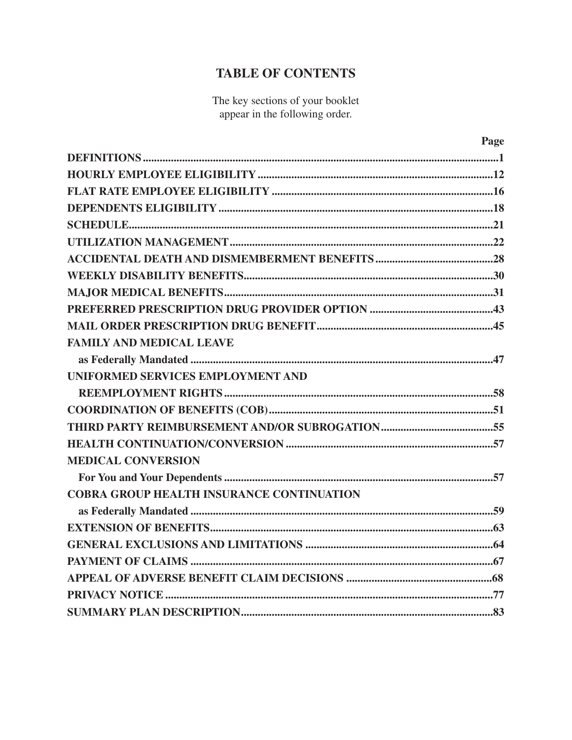# TABLE OF CONTENTS

The key sections of your booklet appear in the following order.

| | Page |
|---|---|
| **DEFINITIONS** | **1** |
| **HOURLY EMPLOYEE ELIGIBILITY** | **12** |
| **FLAT RATE EMPLOYEE ELIGIBILITY** | **16** |
| **DEPENDENTS ELIGIBILITY** | **18** |
| **SCHEDULE** | **21** |
| **UTILIZATION MANAGEMENT** | **22** |
| **ACCIDENTAL DEATH AND DISMEMBERMENT BENEFITS** | **28** |
| **WEEKLY DISABILITY BENEFITS** | **30** |
| **MAJOR MEDICAL BENEFITS** | **31** |
| **PREFERRED PRESCRIPTION DRUG PROVIDER OPTION** | **43** |
| **MAIL ORDER PRESCRIPTION DRUG BENEFIT** | **45** |
| **FAMILY AND MEDICAL LEAVE as Federally Mandated** | **47** |
| **UNIFORMED SERVICES EMPLOYMENT AND REEMPLOYMENT RIGHTS** | **58** |
| **COORDINATION OF BENEFITS (COB)** | **51** |
| **THIRD PARTY REIMBURSEMENT AND/OR SUBROGATION** | **55** |
| **HEALTH CONTINUATION/CONVERSION** | **57** |
| **MEDICAL CONVERSION For You and Your Dependents** | **57** |
| **COBRA GROUP HEALTH INSURANCE CONTINUATION as Federally Mandated** | **59** |
| **EXTENSION OF BENEFITS** | **63** |
| **GENERAL EXCLUSIONS AND LIMITATIONS** | **64** |
| **PAYMENT OF CLAIMS** | **67** |
| **APPEAL OF ADVERSE BENEFIT CLAIM DECISIONS** | **68** |
| **PRIVACY NOTICE** | **77** |
| **SUMMARY PLAN DESCRIPTION** | **83** |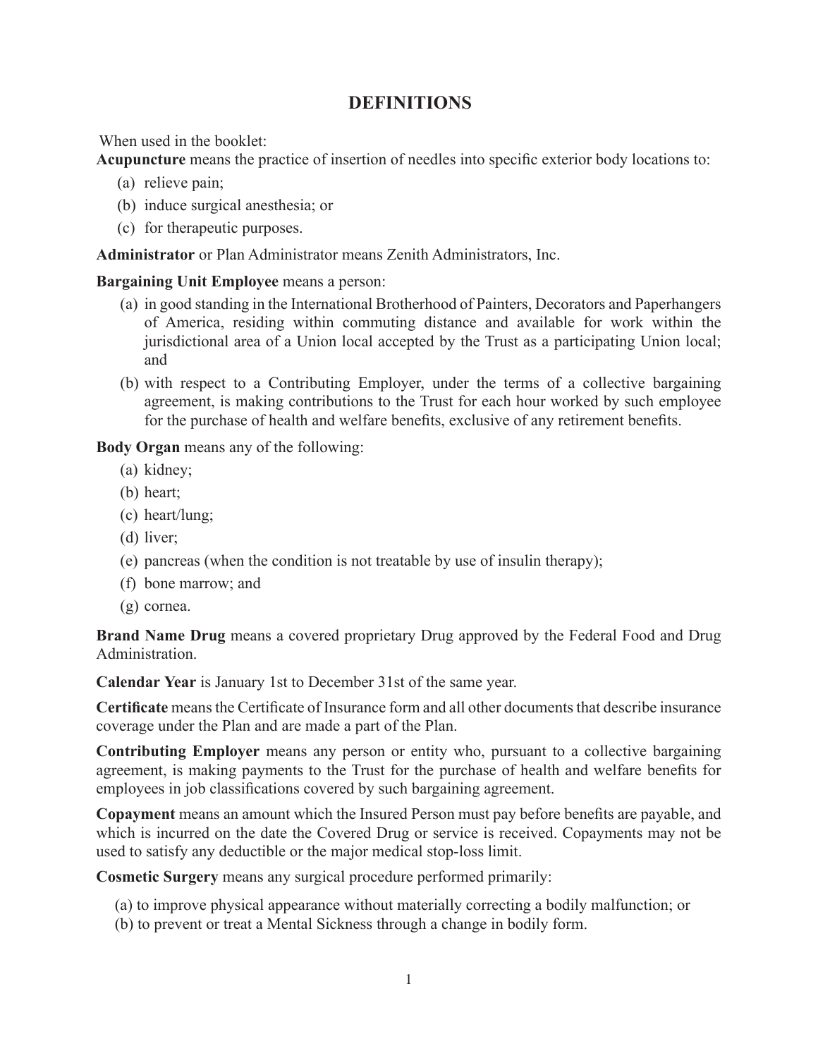# DEFINITIONS

When used in the booklet:

**Acupuncture** means the practice of insertion of needles into specific exterior body locations to:

(a) relieve pain;
(b) induce surgical anesthesia; or
(c) for therapeutic purposes.

**Administrator** or Plan Administrator means Zenith Administrators, Inc.

**Bargaining Unit Employee** means a person:

(a) in good standing in the International Brotherhood of Painters, Decorators and Paperhangers of America, residing within commuting distance and available for work within the jurisdictional area of a Union local accepted by the Trust as a participating Union local; and
(b) with respect to a Contributing Employer, under the terms of a collective bargaining agreement, is making contributions to the Trust for each hour worked by such employee for the purchase of health and welfare benefits, exclusive of any retirement benefits.

**Body Organ** means any of the following:

(a) kidney;
(b) heart;
(c) heart/lung;
(d) liver;
(e) pancreas (when the condition is not treatable by use of insulin therapy);
(f) bone marrow; and
(g) cornea.

**Brand Name Drug** means a covered proprietary Drug approved by the Federal Food and Drug Administration.

**Calendar Year** is January 1st to December 31st of the same year.

**Certificate** means the Certificate of Insurance form and all other documents that describe insurance coverage under the Plan and are made a part of the Plan.

**Contributing Employer** means any person or entity who, pursuant to a collective bargaining agreement, is making payments to the Trust for the purchase of health and welfare benefits for employees in job classifications covered by such bargaining agreement.

**Copayment** means an amount which the Insured Person must pay before benefits are payable, and which is incurred on the date the Covered Drug or service is received. Copayments may not be used to satisfy any deductible or the major medical stop-loss limit.

**Cosmetic Surgery** means any surgical procedure performed primarily:

(a) to improve physical appearance without materially correcting a bodily malfunction; or
(b) to prevent or treat a Mental Sickness through a change in bodily form.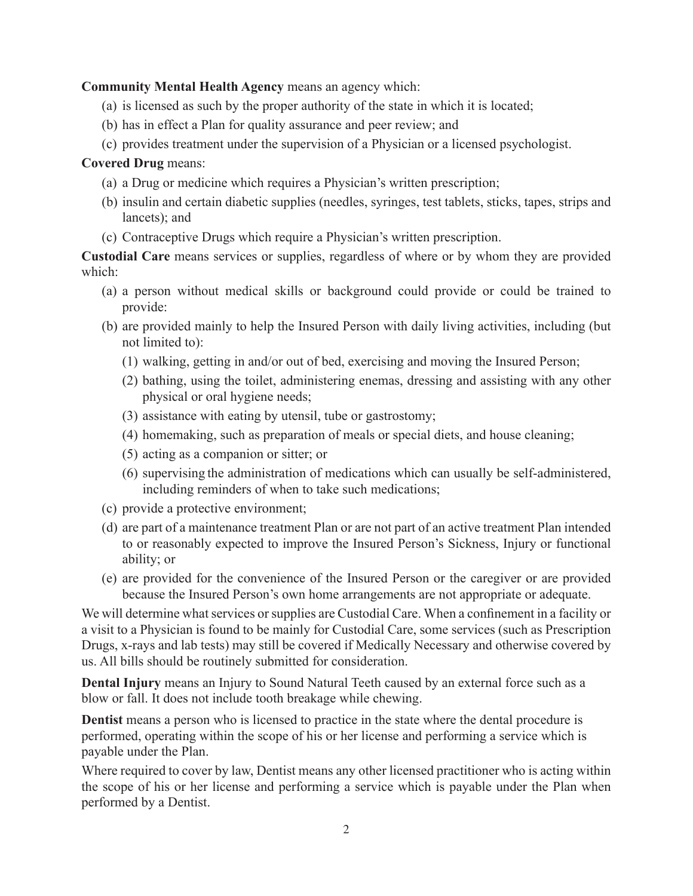**Community Mental Health Agency** means an agency which:

(a) is licensed as such by the proper authority of the state in which it is located;

(b) has in effect a Plan for quality assurance and peer review; and

(c) provides treatment under the supervision of a Physician or a licensed psychologist.

**Covered Drug** means:

(a) a Drug or medicine which requires a Physician's written prescription;

(b) insulin and certain diabetic supplies (needles, syringes, test tablets, sticks, tapes, strips and lancets); and

(c) Contraceptive Drugs which require a Physician's written prescription.

**Custodial Care** means services or supplies, regardless of where or by whom they are provided which:

(a) a person without medical skills or background could provide or could be trained to provide:

(b) are provided mainly to help the Insured Person with daily living activities, including (but not limited to):

   (1) walking, getting in and/or out of bed, exercising and moving the Insured Person;

   (2) bathing, using the toilet, administering enemas, dressing and assisting with any other physical or oral hygiene needs;

   (3) assistance with eating by utensil, tube or gastrostomy;

   (4) homemaking, such as preparation of meals or special diets, and house cleaning;

   (5) acting as a companion or sitter; or

   (6) supervising the administration of medications which can usually be self-administered, including reminders of when to take such medications;

(c) provide a protective environment;

(d) are part of a maintenance treatment Plan or are not part of an active treatment Plan intended to or reasonably expected to improve the Insured Person's Sickness, Injury or functional ability; or

(e) are provided for the convenience of the Insured Person or the caregiver or are provided because the Insured Person's own home arrangements are not appropriate or adequate.

We will determine what services or supplies are Custodial Care. When a confinement in a facility or a visit to a Physician is found to be mainly for Custodial Care, some services (such as Prescription Drugs, x-rays and lab tests) may still be covered if Medically Necessary and otherwise covered by us. All bills should be routinely submitted for consideration.

**Dental Injury** means an Injury to Sound Natural Teeth caused by an external force such as a blow or fall. It does not include tooth breakage while chewing.

**Dentist** means a person who is licensed to practice in the state where the dental procedure is performed, operating within the scope of his or her license and performing a service which is payable under the Plan.

Where required to cover by law, Dentist means any other licensed practitioner who is acting within the scope of his or her license and performing a service which is payable under the Plan when performed by a Dentist.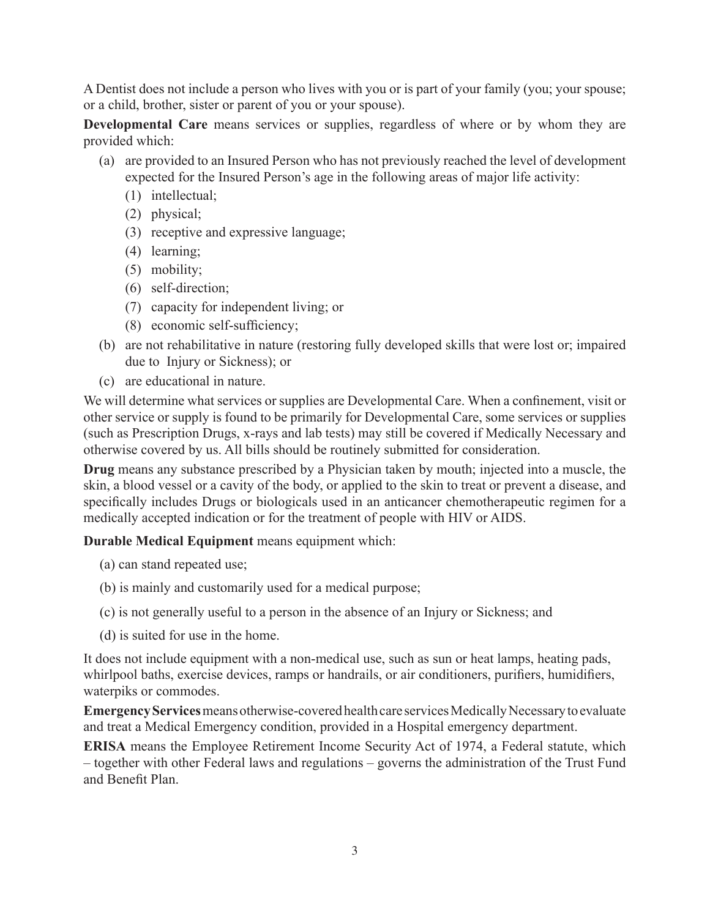A Dentist does not include a person who lives with you or is part of your family (you; your spouse; or a child, brother, sister or parent of you or your spouse).

**Developmental Care** means services or supplies, regardless of where or by whom they are provided which:

(a) are provided to an Insured Person who has not previously reached the level of development expected for the Insured Person's age in the following areas of major life activity:
  (1) intellectual;
  (2) physical;
  (3) receptive and expressive language;
  (4) learning;
  (5) mobility;
  (6) self-direction;
  (7) capacity for independent living; or
  (8) economic self-sufficiency;

(b) are not rehabilitative in nature (restoring fully developed skills that were lost or; impaired due to Injury or Sickness); or

(c) are educational in nature.

We will determine what services or supplies are Developmental Care. When a confinement, visit or other service or supply is found to be primarily for Developmental Care, some services or supplies (such as Prescription Drugs, x-rays and lab tests) may still be covered if Medically Necessary and otherwise covered by us. All bills should be routinely submitted for consideration.

**Drug** means any substance prescribed by a Physician taken by mouth; injected into a muscle, the skin, a blood vessel or a cavity of the body, or applied to the skin to treat or prevent a disease, and specifically includes Drugs or biologicals used in an anticancer chemotherapeutic regimen for a medically accepted indication or for the treatment of people with HIV or AIDS.

**Durable Medical Equipment** means equipment which:

(a) can stand repeated use;

(b) is mainly and customarily used for a medical purpose;

(c) is not generally useful to a person in the absence of an Injury or Sickness; and

(d) is suited for use in the home.

It does not include equipment with a non-medical use, such as sun or heat lamps, heating pads, whirlpool baths, exercise devices, ramps or handrails, or air conditioners, purifiers, humidifiers, waterpiks or commodes.

**Emergency Services** means otherwise-covered health care services Medically Necessary to evaluate and treat a Medical Emergency condition, provided in a Hospital emergency department.

**ERISA** means the Employee Retirement Income Security Act of 1974, a Federal statute, which – together with other Federal laws and regulations – governs the administration of the Trust Fund and Benefit Plan.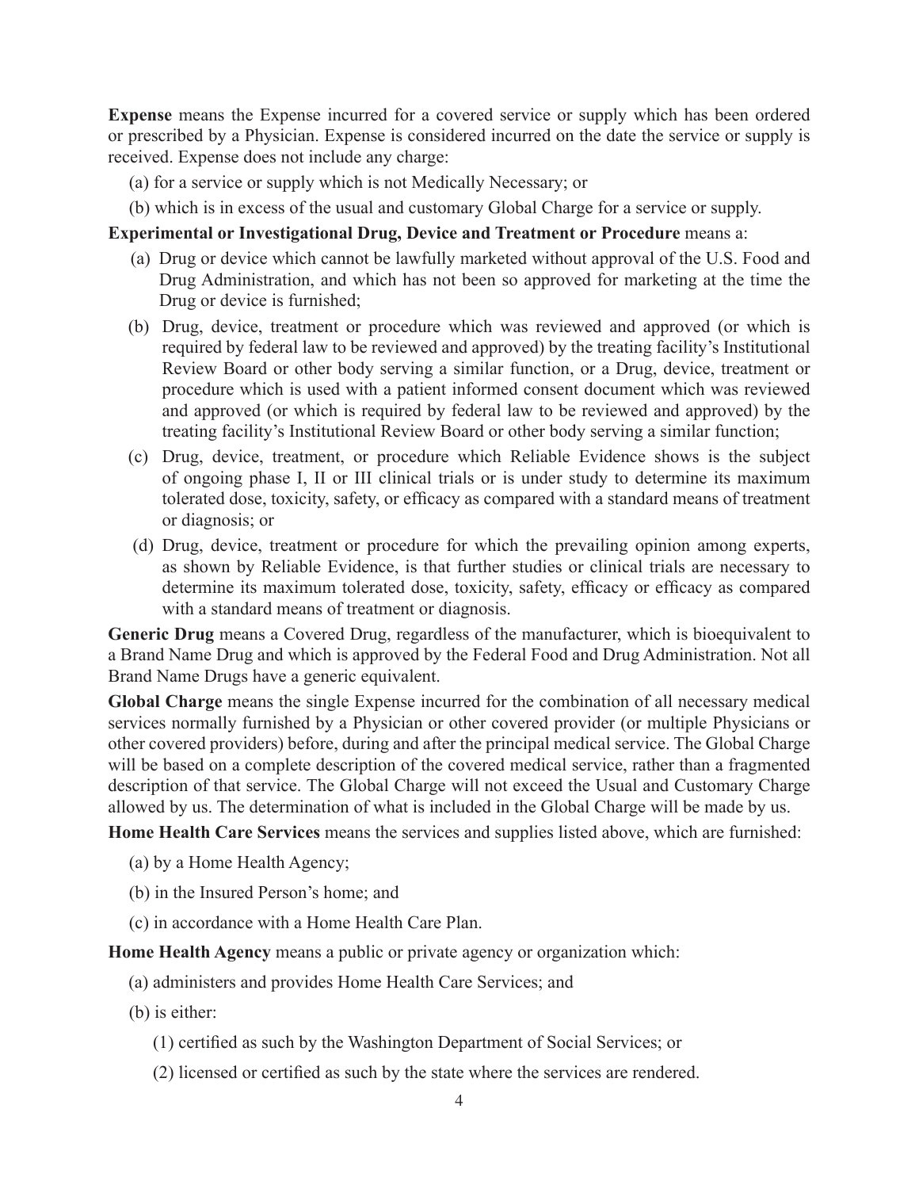**Expense** means the Expense incurred for a covered service or supply which has been ordered or prescribed by a Physician. Expense is considered incurred on the date the service or supply is received. Expense does not include any charge:

(a) for a service or supply which is not Medically Necessary; or

(b) which is in excess of the usual and customary Global Charge for a service or supply.

**Experimental or Investigational Drug, Device and Treatment or Procedure** means a:

(a) Drug or device which cannot be lawfully marketed without approval of the U.S. Food and Drug Administration, and which has not been so approved for marketing at the time the Drug or device is furnished;

(b) Drug, device, treatment or procedure which was reviewed and approved (or which is required by federal law to be reviewed and approved) by the treating facility's Institutional Review Board or other body serving a similar function, or a Drug, device, treatment or procedure which is used with a patient informed consent document which was reviewed and approved (or which is required by federal law to be reviewed and approved) by the treating facility's Institutional Review Board or other body serving a similar function;

(c) Drug, device, treatment, or procedure which Reliable Evidence shows is the subject of ongoing phase I, II or III clinical trials or is under study to determine its maximum tolerated dose, toxicity, safety, or efficacy as compared with a standard means of treatment or diagnosis; or

(d) Drug, device, treatment or procedure for which the prevailing opinion among experts, as shown by Reliable Evidence, is that further studies or clinical trials are necessary to determine its maximum tolerated dose, toxicity, safety, efficacy or efficacy as compared with a standard means of treatment or diagnosis.

**Generic Drug** means a Covered Drug, regardless of the manufacturer, which is bioequivalent to a Brand Name Drug and which is approved by the Federal Food and Drug Administration. Not all Brand Name Drugs have a generic equivalent.

**Global Charge** means the single Expense incurred for the combination of all necessary medical services normally furnished by a Physician or other covered provider (or multiple Physicians or other covered providers) before, during and after the principal medical service. The Global Charge will be based on a complete description of the covered medical service, rather than a fragmented description of that service. The Global Charge will not exceed the Usual and Customary Charge allowed by us. The determination of what is included in the Global Charge will be made by us.

**Home Health Care Services** means the services and supplies listed above, which are furnished:

(a) by a Home Health Agency;

(b) in the Insured Person's home; and

(c) in accordance with a Home Health Care Plan.

**Home Health Agency** means a public or private agency or organization which:

(a) administers and provides Home Health Care Services; and

(b) is either:

(1) certified as such by the Washington Department of Social Services; or

(2) licensed or certified as such by the state where the services are rendered.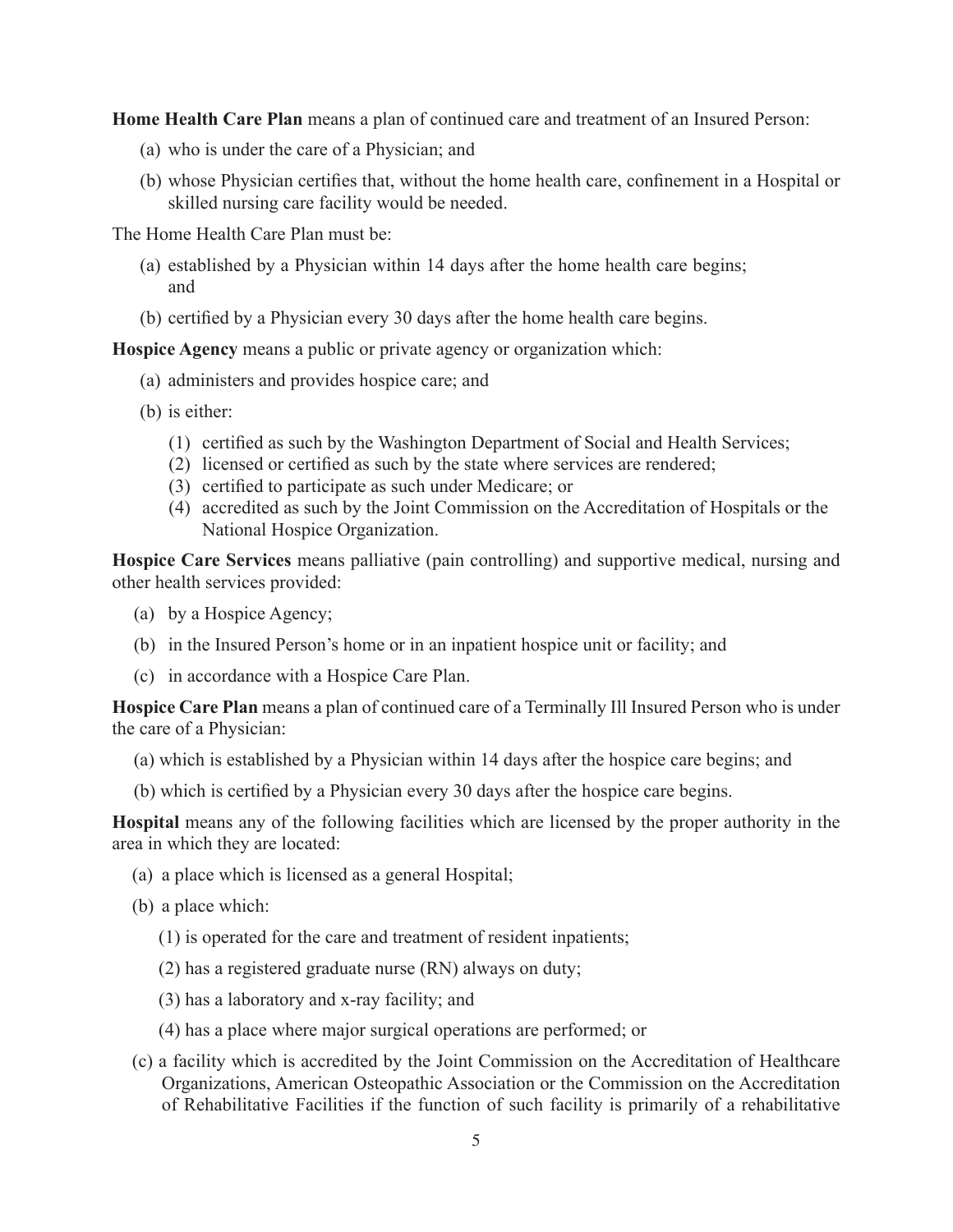**Home Health Care Plan** means a plan of continued care and treatment of an Insured Person:

(a) who is under the care of a Physician; and

(b) whose Physician certifies that, without the home health care, confinement in a Hospital or skilled nursing care facility would be needed.

The Home Health Care Plan must be:

(a) established by a Physician within 14 days after the home health care begins; and

(b) certified by a Physician every 30 days after the home health care begins.

**Hospice Agency** means a public or private agency or organization which:

(a) administers and provides hospice care; and

(b) is either:

(1) certified as such by the Washington Department of Social and Health Services;
(2) licensed or certified as such by the state where services are rendered;
(3) certified to participate as such under Medicare; or
(4) accredited as such by the Joint Commission on the Accreditation of Hospitals or the National Hospice Organization.

**Hospice Care Services** means palliative (pain controlling) and supportive medical, nursing and other health services provided:

(a) by a Hospice Agency;

(b) in the Insured Person's home or in an inpatient hospice unit or facility; and

(c) in accordance with a Hospice Care Plan.

**Hospice Care Plan** means a plan of continued care of a Terminally Ill Insured Person who is under the care of a Physician:

(a) which is established by a Physician within 14 days after the hospice care begins; and

(b) which is certified by a Physician every 30 days after the hospice care begins.

**Hospital** means any of the following facilities which are licensed by the proper authority in the area in which they are located:

(a) a place which is licensed as a general Hospital;

(b) a place which:

(1) is operated for the care and treatment of resident inpatients;

(2) has a registered graduate nurse (RN) always on duty;

(3) has a laboratory and x-ray facility; and

(4) has a place where major surgical operations are performed; or

(c) a facility which is accredited by the Joint Commission on the Accreditation of Healthcare Organizations, American Osteopathic Association or the Commission on the Accreditation of Rehabilitative Facilities if the function of such facility is primarily of a rehabilitative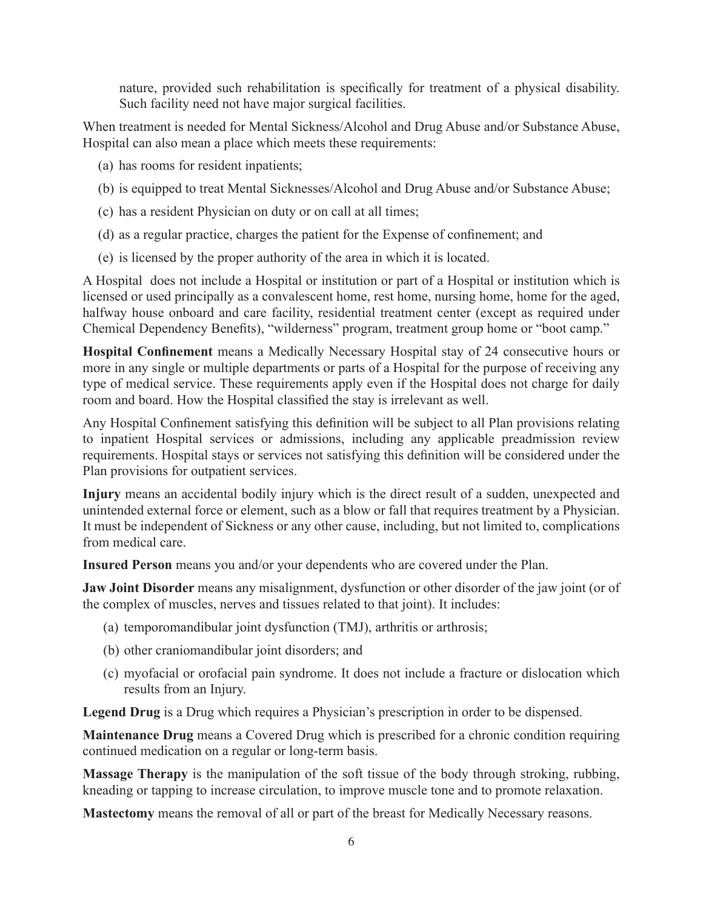nature, provided such rehabilitation is specifically for treatment of a physical disability. Such facility need not have major surgical facilities.

When treatment is needed for Mental Sickness/Alcohol and Drug Abuse and/or Substance Abuse, Hospital can also mean a place which meets these requirements:

(a) has rooms for resident inpatients;

(b) is equipped to treat Mental Sicknesses/Alcohol and Drug Abuse and/or Substance Abuse;

(c) has a resident Physician on duty or on call at all times;

(d) as a regular practice, charges the patient for the Expense of confinement; and

(e) is licensed by the proper authority of the area in which it is located.

A Hospital does not include a Hospital or institution or part of a Hospital or institution which is licensed or used principally as a convalescent home, rest home, nursing home, home for the aged, halfway house onboard and care facility, residential treatment center (except as required under Chemical Dependency Benefits), "wilderness" program, treatment group home or "boot camp."

**Hospital Confinement** means a Medically Necessary Hospital stay of 24 consecutive hours or more in any single or multiple departments or parts of a Hospital for the purpose of receiving any type of medical service. These requirements apply even if the Hospital does not charge for daily room and board. How the Hospital classified the stay is irrelevant as well.

Any Hospital Confinement satisfying this definition will be subject to all Plan provisions relating to inpatient Hospital services or admissions, including any applicable preadmission review requirements. Hospital stays or services not satisfying this definition will be considered under the Plan provisions for outpatient services.

**Injury** means an accidental bodily injury which is the direct result of a sudden, unexpected and unintended external force or element, such as a blow or fall that requires treatment by a Physician. It must be independent of Sickness or any other cause, including, but not limited to, complications from medical care.

**Insured Person** means you and/or your dependents who are covered under the Plan.

**Jaw Joint Disorder** means any misalignment, dysfunction or other disorder of the jaw joint (or of the complex of muscles, nerves and tissues related to that joint). It includes:

(a) temporomandibular joint dysfunction (TMJ), arthritis or arthrosis;

(b) other craniomandibular joint disorders; and

(c) myofacial or orofacial pain syndrome. It does not include a fracture or dislocation which results from an Injury.

**Legend Drug** is a Drug which requires a Physician's prescription in order to be dispensed.

**Maintenance Drug** means a Covered Drug which is prescribed for a chronic condition requiring continued medication on a regular or long-term basis.

**Massage Therapy** is the manipulation of the soft tissue of the body through stroking, rubbing, kneading or tapping to increase circulation, to improve muscle tone and to promote relaxation.

**Mastectomy** means the removal of all or part of the breast for Medically Necessary reasons.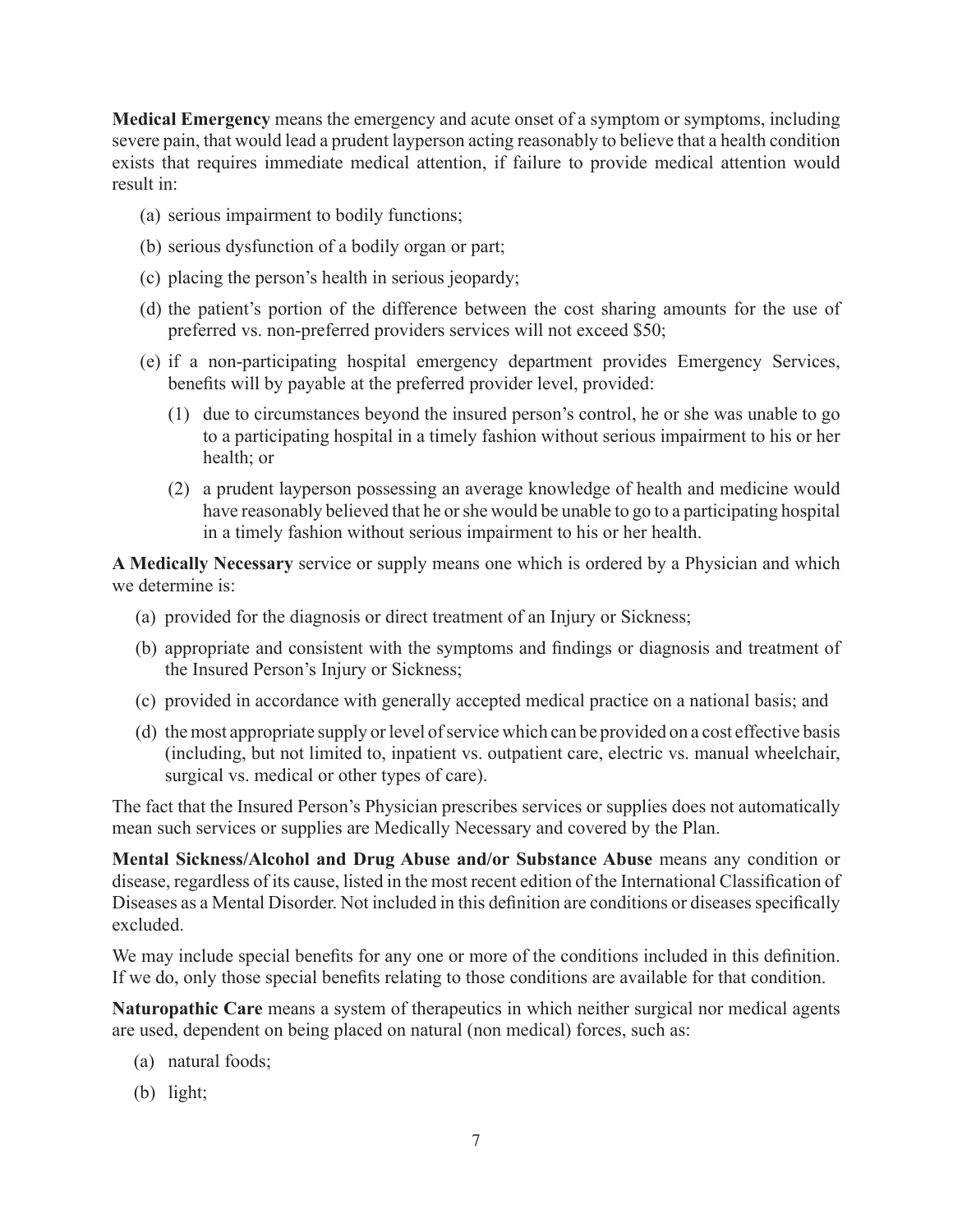**Medical Emergency** means the emergency and acute onset of a symptom or symptoms, including severe pain, that would lead a prudent layperson acting reasonably to believe that a health condition exists that requires immediate medical attention, if failure to provide medical attention would result in:

(a) serious impairment to bodily functions;

(b) serious dysfunction of a bodily organ or part;

(c) placing the person's health in serious jeopardy;

(d) the patient's portion of the difference between the cost sharing amounts for the use of preferred vs. non-preferred providers services will not exceed $50;

(e) if a non-participating hospital emergency department provides Emergency Services, benefits will by payable at the preferred provider level, provided:

   (1) due to circumstances beyond the insured person's control, he or she was unable to go to a participating hospital in a timely fashion without serious impairment to his or her health; or

   (2) a prudent layperson possessing an average knowledge of health and medicine would have reasonably believed that he or she would be unable to go to a participating hospital in a timely fashion without serious impairment to his or her health.

**A Medically Necessary** service or supply means one which is ordered by a Physician and which we determine is:

(a) provided for the diagnosis or direct treatment of an Injury or Sickness;

(b) appropriate and consistent with the symptoms and findings or diagnosis and treatment of the Insured Person's Injury or Sickness;

(c) provided in accordance with generally accepted medical practice on a national basis; and

(d) the most appropriate supply or level of service which can be provided on a cost effective basis (including, but not limited to, inpatient vs. outpatient care, electric vs. manual wheelchair, surgical vs. medical or other types of care).

The fact that the Insured Person's Physician prescribes services or supplies does not automatically mean such services or supplies are Medically Necessary and covered by the Plan.

**Mental Sickness/Alcohol and Drug Abuse and/or Substance Abuse** means any condition or disease, regardless of its cause, listed in the most recent edition of the International Classification of Diseases as a Mental Disorder. Not included in this definition are conditions or diseases specifically excluded.

We may include special benefits for any one or more of the conditions included in this definition. If we do, only those special benefits relating to those conditions are available for that condition.

**Naturopathic Care** means a system of therapeutics in which neither surgical nor medical agents are used, dependent on being placed on natural (non medical) forces, such as:

(a) natural foods;

(b) light;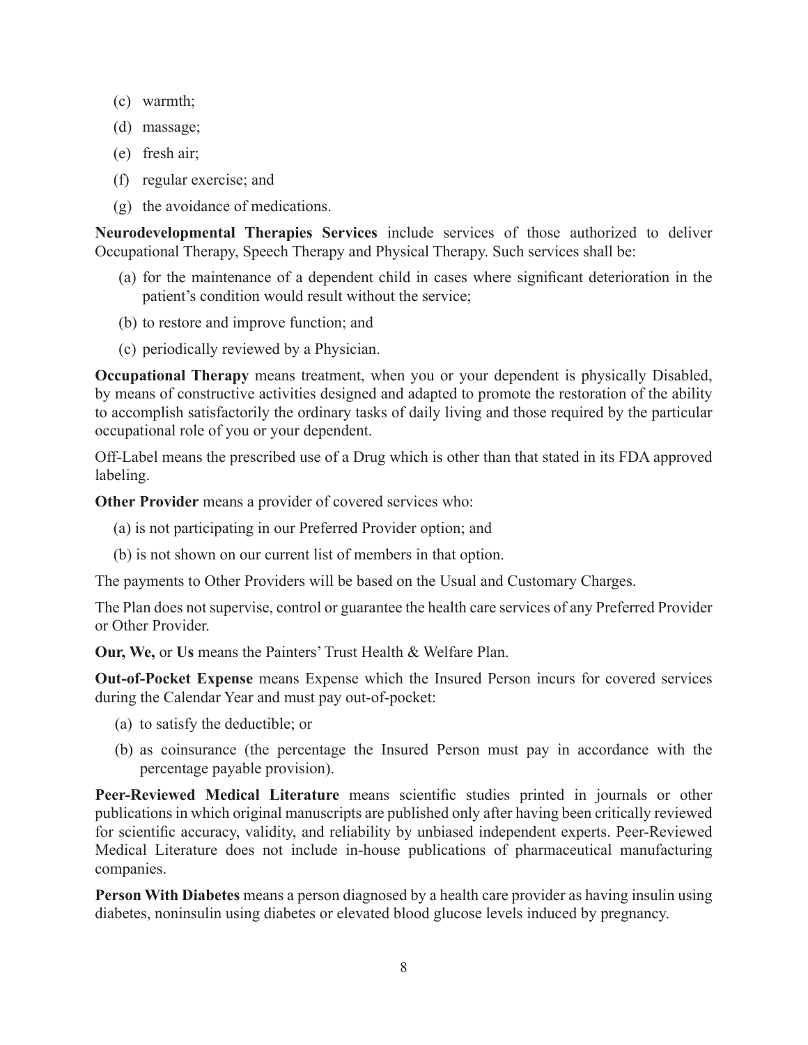(c) warmth;

(d) massage;

(e) fresh air;

(f) regular exercise; and

(g) the avoidance of medications.

**Neurodevelopmental Therapies Services** include services of those authorized to deliver Occupational Therapy, Speech Therapy and Physical Therapy. Such services shall be:

(a) for the maintenance of a dependent child in cases where significant deterioration in the patient's condition would result without the service;

(b) to restore and improve function; and

(c) periodically reviewed by a Physician.

**Occupational Therapy** means treatment, when you or your dependent is physically Disabled, by means of constructive activities designed and adapted to promote the restoration of the ability to accomplish satisfactorily the ordinary tasks of daily living and those required by the particular occupational role of you or your dependent.

Off-Label means the prescribed use of a Drug which is other than that stated in its FDA approved labeling.

**Other Provider** means a provider of covered services who:

(a) is not participating in our Preferred Provider option; and

(b) is not shown on our current list of members in that option.

The payments to Other Providers will be based on the Usual and Customary Charges.

The Plan does not supervise, control or guarantee the health care services of any Preferred Provider or Other Provider.

**Our, We,** or **Us** means the Painters' Trust Health & Welfare Plan.

**Out-of-Pocket Expense** means Expense which the Insured Person incurs for covered services during the Calendar Year and must pay out-of-pocket:

(a) to satisfy the deductible; or

(b) as coinsurance (the percentage the Insured Person must pay in accordance with the percentage payable provision).

**Peer-Reviewed Medical Literature** means scientific studies printed in journals or other publications in which original manuscripts are published only after having been critically reviewed for scientific accuracy, validity, and reliability by unbiased independent experts. Peer-Reviewed Medical Literature does not include in-house publications of pharmaceutical manufacturing companies.

**Person With Diabetes** means a person diagnosed by a health care provider as having insulin using diabetes, noninsulin using diabetes or elevated blood glucose levels induced by pregnancy.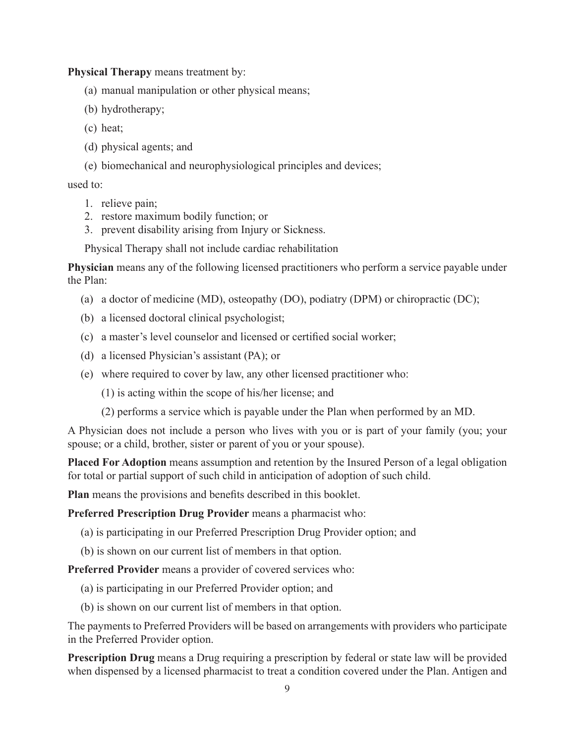**Physical Therapy** means treatment by:

(a) manual manipulation or other physical means;

(b) hydrotherapy;

(c) heat;

(d) physical agents; and

(e) biomechanical and neurophysiological principles and devices;

used to:

1. relieve pain;
2. restore maximum bodily function; or
3. prevent disability arising from Injury or Sickness.

Physical Therapy shall not include cardiac rehabilitation

**Physician** means any of the following licensed practitioners who perform a service payable under the Plan:

(a) a doctor of medicine (MD), osteopathy (DO), podiatry (DPM) or chiropractic (DC);

(b) a licensed doctoral clinical psychologist;

(c) a master's level counselor and licensed or certified social worker;

(d) a licensed Physician's assistant (PA); or

(e) where required to cover by law, any other licensed practitioner who:

(1) is acting within the scope of his/her license; and

(2) performs a service which is payable under the Plan when performed by an MD.

A Physician does not include a person who lives with you or is part of your family (you; your spouse; or a child, brother, sister or parent of you or your spouse).

**Placed For Adoption** means assumption and retention by the Insured Person of a legal obligation for total or partial support of such child in anticipation of adoption of such child.

**Plan** means the provisions and benefits described in this booklet.

**Preferred Prescription Drug Provider** means a pharmacist who:

(a) is participating in our Preferred Prescription Drug Provider option; and

(b) is shown on our current list of members in that option.

**Preferred Provider** means a provider of covered services who:

(a) is participating in our Preferred Provider option; and

(b) is shown on our current list of members in that option.

The payments to Preferred Providers will be based on arrangements with providers who participate in the Preferred Provider option.

**Prescription Drug** means a Drug requiring a prescription by federal or state law will be provided when dispensed by a licensed pharmacist to treat a condition covered under the Plan. Antigen and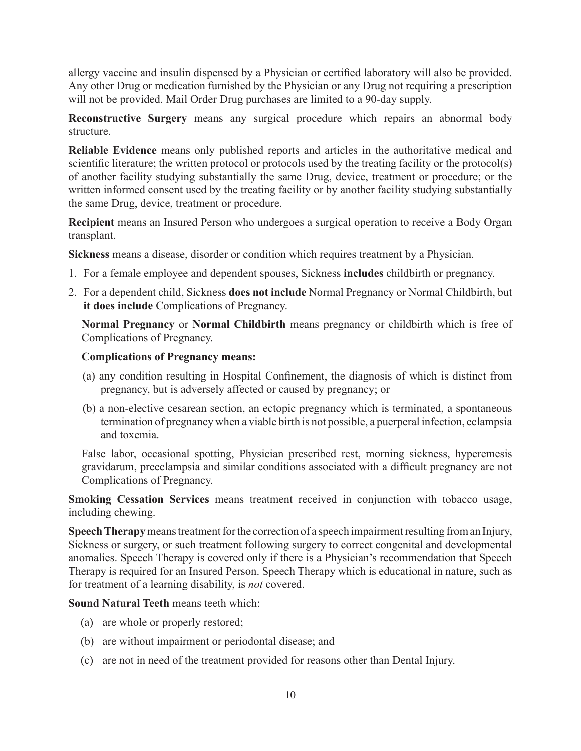allergy vaccine and insulin dispensed by a Physician or certified laboratory will also be provided. Any other Drug or medication furnished by the Physician or any Drug not requiring a prescription will not be provided. Mail Order Drug purchases are limited to a 90-day supply.

**Reconstructive Surgery** means any surgical procedure which repairs an abnormal body structure.

**Reliable Evidence** means only published reports and articles in the authoritative medical and scientific literature; the written protocol or protocols used by the treating facility or the protocol(s) of another facility studying substantially the same Drug, device, treatment or procedure; or the written informed consent used by the treating facility or by another facility studying substantially the same Drug, device, treatment or procedure.

**Recipient** means an Insured Person who undergoes a surgical operation to receive a Body Organ transplant.

**Sickness** means a disease, disorder or condition which requires treatment by a Physician.

1. For a female employee and dependent spouses, Sickness **includes** childbirth or pregnancy.
2. For a dependent child, Sickness **does not include** Normal Pregnancy or Normal Childbirth, but **it does include** Complications of Pregnancy.

   **Normal Pregnancy** or **Normal Childbirth** means pregnancy or childbirth which is free of Complications of Pregnancy.

   **Complications of Pregnancy means:**

   (a) any condition resulting in Hospital Confinement, the diagnosis of which is distinct from pregnancy, but is adversely affected or caused by pregnancy; or

   (b) a non-elective cesarean section, an ectopic pregnancy which is terminated, a spontaneous termination of pregnancy when a viable birth is not possible, a puerperal infection, eclampsia and toxemia.

   False labor, occasional spotting, Physician prescribed rest, morning sickness, hyperemesis gravidarum, preeclampsia and similar conditions associated with a difficult pregnancy are not Complications of Pregnancy.

**Smoking Cessation Services** means treatment received in conjunction with tobacco usage, including chewing.

**Speech Therapy** means treatment for the correction of a speech impairment resulting from an Injury, Sickness or surgery, or such treatment following surgery to correct congenital and developmental anomalies. Speech Therapy is covered only if there is a Physician's recommendation that Speech Therapy is required for an Insured Person. Speech Therapy which is educational in nature, such as for treatment of a learning disability, is *not* covered.

**Sound Natural Teeth** means teeth which:

(a) are whole or properly restored;

(b) are without impairment or periodontal disease; and

(c) are not in need of the treatment provided for reasons other than Dental Injury.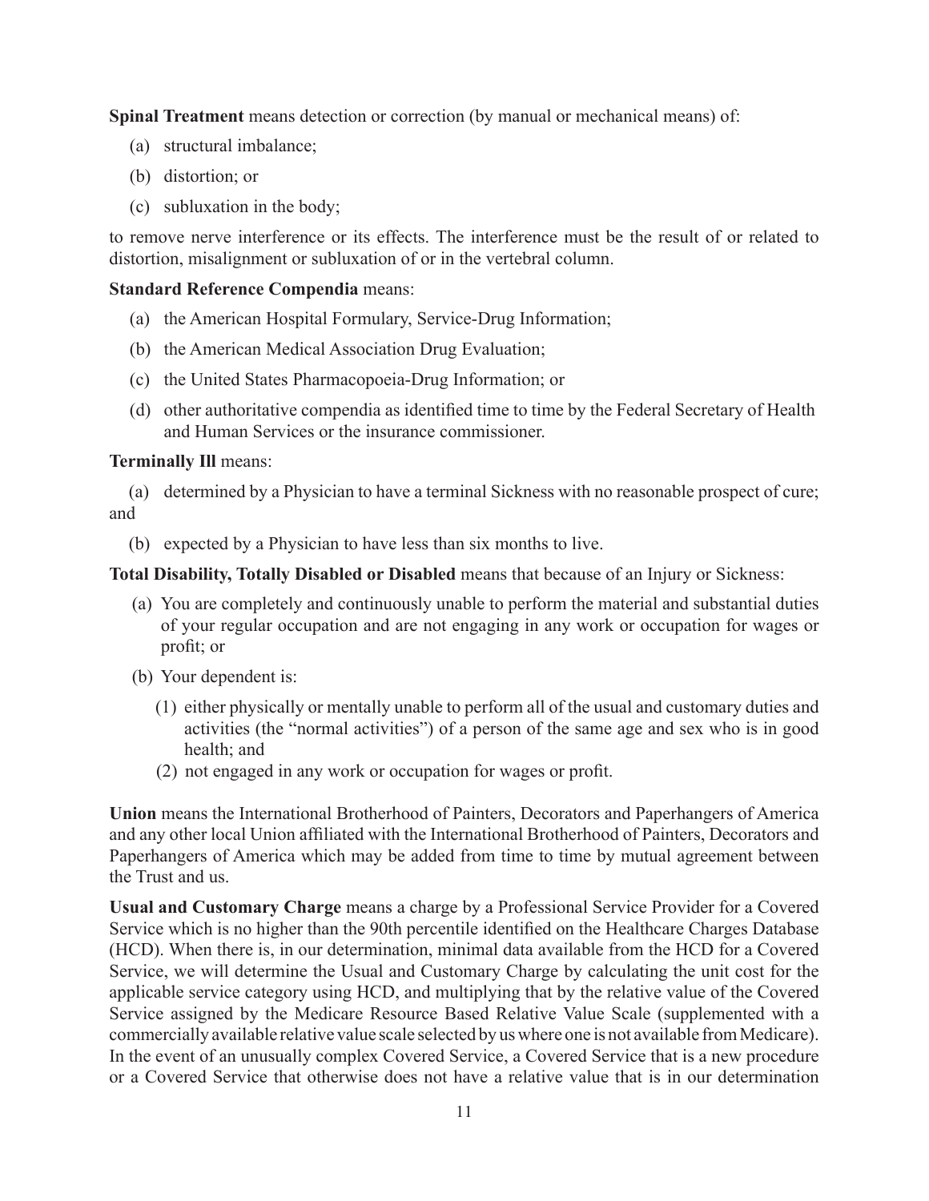**Spinal Treatment** means detection or correction (by manual or mechanical means) of:

(a) structural imbalance;

(b) distortion; or

(c) subluxation in the body;

to remove nerve interference or its effects. The interference must be the result of or related to distortion, misalignment or subluxation of or in the vertebral column.

**Standard Reference Compendia** means:

(a) the American Hospital Formulary, Service-Drug Information;

(b) the American Medical Association Drug Evaluation;

(c) the United States Pharmacopoeia-Drug Information; or

(d) other authoritative compendia as identified time to time by the Federal Secretary of Health and Human Services or the insurance commissioner.

**Terminally Ill** means:

(a) determined by a Physician to have a terminal Sickness with no reasonable prospect of cure; and

(b) expected by a Physician to have less than six months to live.

**Total Disability, Totally Disabled or Disabled** means that because of an Injury or Sickness:

(a) You are completely and continuously unable to perform the material and substantial duties of your regular occupation and are not engaging in any work or occupation for wages or profit; or

(b) Your dependent is:

(1) either physically or mentally unable to perform all of the usual and customary duties and activities (the "normal activities") of a person of the same age and sex who is in good health; and

(2) not engaged in any work or occupation for wages or profit.

**Union** means the International Brotherhood of Painters, Decorators and Paperhangers of America and any other local Union affiliated with the International Brotherhood of Painters, Decorators and Paperhangers of America which may be added from time to time by mutual agreement between the Trust and us.

**Usual and Customary Charge** means a charge by a Professional Service Provider for a Covered Service which is no higher than the 90th percentile identified on the Healthcare Charges Database (HCD). When there is, in our determination, minimal data available from the HCD for a Covered Service, we will determine the Usual and Customary Charge by calculating the unit cost for the applicable service category using HCD, and multiplying that by the relative value of the Covered Service assigned by the Medicare Resource Based Relative Value Scale (supplemented with a commercially available relative value scale selected by us where one is not available from Medicare). In the event of an unusually complex Covered Service, a Covered Service that is a new procedure or a Covered Service that otherwise does not have a relative value that is in our determination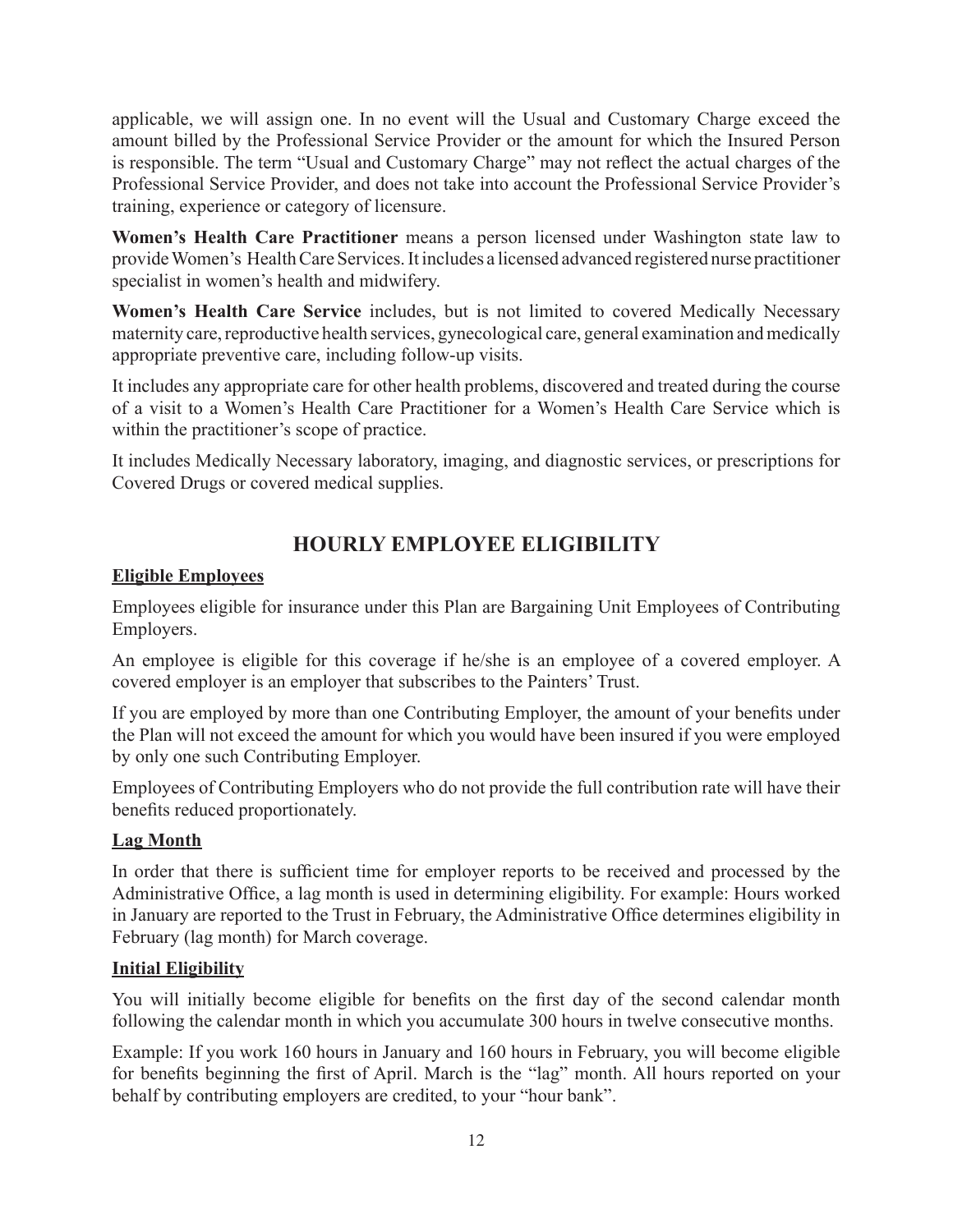applicable, we will assign one. In no event will the Usual and Customary Charge exceed the amount billed by the Professional Service Provider or the amount for which the Insured Person is responsible. The term "Usual and Customary Charge" may not reflect the actual charges of the Professional Service Provider, and does not take into account the Professional Service Provider's training, experience or category of licensure.

**Women's Health Care Practitioner** means a person licensed under Washington state law to provide Women's Health Care Services. It includes a licensed advanced registered nurse practitioner specialist in women's health and midwifery.

**Women's Health Care Service** includes, but is not limited to covered Medically Necessary maternity care, reproductive health services, gynecological care, general examination and medically appropriate preventive care, including follow-up visits.

It includes any appropriate care for other health problems, discovered and treated during the course of a visit to a Women's Health Care Practitioner for a Women's Health Care Service which is within the practitioner's scope of practice.

It includes Medically Necessary laboratory, imaging, and diagnostic services, or prescriptions for Covered Drugs or covered medical supplies.

## HOURLY EMPLOYEE ELIGIBILITY

### Eligible Employees

Employees eligible for insurance under this Plan are Bargaining Unit Employees of Contributing Employers.

An employee is eligible for this coverage if he/she is an employee of a covered employer. A covered employer is an employer that subscribes to the Painters' Trust.

If you are employed by more than one Contributing Employer, the amount of your benefits under the Plan will not exceed the amount for which you would have been insured if you were employed by only one such Contributing Employer.

Employees of Contributing Employers who do not provide the full contribution rate will have their benefits reduced proportionately.

### Lag Month

In order that there is sufficient time for employer reports to be received and processed by the Administrative Office, a lag month is used in determining eligibility. For example: Hours worked in January are reported to the Trust in February, the Administrative Office determines eligibility in February (lag month) for March coverage.

### Initial Eligibility

You will initially become eligible for benefits on the first day of the second calendar month following the calendar month in which you accumulate 300 hours in twelve consecutive months.

Example: If you work 160 hours in January and 160 hours in February, you will become eligible for benefits beginning the first of April. March is the "lag" month. All hours reported on your behalf by contributing employers are credited, to your "hour bank".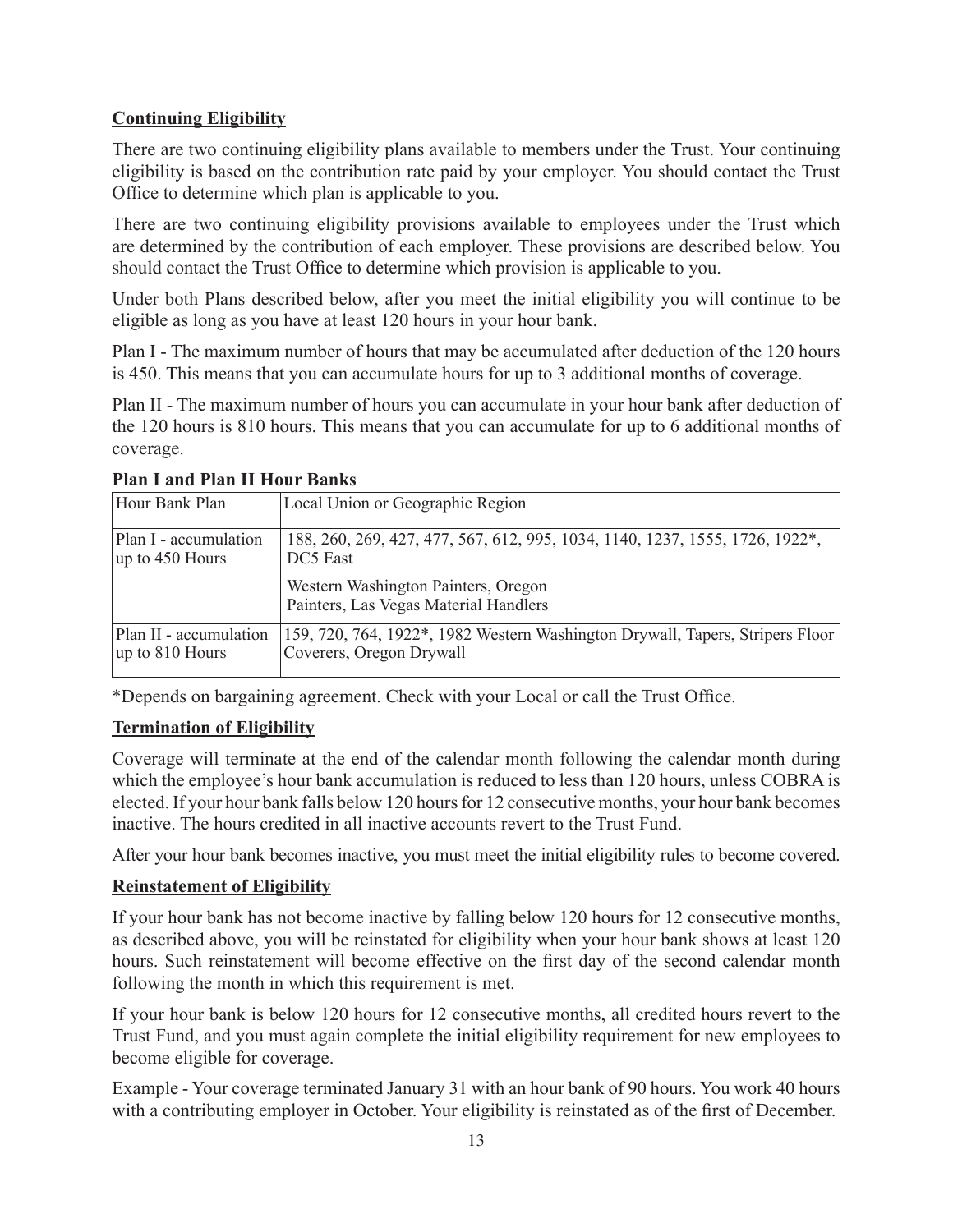## Continuing Eligibility

There are two continuing eligibility plans available to members under the Trust. Your continuing eligibility is based on the contribution rate paid by your employer. You should contact the Trust Office to determine which plan is applicable to you.

There are two continuing eligibility provisions available to employees under the Trust which are determined by the contribution of each employer. These provisions are described below. You should contact the Trust Office to determine which provision is applicable to you.

Under both Plans described below, after you meet the initial eligibility you will continue to be eligible as long as you have at least 120 hours in your hour bank.

Plan I - The maximum number of hours that may be accumulated after deduction of the 120 hours is 450. This means that you can accumulate hours for up to 3 additional months of coverage.

Plan II - The maximum number of hours you can accumulate in your hour bank after deduction of the 120 hours is 810 hours. This means that you can accumulate for up to 6 additional months of coverage.

**Plan I and Plan II Hour Banks**

| Hour Bank Plan | Local Union or Geographic Region |
|---|---|
| Plan I - accumulation up to 450 Hours | 188, 260, 269, 427, 477, 567, 612, 995, 1034, 1140, 1237, 1555, 1726, 1922*, DC5 East<br><br>Western Washington Painters, Oregon Painters, Las Vegas Material Handlers |
| Plan II - accumulation up to 810 Hours | 159, 720, 764, 1922*, 1982 Western Washington Drywall, Tapers, Stripers Floor Coverers, Oregon Drywall |

*Depends on bargaining agreement. Check with your Local or call the Trust Office.

## Termination of Eligibility

Coverage will terminate at the end of the calendar month following the calendar month during which the employee's hour bank accumulation is reduced to less than 120 hours, unless COBRA is elected. If your hour bank falls below 120 hours for 12 consecutive months, your hour bank becomes inactive. The hours credited in all inactive accounts revert to the Trust Fund.

After your hour bank becomes inactive, you must meet the initial eligibility rules to become covered.

## Reinstatement of Eligibility

If your hour bank has not become inactive by falling below 120 hours for 12 consecutive months, as described above, you will be reinstated for eligibility when your hour bank shows at least 120 hours. Such reinstatement will become effective on the first day of the second calendar month following the month in which this requirement is met.

If your hour bank is below 120 hours for 12 consecutive months, all credited hours revert to the Trust Fund, and you must again complete the initial eligibility requirement for new employees to become eligible for coverage.

Example - Your coverage terminated January 31 with an hour bank of 90 hours. You work 40 hours with a contributing employer in October. Your eligibility is reinstated as of the first of December.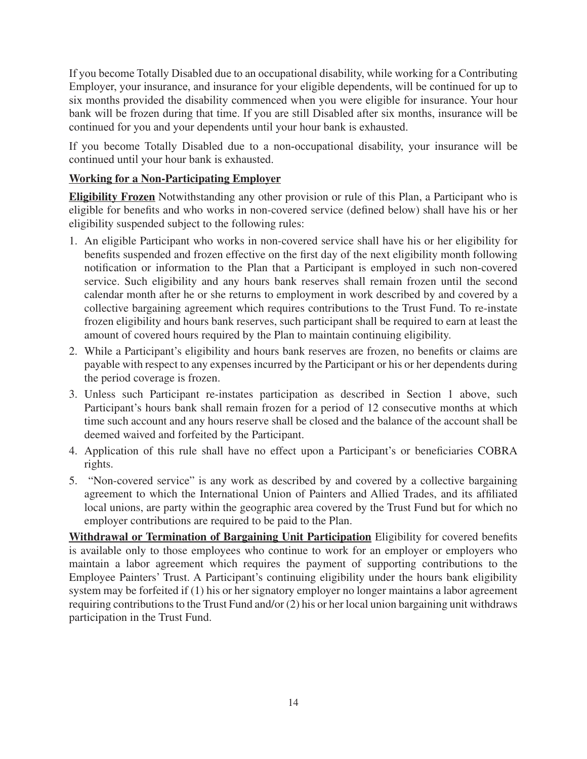If you become Totally Disabled due to an occupational disability, while working for a Contributing Employer, your insurance, and insurance for your eligible dependents, will be continued for up to six months provided the disability commenced when you were eligible for insurance. Your hour bank will be frozen during that time. If you are still Disabled after six months, insurance will be continued for you and your dependents until your hour bank is exhausted.

If you become Totally Disabled due to a non-occupational disability, your insurance will be continued until your hour bank is exhausted.

**Working for a Non-Participating Employer**

**Eligibility Frozen** Notwithstanding any other provision or rule of this Plan, a Participant who is eligible for benefits and who works in non-covered service (defined below) shall have his or her eligibility suspended subject to the following rules:

1. An eligible Participant who works in non-covered service shall have his or her eligibility for benefits suspended and frozen effective on the first day of the next eligibility month following notification or information to the Plan that a Participant is employed in such non-covered service. Such eligibility and any hours bank reserves shall remain frozen until the second calendar month after he or she returns to employment in work described by and covered by a collective bargaining agreement which requires contributions to the Trust Fund. To re-instate frozen eligibility and hours bank reserves, such participant shall be required to earn at least the amount of covered hours required by the Plan to maintain continuing eligibility.
2. While a Participant's eligibility and hours bank reserves are frozen, no benefits or claims are payable with respect to any expenses incurred by the Participant or his or her dependents during the period coverage is frozen.
3. Unless such Participant re-instates participation as described in Section 1 above, such Participant's hours bank shall remain frozen for a period of 12 consecutive months at which time such account and any hours reserve shall be closed and the balance of the account shall be deemed waived and forfeited by the Participant.
4. Application of this rule shall have no effect upon a Participant's or beneficiaries COBRA rights.
5. "Non-covered service" is any work as described by and covered by a collective bargaining agreement to which the International Union of Painters and Allied Trades, and its affiliated local unions, are party within the geographic area covered by the Trust Fund but for which no employer contributions are required to be paid to the Plan.

**Withdrawal or Termination of Bargaining Unit Participation** Eligibility for covered benefits is available only to those employees who continue to work for an employer or employers who maintain a labor agreement which requires the payment of supporting contributions to the Employee Painters' Trust. A Participant's continuing eligibility under the hours bank eligibility system may be forfeited if (1) his or her signatory employer no longer maintains a labor agreement requiring contributions to the Trust Fund and/or (2) his or her local union bargaining unit withdraws participation in the Trust Fund.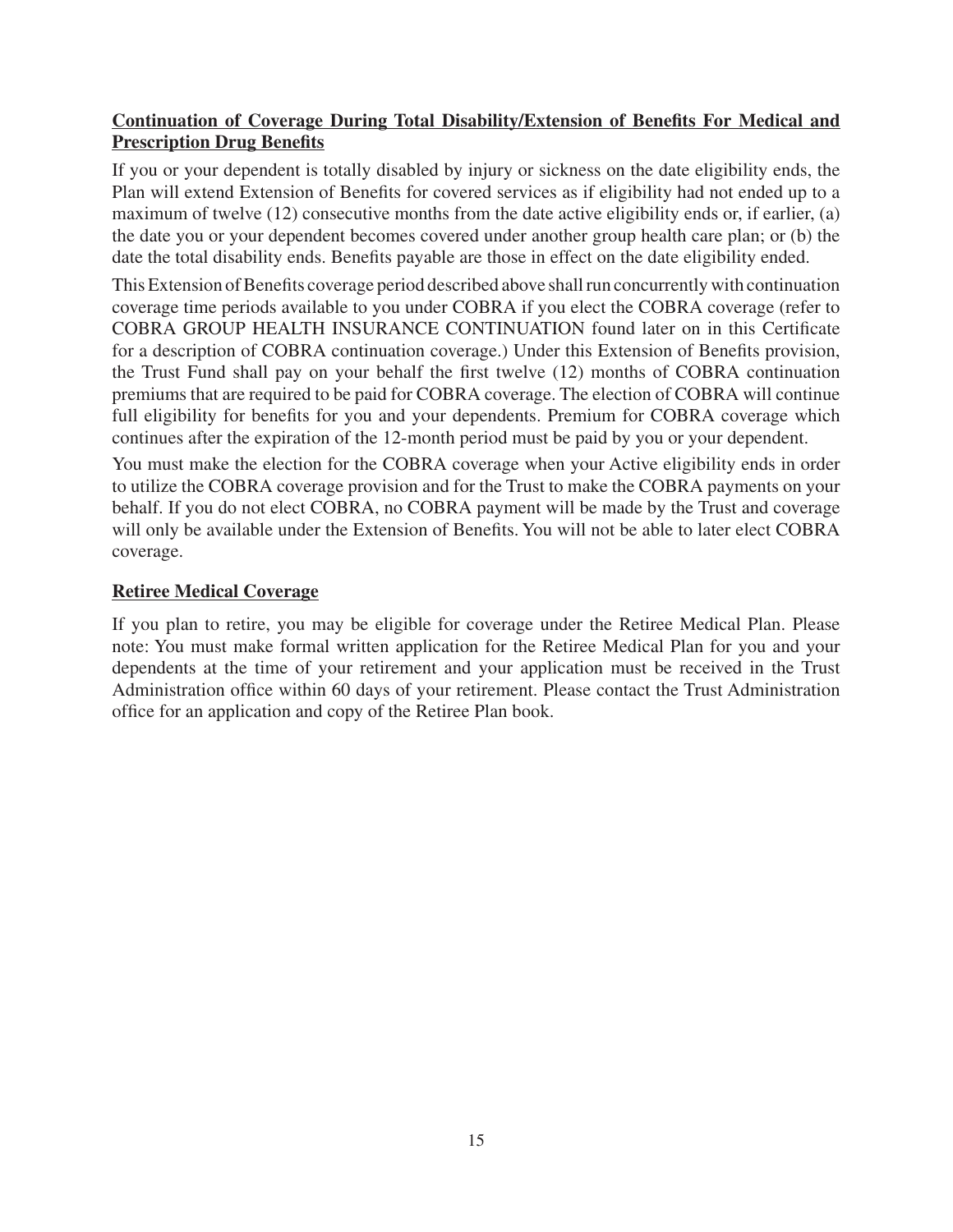**Continuation of Coverage During Total Disability/Extension of Benefits For Medical and Prescription Drug Benefits**

If you or your dependent is totally disabled by injury or sickness on the date eligibility ends, the Plan will extend Extension of Benefits for covered services as if eligibility had not ended up to a maximum of twelve (12) consecutive months from the date active eligibility ends or, if earlier, (a) the date you or your dependent becomes covered under another group health care plan; or (b) the date the total disability ends. Benefits payable are those in effect on the date eligibility ended.

This Extension of Benefits coverage period described above shall run concurrently with continuation coverage time periods available to you under COBRA if you elect the COBRA coverage (refer to COBRA GROUP HEALTH INSURANCE CONTINUATION found later on in this Certificate for a description of COBRA continuation coverage.) Under this Extension of Benefits provision, the Trust Fund shall pay on your behalf the first twelve (12) months of COBRA continuation premiums that are required to be paid for COBRA coverage. The election of COBRA will continue full eligibility for benefits for you and your dependents. Premium for COBRA coverage which continues after the expiration of the 12-month period must be paid by you or your dependent.

You must make the election for the COBRA coverage when your Active eligibility ends in order to utilize the COBRA coverage provision and for the Trust to make the COBRA payments on your behalf. If you do not elect COBRA, no COBRA payment will be made by the Trust and coverage will only be available under the Extension of Benefits. You will not be able to later elect COBRA coverage.

**Retiree Medical Coverage**

If you plan to retire, you may be eligible for coverage under the Retiree Medical Plan. Please note: You must make formal written application for the Retiree Medical Plan for you and your dependents at the time of your retirement and your application must be received in the Trust Administration office within 60 days of your retirement. Please contact the Trust Administration office for an application and copy of the Retiree Plan book.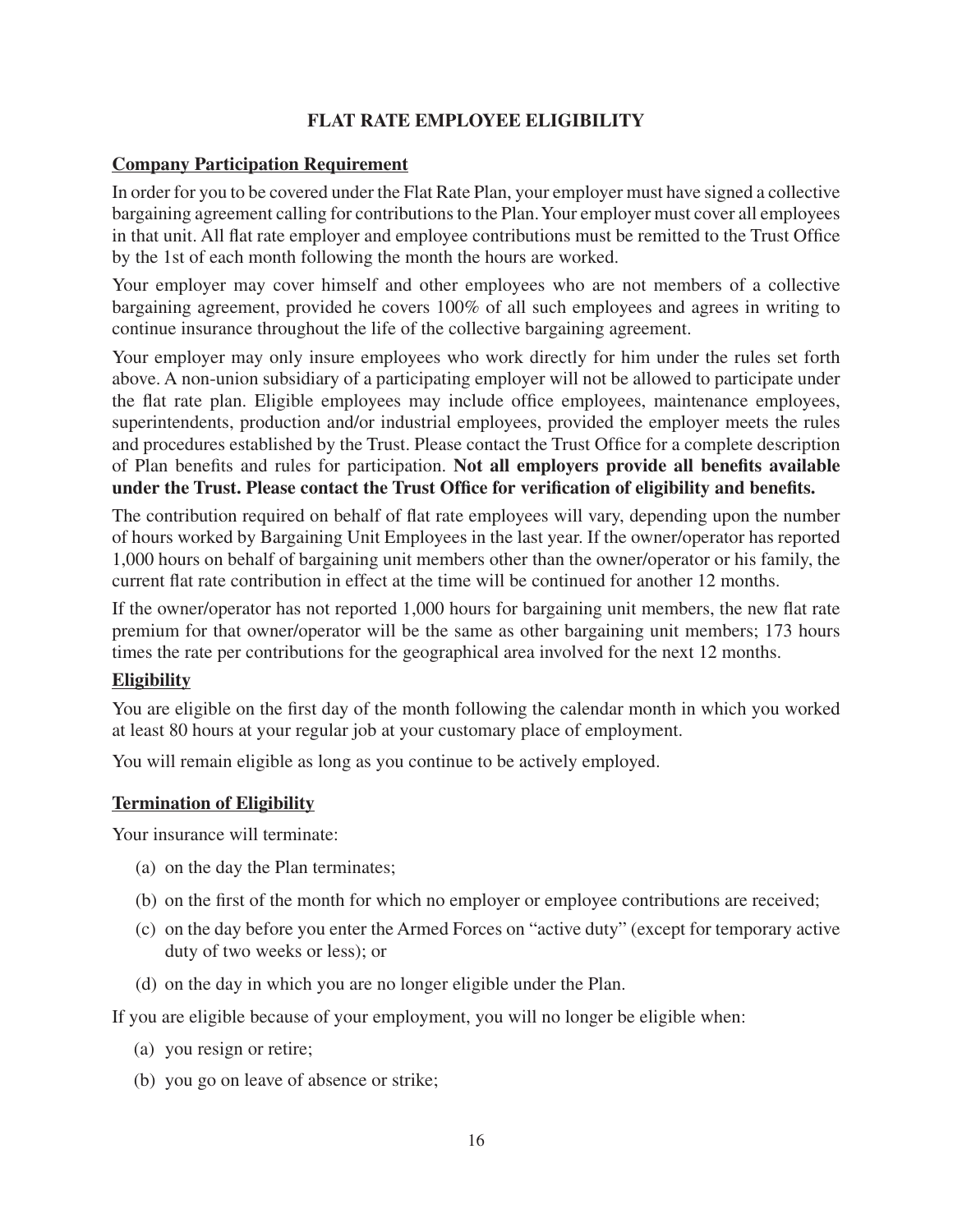## FLAT RATE EMPLOYEE ELIGIBILITY

### Company Participation Requirement

In order for you to be covered under the Flat Rate Plan, your employer must have signed a collective bargaining agreement calling for contributions to the Plan. Your employer must cover all employees in that unit. All flat rate employer and employee contributions must be remitted to the Trust Office by the 1st of each month following the month the hours are worked.

Your employer may cover himself and other employees who are not members of a collective bargaining agreement, provided he covers 100% of all such employees and agrees in writing to continue insurance throughout the life of the collective bargaining agreement.

Your employer may only insure employees who work directly for him under the rules set forth above. A non-union subsidiary of a participating employer will not be allowed to participate under the flat rate plan. Eligible employees may include office employees, maintenance employees, superintendents, production and/or industrial employees, provided the employer meets the rules and procedures established by the Trust. Please contact the Trust Office for a complete description of Plan benefits and rules for participation. **Not all employers provide all benefits available under the Trust. Please contact the Trust Office for verification of eligibility and benefits.**

The contribution required on behalf of flat rate employees will vary, depending upon the number of hours worked by Bargaining Unit Employees in the last year. If the owner/operator has reported 1,000 hours on behalf of bargaining unit members other than the owner/operator or his family, the current flat rate contribution in effect at the time will be continued for another 12 months.

If the owner/operator has not reported 1,000 hours for bargaining unit members, the new flat rate premium for that owner/operator will be the same as other bargaining unit members; 173 hours times the rate per contributions for the geographical area involved for the next 12 months.

### Eligibility

You are eligible on the first day of the month following the calendar month in which you worked at least 80 hours at your regular job at your customary place of employment.

You will remain eligible as long as you continue to be actively employed.

### Termination of Eligibility

Your insurance will terminate:

(a) on the day the Plan terminates;

(b) on the first of the month for which no employer or employee contributions are received;

(c) on the day before you enter the Armed Forces on "active duty" (except for temporary active duty of two weeks or less); or

(d) on the day in which you are no longer eligible under the Plan.

If you are eligible because of your employment, you will no longer be eligible when:

(a) you resign or retire;

(b) you go on leave of absence or strike;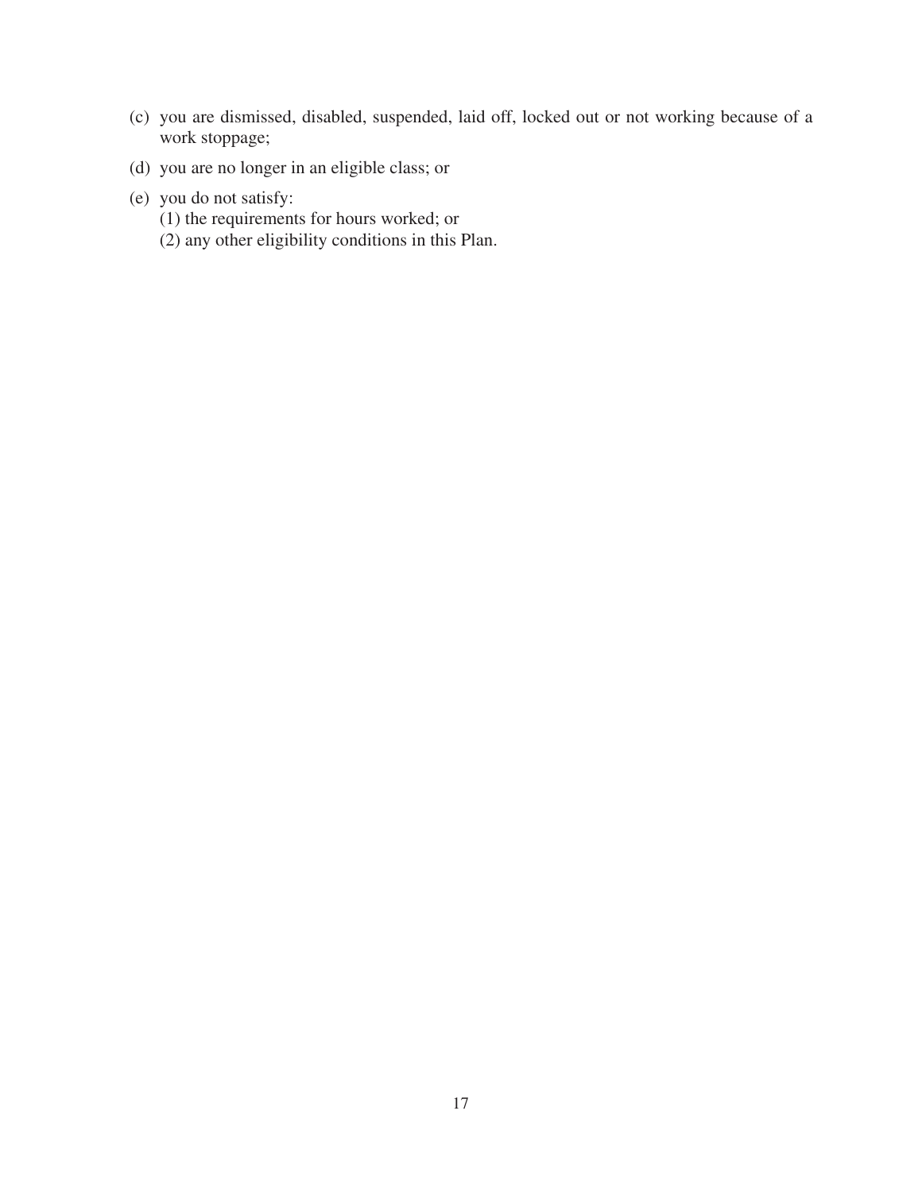(c) you are dismissed, disabled, suspended, laid off, locked out or not working because of a work stoppage;

(d) you are no longer in an eligible class; or

(e) you do not satisfy:
   (1) the requirements for hours worked; or
   (2) any other eligibility conditions in this Plan.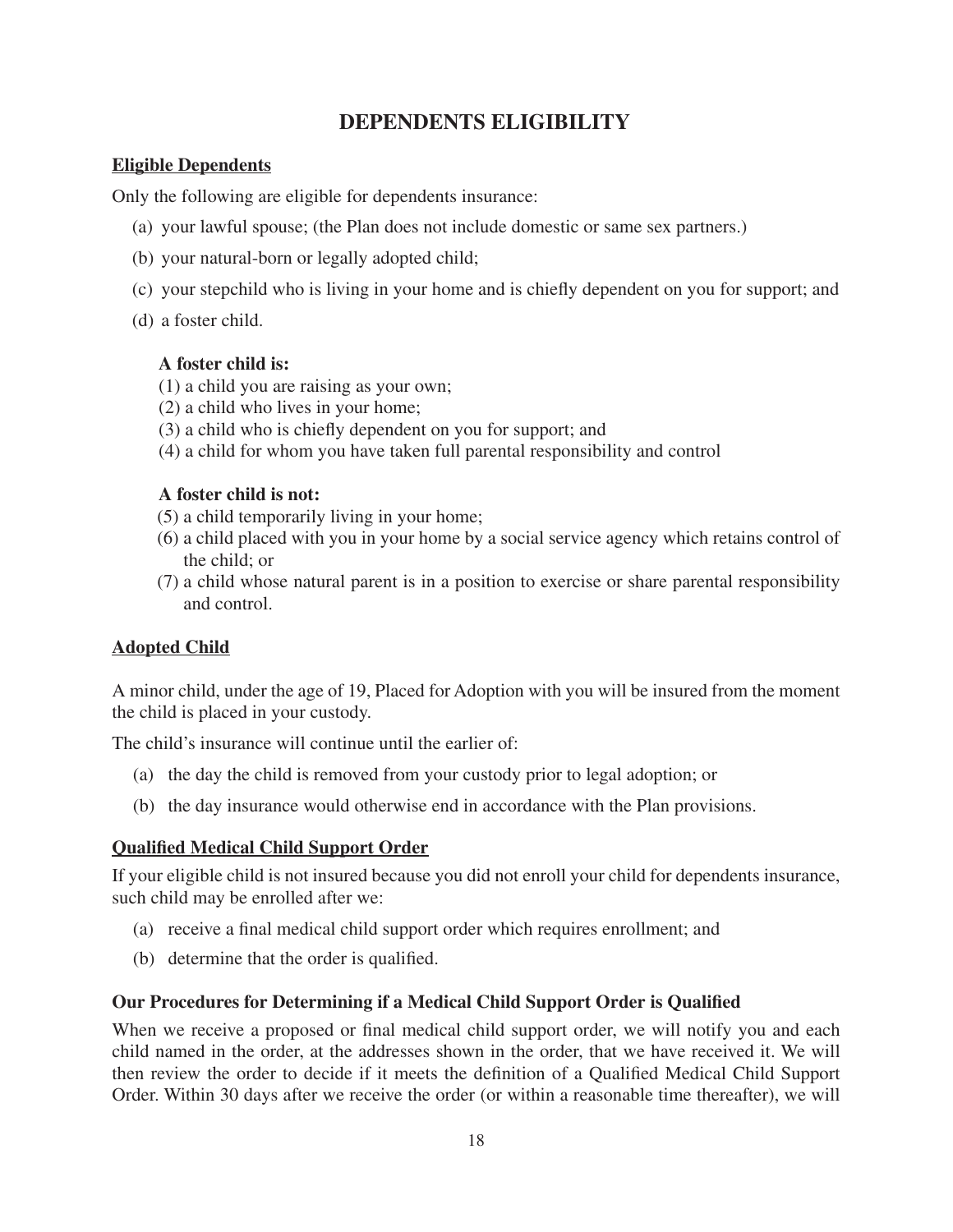# DEPENDENTS ELIGIBILITY

## Eligible Dependents

Only the following are eligible for dependents insurance:

(a) your lawful spouse; (the Plan does not include domestic or same sex partners.)

(b) your natural-born or legally adopted child;

(c) your stepchild who is living in your home and is chiefly dependent on you for support; and

(d) a foster child.

**A foster child is:**

(1) a child you are raising as your own;
(2) a child who lives in your home;
(3) a child who is chiefly dependent on you for support; and
(4) a child for whom you have taken full parental responsibility and control

**A foster child is not:**

(5) a child temporarily living in your home;
(6) a child placed with you in your home by a social service agency which retains control of the child; or
(7) a child whose natural parent is in a position to exercise or share parental responsibility and control.

## Adopted Child

A minor child, under the age of 19, Placed for Adoption with you will be insured from the moment the child is placed in your custody.

The child's insurance will continue until the earlier of:

(a) the day the child is removed from your custody prior to legal adoption; or

(b) the day insurance would otherwise end in accordance with the Plan provisions.

## Qualified Medical Child Support Order

If your eligible child is not insured because you did not enroll your child for dependents insurance, such child may be enrolled after we:

(a) receive a final medical child support order which requires enrollment; and

(b) determine that the order is qualified.

### Our Procedures for Determining if a Medical Child Support Order is Qualified

When we receive a proposed or final medical child support order, we will notify you and each child named in the order, at the addresses shown in the order, that we have received it. We will then review the order to decide if it meets the definition of a Qualified Medical Child Support Order. Within 30 days after we receive the order (or within a reasonable time thereafter), we will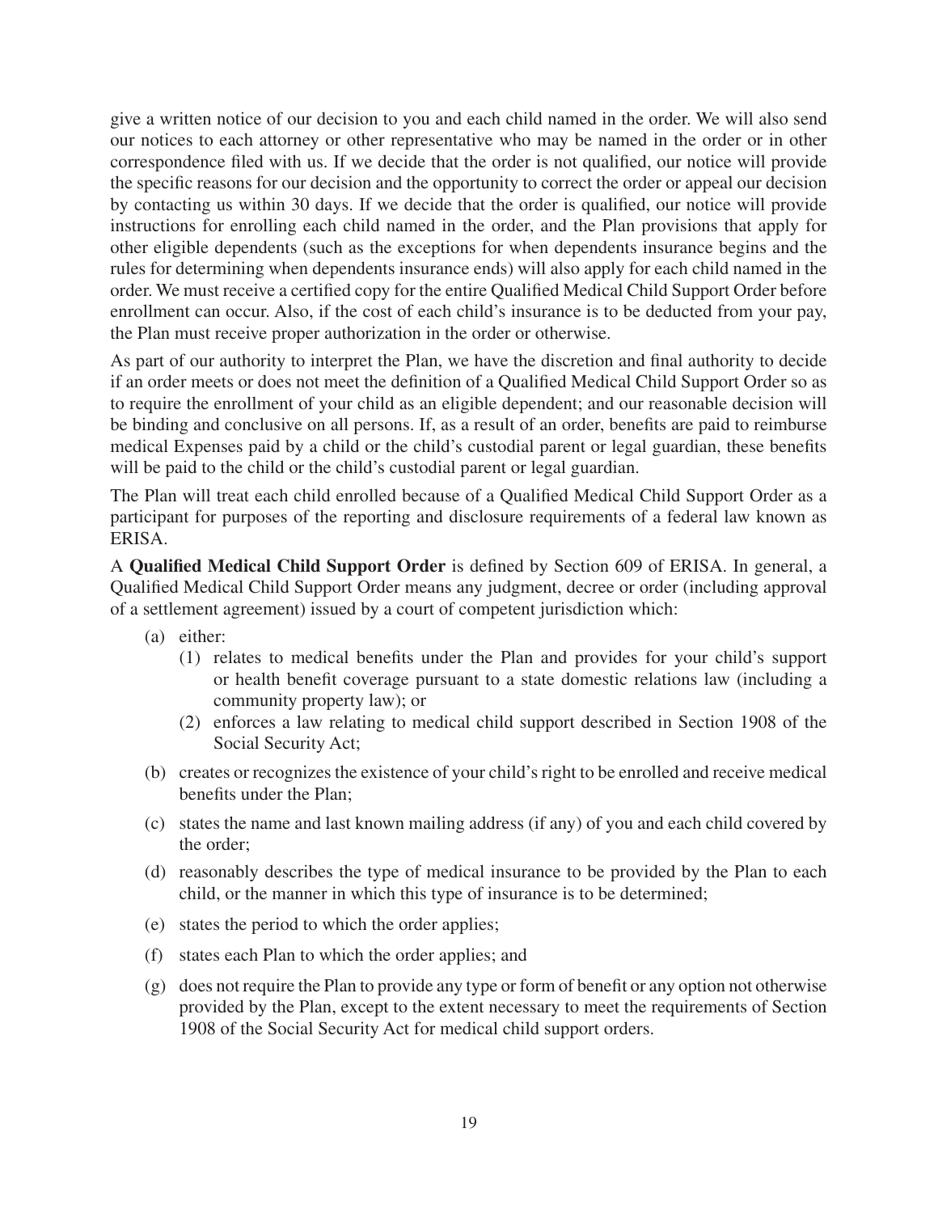give a written notice of our decision to you and each child named in the order. We will also send our notices to each attorney or other representative who may be named in the order or in other correspondence filed with us. If we decide that the order is not qualified, our notice will provide the specific reasons for our decision and the opportunity to correct the order or appeal our decision by contacting us within 30 days. If we decide that the order is qualified, our notice will provide instructions for enrolling each child named in the order, and the Plan provisions that apply for other eligible dependents (such as the exceptions for when dependents insurance begins and the rules for determining when dependents insurance ends) will also apply for each child named in the order. We must receive a certified copy for the entire Qualified Medical Child Support Order before enrollment can occur. Also, if the cost of each child's insurance is to be deducted from your pay, the Plan must receive proper authorization in the order or otherwise.

As part of our authority to interpret the Plan, we have the discretion and final authority to decide if an order meets or does not meet the definition of a Qualified Medical Child Support Order so as to require the enrollment of your child as an eligible dependent; and our reasonable decision will be binding and conclusive on all persons. If, as a result of an order, benefits are paid to reimburse medical Expenses paid by a child or the child's custodial parent or legal guardian, these benefits will be paid to the child or the child's custodial parent or legal guardian.

The Plan will treat each child enrolled because of a Qualified Medical Child Support Order as a participant for purposes of the reporting and disclosure requirements of a federal law known as ERISA.

A **Qualified Medical Child Support Order** is defined by Section 609 of ERISA. In general, a Qualified Medical Child Support Order means any judgment, decree or order (including approval of a settlement agreement) issued by a court of competent jurisdiction which:

- (a) either:
  - (1) relates to medical benefits under the Plan and provides for your child's support or health benefit coverage pursuant to a state domestic relations law (including a community property law); or
  - (2) enforces a law relating to medical child support described in Section 1908 of the Social Security Act;
- (b) creates or recognizes the existence of your child's right to be enrolled and receive medical benefits under the Plan;
- (c) states the name and last known mailing address (if any) of you and each child covered by the order;
- (d) reasonably describes the type of medical insurance to be provided by the Plan to each child, or the manner in which this type of insurance is to be determined;
- (e) states the period to which the order applies;
- (f) states each Plan to which the order applies; and
- (g) does not require the Plan to provide any type or form of benefit or any option not otherwise provided by the Plan, except to the extent necessary to meet the requirements of Section 1908 of the Social Security Act for medical child support orders.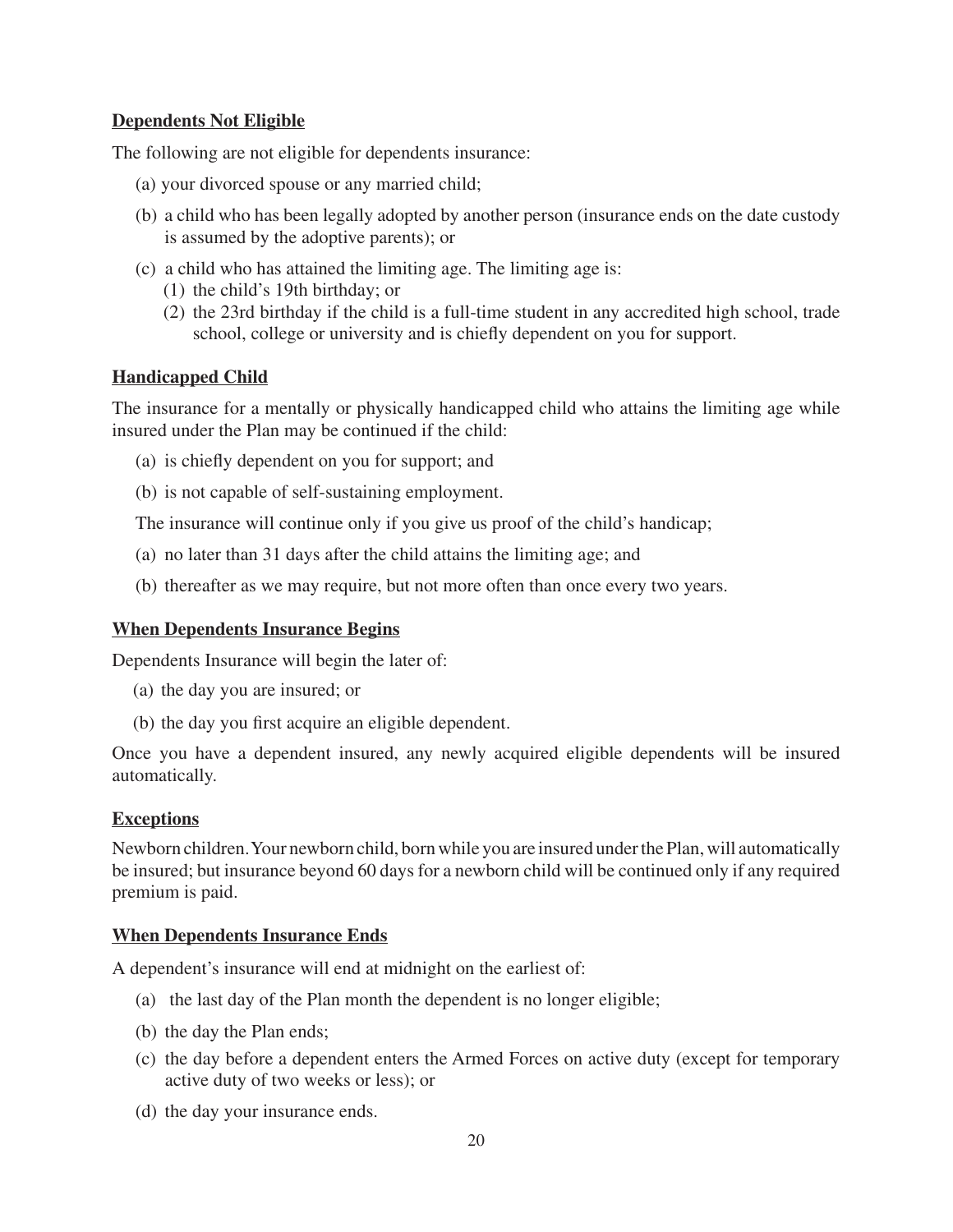## Dependents Not Eligible

The following are not eligible for dependents insurance:

(a) your divorced spouse or any married child;

(b) a child who has been legally adopted by another person (insurance ends on the date custody is assumed by the adoptive parents); or

(c) a child who has attained the limiting age. The limiting age is:
   (1) the child's 19th birthday; or
   (2) the 23rd birthday if the child is a full-time student in any accredited high school, trade school, college or university and is chiefly dependent on you for support.

## Handicapped Child

The insurance for a mentally or physically handicapped child who attains the limiting age while insured under the Plan may be continued if the child:

(a) is chiefly dependent on you for support; and

(b) is not capable of self-sustaining employment.

The insurance will continue only if you give us proof of the child's handicap;

(a) no later than 31 days after the child attains the limiting age; and

(b) thereafter as we may require, but not more often than once every two years.

## When Dependents Insurance Begins

Dependents Insurance will begin the later of:

(a) the day you are insured; or

(b) the day you first acquire an eligible dependent.

Once you have a dependent insured, any newly acquired eligible dependents will be insured automatically.

## Exceptions

Newborn children. Your newborn child, born while you are insured under the Plan, will automatically be insured; but insurance beyond 60 days for a newborn child will be continued only if any required premium is paid.

## When Dependents Insurance Ends

A dependent's insurance will end at midnight on the earliest of:

(a) the last day of the Plan month the dependent is no longer eligible;

(b) the day the Plan ends;

(c) the day before a dependent enters the Armed Forces on active duty (except for temporary active duty of two weeks or less); or

(d) the day your insurance ends.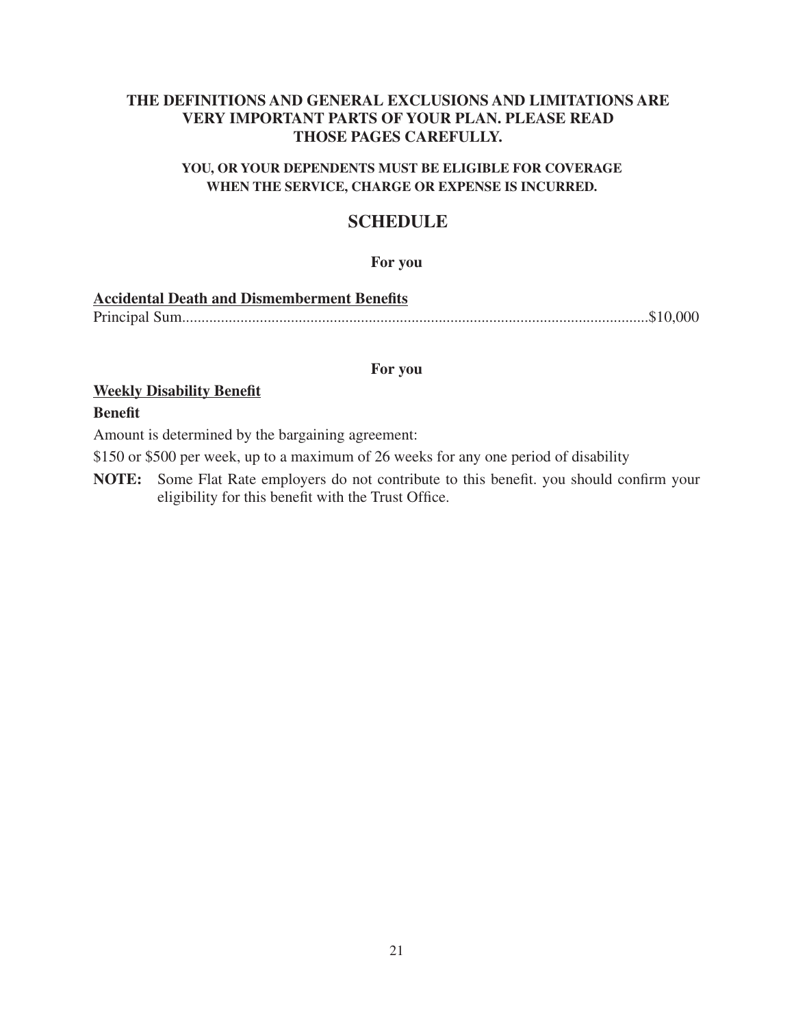**THE DEFINITIONS AND GENERAL EXCLUSIONS AND LIMITATIONS ARE VERY IMPORTANT PARTS OF YOUR PLAN. PLEASE READ THOSE PAGES CAREFULLY.**

**YOU, OR YOUR DEPENDENTS MUST BE ELIGIBLE FOR COVERAGE WHEN THE SERVICE, CHARGE OR EXPENSE IS INCURRED.**

# SCHEDULE

**For you**

**Accidental Death and Dismemberment Benefits**

Principal Sum........................................................................................................................$10,000

**For you**

**Weekly Disability Benefit**

**Benefit**

Amount is determined by the bargaining agreement:

$150 or $500 per week, up to a maximum of 26 weeks for any one period of disability

**NOTE:** Some Flat Rate employers do not contribute to this benefit. you should confirm your eligibility for this benefit with the Trust Office.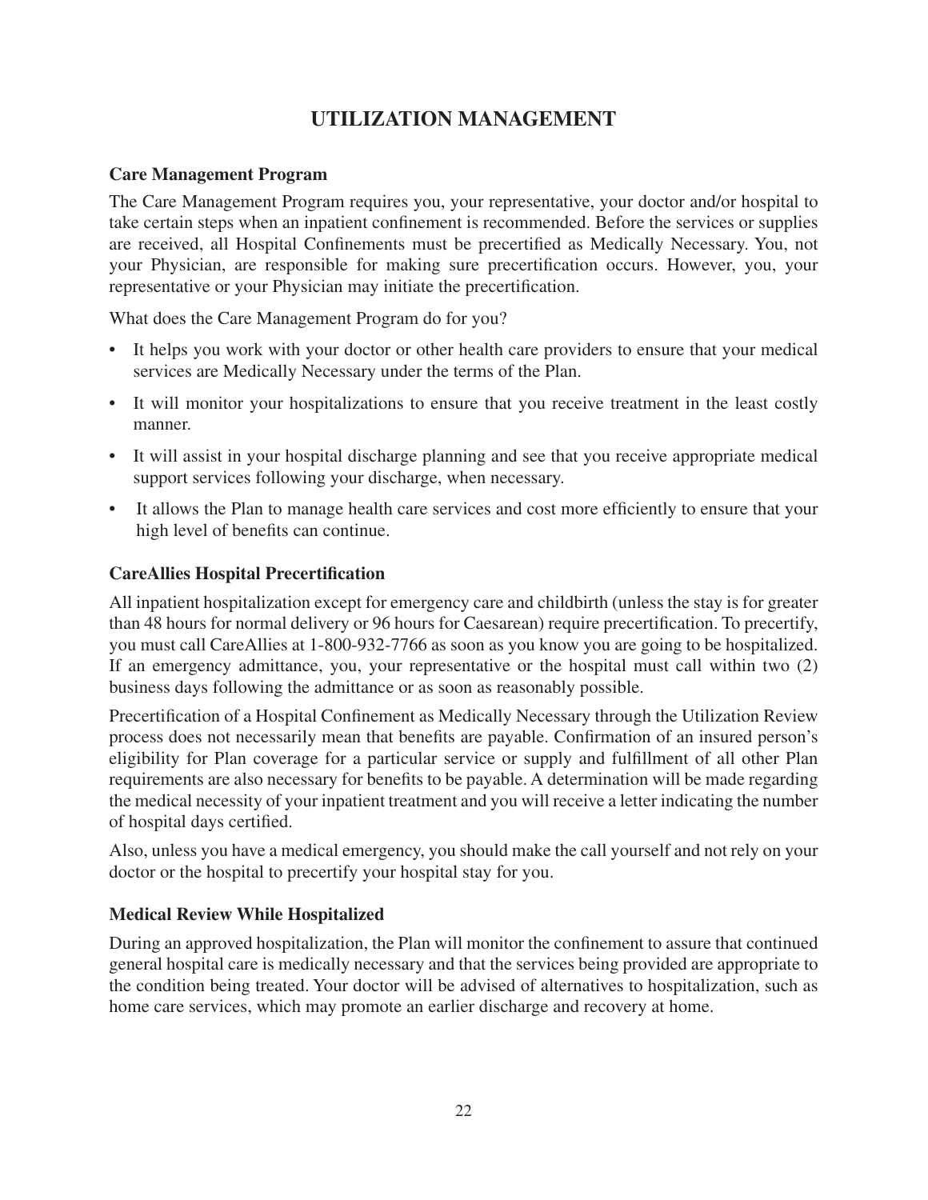# UTILIZATION MANAGEMENT

### Care Management Program

The Care Management Program requires you, your representative, your doctor and/or hospital to take certain steps when an inpatient confinement is recommended. Before the services or supplies are received, all Hospital Confinements must be precertified as Medically Necessary. You, not your Physician, are responsible for making sure precertification occurs. However, you, your representative or your Physician may initiate the precertification.

What does the Care Management Program do for you?

- It helps you work with your doctor or other health care providers to ensure that your medical services are Medically Necessary under the terms of the Plan.
- It will monitor your hospitalizations to ensure that you receive treatment in the least costly manner.
- It will assist in your hospital discharge planning and see that you receive appropriate medical support services following your discharge, when necessary.
- It allows the Plan to manage health care services and cost more efficiently to ensure that your high level of benefits can continue.

### CareAllies Hospital Precertification

All inpatient hospitalization except for emergency care and childbirth (unless the stay is for greater than 48 hours for normal delivery or 96 hours for Caesarean) require precertification. To precertify, you must call CareAllies at 1-800-932-7766 as soon as you know you are going to be hospitalized. If an emergency admittance, you, your representative or the hospital must call within two (2) business days following the admittance or as soon as reasonably possible.

Precertification of a Hospital Confinement as Medically Necessary through the Utilization Review process does not necessarily mean that benefits are payable. Confirmation of an insured person's eligibility for Plan coverage for a particular service or supply and fulfillment of all other Plan requirements are also necessary for benefits to be payable. A determination will be made regarding the medical necessity of your inpatient treatment and you will receive a letter indicating the number of hospital days certified.

Also, unless you have a medical emergency, you should make the call yourself and not rely on your doctor or the hospital to precertify your hospital stay for you.

### Medical Review While Hospitalized

During an approved hospitalization, the Plan will monitor the confinement to assure that continued general hospital care is medically necessary and that the services being provided are appropriate to the condition being treated. Your doctor will be advised of alternatives to hospitalization, such as home care services, which may promote an earlier discharge and recovery at home.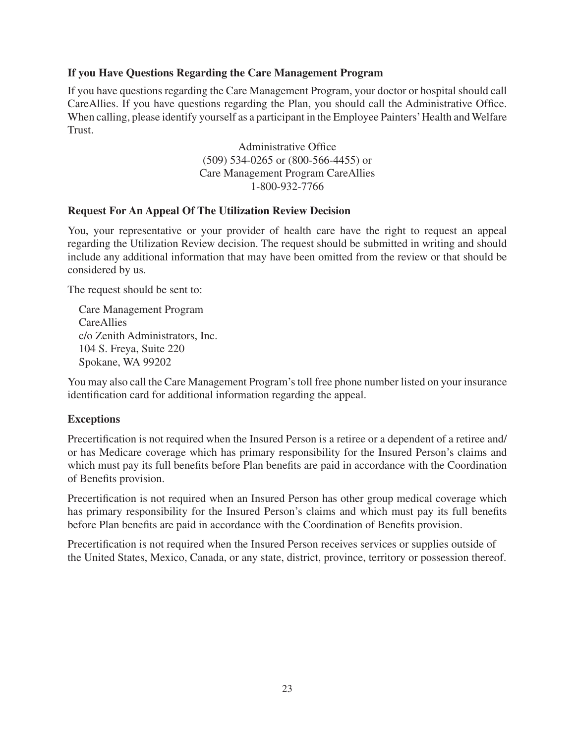### If you Have Questions Regarding the Care Management Program

If you have questions regarding the Care Management Program, your doctor or hospital should call CareAllies. If you have questions regarding the Plan, you should call the Administrative Office. When calling, please identify yourself as a participant in the Employee Painters' Health and Welfare Trust.

Administrative Office
(509) 534-0265 or (800-566-4455) or
Care Management Program CareAllies
1-800-932-7766

### Request For An Appeal Of The Utilization Review Decision

You, your representative or your provider of health care have the right to request an appeal regarding the Utilization Review decision. The request should be submitted in writing and should include any additional information that may have been omitted from the review or that should be considered by us.

The request should be sent to:

Care Management Program
CareAllies
c/o Zenith Administrators, Inc.
104 S. Freya, Suite 220
Spokane, WA 99202

You may also call the Care Management Program's toll free phone number listed on your insurance identification card for additional information regarding the appeal.

### Exceptions

Precertification is not required when the Insured Person is a retiree or a dependent of a retiree and/or has Medicare coverage which has primary responsibility for the Insured Person's claims and which must pay its full benefits before Plan benefits are paid in accordance with the Coordination of Benefits provision.

Precertification is not required when an Insured Person has other group medical coverage which has primary responsibility for the Insured Person's claims and which must pay its full benefits before Plan benefits are paid in accordance with the Coordination of Benefits provision.

Precertification is not required when the Insured Person receives services or supplies outside of the United States, Mexico, Canada, or any state, district, province, territory or possession thereof.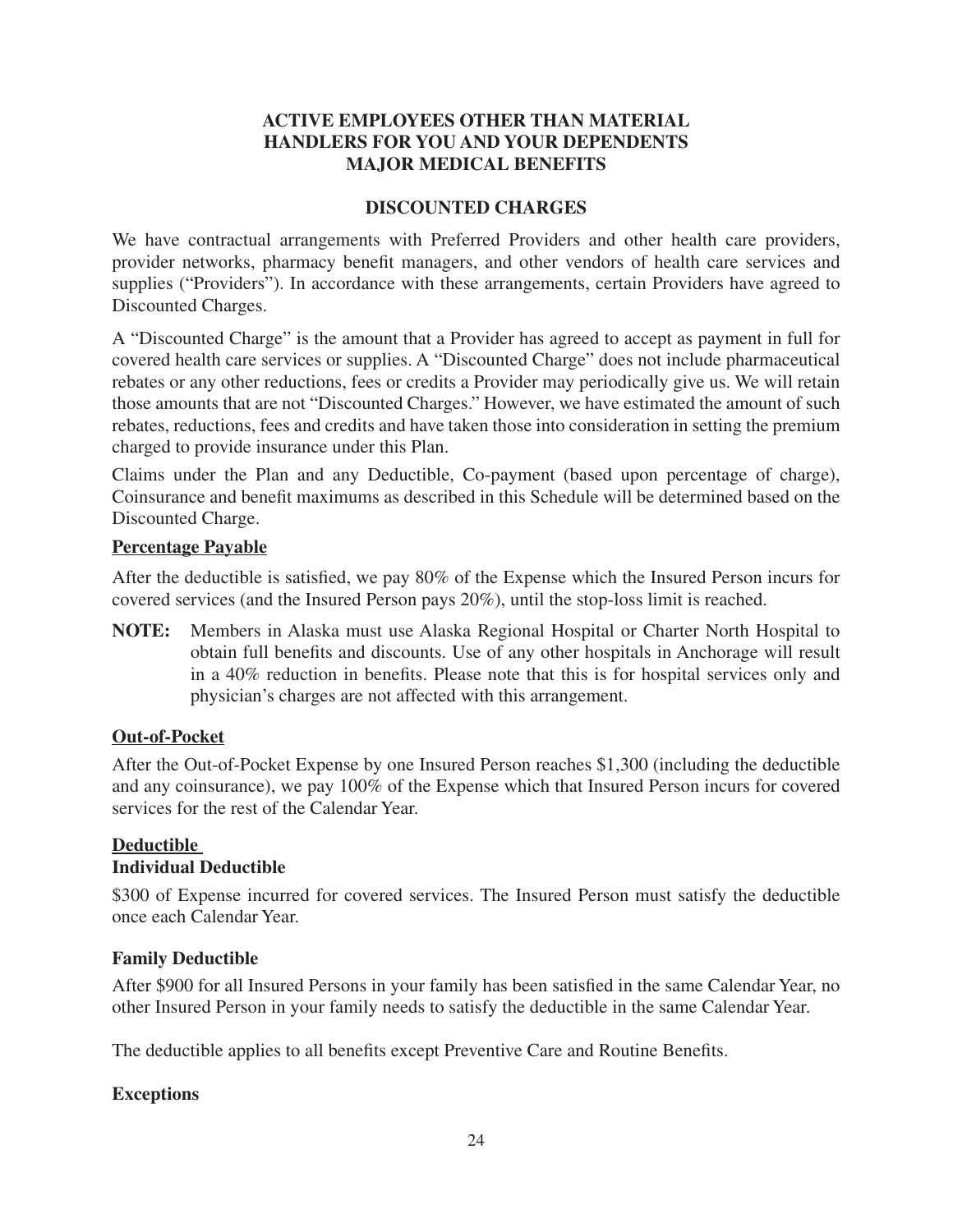# ACTIVE EMPLOYEES OTHER THAN MATERIAL HANDLERS FOR YOU AND YOUR DEPENDENTS MAJOR MEDICAL BENEFITS

## DISCOUNTED CHARGES

We have contractual arrangements with Preferred Providers and other health care providers, provider networks, pharmacy benefit managers, and other vendors of health care services and supplies ("Providers"). In accordance with these arrangements, certain Providers have agreed to Discounted Charges.

A "Discounted Charge" is the amount that a Provider has agreed to accept as payment in full for covered health care services or supplies. A "Discounted Charge" does not include pharmaceutical rebates or any other reductions, fees or credits a Provider may periodically give us. We will retain those amounts that are not "Discounted Charges." However, we have estimated the amount of such rebates, reductions, fees and credits and have taken those into consideration in setting the premium charged to provide insurance under this Plan.

Claims under the Plan and any Deductible, Co-payment (based upon percentage of charge), Coinsurance and benefit maximums as described in this Schedule will be determined based on the Discounted Charge.

### Percentage Payable

After the deductible is satisfied, we pay 80% of the Expense which the Insured Person incurs for covered services (and the Insured Person pays 20%), until the stop-loss limit is reached.

**NOTE:** Members in Alaska must use Alaska Regional Hospital or Charter North Hospital to obtain full benefits and discounts. Use of any other hospitals in Anchorage will result in a 40% reduction in benefits. Please note that this is for hospital services only and physician's charges are not affected with this arrangement.

### Out-of-Pocket

After the Out-of-Pocket Expense by one Insured Person reaches $1,300 (including the deductible and any coinsurance), we pay 100% of the Expense which that Insured Person incurs for covered services for the rest of the Calendar Year.

### Deductible

**Individual Deductible**

$300 of Expense incurred for covered services. The Insured Person must satisfy the deductible once each Calendar Year.

**Family Deductible**

After $900 for all Insured Persons in your family has been satisfied in the same Calendar Year, no other Insured Person in your family needs to satisfy the deductible in the same Calendar Year.

The deductible applies to all benefits except Preventive Care and Routine Benefits.

**Exceptions**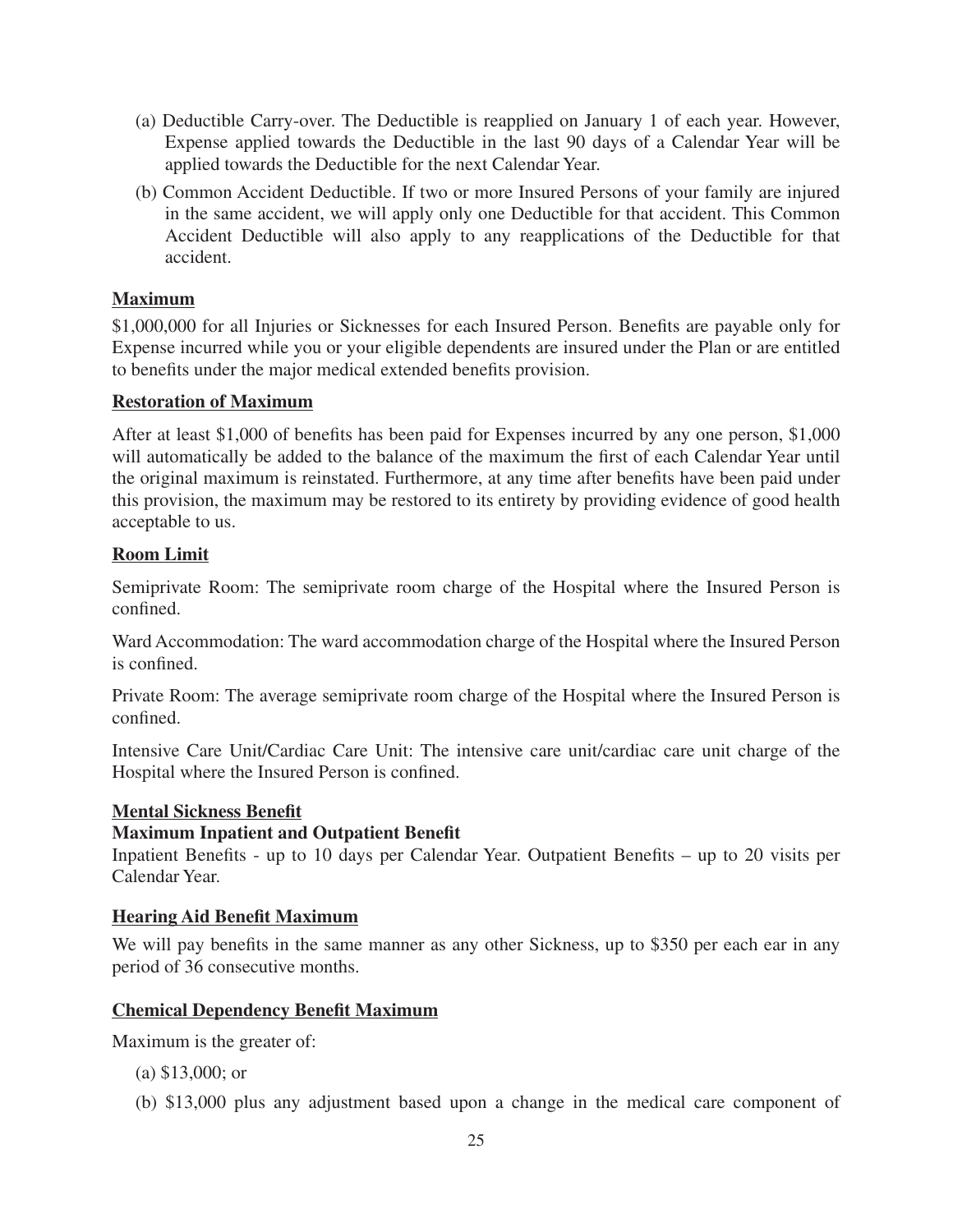(a) Deductible Carry-over. The Deductible is reapplied on January 1 of each year. However, Expense applied towards the Deductible in the last 90 days of a Calendar Year will be applied towards the Deductible for the next Calendar Year.

(b) Common Accident Deductible. If two or more Insured Persons of your family are injured in the same accident, we will apply only one Deductible for that accident. This Common Accident Deductible will also apply to any reapplications of the Deductible for that accident.

**Maximum**

$1,000,000 for all Injuries or Sicknesses for each Insured Person. Benefits are payable only for Expense incurred while you or your eligible dependents are insured under the Plan or are entitled to benefits under the major medical extended benefits provision.

**Restoration of Maximum**

After at least $1,000 of benefits has been paid for Expenses incurred by any one person, $1,000 will automatically be added to the balance of the maximum the first of each Calendar Year until the original maximum is reinstated. Furthermore, at any time after benefits have been paid under this provision, the maximum may be restored to its entirety by providing evidence of good health acceptable to us.

**Room Limit**

Semiprivate Room: The semiprivate room charge of the Hospital where the Insured Person is confined.

Ward Accommodation: The ward accommodation charge of the Hospital where the Insured Person is confined.

Private Room: The average semiprivate room charge of the Hospital where the Insured Person is confined.

Intensive Care Unit/Cardiac Care Unit: The intensive care unit/cardiac care unit charge of the Hospital where the Insured Person is confined.

**Mental Sickness Benefit**

**Maximum Inpatient and Outpatient Benefit**

Inpatient Benefits - up to 10 days per Calendar Year. Outpatient Benefits – up to 20 visits per Calendar Year.

**Hearing Aid Benefit Maximum**

We will pay benefits in the same manner as any other Sickness, up to $350 per each ear in any period of 36 consecutive months.

**Chemical Dependency Benefit Maximum**

Maximum is the greater of:

(a) $13,000; or

(b) $13,000 plus any adjustment based upon a change in the medical care component of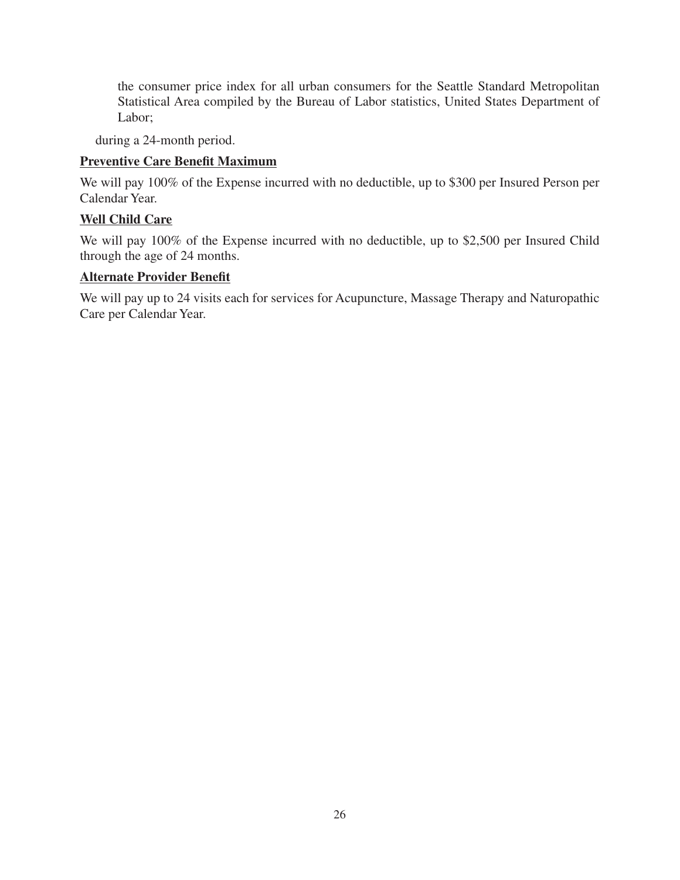the consumer price index for all urban consumers for the Seattle Standard Metropolitan Statistical Area compiled by the Bureau of Labor statistics, United States Department of Labor;

during a 24-month period.

**Preventive Care Benefit Maximum**

We will pay 100% of the Expense incurred with no deductible, up to $300 per Insured Person per Calendar Year.

**Well Child Care**

We will pay 100% of the Expense incurred with no deductible, up to $2,500 per Insured Child through the age of 24 months.

**Alternate Provider Benefit**

We will pay up to 24 visits each for services for Acupuncture, Massage Therapy and Naturopathic Care per Calendar Year.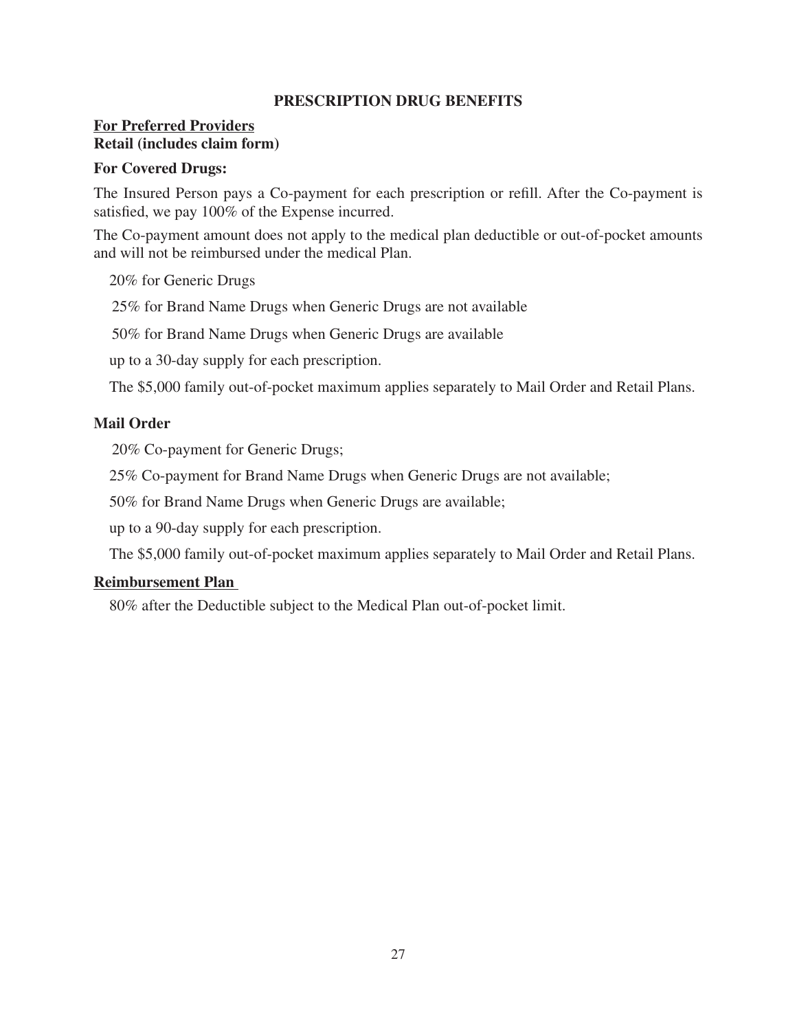## PRESCRIPTION DRUG BENEFITS

**For Preferred Providers**
**Retail (includes claim form)**

**For Covered Drugs:**

The Insured Person pays a Co-payment for each prescription or refill. After the Co-payment is satisfied, we pay 100% of the Expense incurred.

The Co-payment amount does not apply to the medical plan deductible or out-of-pocket amounts and will not be reimbursed under the medical Plan.

20% for Generic Drugs

25% for Brand Name Drugs when Generic Drugs are not available

50% for Brand Name Drugs when Generic Drugs are available

up to a 30-day supply for each prescription.

The $5,000 family out-of-pocket maximum applies separately to Mail Order and Retail Plans.

**Mail Order**

20% Co-payment for Generic Drugs;

25% Co-payment for Brand Name Drugs when Generic Drugs are not available;

50% for Brand Name Drugs when Generic Drugs are available;

up to a 90-day supply for each prescription.

The $5,000 family out-of-pocket maximum applies separately to Mail Order and Retail Plans.

**Reimbursement Plan**

80% after the Deductible subject to the Medical Plan out-of-pocket limit.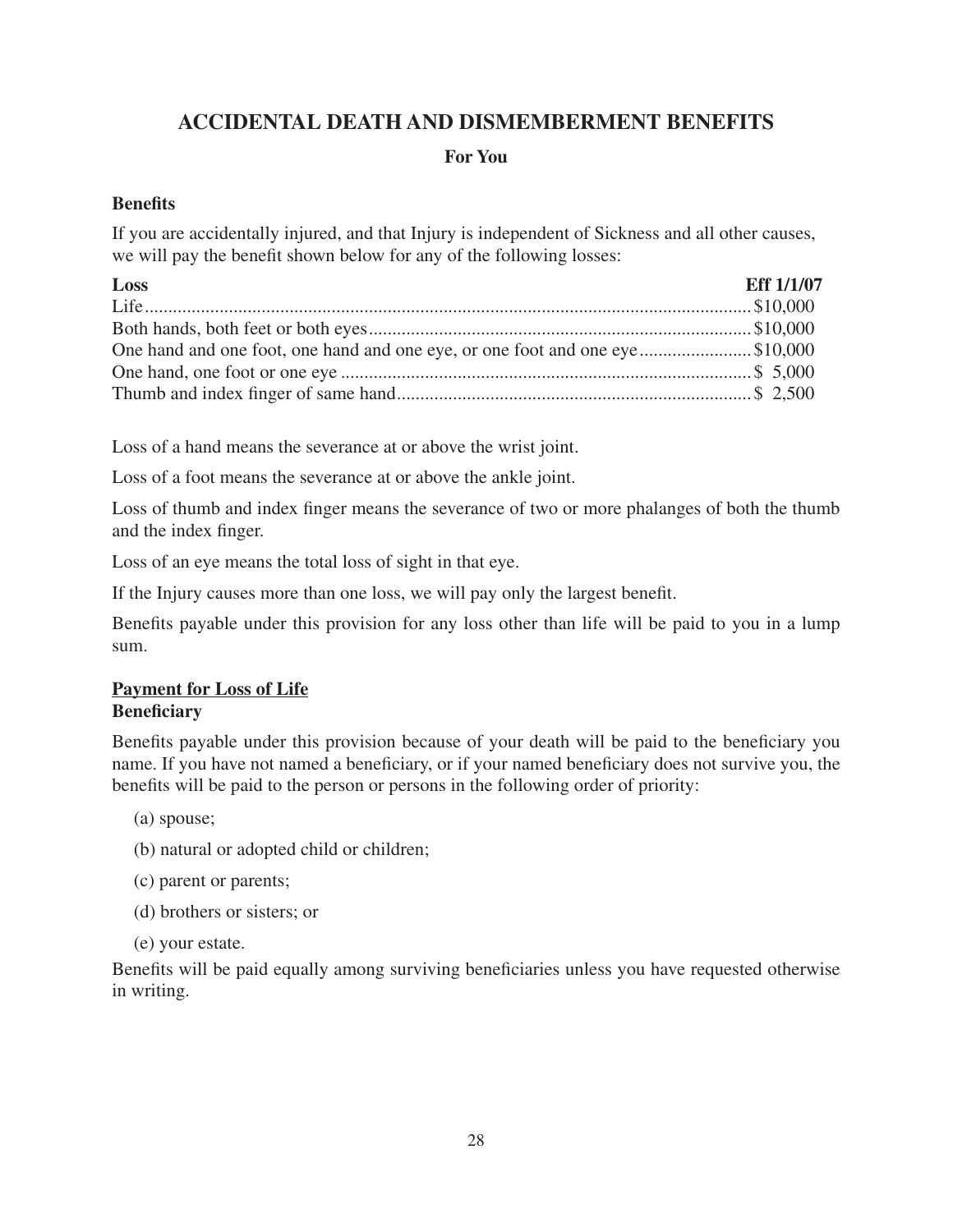## ACCIDENTAL DEATH AND DISMEMBERMENT BENEFITS

### For You

**Benefits**

If you are accidentally injured, and that Injury is independent of Sickness and all other causes, we will pay the benefit shown below for any of the following losses:

| Loss | Eff 1/1/07 |
|---|---|
| Life | $10,000 |
| Both hands, both feet or both eyes | $10,000 |
| One hand and one foot, one hand and one eye, or one foot and one eye | $10,000 |
| One hand, one foot or one eye | $ 5,000 |
| Thumb and index finger of same hand | $ 2,500 |

Loss of a hand means the severance at or above the wrist joint.

Loss of a foot means the severance at or above the ankle joint.

Loss of thumb and index finger means the severance of two or more phalanges of both the thumb and the index finger.

Loss of an eye means the total loss of sight in that eye.

If the Injury causes more than one loss, we will pay only the largest benefit.

Benefits payable under this provision for any loss other than life will be paid to you in a lump sum.

**Payment for Loss of Life**

**Beneficiary**

Benefits payable under this provision because of your death will be paid to the beneficiary you name. If you have not named a beneficiary, or if your named beneficiary does not survive you, the benefits will be paid to the person or persons in the following order of priority:

(a) spouse;

(b) natural or adopted child or children;

(c) parent or parents;

(d) brothers or sisters; or

(e) your estate.

Benefits will be paid equally among surviving beneficiaries unless you have requested otherwise in writing.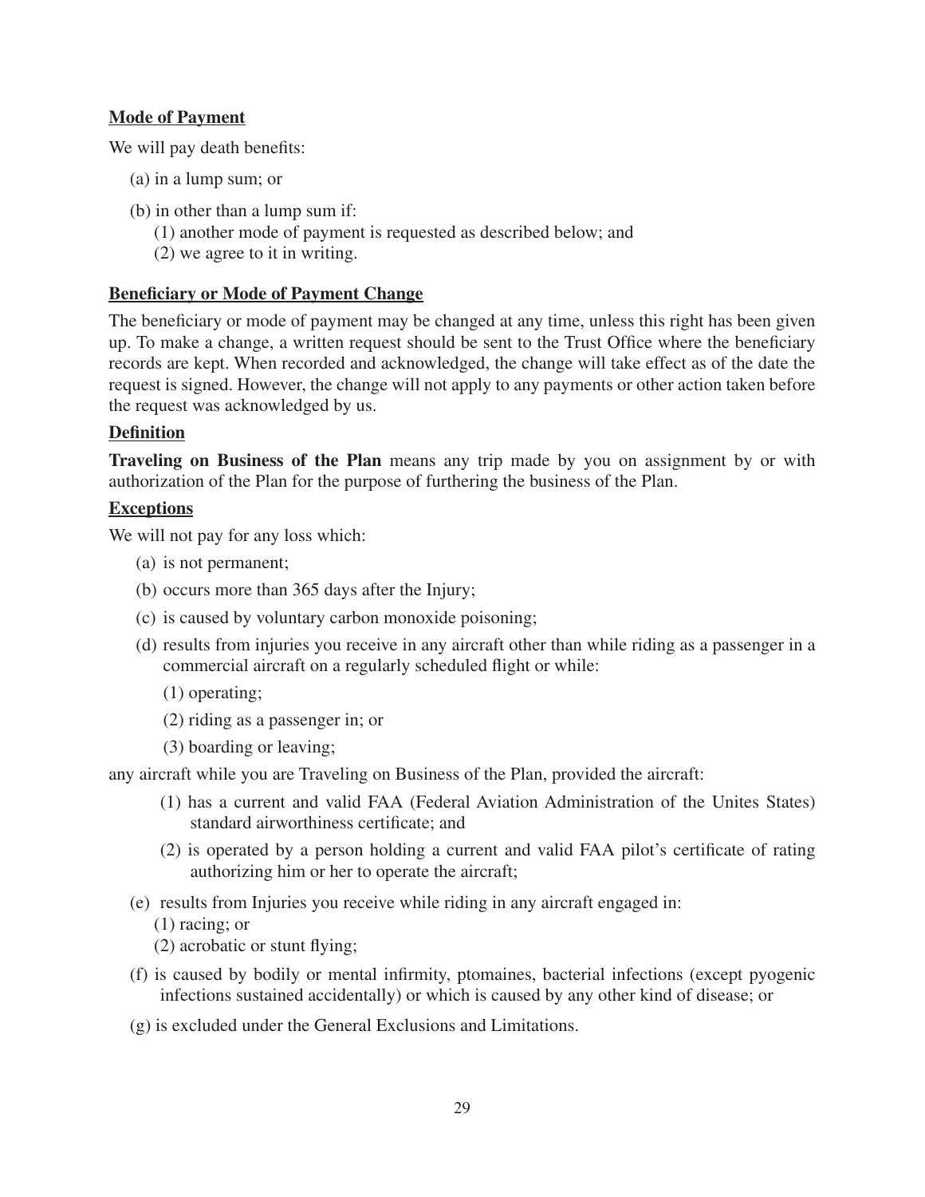**Mode of Payment**

We will pay death benefits:

(a) in a lump sum; or

(b) in other than a lump sum if:
  (1) another mode of payment is requested as described below; and
  (2) we agree to it in writing.

**Beneficiary or Mode of Payment Change**

The beneficiary or mode of payment may be changed at any time, unless this right has been given up. To make a change, a written request should be sent to the Trust Office where the beneficiary records are kept. When recorded and acknowledged, the change will take effect as of the date the request is signed. However, the change will not apply to any payments or other action taken before the request was acknowledged by us.

**Definition**

**Traveling on Business of the Plan** means any trip made by you on assignment by or with authorization of the Plan for the purpose of furthering the business of the Plan.

**Exceptions**

We will not pay for any loss which:

(a) is not permanent;

(b) occurs more than 365 days after the Injury;

(c) is caused by voluntary carbon monoxide poisoning;

(d) results from injuries you receive in any aircraft other than while riding as a passenger in a commercial aircraft on a regularly scheduled flight or while:

  (1) operating;

  (2) riding as a passenger in; or

  (3) boarding or leaving;

any aircraft while you are Traveling on Business of the Plan, provided the aircraft:

  (1) has a current and valid FAA (Federal Aviation Administration of the Unites States) standard airworthiness certificate; and

  (2) is operated by a person holding a current and valid FAA pilot's certificate of rating authorizing him or her to operate the aircraft;

(e) results from Injuries you receive while riding in any aircraft engaged in:
  (1) racing; or
  (2) acrobatic or stunt flying;

(f) is caused by bodily or mental infirmity, ptomaines, bacterial infections (except pyogenic infections sustained accidentally) or which is caused by any other kind of disease; or

(g) is excluded under the General Exclusions and Limitations.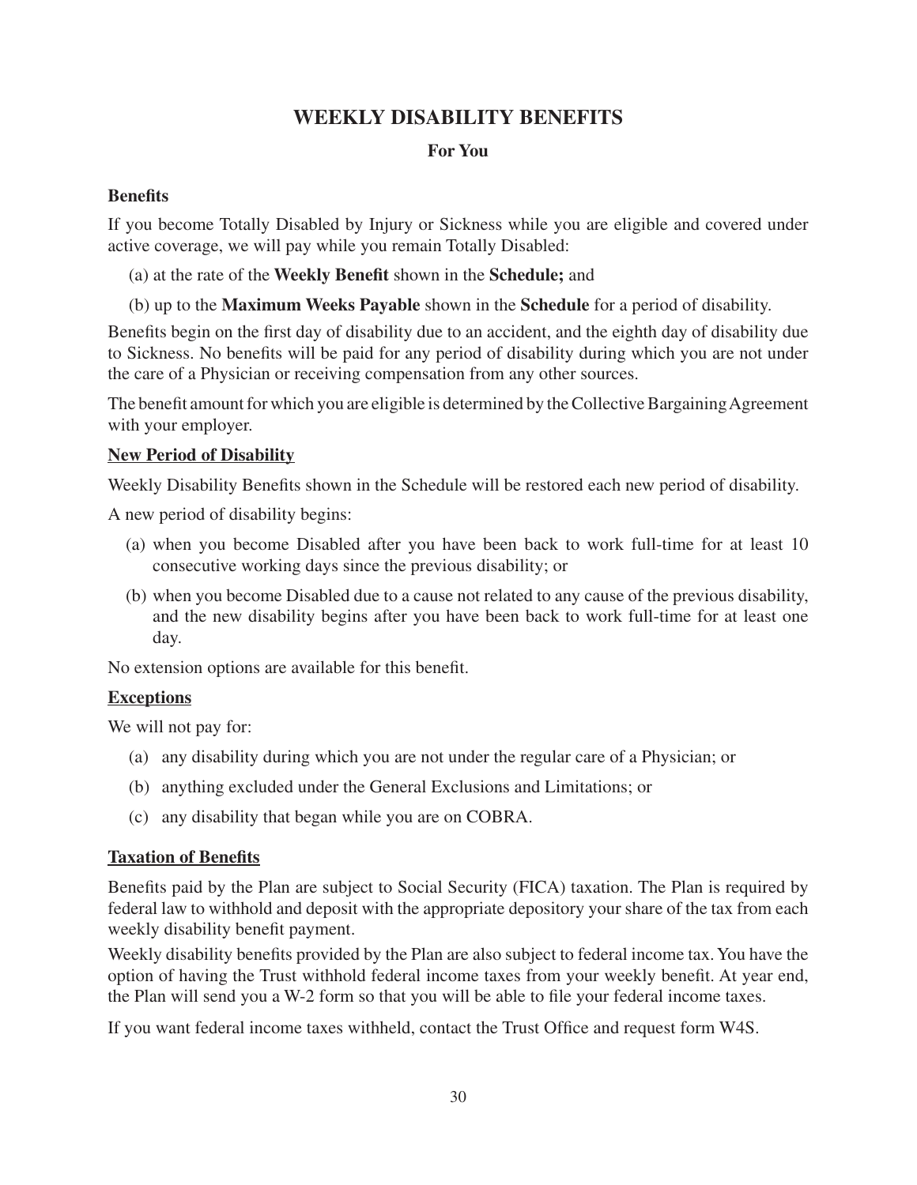# WEEKLY DISABILITY BENEFITS

## For You

### Benefits

If you become Totally Disabled by Injury or Sickness while you are eligible and covered under active coverage, we will pay while you remain Totally Disabled:

(a) at the rate of the **Weekly Benefit** shown in the **Schedule;** and

(b) up to the **Maximum Weeks Payable** shown in the **Schedule** for a period of disability.

Benefits begin on the first day of disability due to an accident, and the eighth day of disability due to Sickness. No benefits will be paid for any period of disability during which you are not under the care of a Physician or receiving compensation from any other sources.

The benefit amount for which you are eligible is determined by the Collective Bargaining Agreement with your employer.

### New Period of Disability

Weekly Disability Benefits shown in the Schedule will be restored each new period of disability.

A new period of disability begins:

(a) when you become Disabled after you have been back to work full-time for at least 10 consecutive working days since the previous disability; or

(b) when you become Disabled due to a cause not related to any cause of the previous disability, and the new disability begins after you have been back to work full-time for at least one day.

No extension options are available for this benefit.

### Exceptions

We will not pay for:

(a) any disability during which you are not under the regular care of a Physician; or

(b) anything excluded under the General Exclusions and Limitations; or

(c) any disability that began while you are on COBRA.

### Taxation of Benefits

Benefits paid by the Plan are subject to Social Security (FICA) taxation. The Plan is required by federal law to withhold and deposit with the appropriate depository your share of the tax from each weekly disability benefit payment.

Weekly disability benefits provided by the Plan are also subject to federal income tax. You have the option of having the Trust withhold federal income taxes from your weekly benefit. At year end, the Plan will send you a W-2 form so that you will be able to file your federal income taxes.

If you want federal income taxes withheld, contact the Trust Office and request form W4S.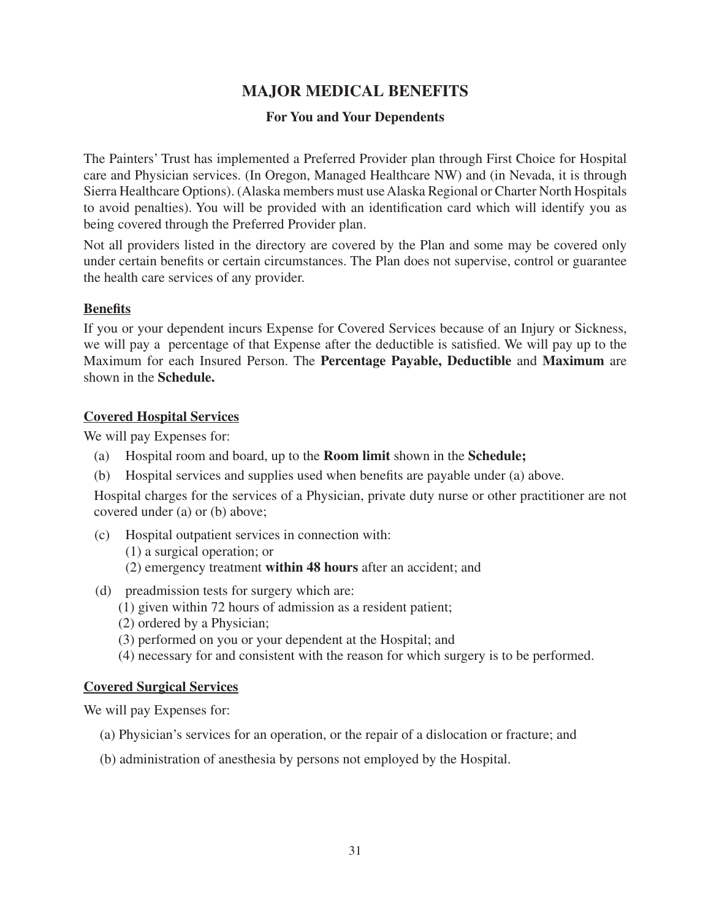# MAJOR MEDICAL BENEFITS

### For You and Your Dependents

The Painters' Trust has implemented a Preferred Provider plan through First Choice for Hospital care and Physician services. (In Oregon, Managed Healthcare NW) and (in Nevada, it is through Sierra Healthcare Options). (Alaska members must use Alaska Regional or Charter North Hospitals to avoid penalties). You will be provided with an identification card which will identify you as being covered through the Preferred Provider plan.

Not all providers listed in the directory are covered by the Plan and some may be covered only under certain benefits or certain circumstances. The Plan does not supervise, control or guarantee the health care services of any provider.

**Benefits**

If you or your dependent incurs Expense for Covered Services because of an Injury or Sickness, we will pay a percentage of that Expense after the deductible is satisfied. We will pay up to the Maximum for each Insured Person. The **Percentage Payable, Deductible** and **Maximum** are shown in the **Schedule.**

**Covered Hospital Services**

We will pay Expenses for:

(a) Hospital room and board, up to the **Room limit** shown in the **Schedule;**

(b) Hospital services and supplies used when benefits are payable under (a) above.

Hospital charges for the services of a Physician, private duty nurse or other practitioner are not covered under (a) or (b) above;

(c) Hospital outpatient services in connection with:
   (1) a surgical operation; or
   (2) emergency treatment **within 48 hours** after an accident; and

(d) preadmission tests for surgery which are:
   (1) given within 72 hours of admission as a resident patient;
   (2) ordered by a Physician;
   (3) performed on you or your dependent at the Hospital; and
   (4) necessary for and consistent with the reason for which surgery is to be performed.

**Covered Surgical Services**

We will pay Expenses for:

(a) Physician's services for an operation, or the repair of a dislocation or fracture; and

(b) administration of anesthesia by persons not employed by the Hospital.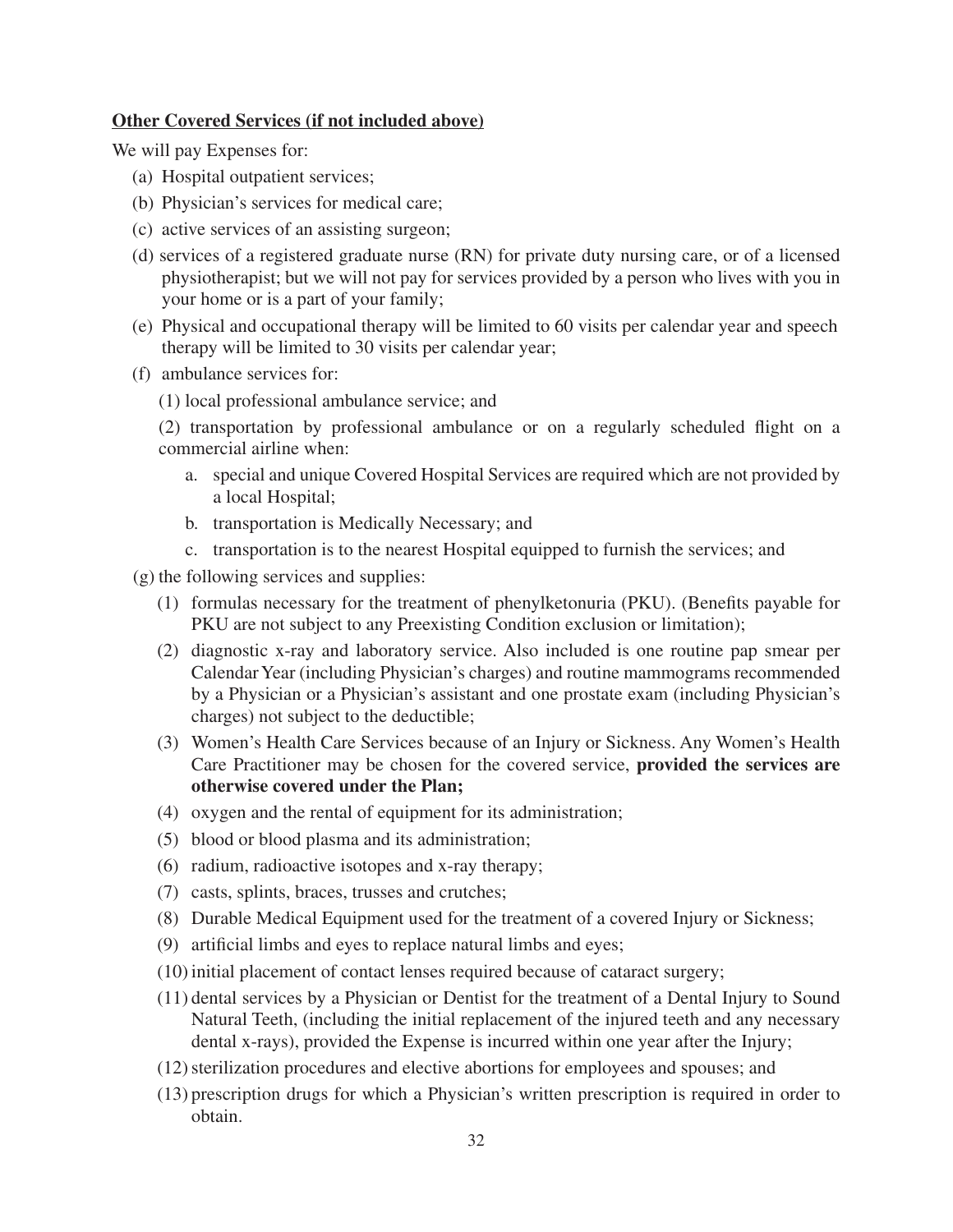**<u>Other Covered Services (if not included above)</u>**

We will pay Expenses for:

(a) Hospital outpatient services;

(b) Physician's services for medical care;

(c) active services of an assisting surgeon;

(d) services of a registered graduate nurse (RN) for private duty nursing care, or of a licensed physiotherapist; but we will not pay for services provided by a person who lives with you in your home or is a part of your family;

(e) Physical and occupational therapy will be limited to 60 visits per calendar year and speech therapy will be limited to 30 visits per calendar year;

(f) ambulance services for:

  (1) local professional ambulance service; and

  (2) transportation by professional ambulance or on a regularly scheduled flight on a commercial airline when:

    a. special and unique Covered Hospital Services are required which are not provided by a local Hospital;

    b. transportation is Medically Necessary; and

    c. transportation is to the nearest Hospital equipped to furnish the services; and

(g) the following services and supplies:

  (1) formulas necessary for the treatment of phenylketonuria (PKU). (Benefits payable for PKU are not subject to any Preexisting Condition exclusion or limitation);

  (2) diagnostic x-ray and laboratory service. Also included is one routine pap smear per Calendar Year (including Physician's charges) and routine mammograms recommended by a Physician or a Physician's assistant and one prostate exam (including Physician's charges) not subject to the deductible;

  (3) Women's Health Care Services because of an Injury or Sickness. Any Women's Health Care Practitioner may be chosen for the covered service, **provided the services are otherwise covered under the Plan;**

  (4) oxygen and the rental of equipment for its administration;

  (5) blood or blood plasma and its administration;

  (6) radium, radioactive isotopes and x-ray therapy;

  (7) casts, splints, braces, trusses and crutches;

  (8) Durable Medical Equipment used for the treatment of a covered Injury or Sickness;

  (9) artificial limbs and eyes to replace natural limbs and eyes;

  (10) initial placement of contact lenses required because of cataract surgery;

  (11) dental services by a Physician or Dentist for the treatment of a Dental Injury to Sound Natural Teeth, (including the initial replacement of the injured teeth and any necessary dental x-rays), provided the Expense is incurred within one year after the Injury;

  (12) sterilization procedures and elective abortions for employees and spouses; and

  (13) prescription drugs for which a Physician's written prescription is required in order to obtain.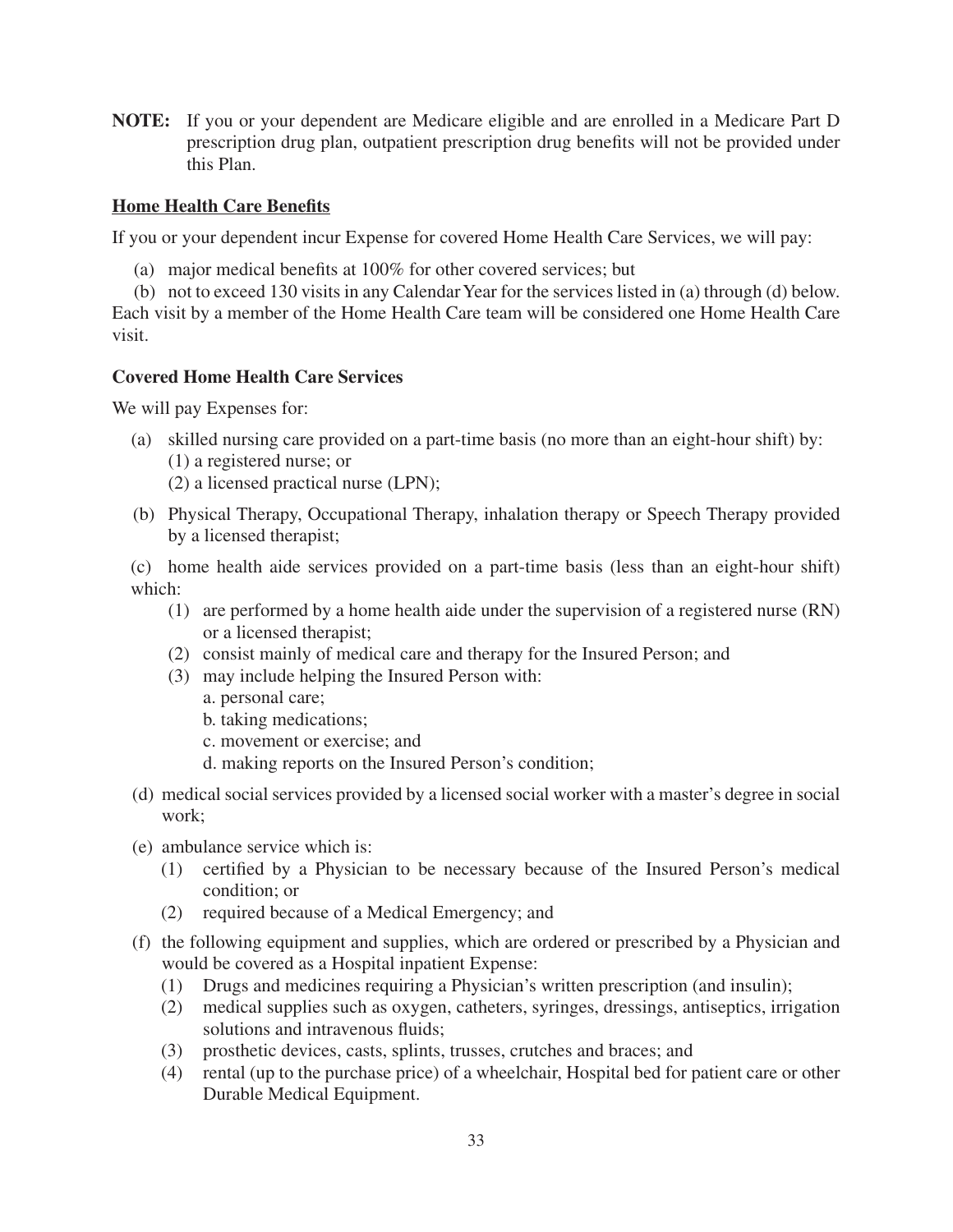**NOTE:** If you or your dependent are Medicare eligible and are enrolled in a Medicare Part D prescription drug plan, outpatient prescription drug benefits will not be provided under this Plan.

## Home Health Care Benefits

If you or your dependent incur Expense for covered Home Health Care Services, we will pay:

(a) major medical benefits at 100% for other covered services; but

(b) not to exceed 130 visits in any Calendar Year for the services listed in (a) through (d) below. Each visit by a member of the Home Health Care team will be considered one Home Health Care visit.

### Covered Home Health Care Services

We will pay Expenses for:

(a) skilled nursing care provided on a part-time basis (no more than an eight-hour shift) by:
   (1) a registered nurse; or
   (2) a licensed practical nurse (LPN);

(b) Physical Therapy, Occupational Therapy, inhalation therapy or Speech Therapy provided by a licensed therapist;

(c) home health aide services provided on a part-time basis (less than an eight-hour shift) which:
   (1) are performed by a home health aide under the supervision of a registered nurse (RN) or a licensed therapist;
   (2) consist mainly of medical care and therapy for the Insured Person; and
   (3) may include helping the Insured Person with:
      a. personal care;
      b. taking medications;
      c. movement or exercise; and
      d. making reports on the Insured Person's condition;

(d) medical social services provided by a licensed social worker with a master's degree in social work;

(e) ambulance service which is:
   (1) certified by a Physician to be necessary because of the Insured Person's medical condition; or
   (2) required because of a Medical Emergency; and

(f) the following equipment and supplies, which are ordered or prescribed by a Physician and would be covered as a Hospital inpatient Expense:
   (1) Drugs and medicines requiring a Physician's written prescription (and insulin);
   (2) medical supplies such as oxygen, catheters, syringes, dressings, antiseptics, irrigation solutions and intravenous fluids;
   (3) prosthetic devices, casts, splints, trusses, crutches and braces; and
   (4) rental (up to the purchase price) of a wheelchair, Hospital bed for patient care or other Durable Medical Equipment.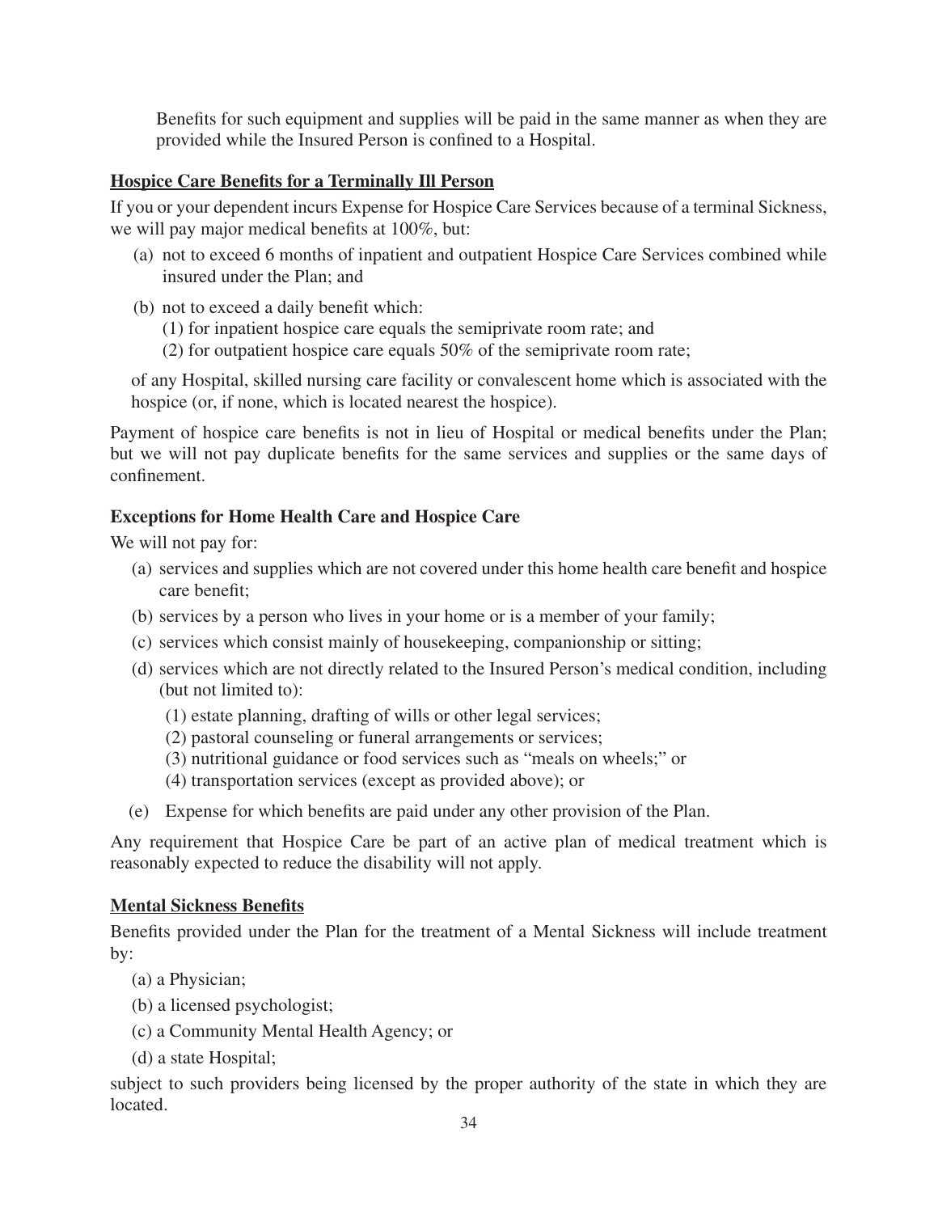Benefits for such equipment and supplies will be paid in the same manner as when they are provided while the Insured Person is confined to a Hospital.

## Hospice Care Benefits for a Terminally Ill Person

If you or your dependent incurs Expense for Hospice Care Services because of a terminal Sickness, we will pay major medical benefits at 100%, but:

(a) not to exceed 6 months of inpatient and outpatient Hospice Care Services combined while insured under the Plan; and

(b) not to exceed a daily benefit which:
 (1) for inpatient hospice care equals the semiprivate room rate; and
 (2) for outpatient hospice care equals 50% of the semiprivate room rate;

of any Hospital, skilled nursing care facility or convalescent home which is associated with the hospice (or, if none, which is located nearest the hospice).

Payment of hospice care benefits is not in lieu of Hospital or medical benefits under the Plan; but we will not pay duplicate benefits for the same services and supplies or the same days of confinement.

### Exceptions for Home Health Care and Hospice Care

We will not pay for:

(a) services and supplies which are not covered under this home health care benefit and hospice care benefit;

(b) services by a person who lives in your home or is a member of your family;

(c) services which consist mainly of housekeeping, companionship or sitting;

(d) services which are not directly related to the Insured Person's medical condition, including (but not limited to):
 (1) estate planning, drafting of wills or other legal services;
 (2) pastoral counseling or funeral arrangements or services;
 (3) nutritional guidance or food services such as "meals on wheels;" or
 (4) transportation services (except as provided above); or

(e) Expense for which benefits are paid under any other provision of the Plan.

Any requirement that Hospice Care be part of an active plan of medical treatment which is reasonably expected to reduce the disability will not apply.

## Mental Sickness Benefits

Benefits provided under the Plan for the treatment of a Mental Sickness will include treatment by:

(a) a Physician;

(b) a licensed psychologist;

(c) a Community Mental Health Agency; or

(d) a state Hospital;

subject to such providers being licensed by the proper authority of the state in which they are located.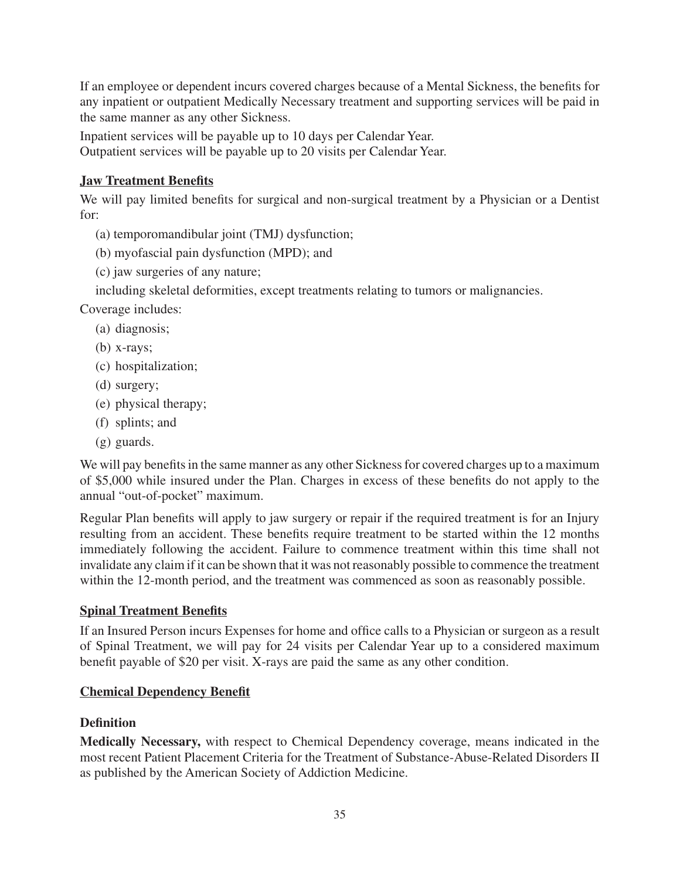If an employee or dependent incurs covered charges because of a Mental Sickness, the benefits for any inpatient or outpatient Medically Necessary treatment and supporting services will be paid in the same manner as any other Sickness.

Inpatient services will be payable up to 10 days per Calendar Year.
Outpatient services will be payable up to 20 visits per Calendar Year.

## Jaw Treatment Benefits

We will pay limited benefits for surgical and non-surgical treatment by a Physician or a Dentist for:

(a) temporomandibular joint (TMJ) dysfunction;

(b) myofascial pain dysfunction (MPD); and

(c) jaw surgeries of any nature;

including skeletal deformities, except treatments relating to tumors or malignancies.

Coverage includes:

(a) diagnosis;

(b) x-rays;

(c) hospitalization;

(d) surgery;

(e) physical therapy;

(f) splints; and

(g) guards.

We will pay benefits in the same manner as any other Sickness for covered charges up to a maximum of $5,000 while insured under the Plan. Charges in excess of these benefits do not apply to the annual "out-of-pocket" maximum.

Regular Plan benefits will apply to jaw surgery or repair if the required treatment is for an Injury resulting from an accident. These benefits require treatment to be started within the 12 months immediately following the accident. Failure to commence treatment within this time shall not invalidate any claim if it can be shown that it was not reasonably possible to commence the treatment within the 12-month period, and the treatment was commenced as soon as reasonably possible.

## Spinal Treatment Benefits

If an Insured Person incurs Expenses for home and office calls to a Physician or surgeon as a result of Spinal Treatment, we will pay for 24 visits per Calendar Year up to a considered maximum benefit payable of $20 per visit. X-rays are paid the same as any other condition.

## Chemical Dependency Benefit

### Definition

**Medically Necessary,** with respect to Chemical Dependency coverage, means indicated in the most recent Patient Placement Criteria for the Treatment of Substance-Abuse-Related Disorders II as published by the American Society of Addiction Medicine.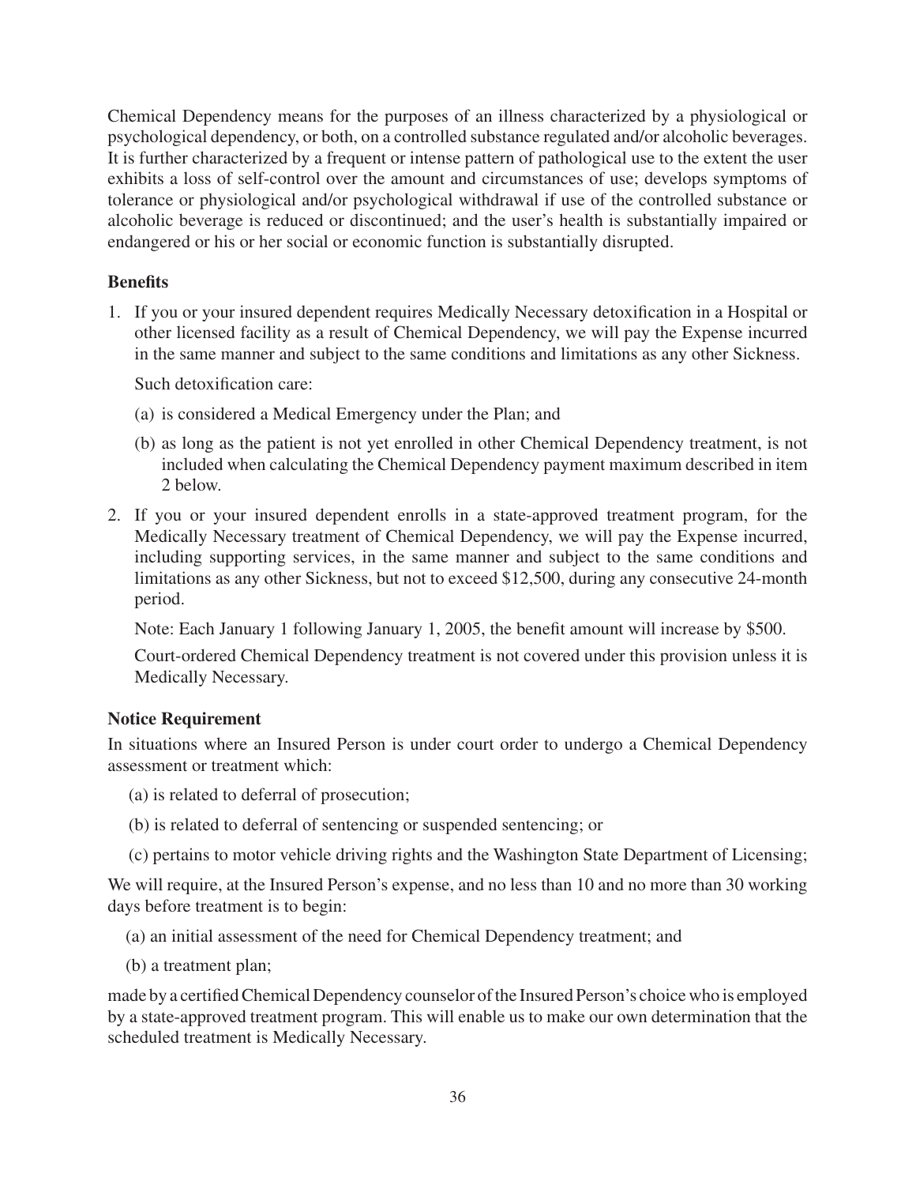Chemical Dependency means for the purposes of an illness characterized by a physiological or psychological dependency, or both, on a controlled substance regulated and/or alcoholic beverages. It is further characterized by a frequent or intense pattern of pathological use to the extent the user exhibits a loss of self-control over the amount and circumstances of use; develops symptoms of tolerance or physiological and/or psychological withdrawal if use of the controlled substance or alcoholic beverage is reduced or discontinued; and the user's health is substantially impaired or endangered or his or her social or economic function is substantially disrupted.

**Benefits**

1. If you or your insured dependent requires Medically Necessary detoxification in a Hospital or other licensed facility as a result of Chemical Dependency, we will pay the Expense incurred in the same manner and subject to the same conditions and limitations as any other Sickness.

   Such detoxification care:

   (a) is considered a Medical Emergency under the Plan; and

   (b) as long as the patient is not yet enrolled in other Chemical Dependency treatment, is not included when calculating the Chemical Dependency payment maximum described in item 2 below.

2. If you or your insured dependent enrolls in a state-approved treatment program, for the Medically Necessary treatment of Chemical Dependency, we will pay the Expense incurred, including supporting services, in the same manner and subject to the same conditions and limitations as any other Sickness, but not to exceed $12,500, during any consecutive 24-month period.

   Note: Each January 1 following January 1, 2005, the benefit amount will increase by $500.

   Court-ordered Chemical Dependency treatment is not covered under this provision unless it is Medically Necessary.

**Notice Requirement**

In situations where an Insured Person is under court order to undergo a Chemical Dependency assessment or treatment which:

(a) is related to deferral of prosecution;

(b) is related to deferral of sentencing or suspended sentencing; or

(c) pertains to motor vehicle driving rights and the Washington State Department of Licensing;

We will require, at the Insured Person's expense, and no less than 10 and no more than 30 working days before treatment is to begin:

(a) an initial assessment of the need for Chemical Dependency treatment; and

(b) a treatment plan;

made by a certified Chemical Dependency counselor of the Insured Person's choice who is employed by a state-approved treatment program. This will enable us to make our own determination that the scheduled treatment is Medically Necessary.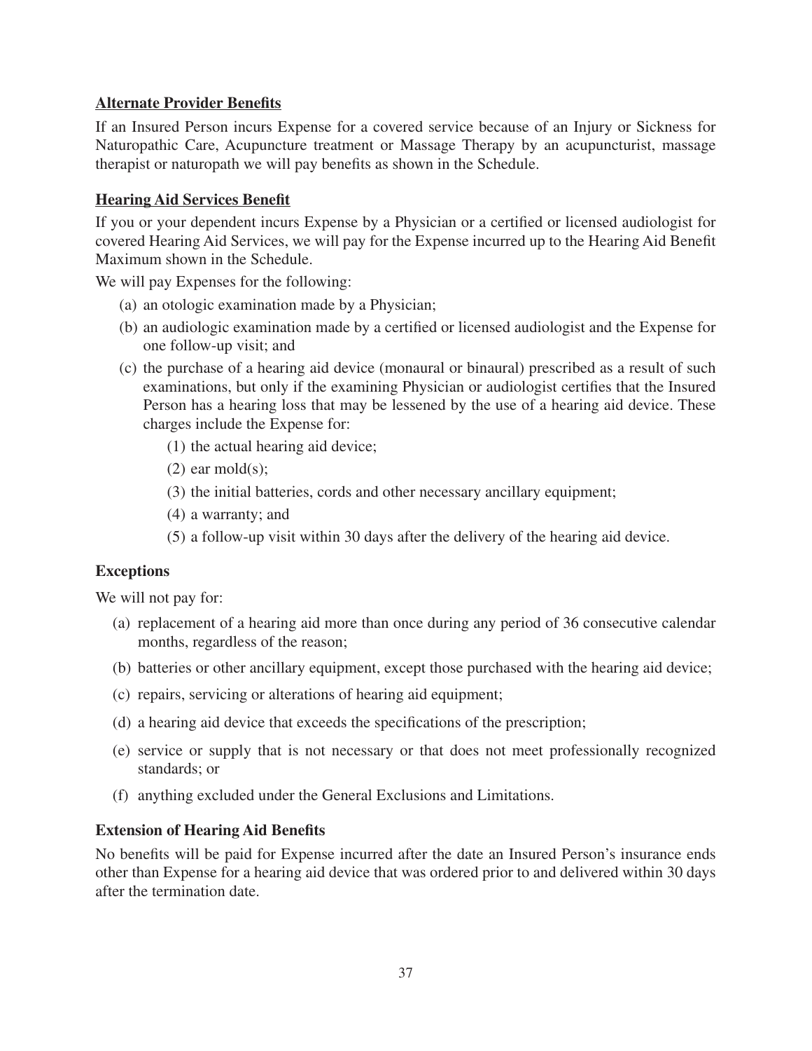## Alternate Provider Benefits

If an Insured Person incurs Expense for a covered service because of an Injury or Sickness for Naturopathic Care, Acupuncture treatment or Massage Therapy by an acupuncturist, massage therapist or naturopath we will pay benefits as shown in the Schedule.

## Hearing Aid Services Benefit

If you or your dependent incurs Expense by a Physician or a certified or licensed audiologist for covered Hearing Aid Services, we will pay for the Expense incurred up to the Hearing Aid Benefit Maximum shown in the Schedule.

We will pay Expenses for the following:

(a) an otologic examination made by a Physician;

(b) an audiologic examination made by a certified or licensed audiologist and the Expense for one follow-up visit; and

(c) the purchase of a hearing aid device (monaural or binaural) prescribed as a result of such examinations, but only if the examining Physician or audiologist certifies that the Insured Person has a hearing loss that may be lessened by the use of a hearing aid device. These charges include the Expense for:

   (1) the actual hearing aid device;

   (2) ear mold(s);

   (3) the initial batteries, cords and other necessary ancillary equipment;

   (4) a warranty; and

   (5) a follow-up visit within 30 days after the delivery of the hearing aid device.

### Exceptions

We will not pay for:

(a) replacement of a hearing aid more than once during any period of 36 consecutive calendar months, regardless of the reason;

(b) batteries or other ancillary equipment, except those purchased with the hearing aid device;

(c) repairs, servicing or alterations of hearing aid equipment;

(d) a hearing aid device that exceeds the specifications of the prescription;

(e) service or supply that is not necessary or that does not meet professionally recognized standards; or

(f) anything excluded under the General Exclusions and Limitations.

### Extension of Hearing Aid Benefits

No benefits will be paid for Expense incurred after the date an Insured Person's insurance ends other than Expense for a hearing aid device that was ordered prior to and delivered within 30 days after the termination date.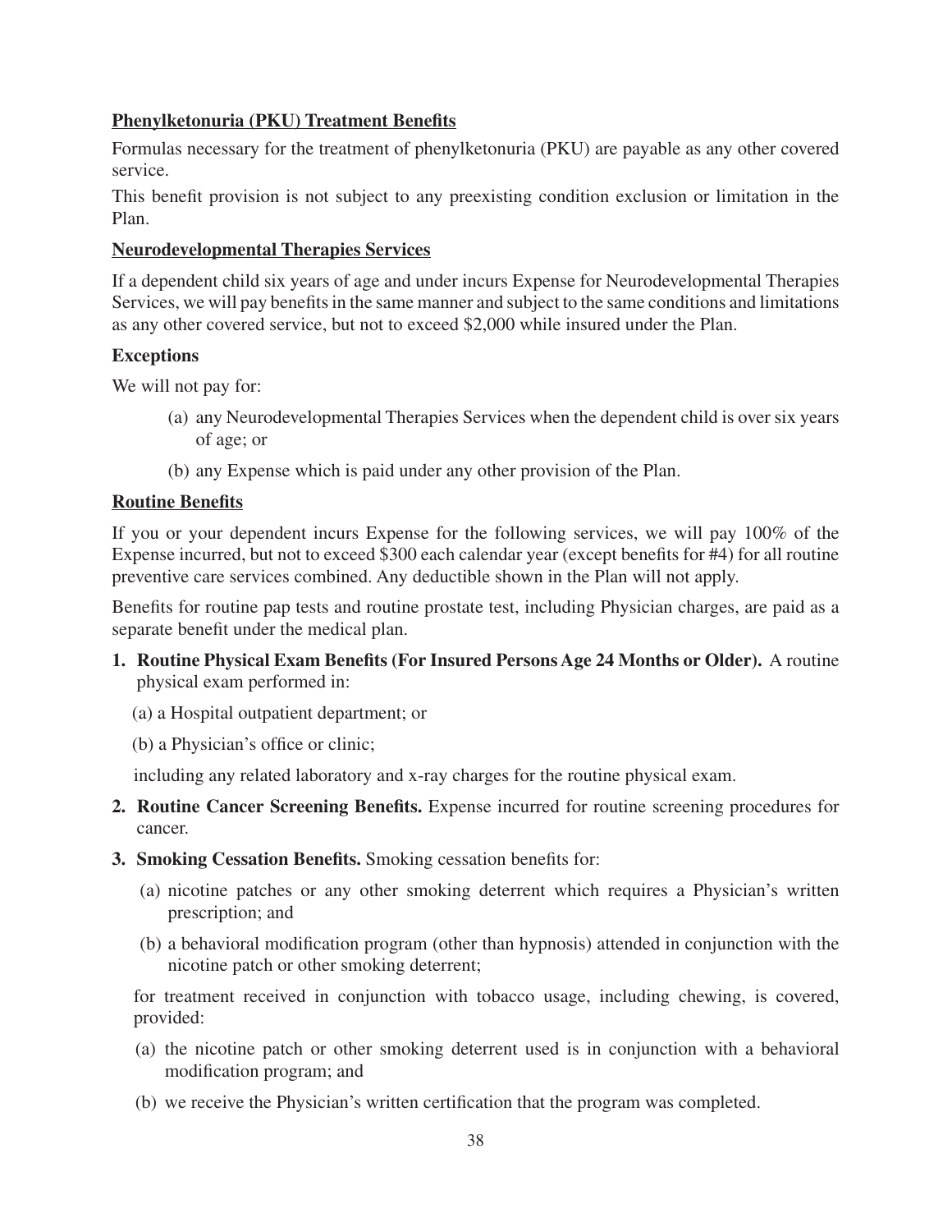**Phenylketonuria (PKU) Treatment Benefits**

Formulas necessary for the treatment of phenylketonuria (PKU) are payable as any other covered service.

This benefit provision is not subject to any preexisting condition exclusion or limitation in the Plan.

**Neurodevelopmental Therapies Services**

If a dependent child six years of age and under incurs Expense for Neurodevelopmental Therapies Services, we will pay benefits in the same manner and subject to the same conditions and limitations as any other covered service, but not to exceed $2,000 while insured under the Plan.

**Exceptions**

We will not pay for:

(a) any Neurodevelopmental Therapies Services when the dependent child is over six years of age; or

(b) any Expense which is paid under any other provision of the Plan.

**Routine Benefits**

If you or your dependent incurs Expense for the following services, we will pay 100% of the Expense incurred, but not to exceed $300 each calendar year (except benefits for #4) for all routine preventive care services combined. Any deductible shown in the Plan will not apply.

Benefits for routine pap tests and routine prostate test, including Physician charges, are paid as a separate benefit under the medical plan.

1. **Routine Physical Exam Benefits (For Insured Persons Age 24 Months or Older).** A routine physical exam performed in:

   (a) a Hospital outpatient department; or

   (b) a Physician's office or clinic;

   including any related laboratory and x-ray charges for the routine physical exam.

2. **Routine Cancer Screening Benefits.** Expense incurred for routine screening procedures for cancer.

3. **Smoking Cessation Benefits.** Smoking cessation benefits for:

   (a) nicotine patches or any other smoking deterrent which requires a Physician's written prescription; and

   (b) a behavioral modification program (other than hypnosis) attended in conjunction with the nicotine patch or other smoking deterrent;

   for treatment received in conjunction with tobacco usage, including chewing, is covered, provided:

   (a) the nicotine patch or other smoking deterrent used is in conjunction with a behavioral modification program; and

   (b) we receive the Physician's written certification that the program was completed.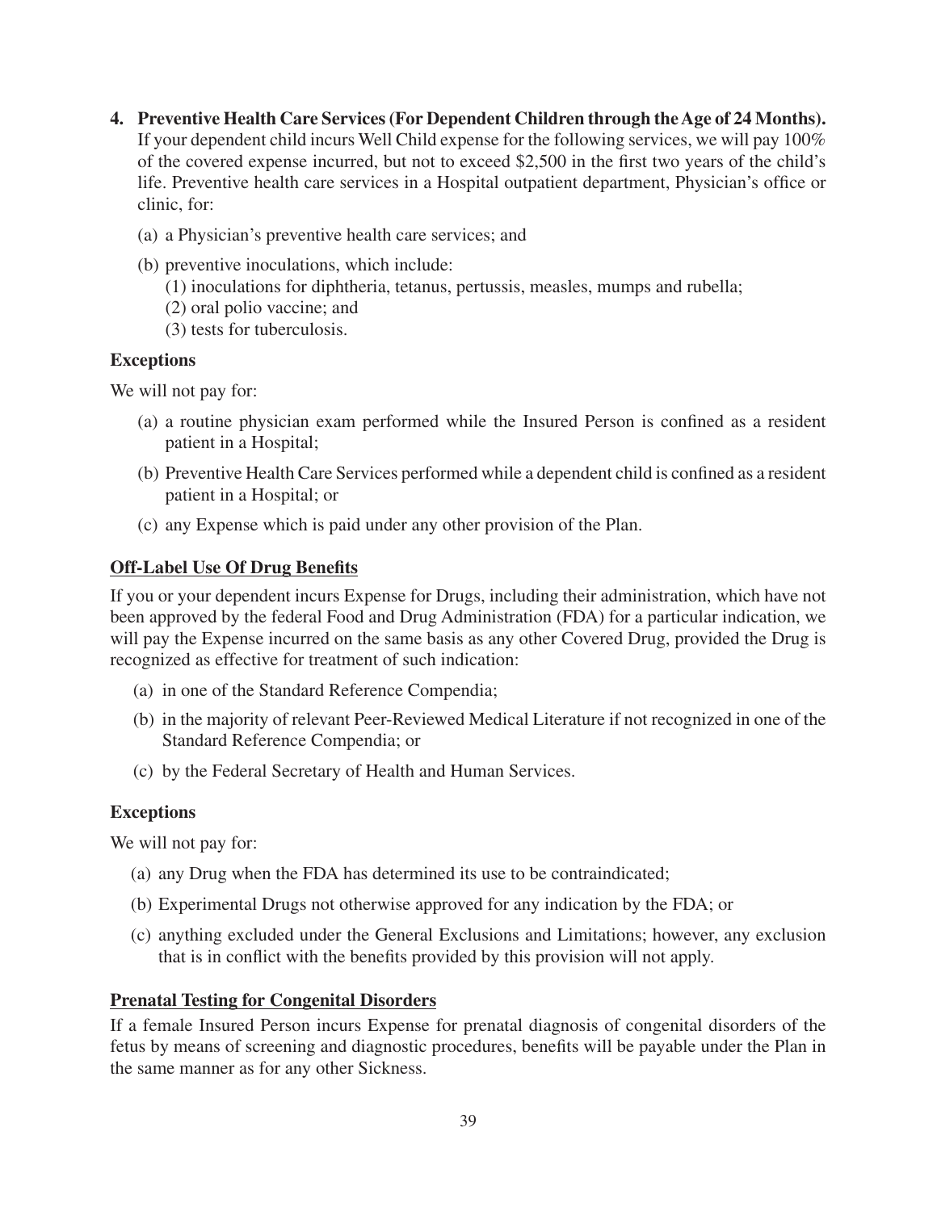4. **Preventive Health Care Services (For Dependent Children through the Age of 24 Months).** If your dependent child incurs Well Child expense for the following services, we will pay 100% of the covered expense incurred, but not to exceed $2,500 in the first two years of the child's life. Preventive health care services in a Hospital outpatient department, Physician's office or clinic, for:

   (a) a Physician's preventive health care services; and

   (b) preventive inoculations, which include:
      (1) inoculations for diphtheria, tetanus, pertussis, measles, mumps and rubella;
      (2) oral polio vaccine; and
      (3) tests for tuberculosis.

   **Exceptions**

   We will not pay for:

   (a) a routine physician exam performed while the Insured Person is confined as a resident patient in a Hospital;

   (b) Preventive Health Care Services performed while a dependent child is confined as a resident patient in a Hospital; or

   (c) any Expense which is paid under any other provision of the Plan.

**<u>Off-Label Use Of Drug Benefits</u>**

If you or your dependent incurs Expense for Drugs, including their administration, which have not been approved by the federal Food and Drug Administration (FDA) for a particular indication, we will pay the Expense incurred on the same basis as any other Covered Drug, provided the Drug is recognized as effective for treatment of such indication:

(a) in one of the Standard Reference Compendia;

(b) in the majority of relevant Peer-Reviewed Medical Literature if not recognized in one of the Standard Reference Compendia; or

(c) by the Federal Secretary of Health and Human Services.

**Exceptions**

We will not pay for:

(a) any Drug when the FDA has determined its use to be contraindicated;

(b) Experimental Drugs not otherwise approved for any indication by the FDA; or

(c) anything excluded under the General Exclusions and Limitations; however, any exclusion that is in conflict with the benefits provided by this provision will not apply.

**<u>Prenatal Testing for Congenital Disorders</u>**

If a female Insured Person incurs Expense for prenatal diagnosis of congenital disorders of the fetus by means of screening and diagnostic procedures, benefits will be payable under the Plan in the same manner as for any other Sickness.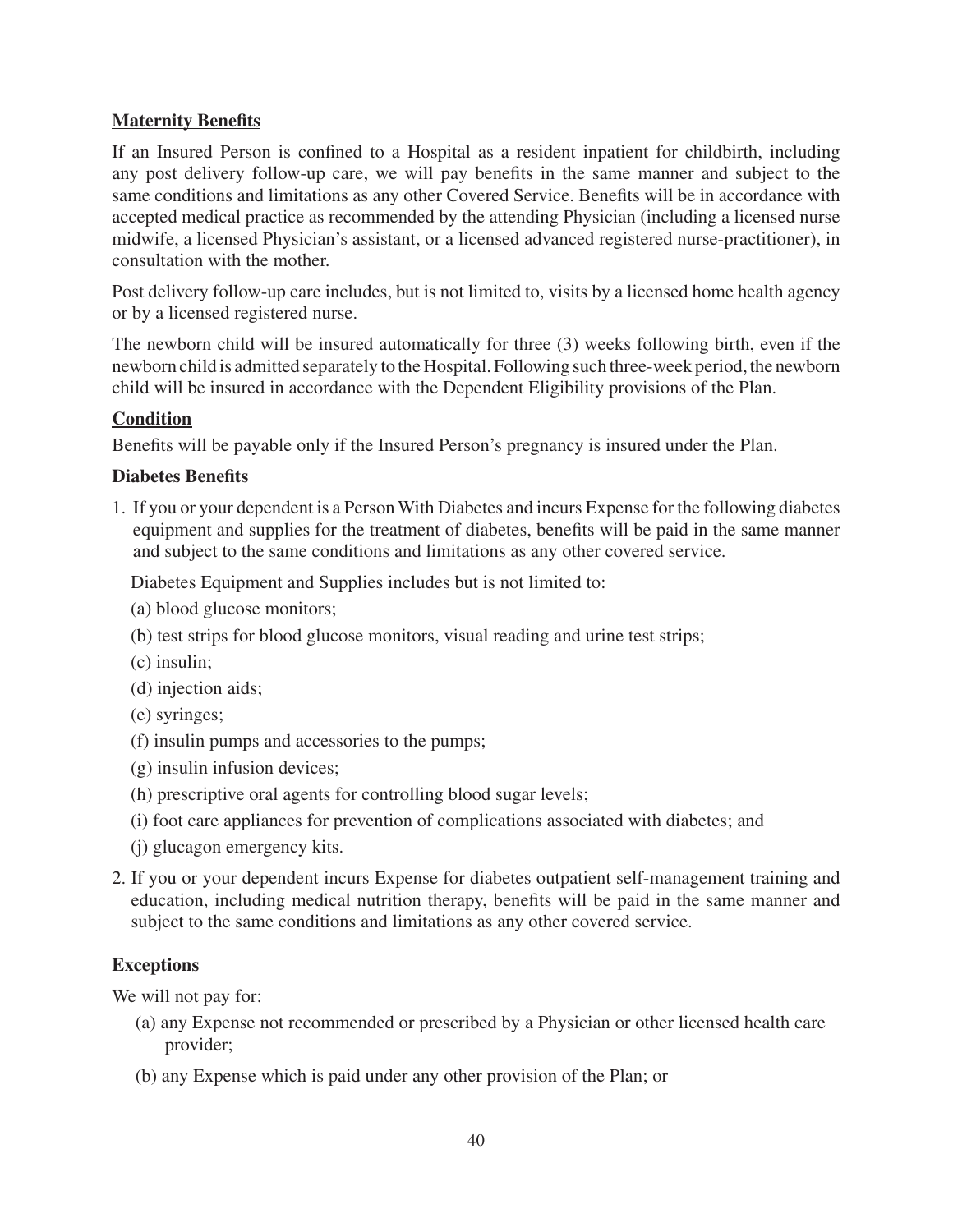**Maternity Benefits**

If an Insured Person is confined to a Hospital as a resident inpatient for childbirth, including any post delivery follow-up care, we will pay benefits in the same manner and subject to the same conditions and limitations as any other Covered Service. Benefits will be in accordance with accepted medical practice as recommended by the attending Physician (including a licensed nurse midwife, a licensed Physician's assistant, or a licensed advanced registered nurse-practitioner), in consultation with the mother.

Post delivery follow-up care includes, but is not limited to, visits by a licensed home health agency or by a licensed registered nurse.

The newborn child will be insured automatically for three (3) weeks following birth, even if the newborn child is admitted separately to the Hospital. Following such three-week period, the newborn child will be insured in accordance with the Dependent Eligibility provisions of the Plan.

**Condition**

Benefits will be payable only if the Insured Person's pregnancy is insured under the Plan.

**Diabetes Benefits**

1. If you or your dependent is a Person With Diabetes and incurs Expense for the following diabetes equipment and supplies for the treatment of diabetes, benefits will be paid in the same manner and subject to the same conditions and limitations as any other covered service.

   Diabetes Equipment and Supplies includes but is not limited to:

   (a) blood glucose monitors;

   (b) test strips for blood glucose monitors, visual reading and urine test strips;

   (c) insulin;

   (d) injection aids;

   (e) syringes;

   (f) insulin pumps and accessories to the pumps;

   (g) insulin infusion devices;

   (h) prescriptive oral agents for controlling blood sugar levels;

   (i) foot care appliances for prevention of complications associated with diabetes; and

   (j) glucagon emergency kits.

2. If you or your dependent incurs Expense for diabetes outpatient self-management training and education, including medical nutrition therapy, benefits will be paid in the same manner and subject to the same conditions and limitations as any other covered service.

**Exceptions**

We will not pay for:

(a) any Expense not recommended or prescribed by a Physician or other licensed health care provider;

(b) any Expense which is paid under any other provision of the Plan; or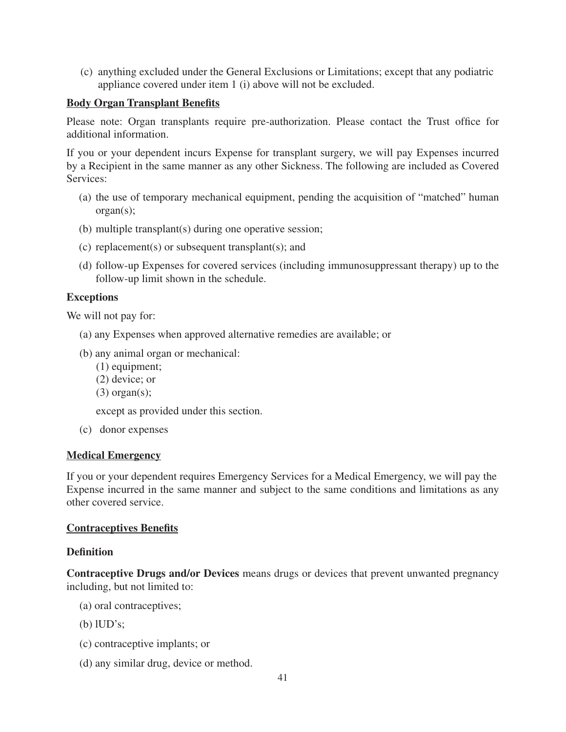(c) anything excluded under the General Exclusions or Limitations; except that any podiatric appliance covered under item 1 (i) above will not be excluded.

**Body Organ Transplant Benefits**

Please note: Organ transplants require pre-authorization. Please contact the Trust office for additional information.

If you or your dependent incurs Expense for transplant surgery, we will pay Expenses incurred by a Recipient in the same manner as any other Sickness. The following are included as Covered Services:

(a) the use of temporary mechanical equipment, pending the acquisition of "matched" human organ(s);

(b) multiple transplant(s) during one operative session;

(c) replacement(s) or subsequent transplant(s); and

(d) follow-up Expenses for covered services (including immunosuppressant therapy) up to the follow-up limit shown in the schedule.

**Exceptions**

We will not pay for:

(a) any Expenses when approved alternative remedies are available; or

(b) any animal organ or mechanical:
  (1) equipment;
  (2) device; or
  (3) organ(s);

  except as provided under this section.

(c) donor expenses

**Medical Emergency**

If you or your dependent requires Emergency Services for a Medical Emergency, we will pay the Expense incurred in the same manner and subject to the same conditions and limitations as any other covered service.

**Contraceptives Benefits**

**Definition**

**Contraceptive Drugs and/or Devices** means drugs or devices that prevent unwanted pregnancy including, but not limited to:

(a) oral contraceptives;

(b) lUD's;

(c) contraceptive implants; or

(d) any similar drug, device or method.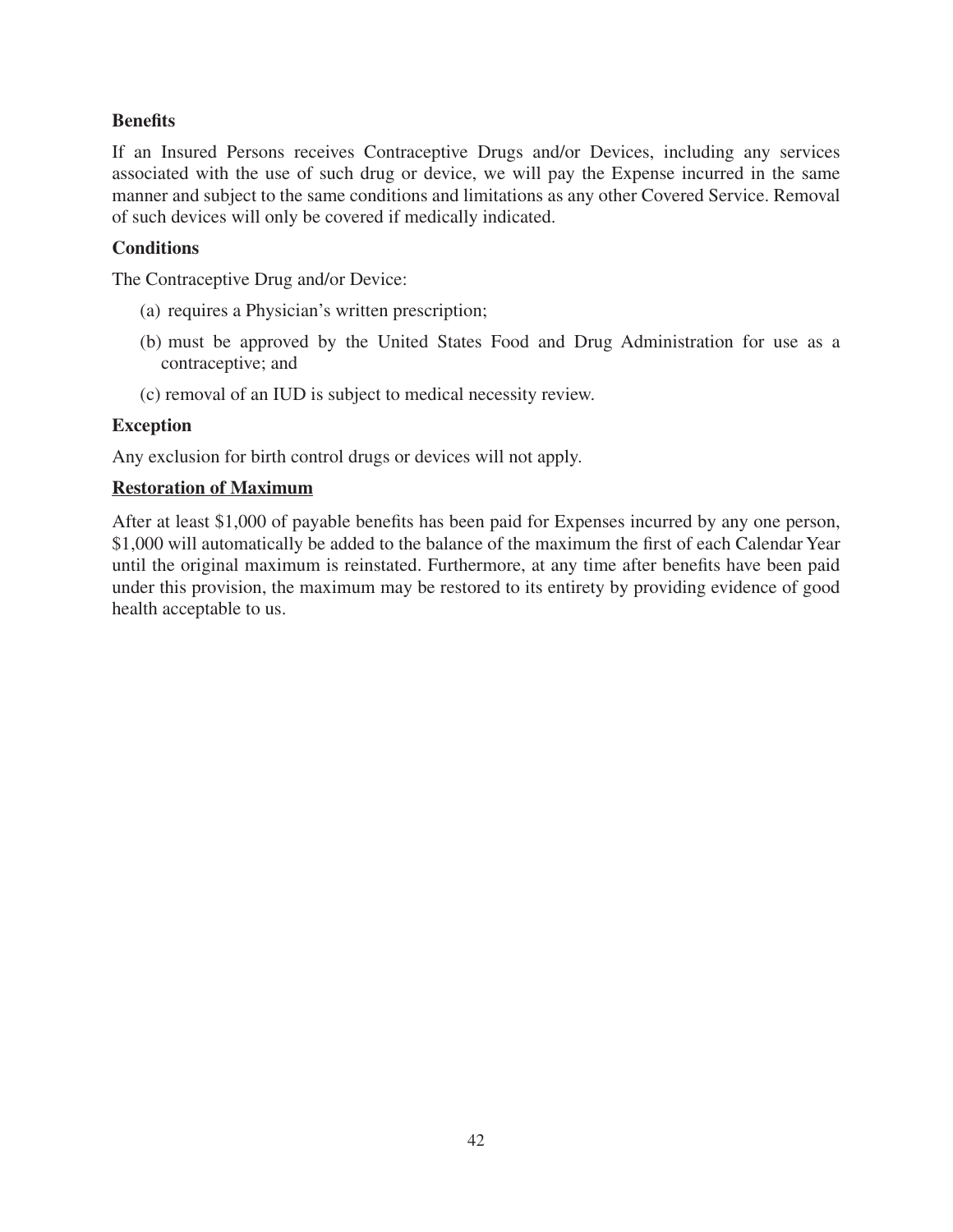**Benefits**

If an Insured Persons receives Contraceptive Drugs and/or Devices, including any services associated with the use of such drug or device, we will pay the Expense incurred in the same manner and subject to the same conditions and limitations as any other Covered Service. Removal of such devices will only be covered if medically indicated.

**Conditions**

The Contraceptive Drug and/or Device:

(a) requires a Physician's written prescription;

(b) must be approved by the United States Food and Drug Administration for use as a contraceptive; and

(c) removal of an IUD is subject to medical necessity review.

**Exception**

Any exclusion for birth control drugs or devices will not apply.

**Restoration of Maximum**

After at least $1,000 of payable benefits has been paid for Expenses incurred by any one person, $1,000 will automatically be added to the balance of the maximum the first of each Calendar Year until the original maximum is reinstated. Furthermore, at any time after benefits have been paid under this provision, the maximum may be restored to its entirety by providing evidence of good health acceptable to us.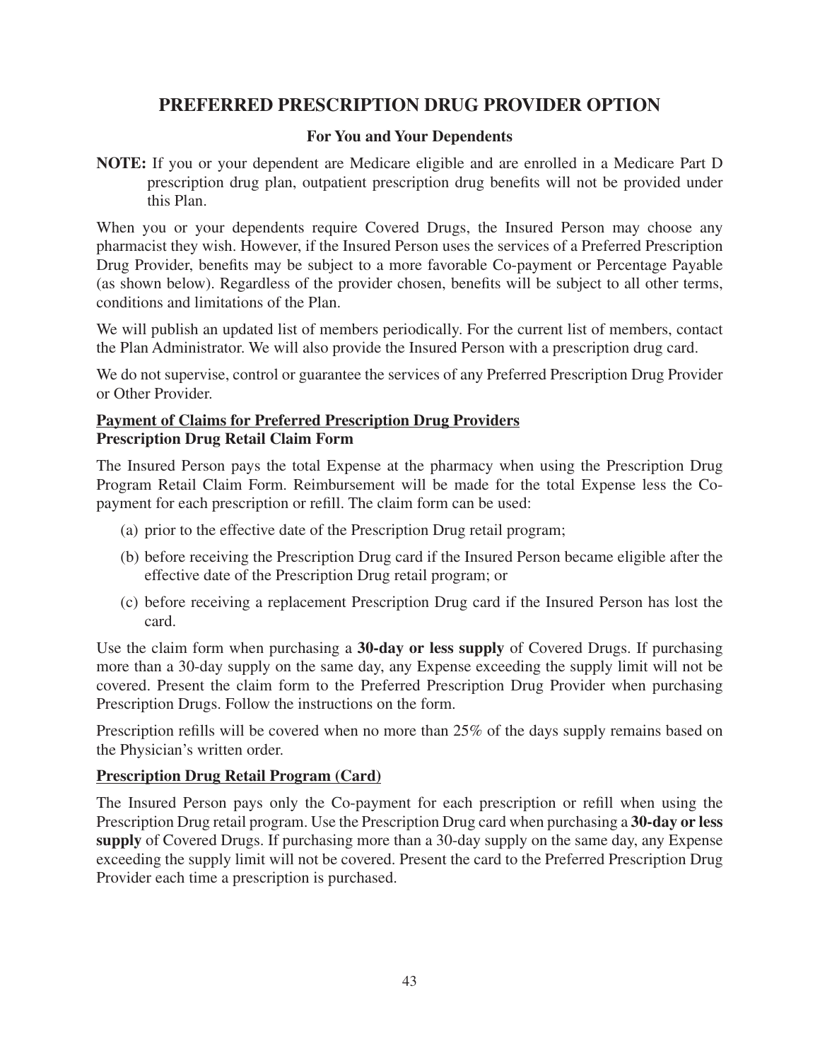## PREFERRED PRESCRIPTION DRUG PROVIDER OPTION

### For You and Your Dependents

**NOTE:** If you or your dependent are Medicare eligible and are enrolled in a Medicare Part D prescription drug plan, outpatient prescription drug benefits will not be provided under this Plan.

When you or your dependents require Covered Drugs, the Insured Person may choose any pharmacist they wish. However, if the Insured Person uses the services of a Preferred Prescription Drug Provider, benefits may be subject to a more favorable Co-payment or Percentage Payable (as shown below). Regardless of the provider chosen, benefits will be subject to all other terms, conditions and limitations of the Plan.

We will publish an updated list of members periodically. For the current list of members, contact the Plan Administrator. We will also provide the Insured Person with a prescription drug card.

We do not supervise, control or guarantee the services of any Preferred Prescription Drug Provider or Other Provider.

**Payment of Claims for Preferred Prescription Drug Providers**
**Prescription Drug Retail Claim Form**

The Insured Person pays the total Expense at the pharmacy when using the Prescription Drug Program Retail Claim Form. Reimbursement will be made for the total Expense less the Co-payment for each prescription or refill. The claim form can be used:

(a) prior to the effective date of the Prescription Drug retail program;

(b) before receiving the Prescription Drug card if the Insured Person became eligible after the effective date of the Prescription Drug retail program; or

(c) before receiving a replacement Prescription Drug card if the Insured Person has lost the card.

Use the claim form when purchasing a **30-day or less supply** of Covered Drugs. If purchasing more than a 30-day supply on the same day, any Expense exceeding the supply limit will not be covered. Present the claim form to the Preferred Prescription Drug Provider when purchasing Prescription Drugs. Follow the instructions on the form.

Prescription refills will be covered when no more than 25% of the days supply remains based on the Physician's written order.

**Prescription Drug Retail Program (Card)**

The Insured Person pays only the Co-payment for each prescription or refill when using the Prescription Drug retail program. Use the Prescription Drug card when purchasing a **30-day or less supply** of Covered Drugs. If purchasing more than a 30-day supply on the same day, any Expense exceeding the supply limit will not be covered. Present the card to the Preferred Prescription Drug Provider each time a prescription is purchased.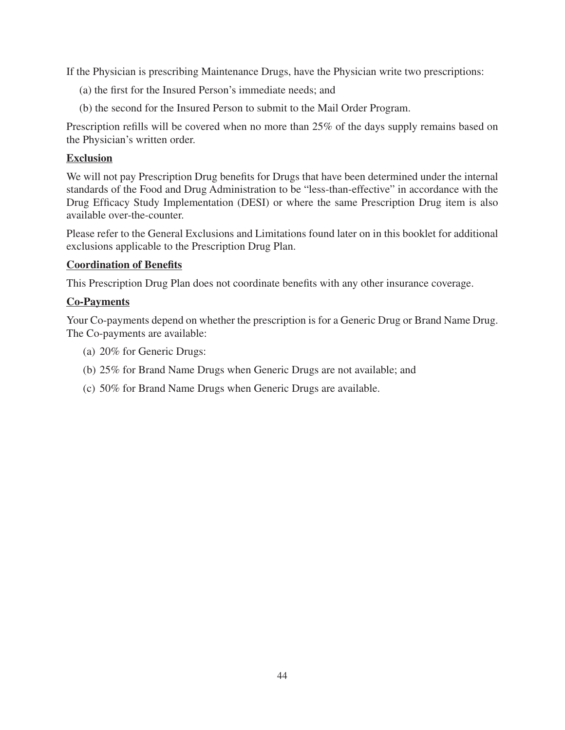If the Physician is prescribing Maintenance Drugs, have the Physician write two prescriptions:

(a) the first for the Insured Person's immediate needs; and

(b) the second for the Insured Person to submit to the Mail Order Program.

Prescription refills will be covered when no more than 25% of the days supply remains based on the Physician's written order.

**Exclusion**

We will not pay Prescription Drug benefits for Drugs that have been determined under the internal standards of the Food and Drug Administration to be "less-than-effective" in accordance with the Drug Efficacy Study Implementation (DESI) or where the same Prescription Drug item is also available over-the-counter.

Please refer to the General Exclusions and Limitations found later on in this booklet for additional exclusions applicable to the Prescription Drug Plan.

**Coordination of Benefits**

This Prescription Drug Plan does not coordinate benefits with any other insurance coverage.

**Co-Payments**

Your Co-payments depend on whether the prescription is for a Generic Drug or Brand Name Drug. The Co-payments are available:

(a) 20% for Generic Drugs:

(b) 25% for Brand Name Drugs when Generic Drugs are not available; and

(c) 50% for Brand Name Drugs when Generic Drugs are available.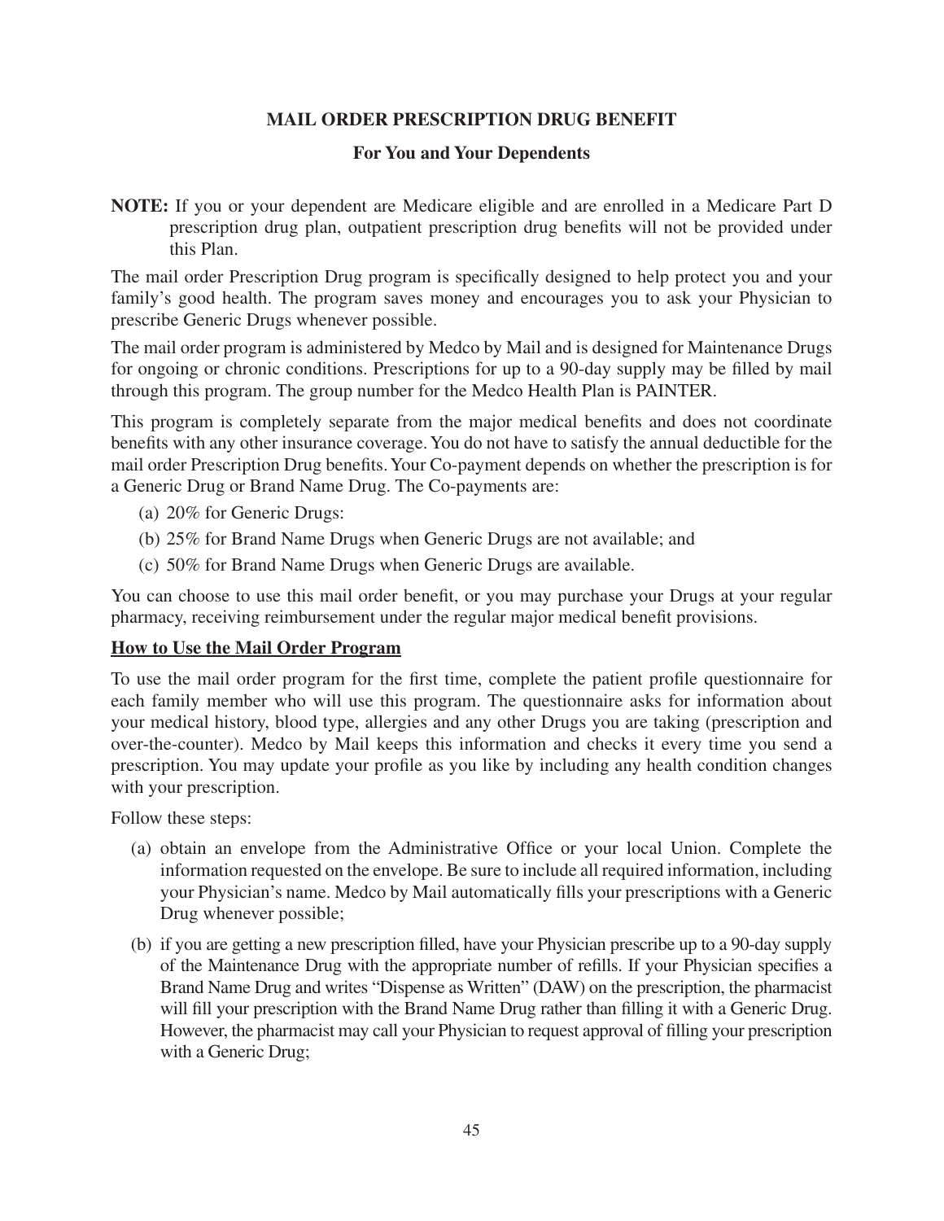## MAIL ORDER PRESCRIPTION DRUG BENEFIT

### For You and Your Dependents

**NOTE:** If you or your dependent are Medicare eligible and are enrolled in a Medicare Part D prescription drug plan, outpatient prescription drug benefits will not be provided under this Plan.

The mail order Prescription Drug program is specifically designed to help protect you and your family's good health. The program saves money and encourages you to ask your Physician to prescribe Generic Drugs whenever possible.

The mail order program is administered by Medco by Mail and is designed for Maintenance Drugs for ongoing or chronic conditions. Prescriptions for up to a 90-day supply may be filled by mail through this program. The group number for the Medco Health Plan is PAINTER.

This program is completely separate from the major medical benefits and does not coordinate benefits with any other insurance coverage. You do not have to satisfy the annual deductible for the mail order Prescription Drug benefits. Your Co-payment depends on whether the prescription is for a Generic Drug or Brand Name Drug. The Co-payments are:

(a) 20% for Generic Drugs:

(b) 25% for Brand Name Drugs when Generic Drugs are not available; and

(c) 50% for Brand Name Drugs when Generic Drugs are available.

You can choose to use this mail order benefit, or you may purchase your Drugs at your regular pharmacy, receiving reimbursement under the regular major medical benefit provisions.

**<u>How to Use the Mail Order Program</u>**

To use the mail order program for the first time, complete the patient profile questionnaire for each family member who will use this program. The questionnaire asks for information about your medical history, blood type, allergies and any other Drugs you are taking (prescription and over-the-counter). Medco by Mail keeps this information and checks it every time you send a prescription. You may update your profile as you like by including any health condition changes with your prescription.

Follow these steps:

(a) obtain an envelope from the Administrative Office or your local Union. Complete the information requested on the envelope. Be sure to include all required information, including your Physician's name. Medco by Mail automatically fills your prescriptions with a Generic Drug whenever possible;

(b) if you are getting a new prescription filled, have your Physician prescribe up to a 90-day supply of the Maintenance Drug with the appropriate number of refills. If your Physician specifies a Brand Name Drug and writes "Dispense as Written" (DAW) on the prescription, the pharmacist will fill your prescription with the Brand Name Drug rather than filling it with a Generic Drug. However, the pharmacist may call your Physician to request approval of filling your prescription with a Generic Drug;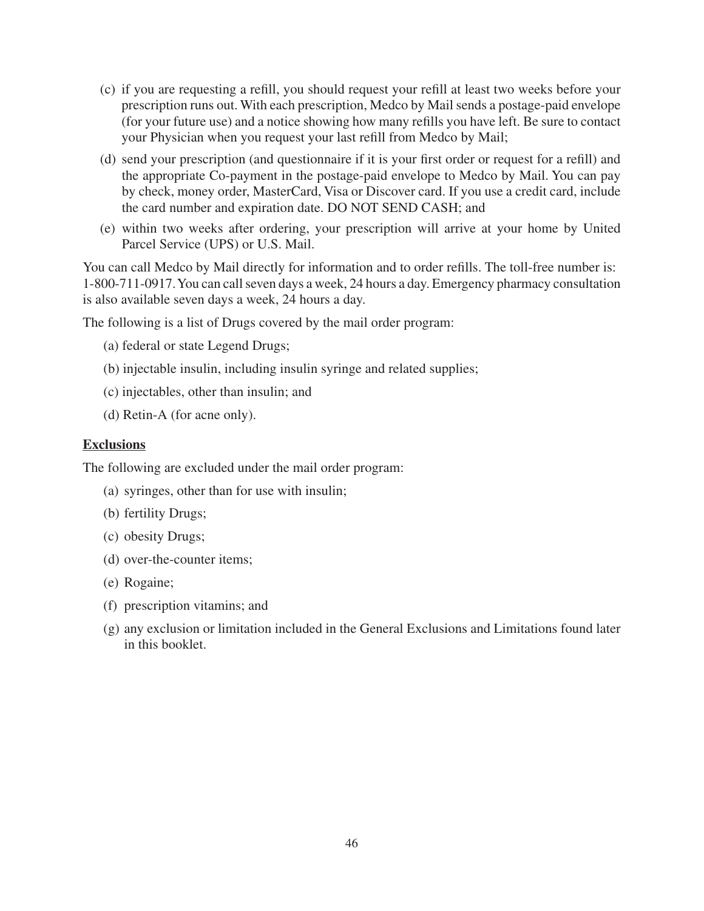(c) if you are requesting a refill, you should request your refill at least two weeks before your prescription runs out. With each prescription, Medco by Mail sends a postage-paid envelope (for your future use) and a notice showing how many refills you have left. Be sure to contact your Physician when you request your last refill from Medco by Mail;

(d) send your prescription (and questionnaire if it is your first order or request for a refill) and the appropriate Co-payment in the postage-paid envelope to Medco by Mail. You can pay by check, money order, MasterCard, Visa or Discover card. If you use a credit card, include the card number and expiration date. DO NOT SEND CASH; and

(e) within two weeks after ordering, your prescription will arrive at your home by United Parcel Service (UPS) or U.S. Mail.

You can call Medco by Mail directly for information and to order refills. The toll-free number is: 1-800-711-0917. You can call seven days a week, 24 hours a day. Emergency pharmacy consultation is also available seven days a week, 24 hours a day.

The following is a list of Drugs covered by the mail order program:

(a) federal or state Legend Drugs;

(b) injectable insulin, including insulin syringe and related supplies;

(c) injectables, other than insulin; and

(d) Retin-A (for acne only).

**Exclusions**

The following are excluded under the mail order program:

(a) syringes, other than for use with insulin;

(b) fertility Drugs;

(c) obesity Drugs;

(d) over-the-counter items;

(e) Rogaine;

(f) prescription vitamins; and

(g) any exclusion or limitation included in the General Exclusions and Limitations found later in this booklet.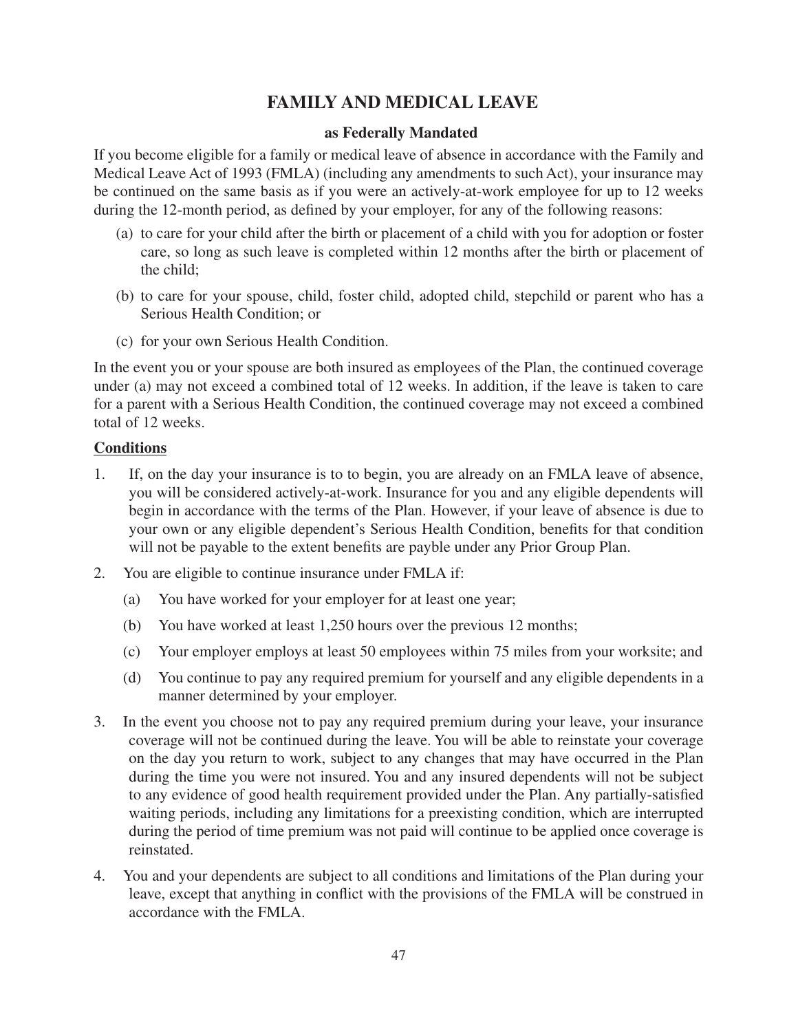# FAMILY AND MEDICAL LEAVE

## as Federally Mandated

If you become eligible for a family or medical leave of absence in accordance with the Family and Medical Leave Act of 1993 (FMLA) (including any amendments to such Act), your insurance may be continued on the same basis as if you were an actively-at-work employee for up to 12 weeks during the 12-month period, as defined by your employer, for any of the following reasons:

(a) to care for your child after the birth or placement of a child with you for adoption or foster care, so long as such leave is completed within 12 months after the birth or placement of the child;

(b) to care for your spouse, child, foster child, adopted child, stepchild or parent who has a Serious Health Condition; or

(c) for your own Serious Health Condition.

In the event you or your spouse are both insured as employees of the Plan, the continued coverage under (a) may not exceed a combined total of 12 weeks. In addition, if the leave is taken to care for a parent with a Serious Health Condition, the continued coverage may not exceed a combined total of 12 weeks.

**Conditions**

1. If, on the day your insurance is to to begin, you are already on an FMLA leave of absence, you will be considered actively-at-work. Insurance for you and any eligible dependents will begin in accordance with the terms of the Plan. However, if your leave of absence is due to your own or any eligible dependent's Serious Health Condition, benefits for that condition will not be payable to the extent benefits are payble under any Prior Group Plan.

2. You are eligible to continue insurance under FMLA if:

   (a) You have worked for your employer for at least one year;

   (b) You have worked at least 1,250 hours over the previous 12 months;

   (c) Your employer employs at least 50 employees within 75 miles from your worksite; and

   (d) You continue to pay any required premium for yourself and any eligible dependents in a manner determined by your employer.

3. In the event you choose not to pay any required premium during your leave, your insurance coverage will not be continued during the leave. You will be able to reinstate your coverage on the day you return to work, subject to any changes that may have occurred in the Plan during the time you were not insured. You and any insured dependents will not be subject to any evidence of good health requirement provided under the Plan. Any partially-satisfied waiting periods, including any limitations for a preexisting condition, which are interrupted during the period of time premium was not paid will continue to be applied once coverage is reinstated.

4. You and your dependents are subject to all conditions and limitations of the Plan during your leave, except that anything in conflict with the provisions of the FMLA will be construed in accordance with the FMLA.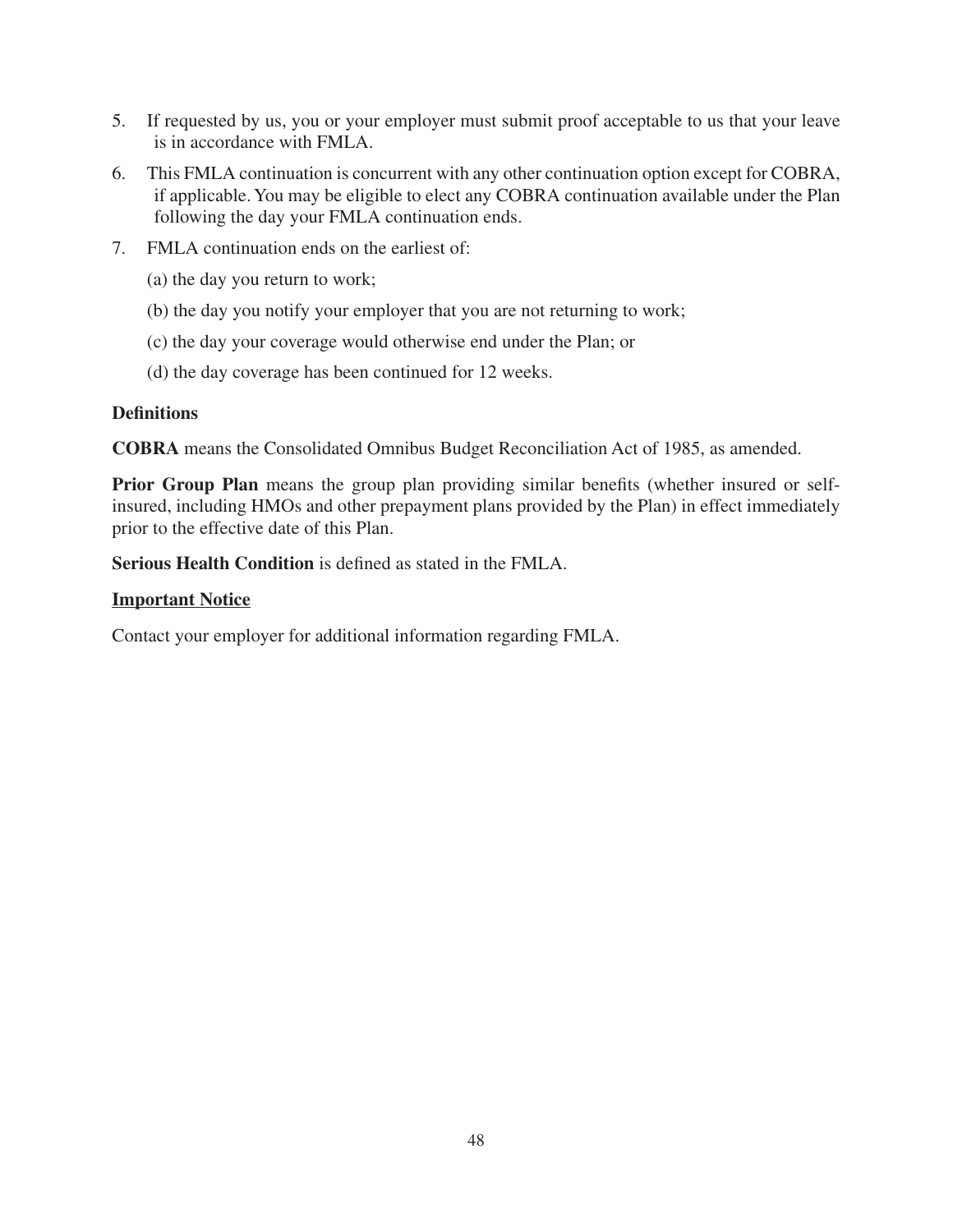5. If requested by us, you or your employer must submit proof acceptable to us that your leave is in accordance with FMLA.

6. This FMLA continuation is concurrent with any other continuation option except for COBRA, if applicable. You may be eligible to elect any COBRA continuation available under the Plan following the day your FMLA continuation ends.

7. FMLA continuation ends on the earliest of:

   (a) the day you return to work;

   (b) the day you notify your employer that you are not returning to work;

   (c) the day your coverage would otherwise end under the Plan; or

   (d) the day coverage has been continued for 12 weeks.

**Definitions**

**COBRA** means the Consolidated Omnibus Budget Reconciliation Act of 1985, as amended.

**Prior Group Plan** means the group plan providing similar benefits (whether insured or self-insured, including HMOs and other prepayment plans provided by the Plan) in effect immediately prior to the effective date of this Plan.

**Serious Health Condition** is defined as stated in the FMLA.

**<u>Important Notice</u>**

Contact your employer for additional information regarding FMLA.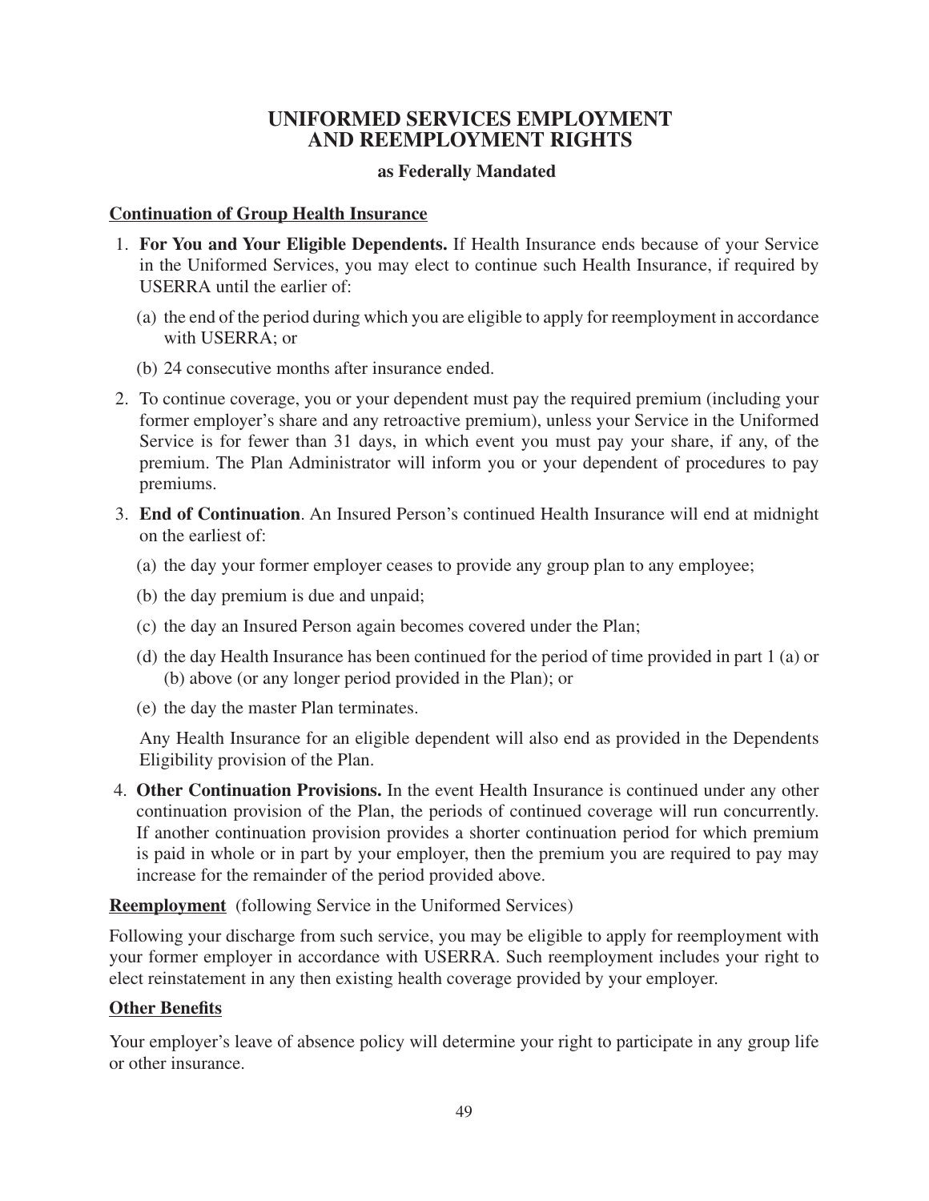# UNIFORMED SERVICES EMPLOYMENT AND REEMPLOYMENT RIGHTS

**as Federally Mandated**

## Continuation of Group Health Insurance

1. **For You and Your Eligible Dependents.** If Health Insurance ends because of your Service in the Uniformed Services, you may elect to continue such Health Insurance, if required by USERRA until the earlier of:

   (a) the end of the period during which you are eligible to apply for reemployment in accordance with USERRA; or

   (b) 24 consecutive months after insurance ended.

2. To continue coverage, you or your dependent must pay the required premium (including your former employer's share and any retroactive premium), unless your Service in the Uniformed Service is for fewer than 31 days, in which event you must pay your share, if any, of the premium. The Plan Administrator will inform you or your dependent of procedures to pay premiums.

3. **End of Continuation**. An Insured Person's continued Health Insurance will end at midnight on the earliest of:

   (a) the day your former employer ceases to provide any group plan to any employee;

   (b) the day premium is due and unpaid;

   (c) the day an Insured Person again becomes covered under the Plan;

   (d) the day Health Insurance has been continued for the period of time provided in part 1 (a) or (b) above (or any longer period provided in the Plan); or

   (e) the day the master Plan terminates.

   Any Health Insurance for an eligible dependent will also end as provided in the Dependents Eligibility provision of the Plan.

4. **Other Continuation Provisions.** In the event Health Insurance is continued under any other continuation provision of the Plan, the periods of continued coverage will run concurrently. If another continuation provision provides a shorter continuation period for which premium is paid in whole or in part by your employer, then the premium you are required to pay may increase for the remainder of the period provided above.

## Reemployment (following Service in the Uniformed Services)

Following your discharge from such service, you may be eligible to apply for reemployment with your former employer in accordance with USERRA. Such reemployment includes your right to elect reinstatement in any then existing health coverage provided by your employer.

## Other Benefits

Your employer's leave of absence policy will determine your right to participate in any group life or other insurance.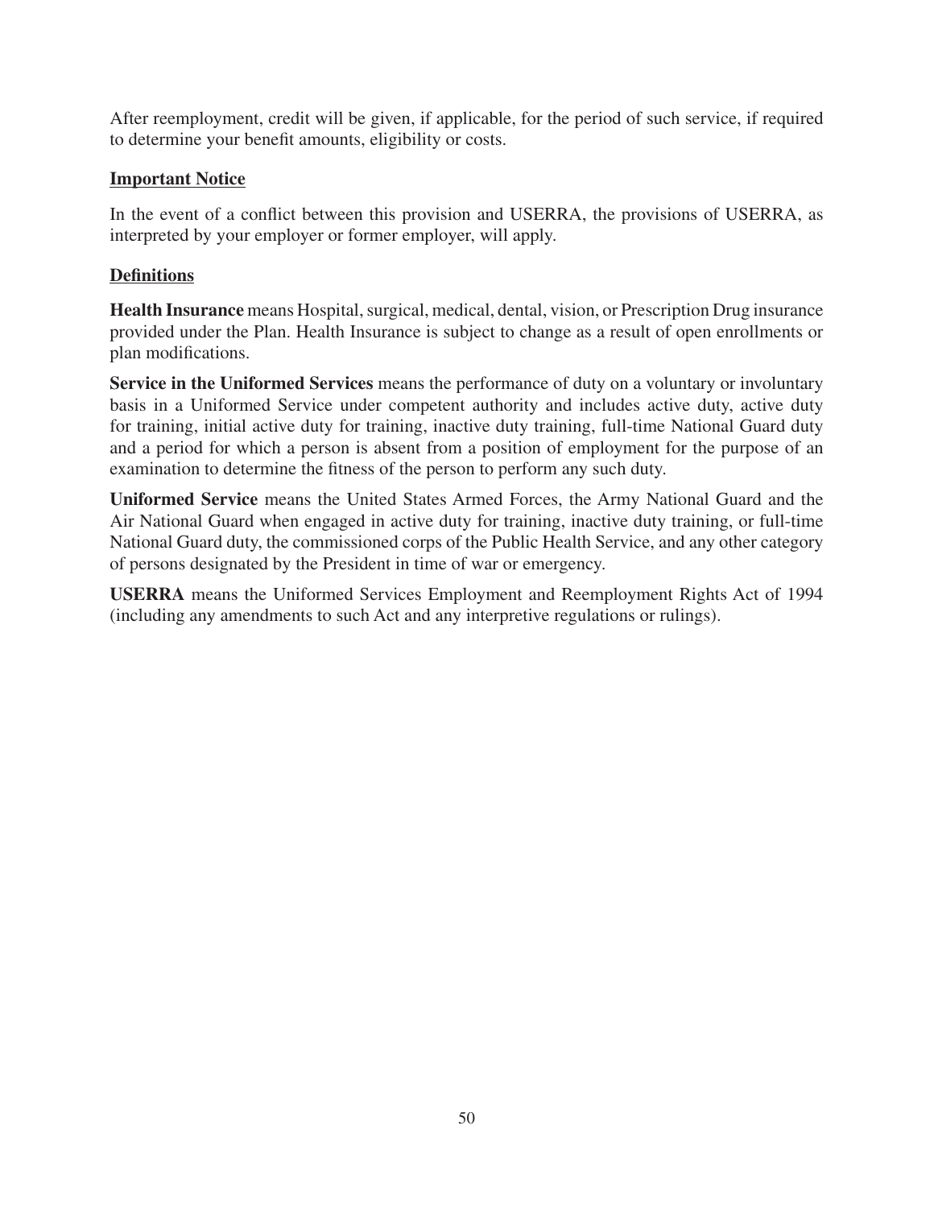After reemployment, credit will be given, if applicable, for the period of such service, if required to determine your benefit amounts, eligibility or costs.

### Important Notice

In the event of a conflict between this provision and USERRA, the provisions of USERRA, as interpreted by your employer or former employer, will apply.

### Definitions

**Health Insurance** means Hospital, surgical, medical, dental, vision, or Prescription Drug insurance provided under the Plan. Health Insurance is subject to change as a result of open enrollments or plan modifications.

**Service in the Uniformed Services** means the performance of duty on a voluntary or involuntary basis in a Uniformed Service under competent authority and includes active duty, active duty for training, initial active duty for training, inactive duty training, full-time National Guard duty and a period for which a person is absent from a position of employment for the purpose of an examination to determine the fitness of the person to perform any such duty.

**Uniformed Service** means the United States Armed Forces, the Army National Guard and the Air National Guard when engaged in active duty for training, inactive duty training, or full-time National Guard duty, the commissioned corps of the Public Health Service, and any other category of persons designated by the President in time of war or emergency.

**USERRA** means the Uniformed Services Employment and Reemployment Rights Act of 1994 (including any amendments to such Act and any interpretive regulations or rulings).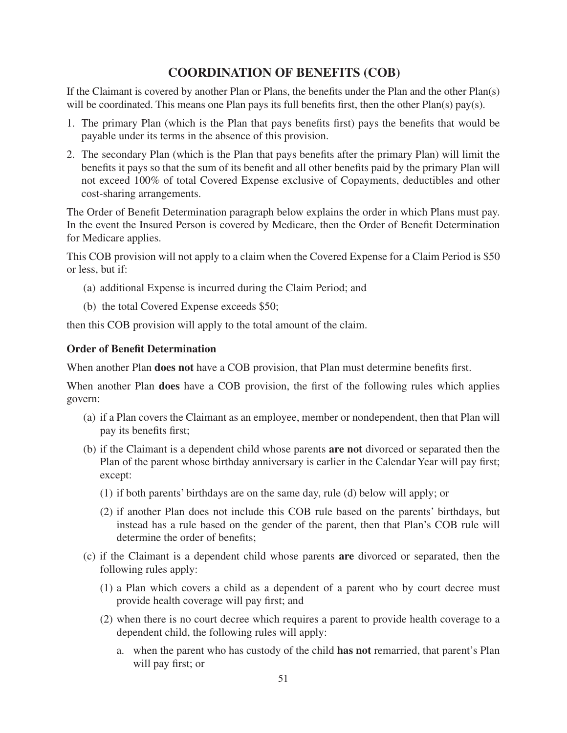# COORDINATION OF BENEFITS (COB)

If the Claimant is covered by another Plan or Plans, the benefits under the Plan and the other Plan(s) will be coordinated. This means one Plan pays its full benefits first, then the other Plan(s) pay(s).

1. The primary Plan (which is the Plan that pays benefits first) pays the benefits that would be payable under its terms in the absence of this provision.
2. The secondary Plan (which is the Plan that pays benefits after the primary Plan) will limit the benefits it pays so that the sum of its benefit and all other benefits paid by the primary Plan will not exceed 100% of total Covered Expense exclusive of Copayments, deductibles and other cost-sharing arrangements.

The Order of Benefit Determination paragraph below explains the order in which Plans must pay. In the event the Insured Person is covered by Medicare, then the Order of Benefit Determination for Medicare applies.

This COB provision will not apply to a claim when the Covered Expense for a Claim Period is $50 or less, but if:

(a) additional Expense is incurred during the Claim Period; and

(b) the total Covered Expense exceeds $50;

then this COB provision will apply to the total amount of the claim.

### Order of Benefit Determination

When another Plan **does not** have a COB provision, that Plan must determine benefits first.

When another Plan **does** have a COB provision, the first of the following rules which applies govern:

(a) if a Plan covers the Claimant as an employee, member or nondependent, then that Plan will pay its benefits first;

(b) if the Claimant is a dependent child whose parents **are not** divorced or separated then the Plan of the parent whose birthday anniversary is earlier in the Calendar Year will pay first; except:

  (1) if both parents' birthdays are on the same day, rule (d) below will apply; or

  (2) if another Plan does not include this COB rule based on the parents' birthdays, but instead has a rule based on the gender of the parent, then that Plan's COB rule will determine the order of benefits;

(c) if the Claimant is a dependent child whose parents **are** divorced or separated, then the following rules apply:

  (1) a Plan which covers a child as a dependent of a parent who by court decree must provide health coverage will pay first; and

  (2) when there is no court decree which requires a parent to provide health coverage to a dependent child, the following rules will apply:

    a. when the parent who has custody of the child **has not** remarried, that parent's Plan will pay first; or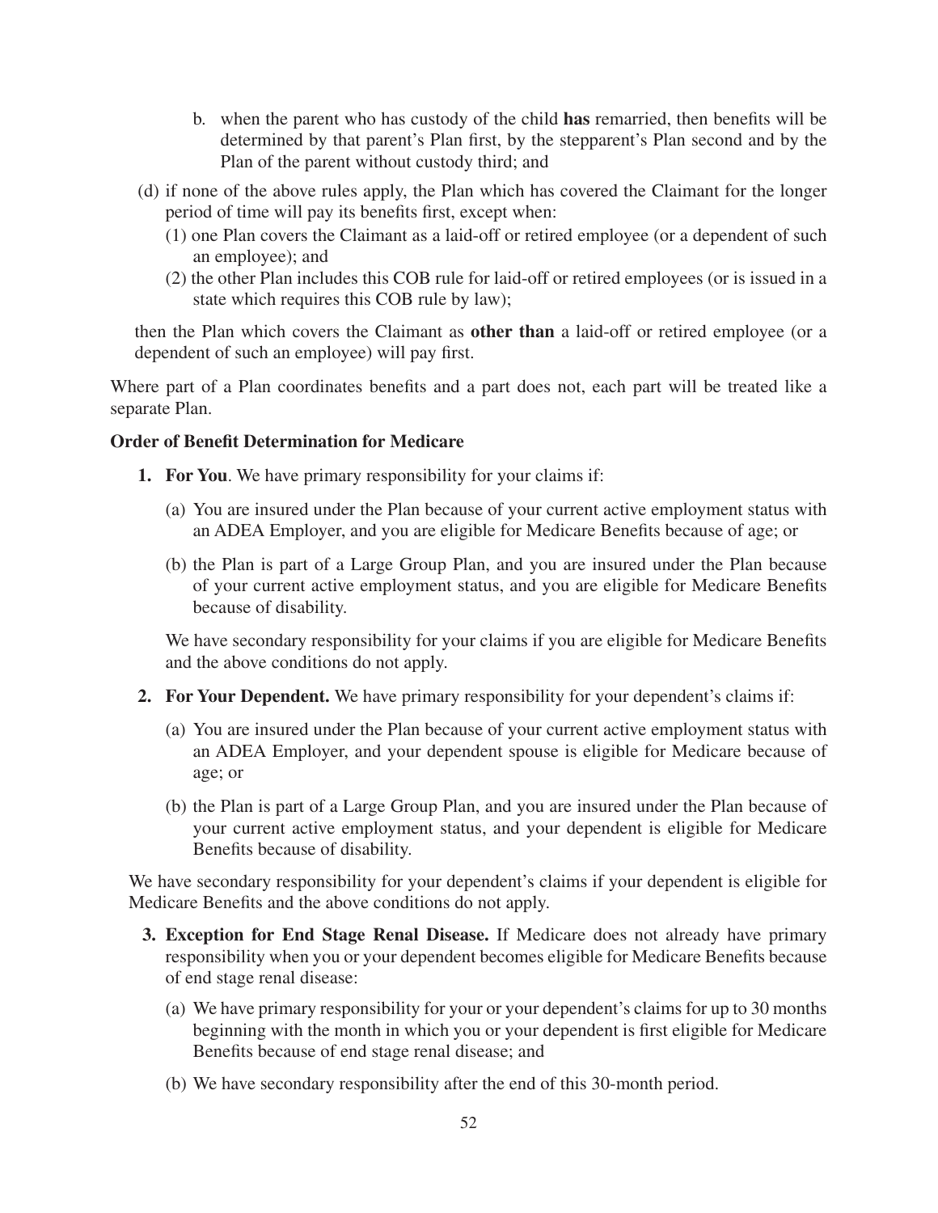b. when the parent who has custody of the child **has** remarried, then benefits will be determined by that parent's Plan first, by the stepparent's Plan second and by the Plan of the parent without custody third; and

(d) if none of the above rules apply, the Plan which has covered the Claimant for the longer period of time will pay its benefits first, except when:
   (1) one Plan covers the Claimant as a laid-off or retired employee (or a dependent of such an employee); and
   (2) the other Plan includes this COB rule for laid-off or retired employees (or is issued in a state which requires this COB rule by law);

then the Plan which covers the Claimant as **other than** a laid-off or retired employee (or a dependent of such an employee) will pay first.

Where part of a Plan coordinates benefits and a part does not, each part will be treated like a separate Plan.

**Order of Benefit Determination for Medicare**

1. **For You**. We have primary responsibility for your claims if:

   (a) You are insured under the Plan because of your current active employment status with an ADEA Employer, and you are eligible for Medicare Benefits because of age; or

   (b) the Plan is part of a Large Group Plan, and you are insured under the Plan because of your current active employment status, and you are eligible for Medicare Benefits because of disability.

   We have secondary responsibility for your claims if you are eligible for Medicare Benefits and the above conditions do not apply.

2. **For Your Dependent.** We have primary responsibility for your dependent's claims if:

   (a) You are insured under the Plan because of your current active employment status with an ADEA Employer, and your dependent spouse is eligible for Medicare because of age; or

   (b) the Plan is part of a Large Group Plan, and you are insured under the Plan because of your current active employment status, and your dependent is eligible for Medicare Benefits because of disability.

We have secondary responsibility for your dependent's claims if your dependent is eligible for Medicare Benefits and the above conditions do not apply.

3. **Exception for End Stage Renal Disease.** If Medicare does not already have primary responsibility when you or your dependent becomes eligible for Medicare Benefits because of end stage renal disease:

   (a) We have primary responsibility for your or your dependent's claims for up to 30 months beginning with the month in which you or your dependent is first eligible for Medicare Benefits because of end stage renal disease; and

   (b) We have secondary responsibility after the end of this 30-month period.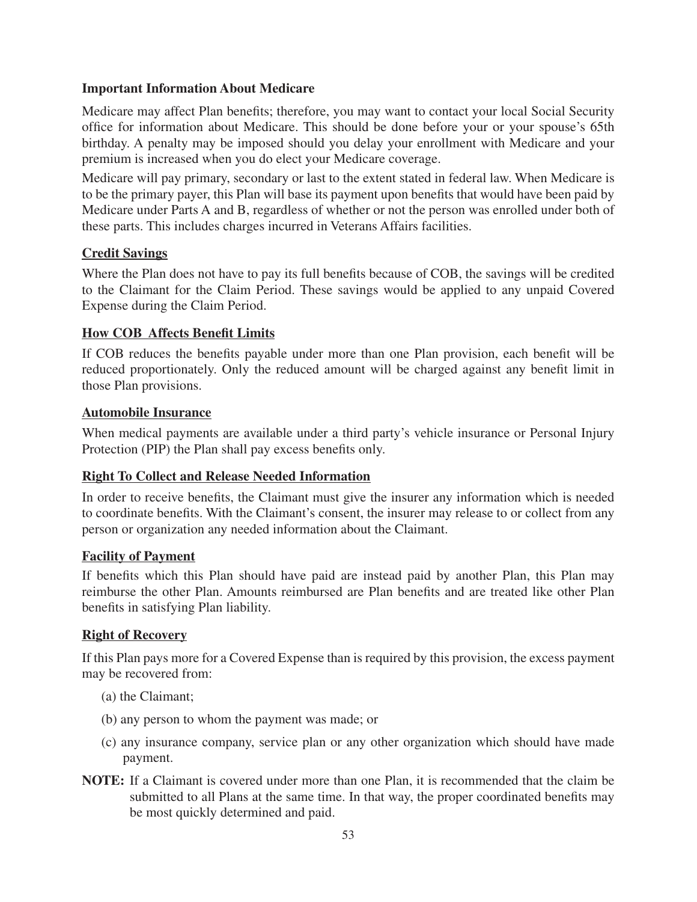**Important Information About Medicare**

Medicare may affect Plan benefits; therefore, you may want to contact your local Social Security office for information about Medicare. This should be done before your or your spouse's 65th birthday. A penalty may be imposed should you delay your enrollment with Medicare and your premium is increased when you do elect your Medicare coverage.

Medicare will pay primary, secondary or last to the extent stated in federal law. When Medicare is to be the primary payer, this Plan will base its payment upon benefits that would have been paid by Medicare under Parts A and B, regardless of whether or not the person was enrolled under both of these parts. This includes charges incurred in Veterans Affairs facilities.

**Credit Savings**

Where the Plan does not have to pay its full benefits because of COB, the savings will be credited to the Claimant for the Claim Period. These savings would be applied to any unpaid Covered Expense during the Claim Period.

**How COB Affects Benefit Limits**

If COB reduces the benefits payable under more than one Plan provision, each benefit will be reduced proportionately. Only the reduced amount will be charged against any benefit limit in those Plan provisions.

**Automobile Insurance**

When medical payments are available under a third party's vehicle insurance or Personal Injury Protection (PIP) the Plan shall pay excess benefits only.

**Right To Collect and Release Needed Information**

In order to receive benefits, the Claimant must give the insurer any information which is needed to coordinate benefits. With the Claimant's consent, the insurer may release to or collect from any person or organization any needed information about the Claimant.

**Facility of Payment**

If benefits which this Plan should have paid are instead paid by another Plan, this Plan may reimburse the other Plan. Amounts reimbursed are Plan benefits and are treated like other Plan benefits in satisfying Plan liability.

**Right of Recovery**

If this Plan pays more for a Covered Expense than is required by this provision, the excess payment may be recovered from:

(a) the Claimant;

(b) any person to whom the payment was made; or

(c) any insurance company, service plan or any other organization which should have made payment.

**NOTE:** If a Claimant is covered under more than one Plan, it is recommended that the claim be submitted to all Plans at the same time. In that way, the proper coordinated benefits may be most quickly determined and paid.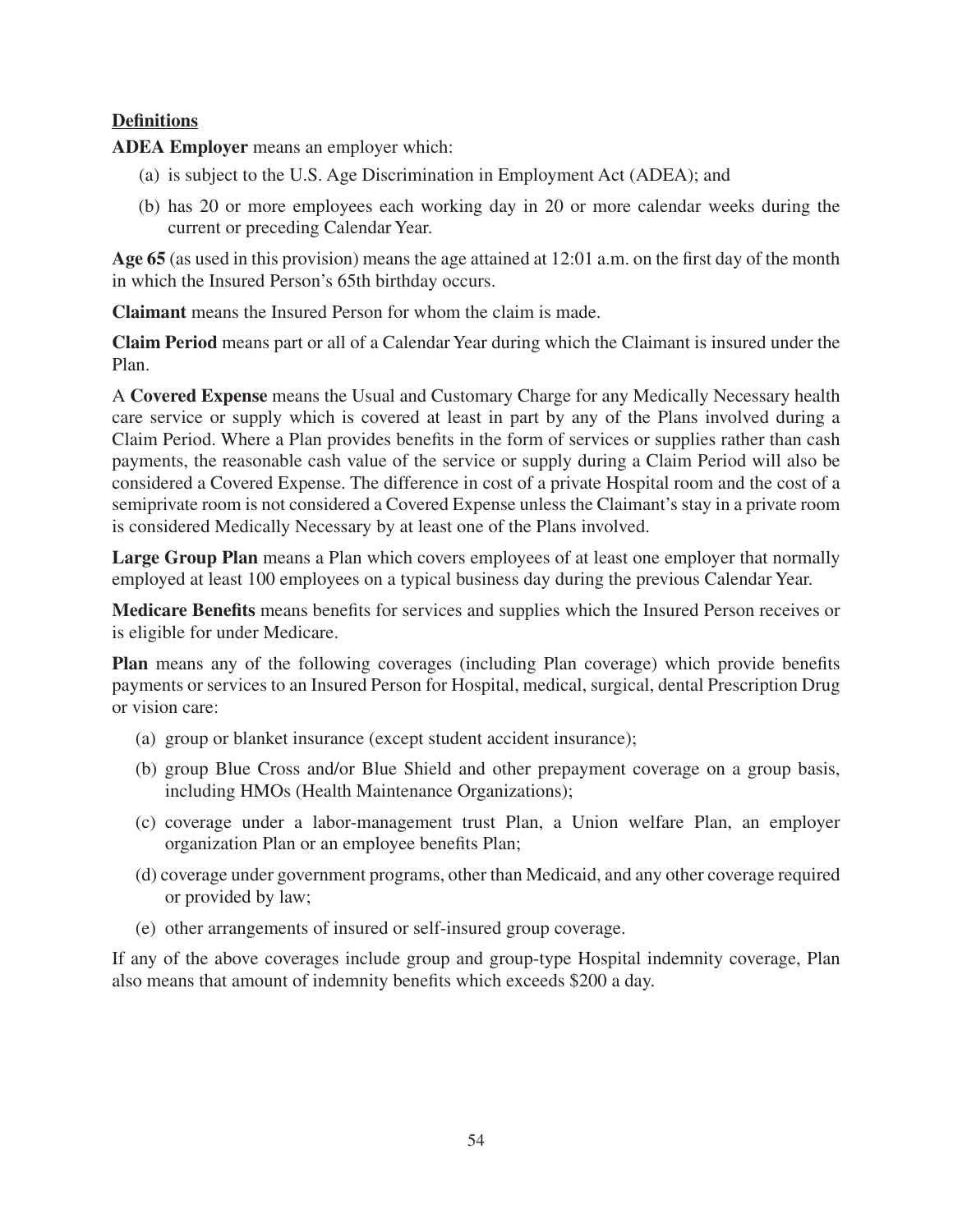**Definitions**

**ADEA Employer** means an employer which:

(a) is subject to the U.S. Age Discrimination in Employment Act (ADEA); and

(b) has 20 or more employees each working day in 20 or more calendar weeks during the current or preceding Calendar Year.

**Age 65** (as used in this provision) means the age attained at 12:01 a.m. on the first day of the month in which the Insured Person's 65th birthday occurs.

**Claimant** means the Insured Person for whom the claim is made.

**Claim Period** means part or all of a Calendar Year during which the Claimant is insured under the Plan.

A **Covered Expense** means the Usual and Customary Charge for any Medically Necessary health care service or supply which is covered at least in part by any of the Plans involved during a Claim Period. Where a Plan provides benefits in the form of services or supplies rather than cash payments, the reasonable cash value of the service or supply during a Claim Period will also be considered a Covered Expense. The difference in cost of a private Hospital room and the cost of a semiprivate room is not considered a Covered Expense unless the Claimant's stay in a private room is considered Medically Necessary by at least one of the Plans involved.

**Large Group Plan** means a Plan which covers employees of at least one employer that normally employed at least 100 employees on a typical business day during the previous Calendar Year.

**Medicare Benefits** means benefits for services and supplies which the Insured Person receives or is eligible for under Medicare.

**Plan** means any of the following coverages (including Plan coverage) which provide benefits payments or services to an Insured Person for Hospital, medical, surgical, dental Prescription Drug or vision care:

(a) group or blanket insurance (except student accident insurance);

(b) group Blue Cross and/or Blue Shield and other prepayment coverage on a group basis, including HMOs (Health Maintenance Organizations);

(c) coverage under a labor-management trust Plan, a Union welfare Plan, an employer organization Plan or an employee benefits Plan;

(d) coverage under government programs, other than Medicaid, and any other coverage required or provided by law;

(e) other arrangements of insured or self-insured group coverage.

If any of the above coverages include group and group-type Hospital indemnity coverage, Plan also means that amount of indemnity benefits which exceeds $200 a day.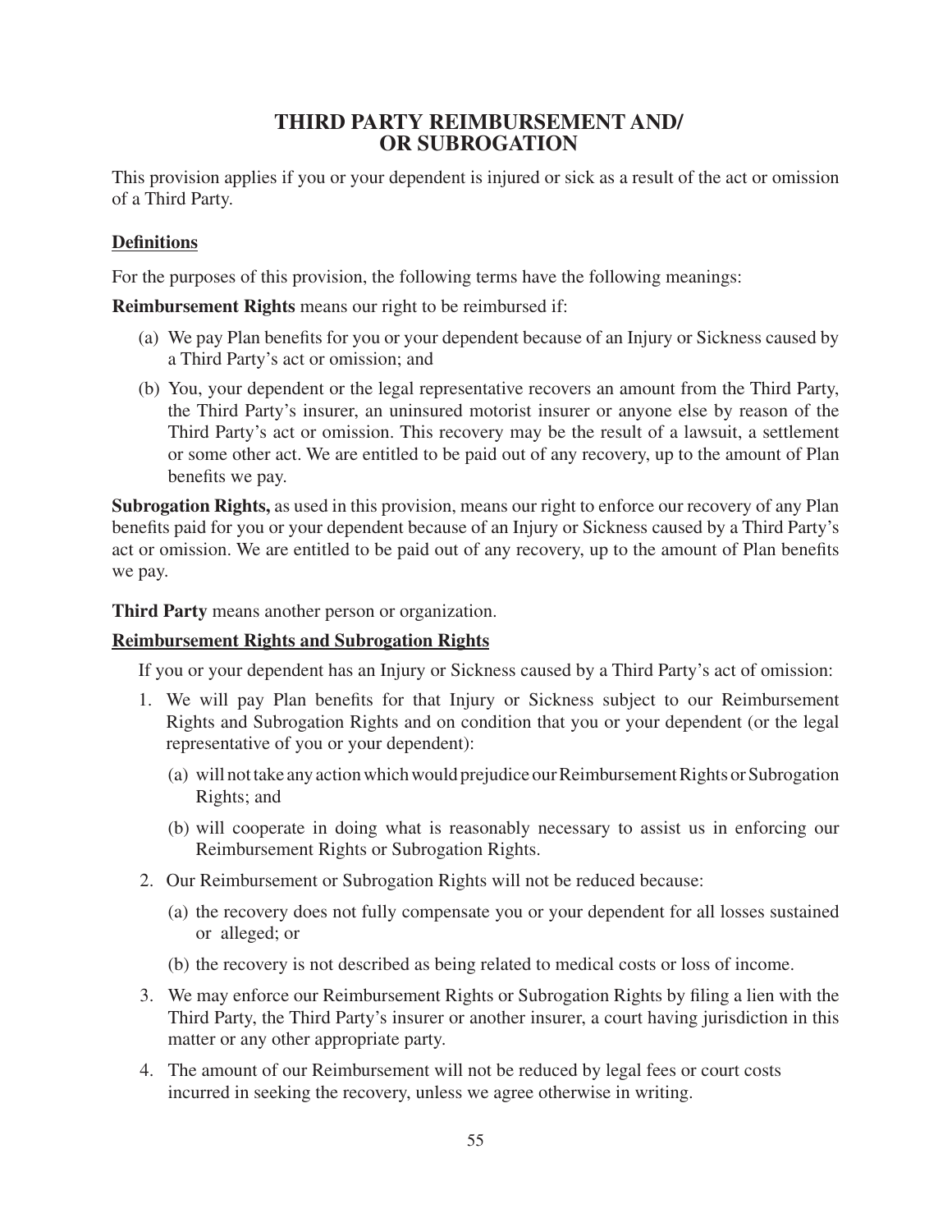# THIRD PARTY REIMBURSEMENT AND/ OR SUBROGATION

This provision applies if you or your dependent is injured or sick as a result of the act or omission of a Third Party.

## Definitions

For the purposes of this provision, the following terms have the following meanings:

**Reimbursement Rights** means our right to be reimbursed if:

(a) We pay Plan benefits for you or your dependent because of an Injury or Sickness caused by a Third Party's act or omission; and

(b) You, your dependent or the legal representative recovers an amount from the Third Party, the Third Party's insurer, an uninsured motorist insurer or anyone else by reason of the Third Party's act or omission. This recovery may be the result of a lawsuit, a settlement or some other act. We are entitled to be paid out of any recovery, up to the amount of Plan benefits we pay.

**Subrogation Rights,** as used in this provision, means our right to enforce our recovery of any Plan benefits paid for you or your dependent because of an Injury or Sickness caused by a Third Party's act or omission. We are entitled to be paid out of any recovery, up to the amount of Plan benefits we pay.

**Third Party** means another person or organization.

## Reimbursement Rights and Subrogation Rights

If you or your dependent has an Injury or Sickness caused by a Third Party's act of omission:

1. We will pay Plan benefits for that Injury or Sickness subject to our Reimbursement Rights and Subrogation Rights and on condition that you or your dependent (or the legal representative of you or your dependent):
   (a) will not take any action which would prejudice our Reimbursement Rights or Subrogation Rights; and
   (b) will cooperate in doing what is reasonably necessary to assist us in enforcing our Reimbursement Rights or Subrogation Rights.
2. Our Reimbursement or Subrogation Rights will not be reduced because:
   (a) the recovery does not fully compensate you or your dependent for all losses sustained or alleged; or
   (b) the recovery is not described as being related to medical costs or loss of income.
3. We may enforce our Reimbursement Rights or Subrogation Rights by filing a lien with the Third Party, the Third Party's insurer or another insurer, a court having jurisdiction in this matter or any other appropriate party.
4. The amount of our Reimbursement will not be reduced by legal fees or court costs incurred in seeking the recovery, unless we agree otherwise in writing.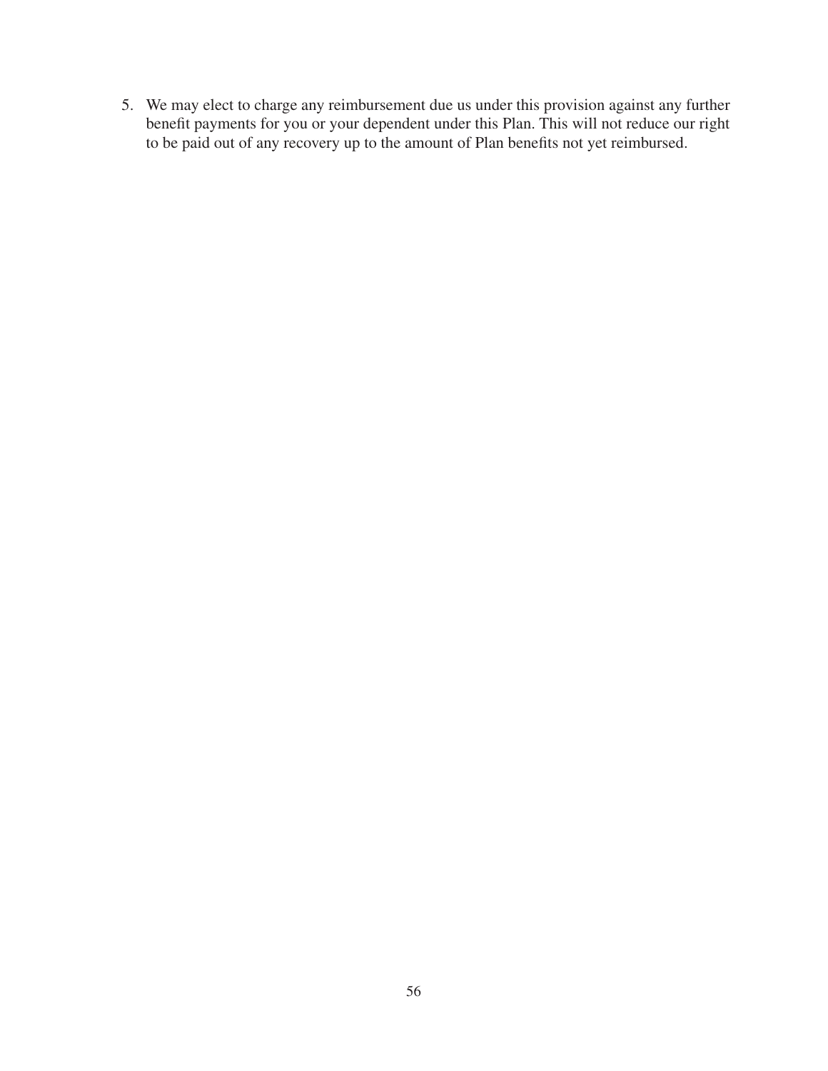5. We may elect to charge any reimbursement due us under this provision against any further benefit payments for you or your dependent under this Plan. This will not reduce our right to be paid out of any recovery up to the amount of Plan benefits not yet reimbursed.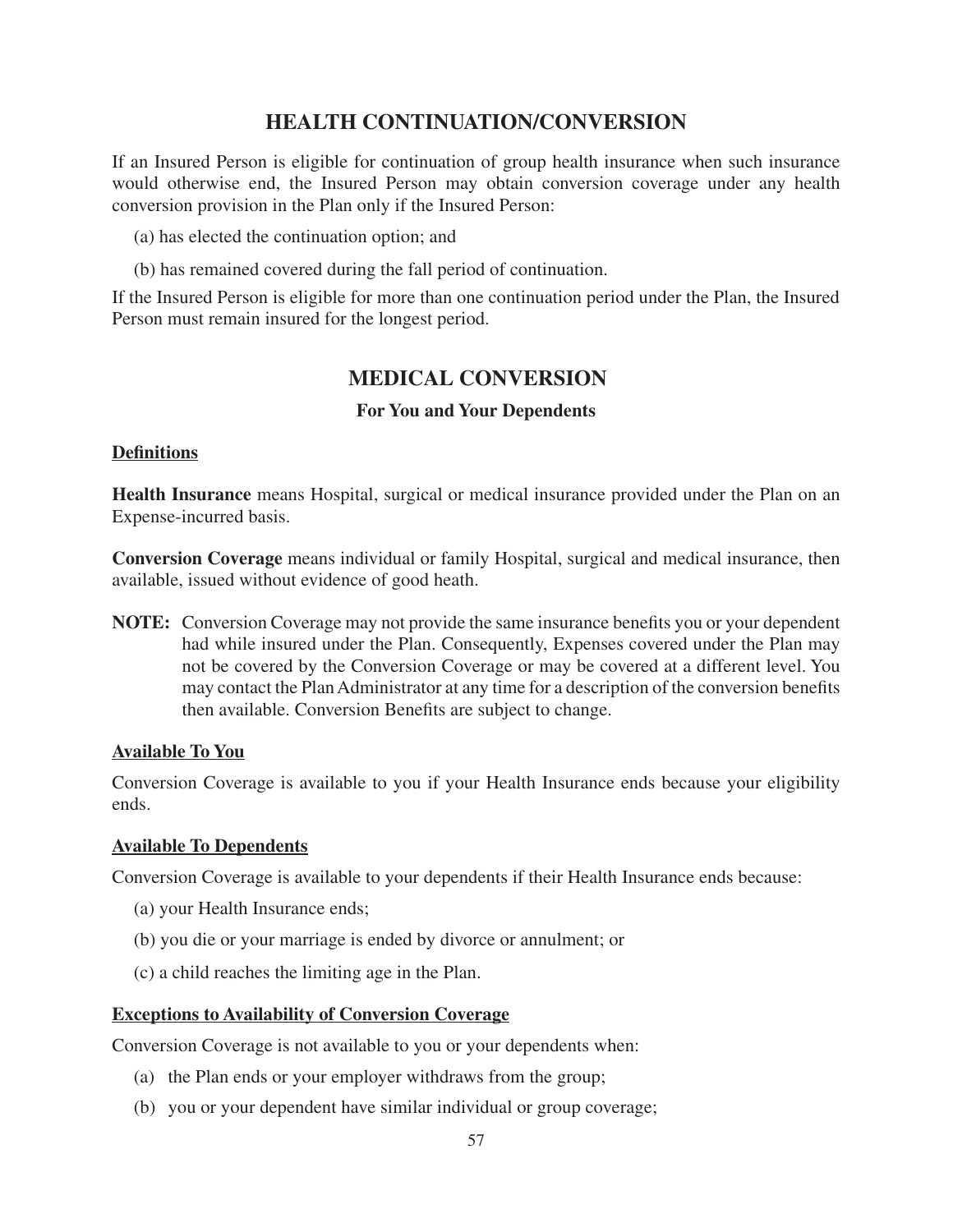## HEALTH CONTINUATION/CONVERSION

If an Insured Person is eligible for continuation of group health insurance when such insurance would otherwise end, the Insured Person may obtain conversion coverage under any health conversion provision in the Plan only if the Insured Person:

(a) has elected the continuation option; and

(b) has remained covered during the fall period of continuation.

If the Insured Person is eligible for more than one continuation period under the Plan, the Insured Person must remain insured for the longest period.

## MEDICAL CONVERSION

### For You and Your Dependents

**Definitions**

**Health Insurance** means Hospital, surgical or medical insurance provided under the Plan on an Expense-incurred basis.

**Conversion Coverage** means individual or family Hospital, surgical and medical insurance, then available, issued without evidence of good heath.

**NOTE:** Conversion Coverage may not provide the same insurance benefits you or your dependent had while insured under the Plan. Consequently, Expenses covered under the Plan may not be covered by the Conversion Coverage or may be covered at a different level. You may contact the Plan Administrator at any time for a description of the conversion benefits then available. Conversion Benefits are subject to change.

**Available To You**

Conversion Coverage is available to you if your Health Insurance ends because your eligibility ends.

**Available To Dependents**

Conversion Coverage is available to your dependents if their Health Insurance ends because:

(a) your Health Insurance ends;

(b) you die or your marriage is ended by divorce or annulment; or

(c) a child reaches the limiting age in the Plan.

**Exceptions to Availability of Conversion Coverage**

Conversion Coverage is not available to you or your dependents when:

(a) the Plan ends or your employer withdraws from the group;

(b) you or your dependent have similar individual or group coverage;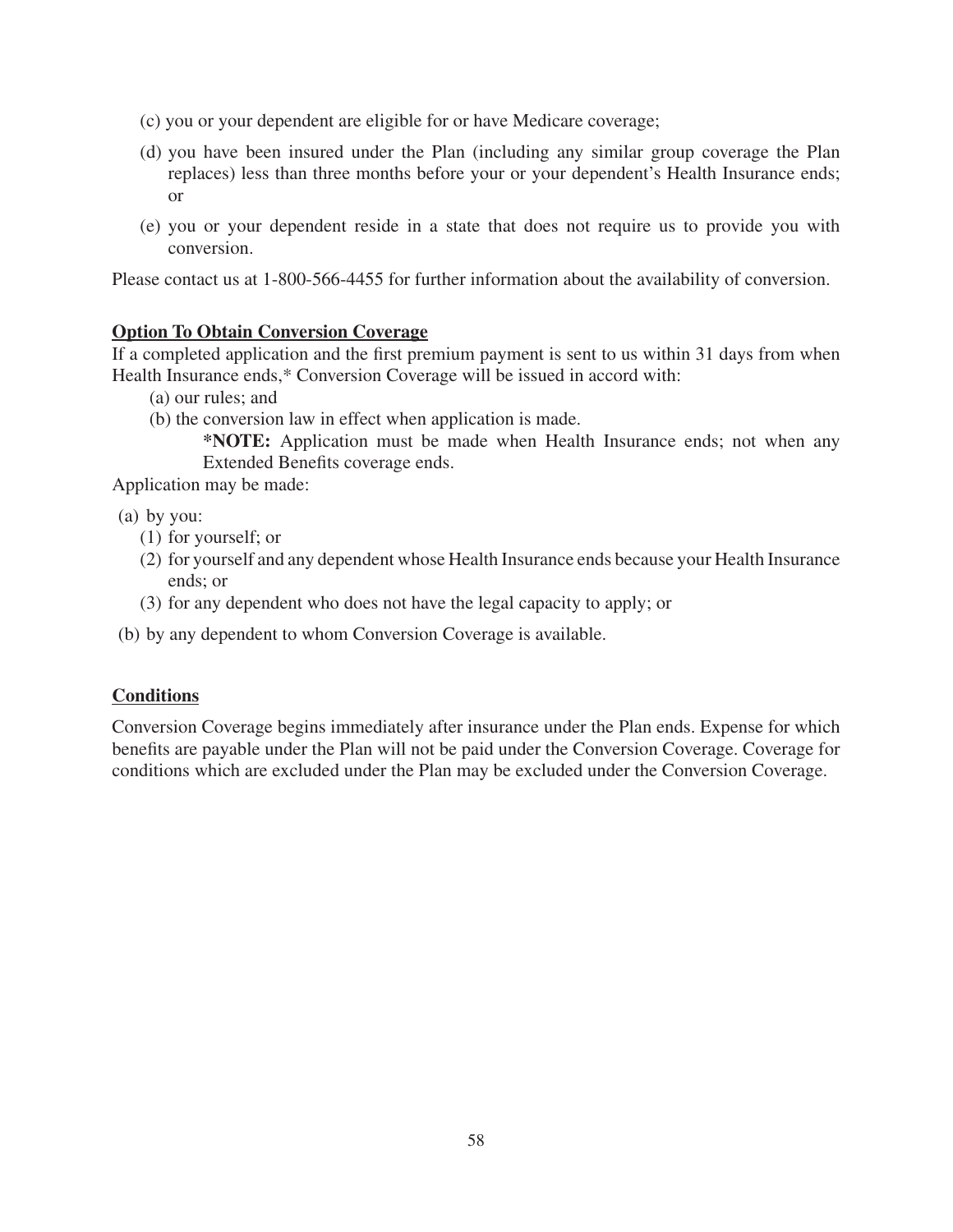(c) you or your dependent are eligible for or have Medicare coverage;

(d) you have been insured under the Plan (including any similar group coverage the Plan replaces) less than three months before your or your dependent's Health Insurance ends; or

(e) you or your dependent reside in a state that does not require us to provide you with conversion.

Please contact us at 1-800-566-4455 for further information about the availability of conversion.

**Option To Obtain Conversion Coverage**

If a completed application and the first premium payment is sent to us within 31 days from when Health Insurance ends,* Conversion Coverage will be issued in accord with:

(a) our rules; and

(b) the conversion law in effect when application is made.

**\*NOTE:** Application must be made when Health Insurance ends; not when any Extended Benefits coverage ends.

Application may be made:

(a) by you:

(1) for yourself; or

(2) for yourself and any dependent whose Health Insurance ends because your Health Insurance ends; or

(3) for any dependent who does not have the legal capacity to apply; or

(b) by any dependent to whom Conversion Coverage is available.

**Conditions**

Conversion Coverage begins immediately after insurance under the Plan ends. Expense for which benefits are payable under the Plan will not be paid under the Conversion Coverage. Coverage for conditions which are excluded under the Plan may be excluded under the Conversion Coverage.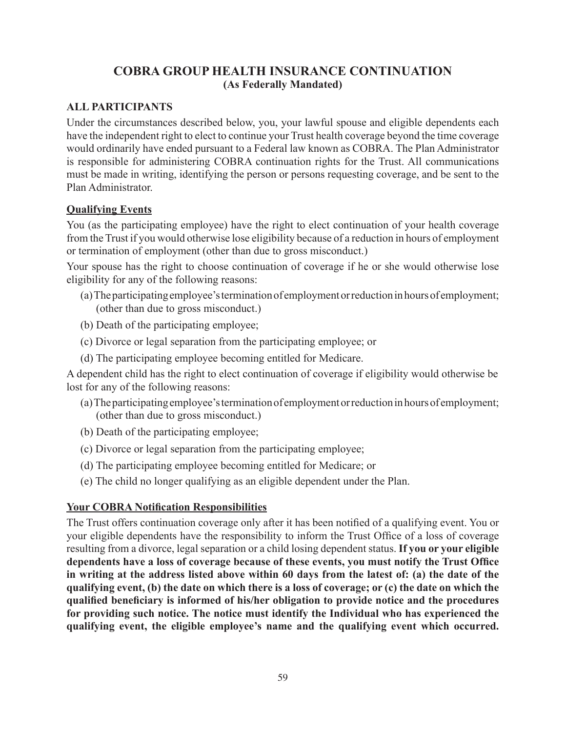# COBRA GROUP HEALTH INSURANCE CONTINUATION
**(As Federally Mandated)**

## ALL PARTICIPANTS

Under the circumstances described below, you, your lawful spouse and eligible dependents each have the independent right to elect to continue your Trust health coverage beyond the time coverage would ordinarily have ended pursuant to a Federal law known as COBRA. The Plan Administrator is responsible for administering COBRA continuation rights for the Trust. All communications must be made in writing, identifying the person or persons requesting coverage, and be sent to the Plan Administrator.

### Qualifying Events

You (as the participating employee) have the right to elect continuation of your health coverage from the Trust if you would otherwise lose eligibility because of a reduction in hours of employment or termination of employment (other than due to gross misconduct.)

Your spouse has the right to choose continuation of coverage if he or she would otherwise lose eligibility for any of the following reasons:

(a) The participating employee's termination of employment or reduction in hours of employment; (other than due to gross misconduct.)

(b) Death of the participating employee;

(c) Divorce or legal separation from the participating employee; or

(d) The participating employee becoming entitled for Medicare.

A dependent child has the right to elect continuation of coverage if eligibility would otherwise be lost for any of the following reasons:

(a) The participating employee's termination of employment or reduction in hours of employment; (other than due to gross misconduct.)

(b) Death of the participating employee;

(c) Divorce or legal separation from the participating employee;

(d) The participating employee becoming entitled for Medicare; or

(e) The child no longer qualifying as an eligible dependent under the Plan.

### Your COBRA Notification Responsibilities

The Trust offers continuation coverage only after it has been notified of a qualifying event. You or your eligible dependents have the responsibility to inform the Trust Office of a loss of coverage resulting from a divorce, legal separation or a child losing dependent status. **If you or your eligible dependents have a loss of coverage because of these events, you must notify the Trust Office in writing at the address listed above within 60 days from the latest of: (a) the date of the qualifying event, (b) the date on which there is a loss of coverage; or (c) the date on which the qualified beneficiary is informed of his/her obligation to provide notice and the procedures for providing such notice. The notice must identify the Individual who has experienced the qualifying event, the eligible employee's name and the qualifying event which occurred.**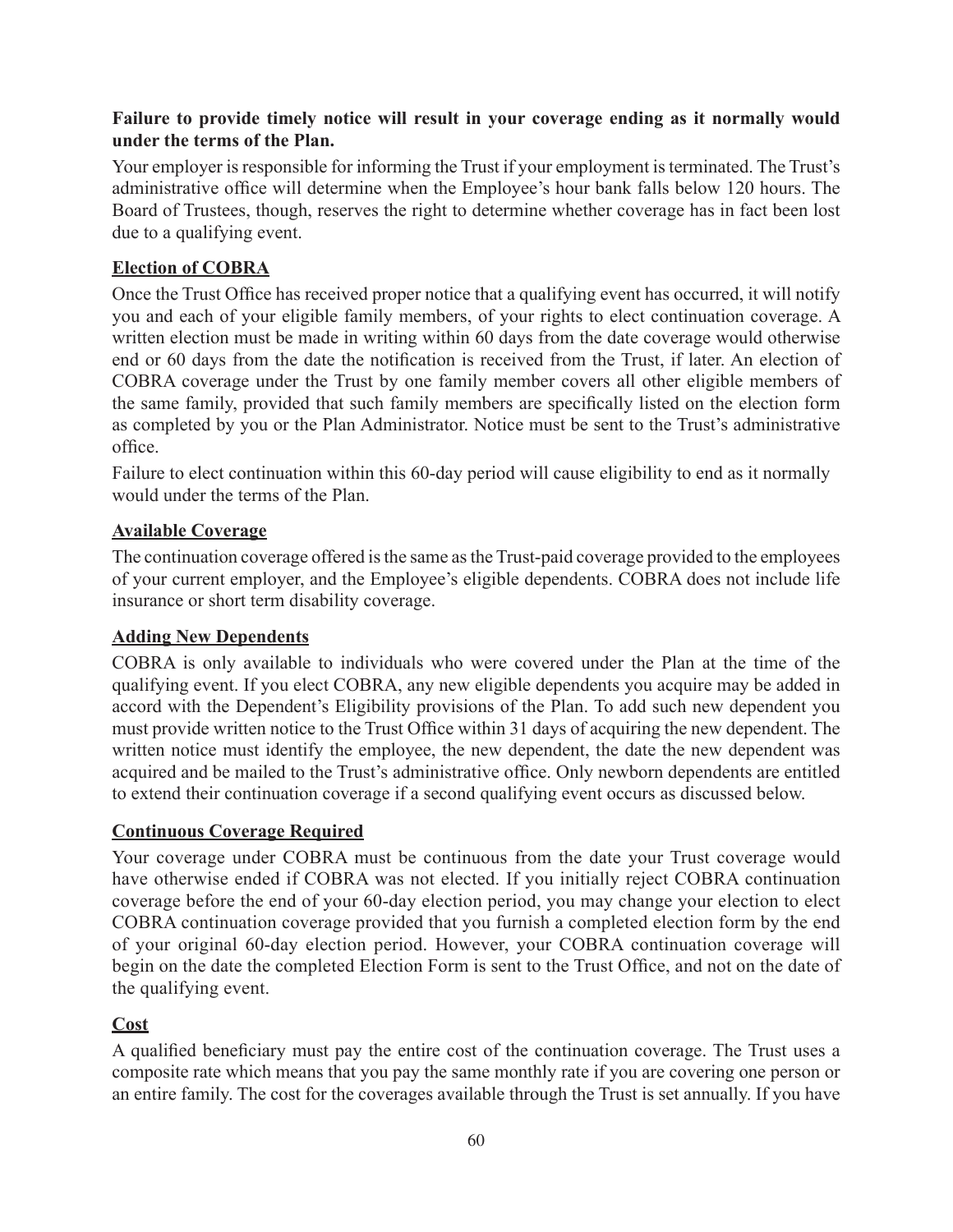**Failure to provide timely notice will result in your coverage ending as it normally would under the terms of the Plan.**

Your employer is responsible for informing the Trust if your employment is terminated. The Trust's administrative office will determine when the Employee's hour bank falls below 120 hours. The Board of Trustees, though, reserves the right to determine whether coverage has in fact been lost due to a qualifying event.

## Election of COBRA

Once the Trust Office has received proper notice that a qualifying event has occurred, it will notify you and each of your eligible family members, of your rights to elect continuation coverage. A written election must be made in writing within 60 days from the date coverage would otherwise end or 60 days from the date the notification is received from the Trust, if later. An election of COBRA coverage under the Trust by one family member covers all other eligible members of the same family, provided that such family members are specifically listed on the election form as completed by you or the Plan Administrator. Notice must be sent to the Trust's administrative office.

Failure to elect continuation within this 60-day period will cause eligibility to end as it normally would under the terms of the Plan.

## Available Coverage

The continuation coverage offered is the same as the Trust-paid coverage provided to the employees of your current employer, and the Employee's eligible dependents. COBRA does not include life insurance or short term disability coverage.

## Adding New Dependents

COBRA is only available to individuals who were covered under the Plan at the time of the qualifying event. If you elect COBRA, any new eligible dependents you acquire may be added in accord with the Dependent's Eligibility provisions of the Plan. To add such new dependent you must provide written notice to the Trust Office within 31 days of acquiring the new dependent. The written notice must identify the employee, the new dependent, the date the new dependent was acquired and be mailed to the Trust's administrative office. Only newborn dependents are entitled to extend their continuation coverage if a second qualifying event occurs as discussed below.

## Continuous Coverage Required

Your coverage under COBRA must be continuous from the date your Trust coverage would have otherwise ended if COBRA was not elected. If you initially reject COBRA continuation coverage before the end of your 60-day election period, you may change your election to elect COBRA continuation coverage provided that you furnish a completed election form by the end of your original 60-day election period. However, your COBRA continuation coverage will begin on the date the completed Election Form is sent to the Trust Office, and not on the date of the qualifying event.

## Cost

A qualified beneficiary must pay the entire cost of the continuation coverage. The Trust uses a composite rate which means that you pay the same monthly rate if you are covering one person or an entire family. The cost for the coverages available through the Trust is set annually. If you have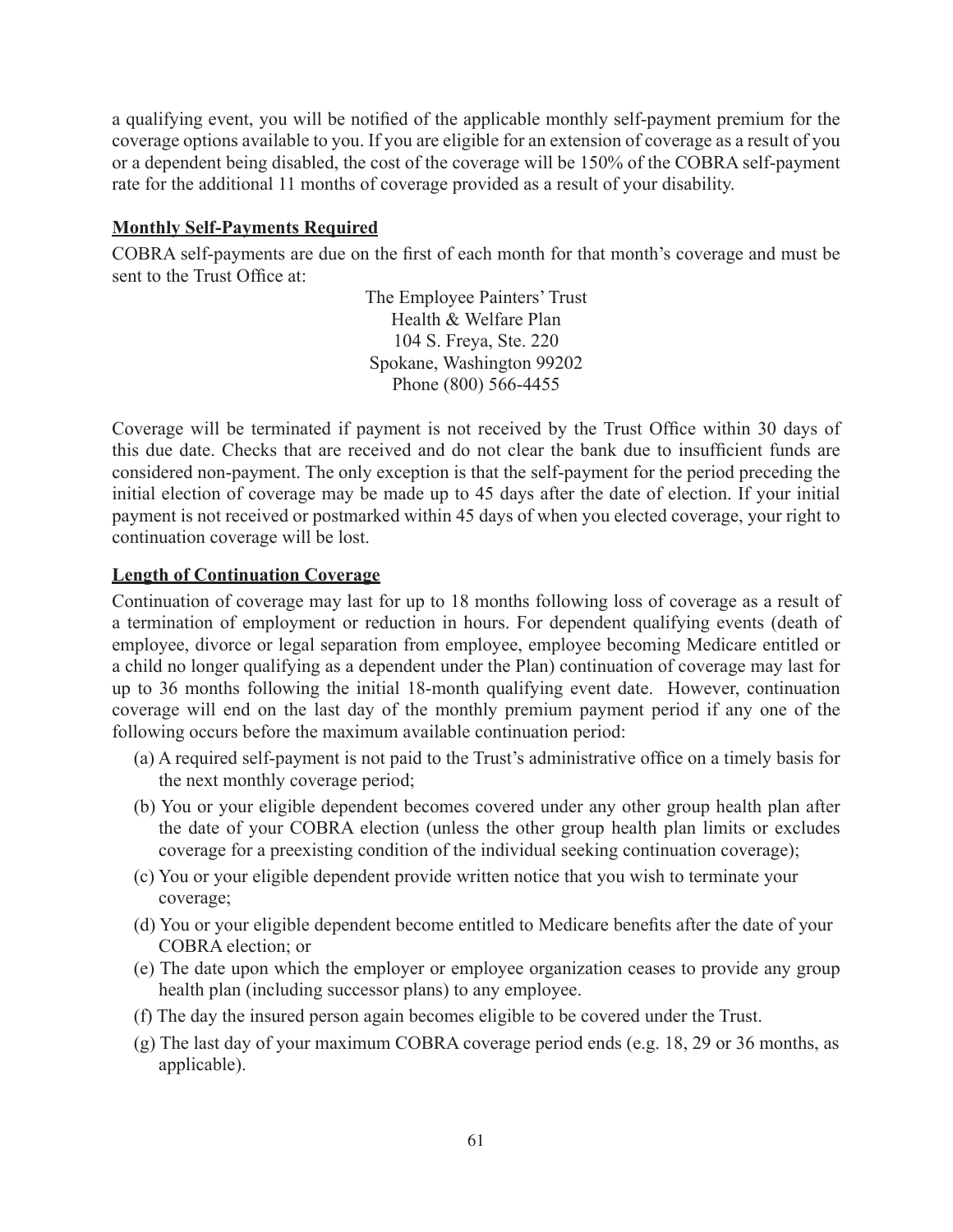a qualifying event, you will be notified of the applicable monthly self-payment premium for the coverage options available to you. If you are eligible for an extension of coverage as a result of you or a dependent being disabled, the cost of the coverage will be 150% of the COBRA self-payment rate for the additional 11 months of coverage provided as a result of your disability.

**Monthly Self-Payments Required**

COBRA self-payments are due on the first of each month for that month's coverage and must be sent to the Trust Office at:

The Employee Painters' Trust
Health & Welfare Plan
104 S. Freya, Ste. 220
Spokane, Washington 99202
Phone (800) 566-4455

Coverage will be terminated if payment is not received by the Trust Office within 30 days of this due date. Checks that are received and do not clear the bank due to insufficient funds are considered non-payment. The only exception is that the self-payment for the period preceding the initial election of coverage may be made up to 45 days after the date of election. If your initial payment is not received or postmarked within 45 days of when you elected coverage, your right to continuation coverage will be lost.

**Length of Continuation Coverage**

Continuation of coverage may last for up to 18 months following loss of coverage as a result of a termination of employment or reduction in hours. For dependent qualifying events (death of employee, divorce or legal separation from employee, employee becoming Medicare entitled or a child no longer qualifying as a dependent under the Plan) continuation of coverage may last for up to 36 months following the initial 18-month qualifying event date. However, continuation coverage will end on the last day of the monthly premium payment period if any one of the following occurs before the maximum available continuation period:

(a) A required self-payment is not paid to the Trust's administrative office on a timely basis for the next monthly coverage period;

(b) You or your eligible dependent becomes covered under any other group health plan after the date of your COBRA election (unless the other group health plan limits or excludes coverage for a preexisting condition of the individual seeking continuation coverage);

(c) You or your eligible dependent provide written notice that you wish to terminate your coverage;

(d) You or your eligible dependent become entitled to Medicare benefits after the date of your COBRA election; or

(e) The date upon which the employer or employee organization ceases to provide any group health plan (including successor plans) to any employee.

(f) The day the insured person again becomes eligible to be covered under the Trust.

(g) The last day of your maximum COBRA coverage period ends (e.g. 18, 29 or 36 months, as applicable).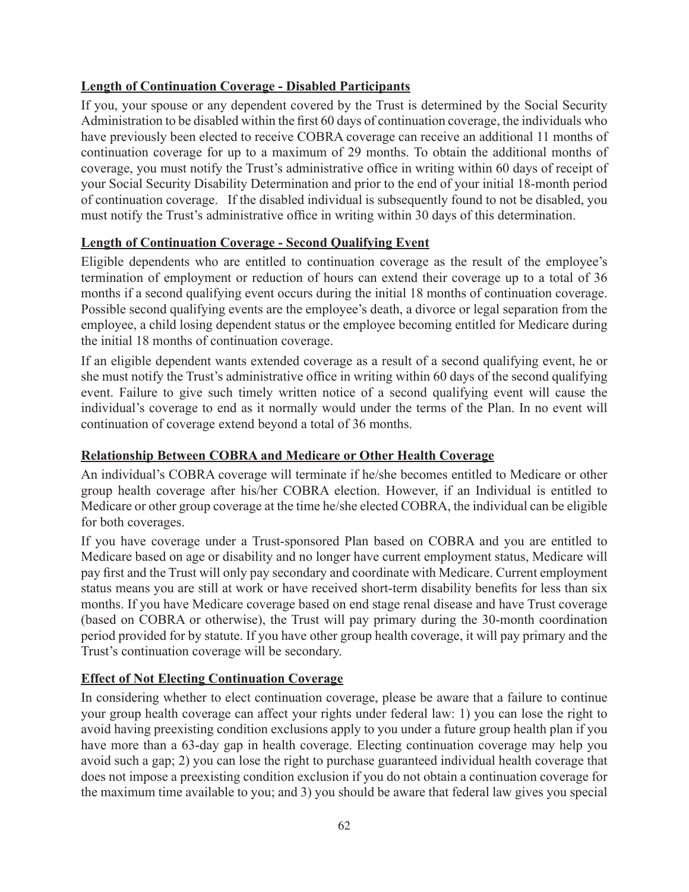**Length of Continuation Coverage - Disabled Participants**

If you, your spouse or any dependent covered by the Trust is determined by the Social Security Administration to be disabled within the first 60 days of continuation coverage, the individuals who have previously been elected to receive COBRA coverage can receive an additional 11 months of continuation coverage for up to a maximum of 29 months. To obtain the additional months of coverage, you must notify the Trust's administrative office in writing within 60 days of receipt of your Social Security Disability Determination and prior to the end of your initial 18-month period of continuation coverage. If the disabled individual is subsequently found to not be disabled, you must notify the Trust's administrative office in writing within 30 days of this determination.

**Length of Continuation Coverage - Second Qualifying Event**

Eligible dependents who are entitled to continuation coverage as the result of the employee's termination of employment or reduction of hours can extend their coverage up to a total of 36 months if a second qualifying event occurs during the initial 18 months of continuation coverage. Possible second qualifying events are the employee's death, a divorce or legal separation from the employee, a child losing dependent status or the employee becoming entitled for Medicare during the initial 18 months of continuation coverage.

If an eligible dependent wants extended coverage as a result of a second qualifying event, he or she must notify the Trust's administrative office in writing within 60 days of the second qualifying event. Failure to give such timely written notice of a second qualifying event will cause the individual's coverage to end as it normally would under the terms of the Plan. In no event will continuation of coverage extend beyond a total of 36 months.

**Relationship Between COBRA and Medicare or Other Health Coverage**

An individual's COBRA coverage will terminate if he/she becomes entitled to Medicare or other group health coverage after his/her COBRA election. However, if an Individual is entitled to Medicare or other group coverage at the time he/she elected COBRA, the individual can be eligible for both coverages.

If you have coverage under a Trust-sponsored Plan based on COBRA and you are entitled to Medicare based on age or disability and no longer have current employment status, Medicare will pay first and the Trust will only pay secondary and coordinate with Medicare. Current employment status means you are still at work or have received short-term disability benefits for less than six months. If you have Medicare coverage based on end stage renal disease and have Trust coverage (based on COBRA or otherwise), the Trust will pay primary during the 30-month coordination period provided for by statute. If you have other group health coverage, it will pay primary and the Trust's continuation coverage will be secondary.

**Effect of Not Electing Continuation Coverage**

In considering whether to elect continuation coverage, please be aware that a failure to continue your group health coverage can affect your rights under federal law: 1) you can lose the right to avoid having preexisting condition exclusions apply to you under a future group health plan if you have more than a 63-day gap in health coverage. Electing continuation coverage may help you avoid such a gap; 2) you can lose the right to purchase guaranteed individual health coverage that does not impose a preexisting condition exclusion if you do not obtain a continuation coverage for the maximum time available to you; and 3) you should be aware that federal law gives you special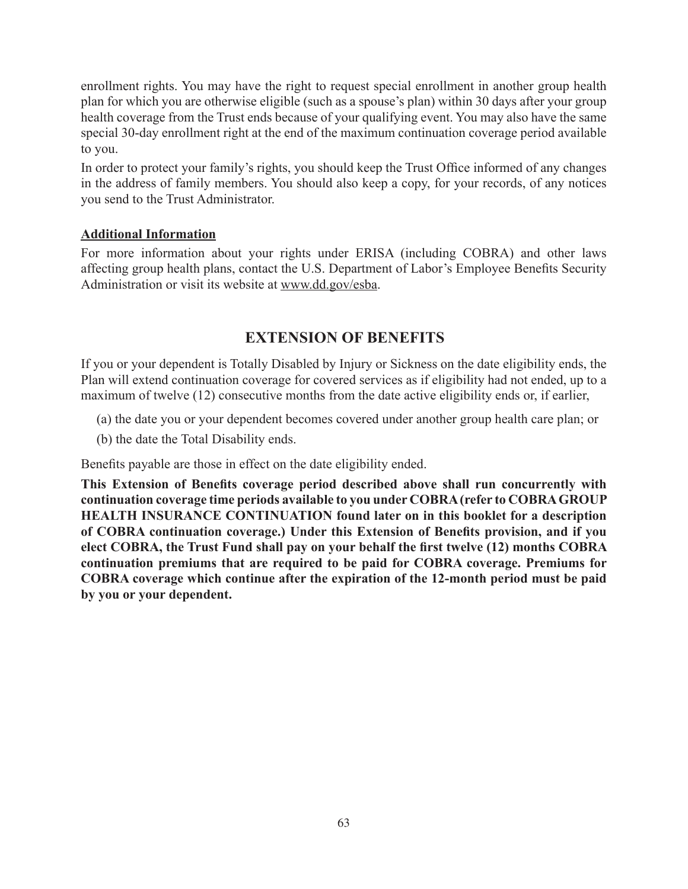enrollment rights. You may have the right to request special enrollment in another group health plan for which you are otherwise eligible (such as a spouse's plan) within 30 days after your group health coverage from the Trust ends because of your qualifying event. You may also have the same special 30-day enrollment right at the end of the maximum continuation coverage period available to you.

In order to protect your family's rights, you should keep the Trust Office informed of any changes in the address of family members. You should also keep a copy, for your records, of any notices you send to the Trust Administrator.

**Additional Information**

For more information about your rights under ERISA (including COBRA) and other laws affecting group health plans, contact the U.S. Department of Labor's Employee Benefits Security Administration or visit its website at www.dd.gov/esba.

## EXTENSION OF BENEFITS

If you or your dependent is Totally Disabled by Injury or Sickness on the date eligibility ends, the Plan will extend continuation coverage for covered services as if eligibility had not ended, up to a maximum of twelve (12) consecutive months from the date active eligibility ends or, if earlier,

(a) the date you or your dependent becomes covered under another group health care plan; or

(b) the date the Total Disability ends.

Benefits payable are those in effect on the date eligibility ended.

**This Extension of Benefits coverage period described above shall run concurrently with continuation coverage time periods available to you under COBRA (refer to COBRA GROUP HEALTH INSURANCE CONTINUATION found later on in this booklet for a description of COBRA continuation coverage.) Under this Extension of Benefits provision, and if you elect COBRA, the Trust Fund shall pay on your behalf the first twelve (12) months COBRA continuation premiums that are required to be paid for COBRA coverage. Premiums for COBRA coverage which continue after the expiration of the 12-month period must be paid by you or your dependent.**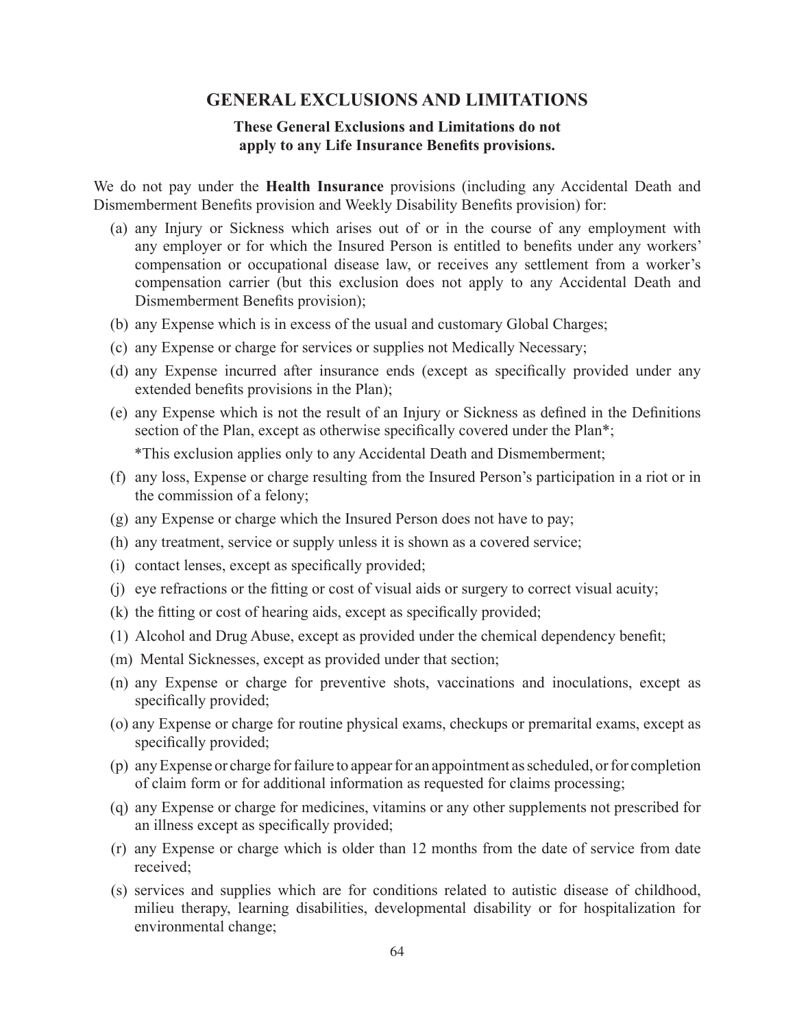## GENERAL EXCLUSIONS AND LIMITATIONS

**These General Exclusions and Limitations do not apply to any Life Insurance Benefits provisions.**

We do not pay under the **Health Insurance** provisions (including any Accidental Death and Dismemberment Benefits provision and Weekly Disability Benefits provision) for:

(a) any Injury or Sickness which arises out of or in the course of any employment with any employer or for which the Insured Person is entitled to benefits under any workers' compensation or occupational disease law, or receives any settlement from a worker's compensation carrier (but this exclusion does not apply to any Accidental Death and Dismemberment Benefits provision);

(b) any Expense which is in excess of the usual and customary Global Charges;

(c) any Expense or charge for services or supplies not Medically Necessary;

(d) any Expense incurred after insurance ends (except as specifically provided under any extended benefits provisions in the Plan);

(e) any Expense which is not the result of an Injury or Sickness as defined in the Definitions section of the Plan, except as otherwise specifically covered under the Plan*;

*This exclusion applies only to any Accidental Death and Dismemberment;

(f) any loss, Expense or charge resulting from the Insured Person's participation in a riot or in the commission of a felony;

(g) any Expense or charge which the Insured Person does not have to pay;

(h) any treatment, service or supply unless it is shown as a covered service;

(i) contact lenses, except as specifically provided;

(j) eye refractions or the fitting or cost of visual aids or surgery to correct visual acuity;

(k) the fitting or cost of hearing aids, except as specifically provided;

(1) Alcohol and Drug Abuse, except as provided under the chemical dependency benefit;

(m) Mental Sicknesses, except as provided under that section;

(n) any Expense or charge for preventive shots, vaccinations and inoculations, except as specifically provided;

(o) any Expense or charge for routine physical exams, checkups or premarital exams, except as specifically provided;

(p) any Expense or charge for failure to appear for an appointment as scheduled, or for completion of claim form or for additional information as requested for claims processing;

(q) any Expense or charge for medicines, vitamins or any other supplements not prescribed for an illness except as specifically provided;

(r) any Expense or charge which is older than 12 months from the date of service from date received;

(s) services and supplies which are for conditions related to autistic disease of childhood, milieu therapy, learning disabilities, developmental disability or for hospitalization for environmental change;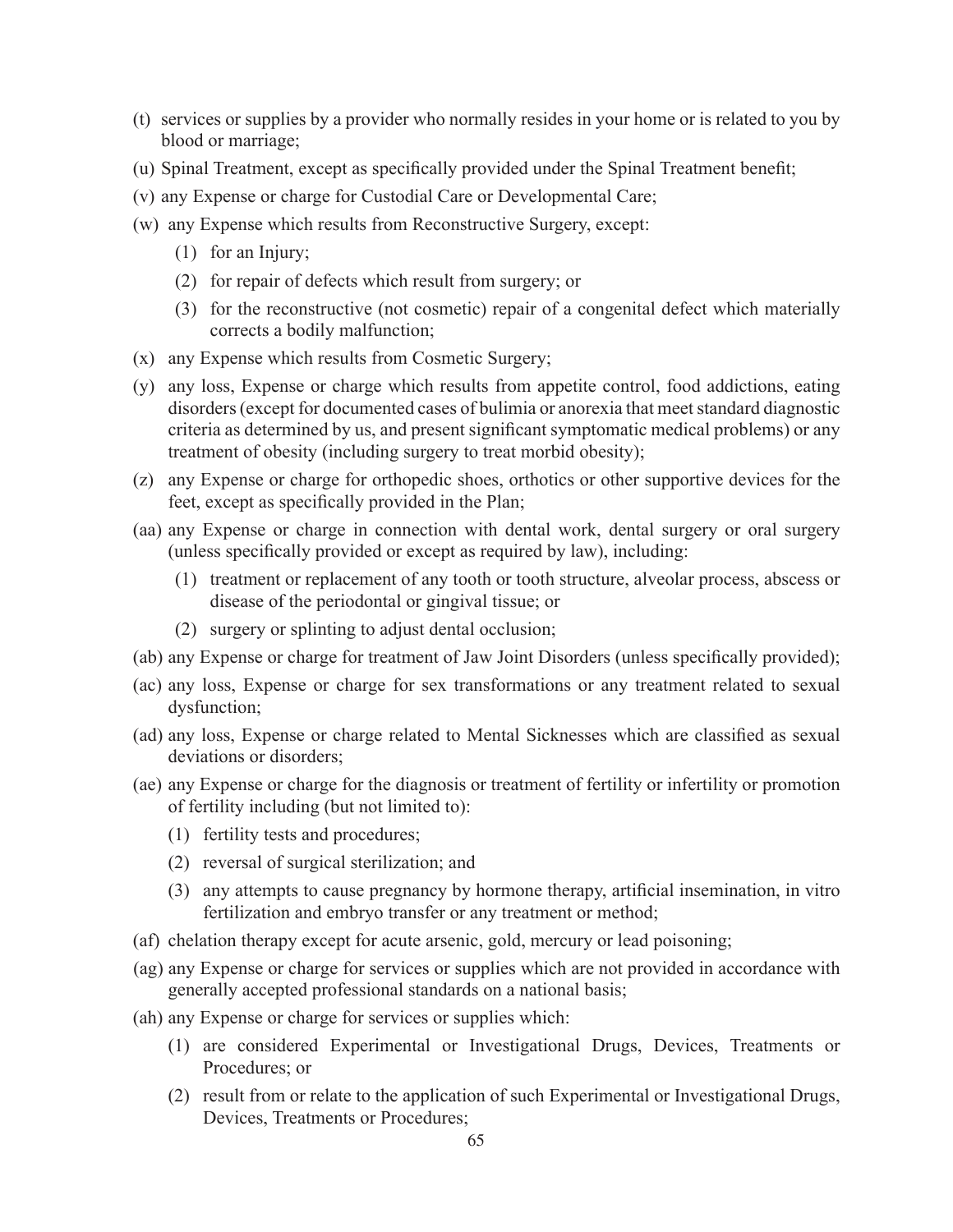(t) services or supplies by a provider who normally resides in your home or is related to you by blood or marriage;

(u) Spinal Treatment, except as specifically provided under the Spinal Treatment benefit;

(v) any Expense or charge for Custodial Care or Developmental Care;

(w) any Expense which results from Reconstructive Surgery, except:

   (1) for an Injury;

   (2) for repair of defects which result from surgery; or

   (3) for the reconstructive (not cosmetic) repair of a congenital defect which materially corrects a bodily malfunction;

(x) any Expense which results from Cosmetic Surgery;

(y) any loss, Expense or charge which results from appetite control, food addictions, eating disorders (except for documented cases of bulimia or anorexia that meet standard diagnostic criteria as determined by us, and present significant symptomatic medical problems) or any treatment of obesity (including surgery to treat morbid obesity);

(z) any Expense or charge for orthopedic shoes, orthotics or other supportive devices for the feet, except as specifically provided in the Plan;

(aa) any Expense or charge in connection with dental work, dental surgery or oral surgery (unless specifically provided or except as required by law), including:

   (1) treatment or replacement of any tooth or tooth structure, alveolar process, abscess or disease of the periodontal or gingival tissue; or

   (2) surgery or splinting to adjust dental occlusion;

(ab) any Expense or charge for treatment of Jaw Joint Disorders (unless specifically provided);

(ac) any loss, Expense or charge for sex transformations or any treatment related to sexual dysfunction;

(ad) any loss, Expense or charge related to Mental Sicknesses which are classified as sexual deviations or disorders;

(ae) any Expense or charge for the diagnosis or treatment of fertility or infertility or promotion of fertility including (but not limited to):

   (1) fertility tests and procedures;

   (2) reversal of surgical sterilization; and

   (3) any attempts to cause pregnancy by hormone therapy, artificial insemination, in vitro fertilization and embryo transfer or any treatment or method;

(af) chelation therapy except for acute arsenic, gold, mercury or lead poisoning;

(ag) any Expense or charge for services or supplies which are not provided in accordance with generally accepted professional standards on a national basis;

(ah) any Expense or charge for services or supplies which:

   (1) are considered Experimental or Investigational Drugs, Devices, Treatments or Procedures; or

   (2) result from or relate to the application of such Experimental or Investigational Drugs, Devices, Treatments or Procedures;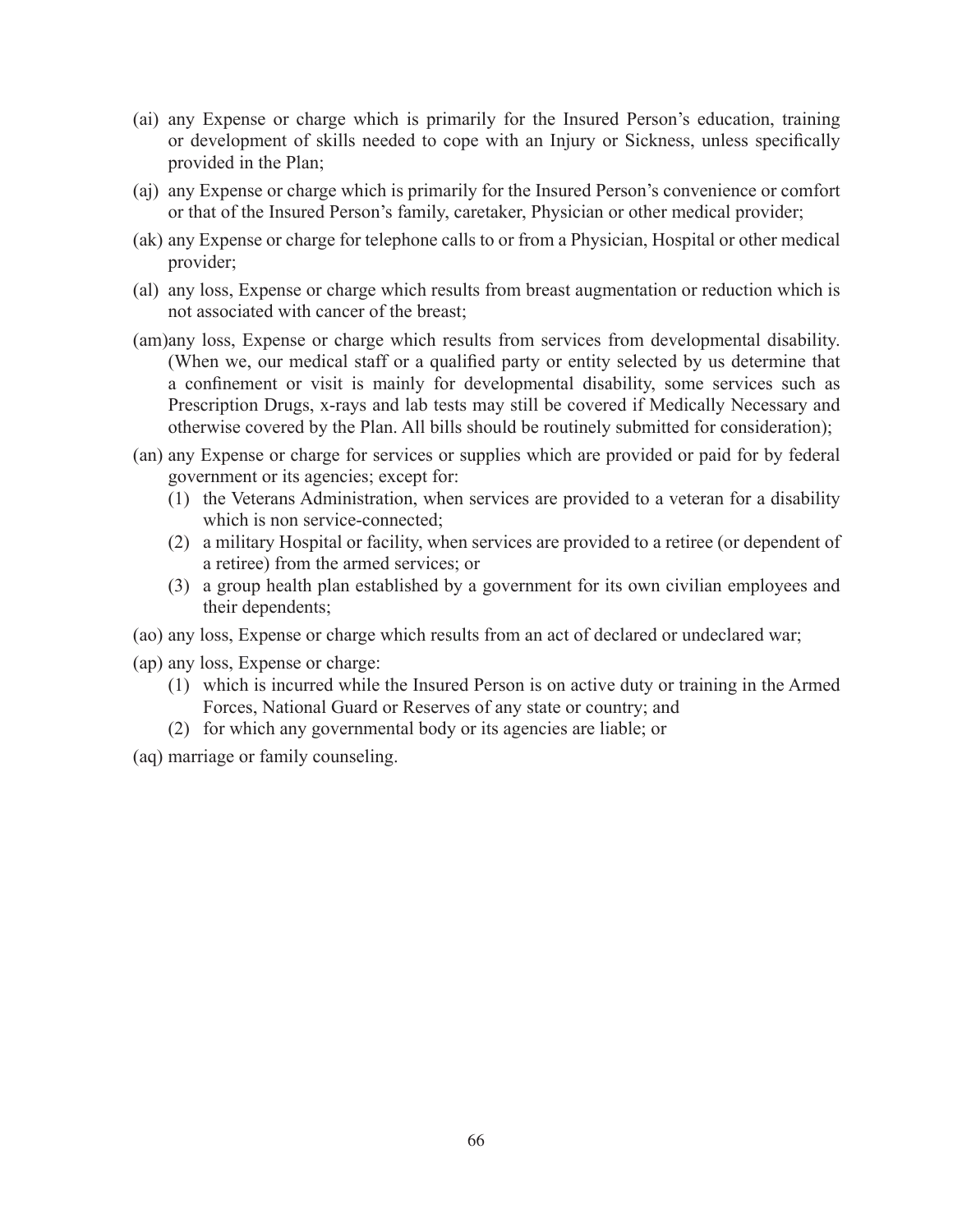(ai) any Expense or charge which is primarily for the Insured Person's education, training or development of skills needed to cope with an Injury or Sickness, unless specifically provided in the Plan;

(aj) any Expense or charge which is primarily for the Insured Person's convenience or comfort or that of the Insured Person's family, caretaker, Physician or other medical provider;

(ak) any Expense or charge for telephone calls to or from a Physician, Hospital or other medical provider;

(al) any loss, Expense or charge which results from breast augmentation or reduction which is not associated with cancer of the breast;

(am) any loss, Expense or charge which results from services from developmental disability. (When we, our medical staff or a qualified party or entity selected by us determine that a confinement or visit is mainly for developmental disability, some services such as Prescription Drugs, x-rays and lab tests may still be covered if Medically Necessary and otherwise covered by the Plan. All bills should be routinely submitted for consideration);

(an) any Expense or charge for services or supplies which are provided or paid for by federal government or its agencies; except for:

   (1) the Veterans Administration, when services are provided to a veteran for a disability which is non service-connected;

   (2) a military Hospital or facility, when services are provided to a retiree (or dependent of a retiree) from the armed services; or

   (3) a group health plan established by a government for its own civilian employees and their dependents;

(ao) any loss, Expense or charge which results from an act of declared or undeclared war;

(ap) any loss, Expense or charge:

   (1) which is incurred while the Insured Person is on active duty or training in the Armed Forces, National Guard or Reserves of any state or country; and

   (2) for which any governmental body or its agencies are liable; or

(aq) marriage or family counseling.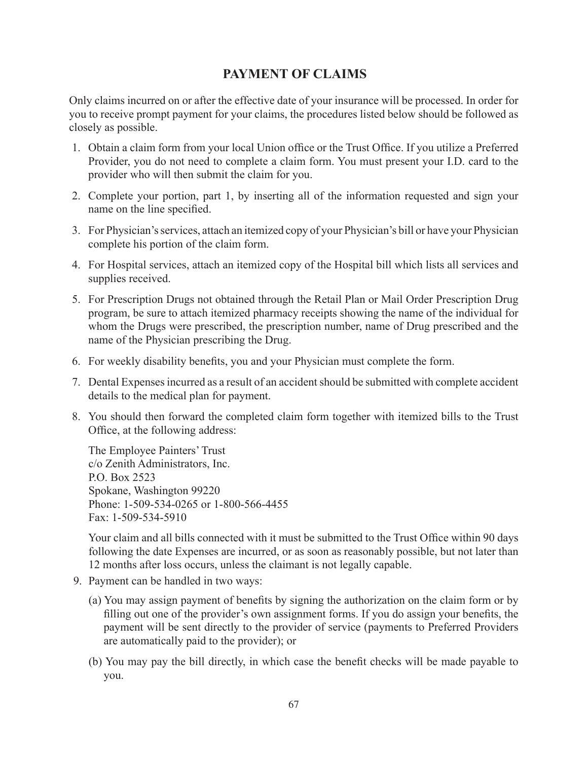## PAYMENT OF CLAIMS

Only claims incurred on or after the effective date of your insurance will be processed. In order for you to receive prompt payment for your claims, the procedures listed below should be followed as closely as possible.

1. Obtain a claim form from your local Union office or the Trust Office. If you utilize a Preferred Provider, you do not need to complete a claim form. You must present your I.D. card to the provider who will then submit the claim for you.
2. Complete your portion, part 1, by inserting all of the information requested and sign your name on the line specified.
3. For Physician's services, attach an itemized copy of your Physician's bill or have your Physician complete his portion of the claim form.
4. For Hospital services, attach an itemized copy of the Hospital bill which lists all services and supplies received.
5. For Prescription Drugs not obtained through the Retail Plan or Mail Order Prescription Drug program, be sure to attach itemized pharmacy receipts showing the name of the individual for whom the Drugs were prescribed, the prescription number, name of Drug prescribed and the name of the Physician prescribing the Drug.
6. For weekly disability benefits, you and your Physician must complete the form.
7. Dental Expenses incurred as a result of an accident should be submitted with complete accident details to the medical plan for payment.
8. You should then forward the completed claim form together with itemized bills to the Trust Office, at the following address:

   The Employee Painters' Trust
   c/o Zenith Administrators, Inc.
   P.O. Box 2523
   Spokane, Washington 99220
   Phone: 1-509-534-0265 or 1-800-566-4455
   Fax: 1-509-534-5910

   Your claim and all bills connected with it must be submitted to the Trust Office within 90 days following the date Expenses are incurred, or as soon as reasonably possible, but not later than 12 months after loss occurs, unless the claimant is not legally capable.
9. Payment can be handled in two ways:
   (a) You may assign payment of benefits by signing the authorization on the claim form or by filling out one of the provider's own assignment forms. If you do assign your benefits, the payment will be sent directly to the provider of service (payments to Preferred Providers are automatically paid to the provider); or

   (b) You may pay the bill directly, in which case the benefit checks will be made payable to you.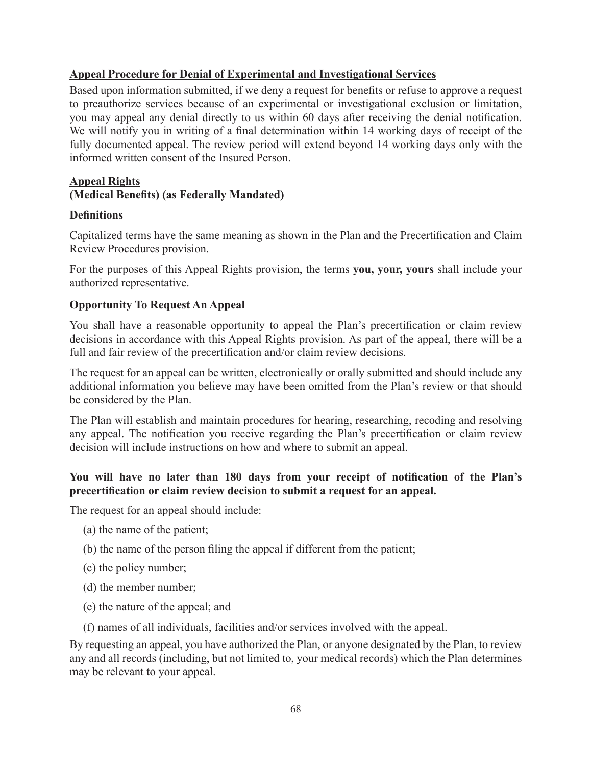**Appeal Procedure for Denial of Experimental and Investigational Services**

Based upon information submitted, if we deny a request for benefits or refuse to approve a request to preauthorize services because of an experimental or investigational exclusion or limitation, you may appeal any denial directly to us within 60 days after receiving the denial notification. We will notify you in writing of a final determination within 14 working days of receipt of the fully documented appeal. The review period will extend beyond 14 working days only with the informed written consent of the Insured Person.

**Appeal Rights**
**(Medical Benefits) (as Federally Mandated)**

**Definitions**

Capitalized terms have the same meaning as shown in the Plan and the Precertification and Claim Review Procedures provision.

For the purposes of this Appeal Rights provision, the terms **you, your, yours** shall include your authorized representative.

**Opportunity To Request An Appeal**

You shall have a reasonable opportunity to appeal the Plan's precertification or claim review decisions in accordance with this Appeal Rights provision. As part of the appeal, there will be a full and fair review of the precertification and/or claim review decisions.

The request for an appeal can be written, electronically or orally submitted and should include any additional information you believe may have been omitted from the Plan's review or that should be considered by the Plan.

The Plan will establish and maintain procedures for hearing, researching, recoding and resolving any appeal. The notification you receive regarding the Plan's precertification or claim review decision will include instructions on how and where to submit an appeal.

**You will have no later than 180 days from your receipt of notification of the Plan's precertification or claim review decision to submit a request for an appeal.**

The request for an appeal should include:

(a) the name of the patient;

(b) the name of the person filing the appeal if different from the patient;

(c) the policy number;

(d) the member number;

(e) the nature of the appeal; and

(f) names of all individuals, facilities and/or services involved with the appeal.

By requesting an appeal, you have authorized the Plan, or anyone designated by the Plan, to review any and all records (including, but not limited to, your medical records) which the Plan determines may be relevant to your appeal.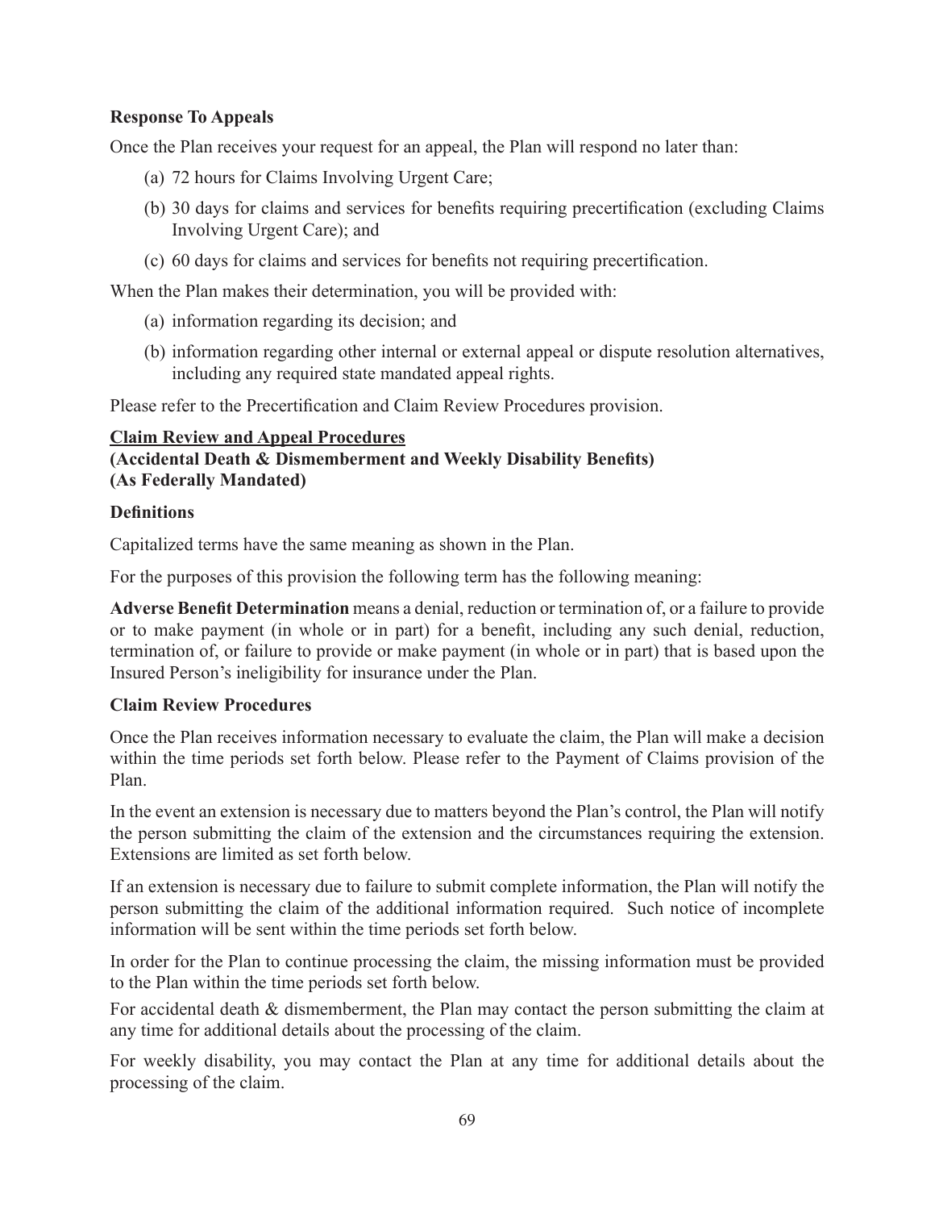**Response To Appeals**

Once the Plan receives your request for an appeal, the Plan will respond no later than:

(a) 72 hours for Claims Involving Urgent Care;

(b) 30 days for claims and services for benefits requiring precertification (excluding Claims Involving Urgent Care); and

(c) 60 days for claims and services for benefits not requiring precertification.

When the Plan makes their determination, you will be provided with:

(a) information regarding its decision; and

(b) information regarding other internal or external appeal or dispute resolution alternatives, including any required state mandated appeal rights.

Please refer to the Precertification and Claim Review Procedures provision.

**Claim Review and Appeal Procedures**
**(Accidental Death & Dismemberment and Weekly Disability Benefits)**
**(As Federally Mandated)**

**Definitions**

Capitalized terms have the same meaning as shown in the Plan.

For the purposes of this provision the following term has the following meaning:

**Adverse Benefit Determination** means a denial, reduction or termination of, or a failure to provide or to make payment (in whole or in part) for a benefit, including any such denial, reduction, termination of, or failure to provide or make payment (in whole or in part) that is based upon the Insured Person's ineligibility for insurance under the Plan.

**Claim Review Procedures**

Once the Plan receives information necessary to evaluate the claim, the Plan will make a decision within the time periods set forth below. Please refer to the Payment of Claims provision of the Plan.

In the event an extension is necessary due to matters beyond the Plan's control, the Plan will notify the person submitting the claim of the extension and the circumstances requiring the extension. Extensions are limited as set forth below.

If an extension is necessary due to failure to submit complete information, the Plan will notify the person submitting the claim of the additional information required. Such notice of incomplete information will be sent within the time periods set forth below.

In order for the Plan to continue processing the claim, the missing information must be provided to the Plan within the time periods set forth below.

For accidental death & dismemberment, the Plan may contact the person submitting the claim at any time for additional details about the processing of the claim.

For weekly disability, you may contact the Plan at any time for additional details about the processing of the claim.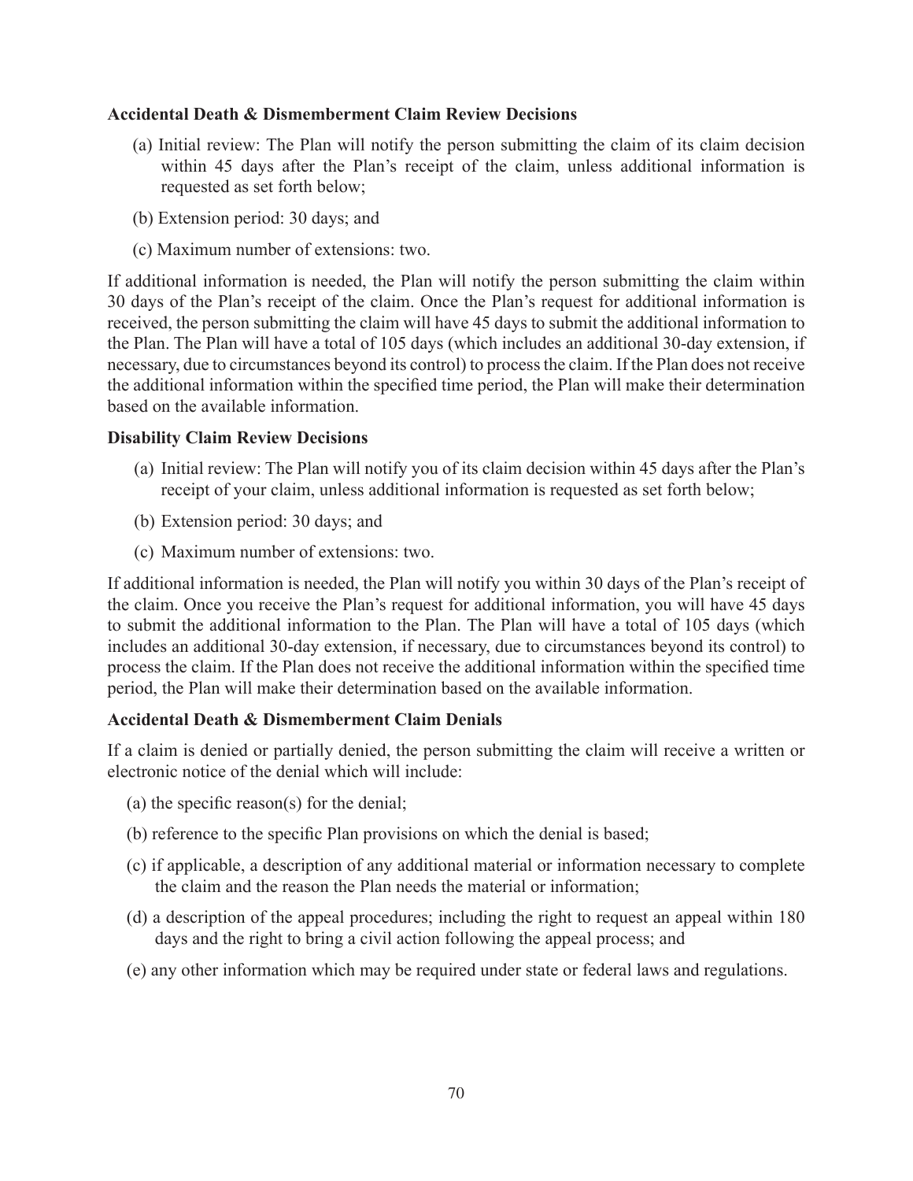### Accidental Death & Dismemberment Claim Review Decisions

(a) Initial review: The Plan will notify the person submitting the claim of its claim decision within 45 days after the Plan's receipt of the claim, unless additional information is requested as set forth below;

(b) Extension period: 30 days; and

(c) Maximum number of extensions: two.

If additional information is needed, the Plan will notify the person submitting the claim within 30 days of the Plan's receipt of the claim. Once the Plan's request for additional information is received, the person submitting the claim will have 45 days to submit the additional information to the Plan. The Plan will have a total of 105 days (which includes an additional 30-day extension, if necessary, due to circumstances beyond its control) to process the claim. If the Plan does not receive the additional information within the specified time period, the Plan will make their determination based on the available information.

### Disability Claim Review Decisions

(a) Initial review: The Plan will notify you of its claim decision within 45 days after the Plan's receipt of your claim, unless additional information is requested as set forth below;

(b) Extension period: 30 days; and

(c) Maximum number of extensions: two.

If additional information is needed, the Plan will notify you within 30 days of the Plan's receipt of the claim. Once you receive the Plan's request for additional information, you will have 45 days to submit the additional information to the Plan. The Plan will have a total of 105 days (which includes an additional 30-day extension, if necessary, due to circumstances beyond its control) to process the claim. If the Plan does not receive the additional information within the specified time period, the Plan will make their determination based on the available information.

### Accidental Death & Dismemberment Claim Denials

If a claim is denied or partially denied, the person submitting the claim will receive a written or electronic notice of the denial which will include:

(a) the specific reason(s) for the denial;

(b) reference to the specific Plan provisions on which the denial is based;

(c) if applicable, a description of any additional material or information necessary to complete the claim and the reason the Plan needs the material or information;

(d) a description of the appeal procedures; including the right to request an appeal within 180 days and the right to bring a civil action following the appeal process; and

(e) any other information which may be required under state or federal laws and regulations.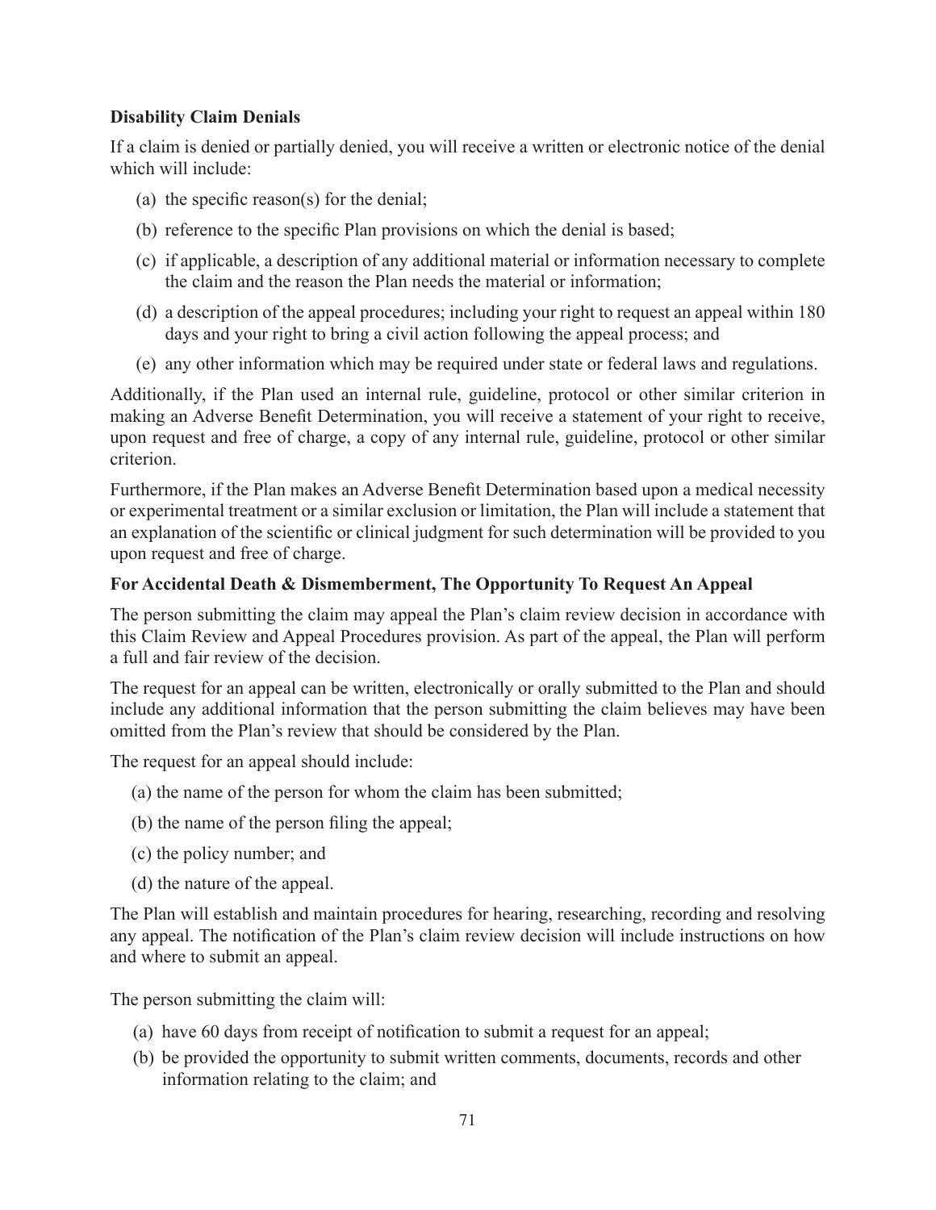**Disability Claim Denials**

If a claim is denied or partially denied, you will receive a written or electronic notice of the denial which will include:

(a) the specific reason(s) for the denial;

(b) reference to the specific Plan provisions on which the denial is based;

(c) if applicable, a description of any additional material or information necessary to complete the claim and the reason the Plan needs the material or information;

(d) a description of the appeal procedures; including your right to request an appeal within 180 days and your right to bring a civil action following the appeal process; and

(e) any other information which may be required under state or federal laws and regulations.

Additionally, if the Plan used an internal rule, guideline, protocol or other similar criterion in making an Adverse Benefit Determination, you will receive a statement of your right to receive, upon request and free of charge, a copy of any internal rule, guideline, protocol or other similar criterion.

Furthermore, if the Plan makes an Adverse Benefit Determination based upon a medical necessity or experimental treatment or a similar exclusion or limitation, the Plan will include a statement that an explanation of the scientific or clinical judgment for such determination will be provided to you upon request and free of charge.

**For Accidental Death & Dismemberment, The Opportunity To Request An Appeal**

The person submitting the claim may appeal the Plan's claim review decision in accordance with this Claim Review and Appeal Procedures provision. As part of the appeal, the Plan will perform a full and fair review of the decision.

The request for an appeal can be written, electronically or orally submitted to the Plan and should include any additional information that the person submitting the claim believes may have been omitted from the Plan's review that should be considered by the Plan.

The request for an appeal should include:

(a) the name of the person for whom the claim has been submitted;

(b) the name of the person filing the appeal;

(c) the policy number; and

(d) the nature of the appeal.

The Plan will establish and maintain procedures for hearing, researching, recording and resolving any appeal. The notification of the Plan's claim review decision will include instructions on how and where to submit an appeal.

The person submitting the claim will:

(a) have 60 days from receipt of notification to submit a request for an appeal;

(b) be provided the opportunity to submit written comments, documents, records and other information relating to the claim; and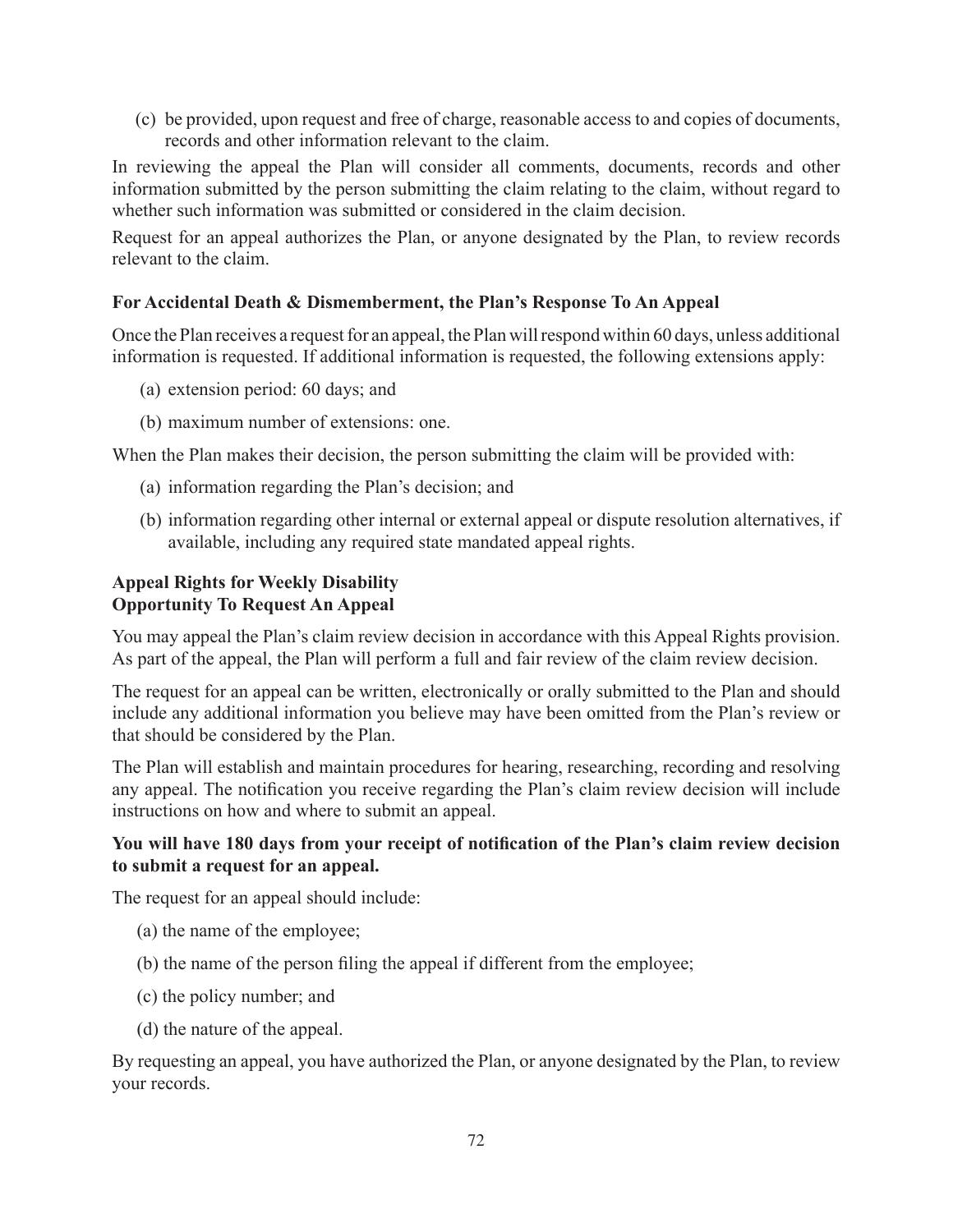(c) be provided, upon request and free of charge, reasonable access to and copies of documents, records and other information relevant to the claim.

In reviewing the appeal the Plan will consider all comments, documents, records and other information submitted by the person submitting the claim relating to the claim, without regard to whether such information was submitted or considered in the claim decision.

Request for an appeal authorizes the Plan, or anyone designated by the Plan, to review records relevant to the claim.

### For Accidental Death & Dismemberment, the Plan's Response To An Appeal

Once the Plan receives a request for an appeal, the Plan will respond within 60 days, unless additional information is requested. If additional information is requested, the following extensions apply:

(a) extension period: 60 days; and

(b) maximum number of extensions: one.

When the Plan makes their decision, the person submitting the claim will be provided with:

(a) information regarding the Plan's decision; and

(b) information regarding other internal or external appeal or dispute resolution alternatives, if available, including any required state mandated appeal rights.

### Appeal Rights for Weekly Disability
### Opportunity To Request An Appeal

You may appeal the Plan's claim review decision in accordance with this Appeal Rights provision. As part of the appeal, the Plan will perform a full and fair review of the claim review decision.

The request for an appeal can be written, electronically or orally submitted to the Plan and should include any additional information you believe may have been omitted from the Plan's review or that should be considered by the Plan.

The Plan will establish and maintain procedures for hearing, researching, recording and resolving any appeal. The notification you receive regarding the Plan's claim review decision will include instructions on how and where to submit an appeal.

**You will have 180 days from your receipt of notification of the Plan's claim review decision to submit a request for an appeal.**

The request for an appeal should include:

(a) the name of the employee;

(b) the name of the person filing the appeal if different from the employee;

(c) the policy number; and

(d) the nature of the appeal.

By requesting an appeal, you have authorized the Plan, or anyone designated by the Plan, to review your records.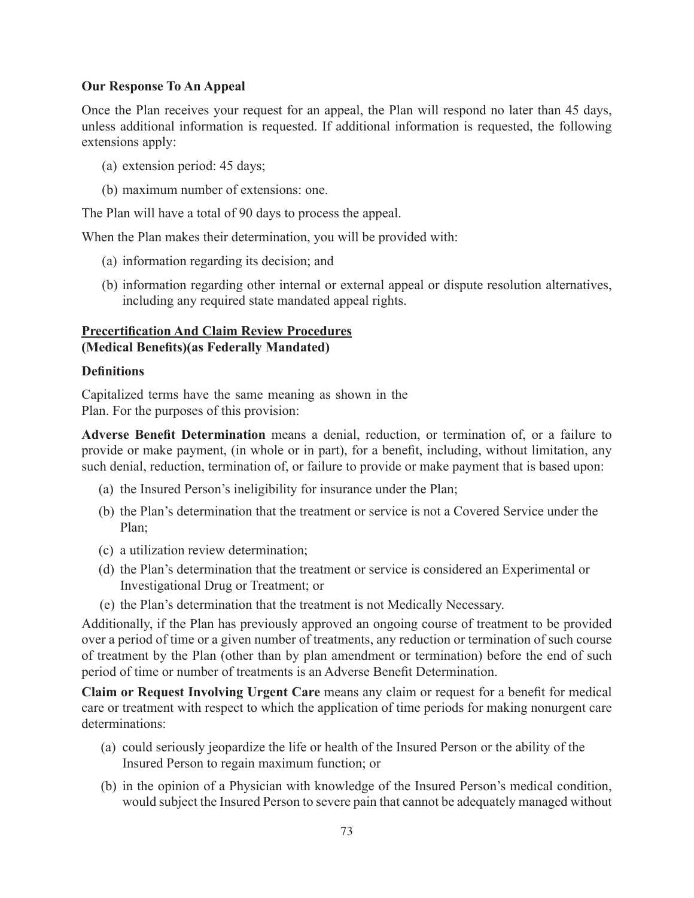**Our Response To An Appeal**

Once the Plan receives your request for an appeal, the Plan will respond no later than 45 days, unless additional information is requested. If additional information is requested, the following extensions apply:

(a) extension period: 45 days;

(b) maximum number of extensions: one.

The Plan will have a total of 90 days to process the appeal.

When the Plan makes their determination, you will be provided with:

(a) information regarding its decision; and

(b) information regarding other internal or external appeal or dispute resolution alternatives, including any required state mandated appeal rights.

**Precertification And Claim Review Procedures**
**(Medical Benefits)(as Federally Mandated)**

**Definitions**

Capitalized terms have the same meaning as shown in the Plan. For the purposes of this provision:

**Adverse Benefit Determination** means a denial, reduction, or termination of, or a failure to provide or make payment, (in whole or in part), for a benefit, including, without limitation, any such denial, reduction, termination of, or failure to provide or make payment that is based upon:

(a) the Insured Person's ineligibility for insurance under the Plan;

(b) the Plan's determination that the treatment or service is not a Covered Service under the Plan;

(c) a utilization review determination;

(d) the Plan's determination that the treatment or service is considered an Experimental or Investigational Drug or Treatment; or

(e) the Plan's determination that the treatment is not Medically Necessary.

Additionally, if the Plan has previously approved an ongoing course of treatment to be provided over a period of time or a given number of treatments, any reduction or termination of such course of treatment by the Plan (other than by plan amendment or termination) before the end of such period of time or number of treatments is an Adverse Benefit Determination.

**Claim or Request Involving Urgent Care** means any claim or request for a benefit for medical care or treatment with respect to which the application of time periods for making nonurgent care determinations:

(a) could seriously jeopardize the life or health of the Insured Person or the ability of the Insured Person to regain maximum function; or

(b) in the opinion of a Physician with knowledge of the Insured Person's medical condition, would subject the Insured Person to severe pain that cannot be adequately managed without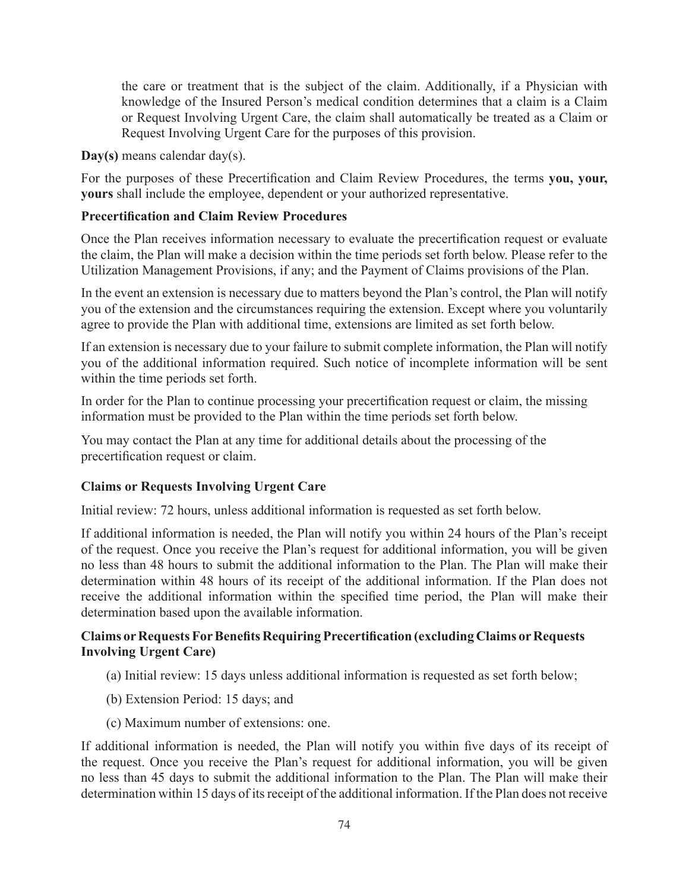the care or treatment that is the subject of the claim. Additionally, if a Physician with knowledge of the Insured Person's medical condition determines that a claim is a Claim or Request Involving Urgent Care, the claim shall automatically be treated as a Claim or Request Involving Urgent Care for the purposes of this provision.

**Day(s)** means calendar day(s).

For the purposes of these Precertification and Claim Review Procedures, the terms **you, your, yours** shall include the employee, dependent or your authorized representative.

**Precertification and Claim Review Procedures**

Once the Plan receives information necessary to evaluate the precertification request or evaluate the claim, the Plan will make a decision within the time periods set forth below. Please refer to the Utilization Management Provisions, if any; and the Payment of Claims provisions of the Plan.

In the event an extension is necessary due to matters beyond the Plan's control, the Plan will notify you of the extension and the circumstances requiring the extension. Except where you voluntarily agree to provide the Plan with additional time, extensions are limited as set forth below.

If an extension is necessary due to your failure to submit complete information, the Plan will notify you of the additional information required. Such notice of incomplete information will be sent within the time periods set forth.

In order for the Plan to continue processing your precertification request or claim, the missing information must be provided to the Plan within the time periods set forth below.

You may contact the Plan at any time for additional details about the processing of the precertification request or claim.

**Claims or Requests Involving Urgent Care**

Initial review: 72 hours, unless additional information is requested as set forth below.

If additional information is needed, the Plan will notify you within 24 hours of the Plan's receipt of the request. Once you receive the Plan's request for additional information, you will be given no less than 48 hours to submit the additional information to the Plan. The Plan will make their determination within 48 hours of its receipt of the additional information. If the Plan does not receive the additional information within the specified time period, the Plan will make their determination based upon the available information.

**Claims or Requests For Benefits Requiring Precertification (excluding Claims or Requests Involving Urgent Care)**

(a) Initial review: 15 days unless additional information is requested as set forth below;

(b) Extension Period: 15 days; and

(c) Maximum number of extensions: one.

If additional information is needed, the Plan will notify you within five days of its receipt of the request. Once you receive the Plan's request for additional information, you will be given no less than 45 days to submit the additional information to the Plan. The Plan will make their determination within 15 days of its receipt of the additional information. If the Plan does not receive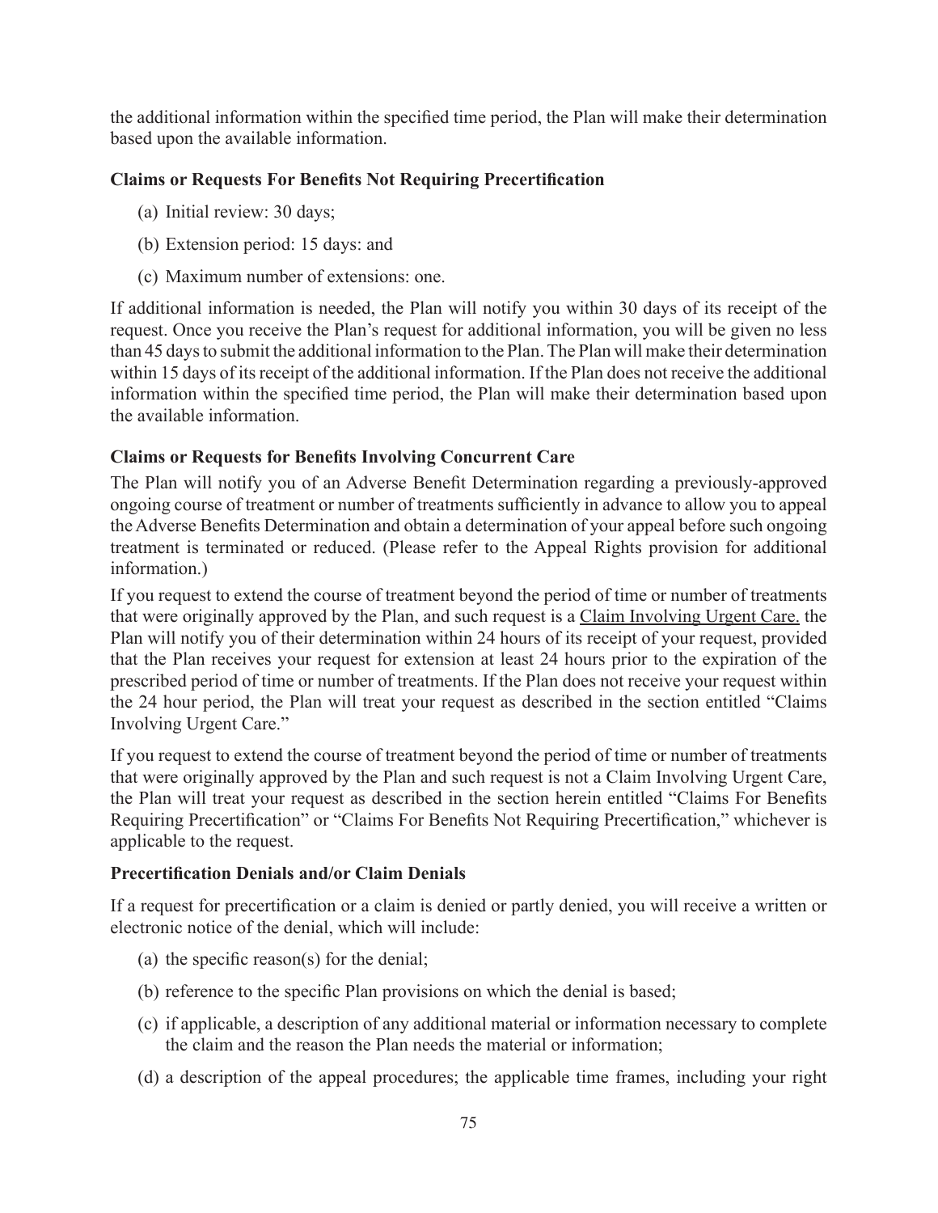the additional information within the specified time period, the Plan will make their determination based upon the available information.

**Claims or Requests For Benefits Not Requiring Precertification**

(a) Initial review: 30 days;

(b) Extension period: 15 days: and

(c) Maximum number of extensions: one.

If additional information is needed, the Plan will notify you within 30 days of its receipt of the request. Once you receive the Plan's request for additional information, you will be given no less than 45 days to submit the additional information to the Plan. The Plan will make their determination within 15 days of its receipt of the additional information. If the Plan does not receive the additional information within the specified time period, the Plan will make their determination based upon the available information.

**Claims or Requests for Benefits Involving Concurrent Care**

The Plan will notify you of an Adverse Benefit Determination regarding a previously-approved ongoing course of treatment or number of treatments sufficiently in advance to allow you to appeal the Adverse Benefits Determination and obtain a determination of your appeal before such ongoing treatment is terminated or reduced. (Please refer to the Appeal Rights provision for additional information.)

If you request to extend the course of treatment beyond the period of time or number of treatments that were originally approved by the Plan, and such request is a <u>Claim Involving Urgent Care.</u> the Plan will notify you of their determination within 24 hours of its receipt of your request, provided that the Plan receives your request for extension at least 24 hours prior to the expiration of the prescribed period of time or number of treatments. If the Plan does not receive your request within the 24 hour period, the Plan will treat your request as described in the section entitled "Claims Involving Urgent Care."

If you request to extend the course of treatment beyond the period of time or number of treatments that were originally approved by the Plan and such request is not a Claim Involving Urgent Care, the Plan will treat your request as described in the section herein entitled "Claims For Benefits Requiring Precertification" or "Claims For Benefits Not Requiring Precertification," whichever is applicable to the request.

**Precertification Denials and/or Claim Denials**

If a request for precertification or a claim is denied or partly denied, you will receive a written or electronic notice of the denial, which will include:

(a) the specific reason(s) for the denial;

(b) reference to the specific Plan provisions on which the denial is based;

(c) if applicable, a description of any additional material or information necessary to complete the claim and the reason the Plan needs the material or information;

(d) a description of the appeal procedures; the applicable time frames, including your right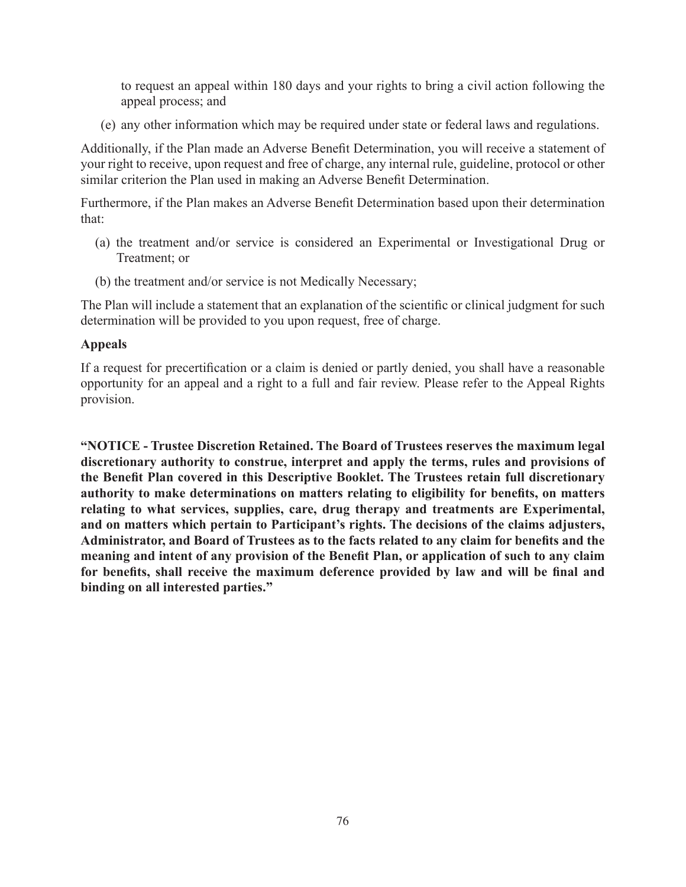to request an appeal within 180 days and your rights to bring a civil action following the appeal process; and

(e) any other information which may be required under state or federal laws and regulations.

Additionally, if the Plan made an Adverse Benefit Determination, you will receive a statement of your right to receive, upon request and free of charge, any internal rule, guideline, protocol or other similar criterion the Plan used in making an Adverse Benefit Determination.

Furthermore, if the Plan makes an Adverse Benefit Determination based upon their determination that:

(a) the treatment and/or service is considered an Experimental or Investigational Drug or Treatment; or

(b) the treatment and/or service is not Medically Necessary;

The Plan will include a statement that an explanation of the scientific or clinical judgment for such determination will be provided to you upon request, free of charge.

**Appeals**

If a request for precertification or a claim is denied or partly denied, you shall have a reasonable opportunity for an appeal and a right to a full and fair review. Please refer to the Appeal Rights provision.

**"NOTICE - Trustee Discretion Retained. The Board of Trustees reserves the maximum legal discretionary authority to construe, interpret and apply the terms, rules and provisions of the Benefit Plan covered in this Descriptive Booklet. The Trustees retain full discretionary authority to make determinations on matters relating to eligibility for benefits, on matters relating to what services, supplies, care, drug therapy and treatments are Experimental, and on matters which pertain to Participant's rights. The decisions of the claims adjusters, Administrator, and Board of Trustees as to the facts related to any claim for benefits and the meaning and intent of any provision of the Benefit Plan, or application of such to any claim for benefits, shall receive the maximum deference provided by law and will be final and binding on all interested parties."**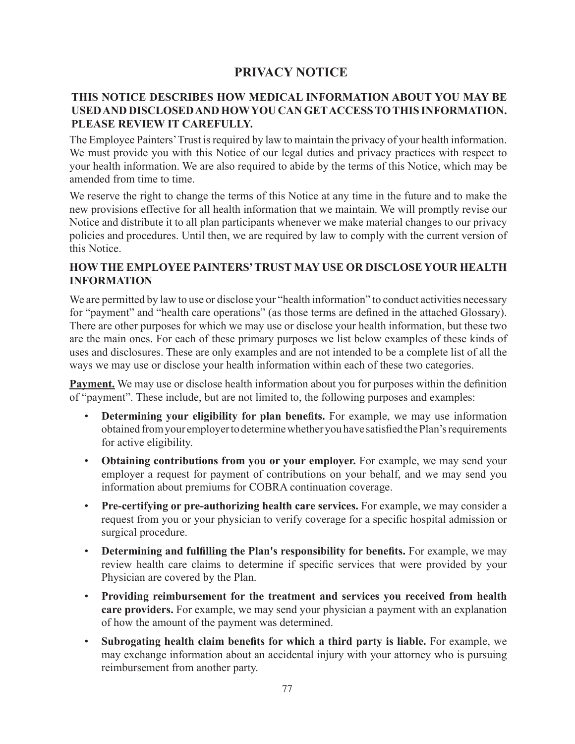# PRIVACY NOTICE

## THIS NOTICE DESCRIBES HOW MEDICAL INFORMATION ABOUT YOU MAY BE USED AND DISCLOSED AND HOW YOU CAN GET ACCESS TO THIS INFORMATION. PLEASE REVIEW IT CAREFULLY.

The Employee Painters' Trust is required by law to maintain the privacy of your health information. We must provide you with this Notice of our legal duties and privacy practices with respect to your health information. We are also required to abide by the terms of this Notice, which may be amended from time to time.

We reserve the right to change the terms of this Notice at any time in the future and to make the new provisions effective for all health information that we maintain. We will promptly revise our Notice and distribute it to all plan participants whenever we make material changes to our privacy policies and procedures. Until then, we are required by law to comply with the current version of this Notice.

## HOW THE EMPLOYEE PAINTERS' TRUST MAY USE OR DISCLOSE YOUR HEALTH INFORMATION

We are permitted by law to use or disclose your "health information" to conduct activities necessary for "payment" and "health care operations" (as those terms are defined in the attached Glossary). There are other purposes for which we may use or disclose your health information, but these two are the main ones. For each of these primary purposes we list below examples of these kinds of uses and disclosures. These are only examples and are not intended to be a complete list of all the ways we may use or disclose your health information within each of these two categories.

**Payment.** We may use or disclose health information about you for purposes within the definition of "payment". These include, but are not limited to, the following purposes and examples:

- **Determining your eligibility for plan benefits.** For example, we may use information obtained from your employer to determine whether you have satisfied the Plan's requirements for active eligibility.
- **Obtaining contributions from you or your employer.** For example, we may send your employer a request for payment of contributions on your behalf, and we may send you information about premiums for COBRA continuation coverage.
- **Pre-certifying or pre-authorizing health care services.** For example, we may consider a request from you or your physician to verify coverage for a specific hospital admission or surgical procedure.
- **Determining and fulfilling the Plan's responsibility for benefits.** For example, we may review health care claims to determine if specific services that were provided by your Physician are covered by the Plan.
- **Providing reimbursement for the treatment and services you received from health care providers.** For example, we may send your physician a payment with an explanation of how the amount of the payment was determined.
- **Subrogating health claim benefits for which a third party is liable.** For example, we may exchange information about an accidental injury with your attorney who is pursuing reimbursement from another party.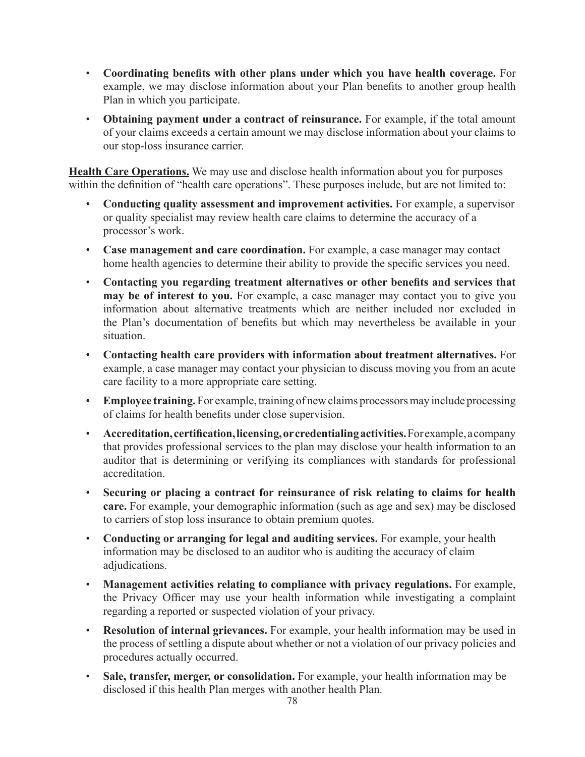- **Coordinating benefits with other plans under which you have health coverage.** For example, we may disclose information about your Plan benefits to another group health Plan in which you participate.
- **Obtaining payment under a contract of reinsurance.** For example, if the total amount of your claims exceeds a certain amount we may disclose information about your claims to our stop-loss insurance carrier.

**<u>Health Care Operations.</u>** We may use and disclose health information about you for purposes within the definition of "health care operations". These purposes include, but are not limited to:

- **Conducting quality assessment and improvement activities.** For example, a supervisor or quality specialist may review health care claims to determine the accuracy of a processor's work.
- **Case management and care coordination.** For example, a case manager may contact home health agencies to determine their ability to provide the specific services you need.
- **Contacting you regarding treatment alternatives or other benefits and services that may be of interest to you.** For example, a case manager may contact you to give you information about alternative treatments which are neither included nor excluded in the Plan's documentation of benefits but which may nevertheless be available in your situation.
- **Contacting health care providers with information about treatment alternatives.** For example, a case manager may contact your physician to discuss moving you from an acute care facility to a more appropriate care setting.
- **Employee training.** For example, training of new claims processors may include processing of claims for health benefits under close supervision.
- **Accreditation, certification, licensing, or credentialing activities.** For example, a company that provides professional services to the plan may disclose your health information to an auditor that is determining or verifying its compliances with standards for professional accreditation.
- **Securing or placing a contract for reinsurance of risk relating to claims for health care.** For example, your demographic information (such as age and sex) may be disclosed to carriers of stop loss insurance to obtain premium quotes.
- **Conducting or arranging for legal and auditing services.** For example, your health information may be disclosed to an auditor who is auditing the accuracy of claim adjudications.
- **Management activities relating to compliance with privacy regulations.** For example, the Privacy Officer may use your health information while investigating a complaint regarding a reported or suspected violation of your privacy.
- **Resolution of internal grievances.** For example, your health information may be used in the process of settling a dispute about whether or not a violation of our privacy policies and procedures actually occurred.
- **Sale, transfer, merger, or consolidation.** For example, your health information may be disclosed if this health Plan merges with another health Plan.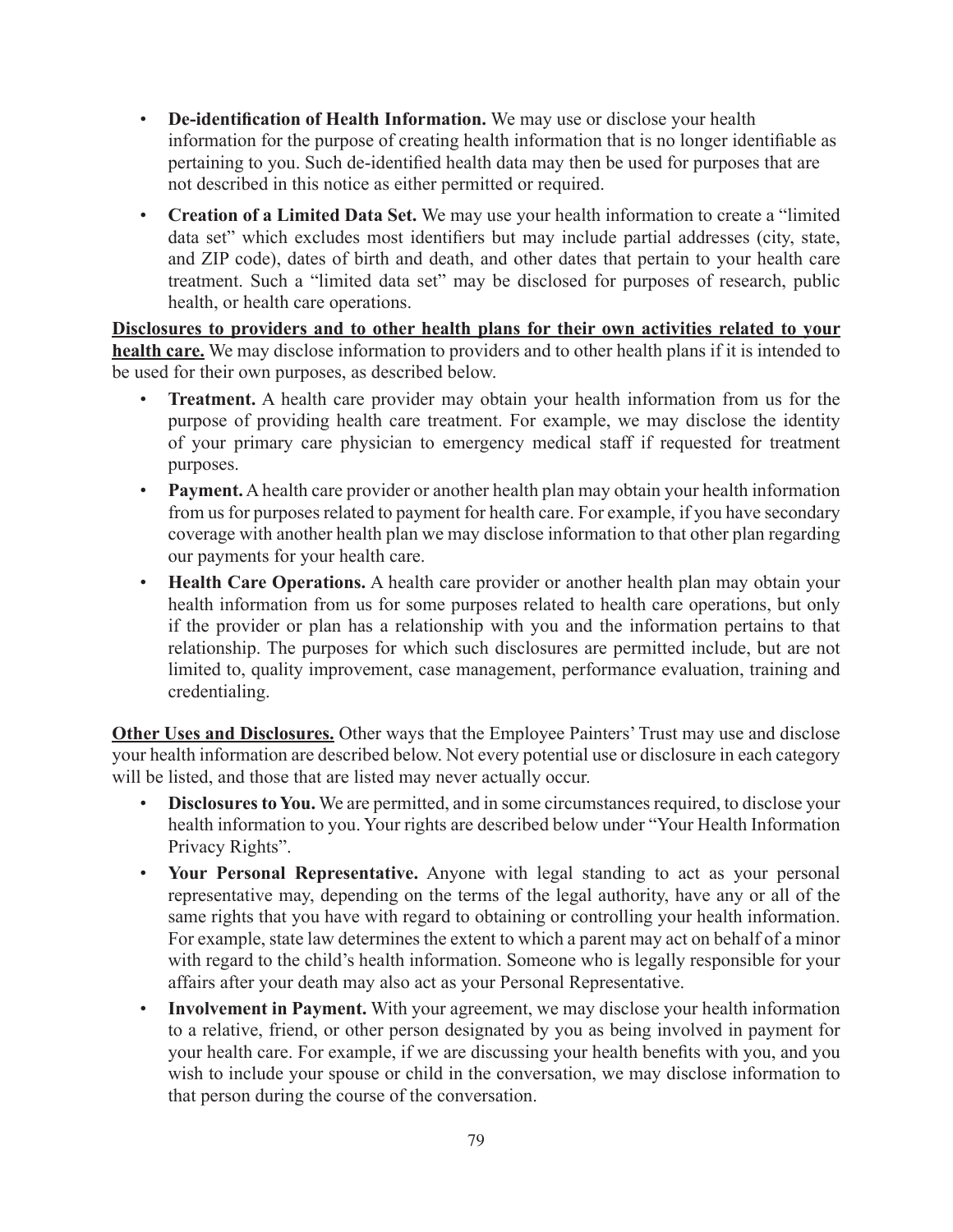- **De-identification of Health Information.** We may use or disclose your health information for the purpose of creating health information that is no longer identifiable as pertaining to you. Such de-identified health data may then be used for purposes that are not described in this notice as either permitted or required.
- **Creation of a Limited Data Set.** We may use your health information to create a "limited data set" which excludes most identifiers but may include partial addresses (city, state, and ZIP code), dates of birth and death, and other dates that pertain to your health care treatment. Such a "limited data set" may be disclosed for purposes of research, public health, or health care operations.

**Disclosures to providers and to other health plans for their own activities related to your health care.** We may disclose information to providers and to other health plans if it is intended to be used for their own purposes, as described below.

- **Treatment.** A health care provider may obtain your health information from us for the purpose of providing health care treatment. For example, we may disclose the identity of your primary care physician to emergency medical staff if requested for treatment purposes.
- **Payment.** A health care provider or another health plan may obtain your health information from us for purposes related to payment for health care. For example, if you have secondary coverage with another health plan we may disclose information to that other plan regarding our payments for your health care.
- **Health Care Operations.** A health care provider or another health plan may obtain your health information from us for some purposes related to health care operations, but only if the provider or plan has a relationship with you and the information pertains to that relationship. The purposes for which such disclosures are permitted include, but are not limited to, quality improvement, case management, performance evaluation, training and credentialing.

**Other Uses and Disclosures.** Other ways that the Employee Painters' Trust may use and disclose your health information are described below. Not every potential use or disclosure in each category will be listed, and those that are listed may never actually occur.

- **Disclosures to You.** We are permitted, and in some circumstances required, to disclose your health information to you. Your rights are described below under "Your Health Information Privacy Rights".
- **Your Personal Representative.** Anyone with legal standing to act as your personal representative may, depending on the terms of the legal authority, have any or all of the same rights that you have with regard to obtaining or controlling your health information. For example, state law determines the extent to which a parent may act on behalf of a minor with regard to the child's health information. Someone who is legally responsible for your affairs after your death may also act as your Personal Representative.
- **Involvement in Payment.** With your agreement, we may disclose your health information to a relative, friend, or other person designated by you as being involved in payment for your health care. For example, if we are discussing your health benefits with you, and you wish to include your spouse or child in the conversation, we may disclose information to that person during the course of the conversation.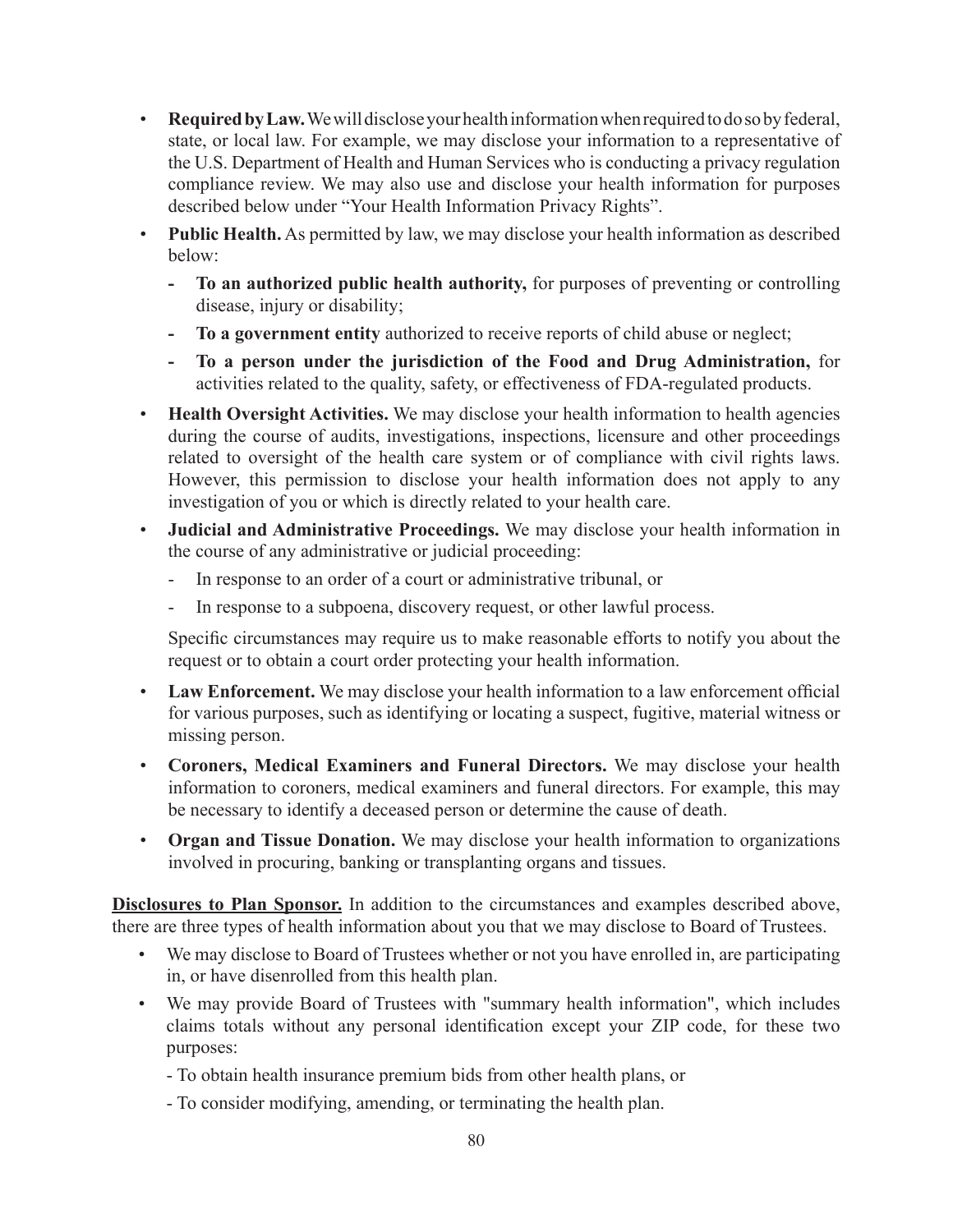- **Required by Law.** We will disclose your health information when required to do so by federal, state, or local law. For example, we may disclose your information to a representative of the U.S. Department of Health and Human Services who is conducting a privacy regulation compliance review. We may also use and disclose your health information for purposes described below under "Your Health Information Privacy Rights".
- **Public Health.** As permitted by law, we may disclose your health information as described below:
  - **To an authorized public health authority,** for purposes of preventing or controlling disease, injury or disability;
  - **To a government entity** authorized to receive reports of child abuse or neglect;
  - **To a person under the jurisdiction of the Food and Drug Administration,** for activities related to the quality, safety, or effectiveness of FDA-regulated products.
- **Health Oversight Activities.** We may disclose your health information to health agencies during the course of audits, investigations, inspections, licensure and other proceedings related to oversight of the health care system or of compliance with civil rights laws. However, this permission to disclose your health information does not apply to any investigation of you or which is directly related to your health care.
- **Judicial and Administrative Proceedings.** We may disclose your health information in the course of any administrative or judicial proceeding:
  - In response to an order of a court or administrative tribunal, or
  - In response to a subpoena, discovery request, or other lawful process.

  Specific circumstances may require us to make reasonable efforts to notify you about the request or to obtain a court order protecting your health information.
- **Law Enforcement.** We may disclose your health information to a law enforcement official for various purposes, such as identifying or locating a suspect, fugitive, material witness or missing person.
- **Coroners, Medical Examiners and Funeral Directors.** We may disclose your health information to coroners, medical examiners and funeral directors. For example, this may be necessary to identify a deceased person or determine the cause of death.
- **Organ and Tissue Donation.** We may disclose your health information to organizations involved in procuring, banking or transplanting organs and tissues.

**Disclosures to Plan Sponsor.** In addition to the circumstances and examples described above, there are three types of health information about you that we may disclose to Board of Trustees.

- We may disclose to Board of Trustees whether or not you have enrolled in, are participating in, or have disenrolled from this health plan.
- We may provide Board of Trustees with "summary health information", which includes claims totals without any personal identification except your ZIP code, for these two purposes:

  - To obtain health insurance premium bids from other health plans, or

  - To consider modifying, amending, or terminating the health plan.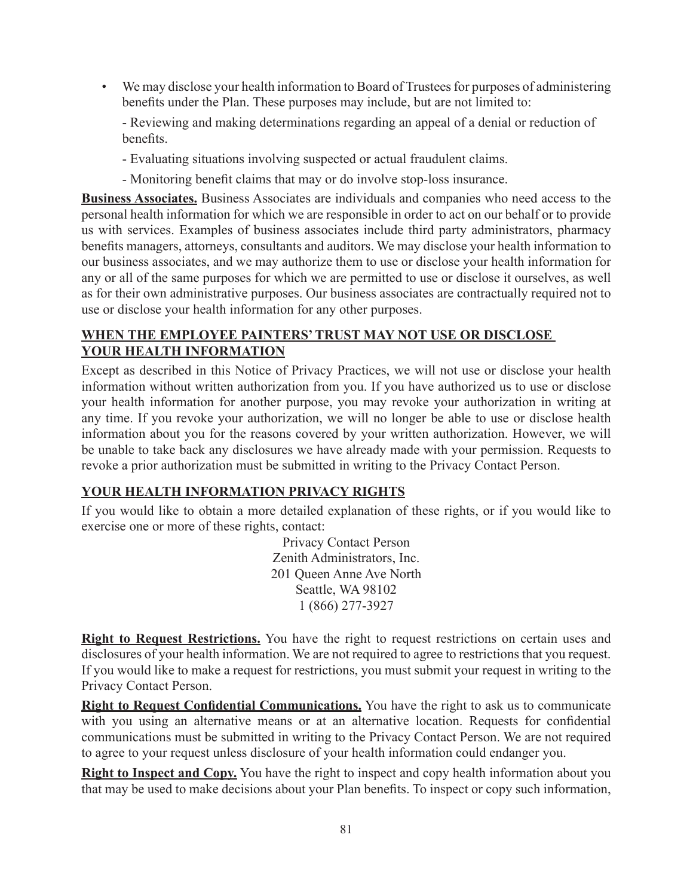- We may disclose your health information to Board of Trustees for purposes of administering benefits under the Plan. These purposes may include, but are not limited to:

  - Reviewing and making determinations regarding an appeal of a denial or reduction of benefits.

  - Evaluating situations involving suspected or actual fraudulent claims.

  - Monitoring benefit claims that may or do involve stop-loss insurance.

**Business Associates.** Business Associates are individuals and companies who need access to the personal health information for which we are responsible in order to act on our behalf or to provide us with services. Examples of business associates include third party administrators, pharmacy benefits managers, attorneys, consultants and auditors. We may disclose your health information to our business associates, and we may authorize them to use or disclose your health information for any or all of the same purposes for which we are permitted to use or disclose it ourselves, as well as for their own administrative purposes. Our business associates are contractually required not to use or disclose your health information for any other purposes.

## WHEN THE EMPLOYEE PAINTERS' TRUST MAY NOT USE OR DISCLOSE YOUR HEALTH INFORMATION

Except as described in this Notice of Privacy Practices, we will not use or disclose your health information without written authorization from you. If you have authorized us to use or disclose your health information for another purpose, you may revoke your authorization in writing at any time. If you revoke your authorization, we will no longer be able to use or disclose health information about you for the reasons covered by your written authorization. However, we will be unable to take back any disclosures we have already made with your permission. Requests to revoke a prior authorization must be submitted in writing to the Privacy Contact Person.

## YOUR HEALTH INFORMATION PRIVACY RIGHTS

If you would like to obtain a more detailed explanation of these rights, or if you would like to exercise one or more of these rights, contact:

Privacy Contact Person
Zenith Administrators, Inc.
201 Queen Anne Ave North
Seattle, WA 98102
1 (866) 277-3927

**Right to Request Restrictions.** You have the right to request restrictions on certain uses and disclosures of your health information. We are not required to agree to restrictions that you request. If you would like to make a request for restrictions, you must submit your request in writing to the Privacy Contact Person.

**Right to Request Confidential Communications.** You have the right to ask us to communicate with you using an alternative means or at an alternative location. Requests for confidential communications must be submitted in writing to the Privacy Contact Person. We are not required to agree to your request unless disclosure of your health information could endanger you.

**Right to Inspect and Copy.** You have the right to inspect and copy health information about you that may be used to make decisions about your Plan benefits. To inspect or copy such information,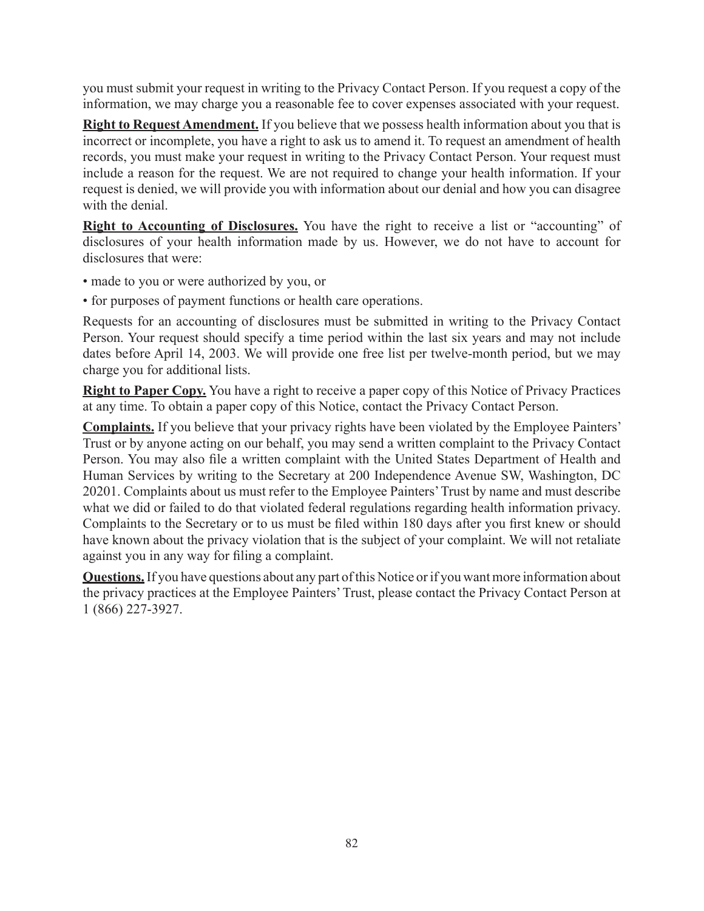you must submit your request in writing to the Privacy Contact Person. If you request a copy of the information, we may charge you a reasonable fee to cover expenses associated with your request.

**Right to Request Amendment.** If you believe that we possess health information about you that is incorrect or incomplete, you have a right to ask us to amend it. To request an amendment of health records, you must make your request in writing to the Privacy Contact Person. Your request must include a reason for the request. We are not required to change your health information. If your request is denied, we will provide you with information about our denial and how you can disagree with the denial.

**Right to Accounting of Disclosures.** You have the right to receive a list or "accounting" of disclosures of your health information made by us. However, we do not have to account for disclosures that were:

- made to you or were authorized by you, or
- for purposes of payment functions or health care operations.

Requests for an accounting of disclosures must be submitted in writing to the Privacy Contact Person. Your request should specify a time period within the last six years and may not include dates before April 14, 2003. We will provide one free list per twelve-month period, but we may charge you for additional lists.

**Right to Paper Copy.** You have a right to receive a paper copy of this Notice of Privacy Practices at any time. To obtain a paper copy of this Notice, contact the Privacy Contact Person.

**Complaints.** If you believe that your privacy rights have been violated by the Employee Painters' Trust or by anyone acting on our behalf, you may send a written complaint to the Privacy Contact Person. You may also file a written complaint with the United States Department of Health and Human Services by writing to the Secretary at 200 Independence Avenue SW, Washington, DC 20201. Complaints about us must refer to the Employee Painters' Trust by name and must describe what we did or failed to do that violated federal regulations regarding health information privacy. Complaints to the Secretary or to us must be filed within 180 days after you first knew or should have known about the privacy violation that is the subject of your complaint. We will not retaliate against you in any way for filing a complaint.

**Questions.** If you have questions about any part of this Notice or if you want more information about the privacy practices at the Employee Painters' Trust, please contact the Privacy Contact Person at 1 (866) 227-3927.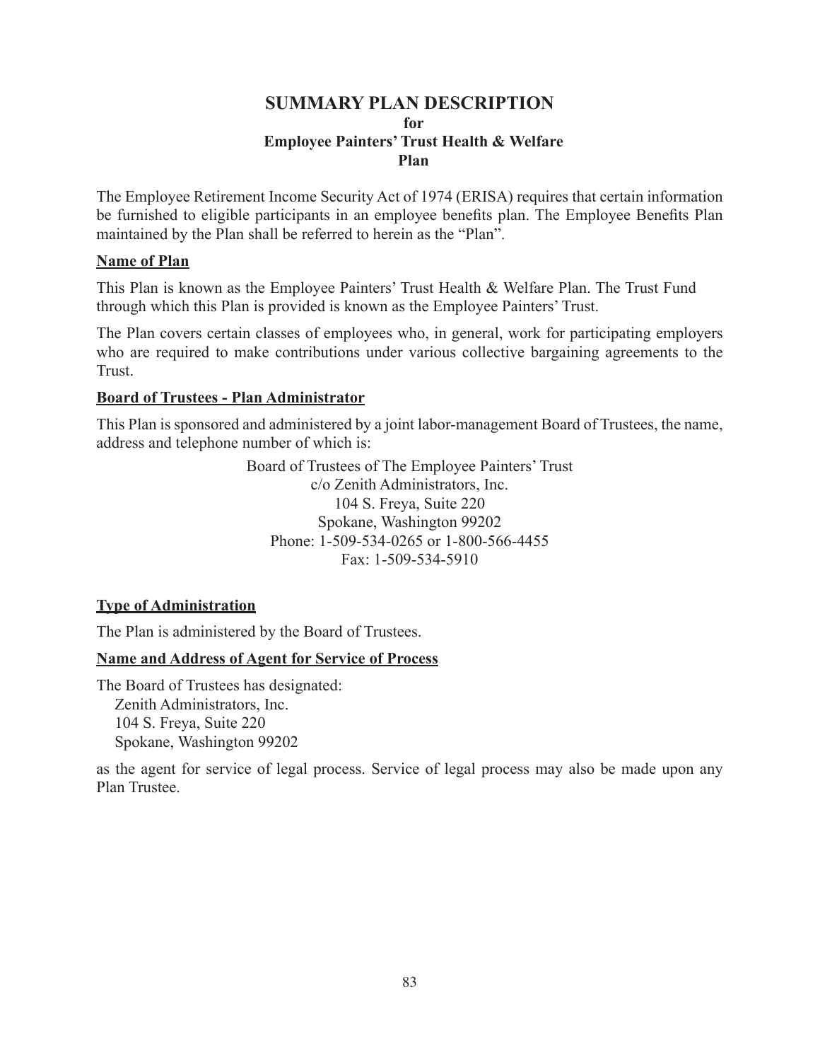# SUMMARY PLAN DESCRIPTION
## for
## Employee Painters' Trust Health & Welfare Plan

The Employee Retirement Income Security Act of 1974 (ERISA) requires that certain information be furnished to eligible participants in an employee benefits plan. The Employee Benefits Plan maintained by the Plan shall be referred to herein as the "Plan".

**Name of Plan**

This Plan is known as the Employee Painters' Trust Health & Welfare Plan. The Trust Fund through which this Plan is provided is known as the Employee Painters' Trust.

The Plan covers certain classes of employees who, in general, work for participating employers who are required to make contributions under various collective bargaining agreements to the Trust.

**Board of Trustees - Plan Administrator**

This Plan is sponsored and administered by a joint labor-management Board of Trustees, the name, address and telephone number of which is:

Board of Trustees of The Employee Painters' Trust
c/o Zenith Administrators, Inc.
104 S. Freya, Suite 220
Spokane, Washington 99202
Phone: 1-509-534-0265 or 1-800-566-4455
Fax: 1-509-534-5910

**Type of Administration**

The Plan is administered by the Board of Trustees.

**Name and Address of Agent for Service of Process**

The Board of Trustees has designated:
Zenith Administrators, Inc.
104 S. Freya, Suite 220
Spokane, Washington 99202

as the agent for service of legal process. Service of legal process may also be made upon any Plan Trustee.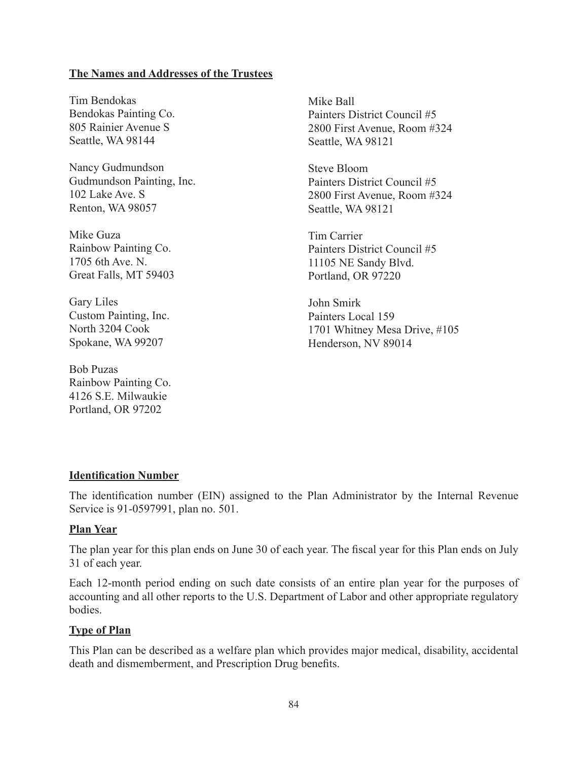**The Names and Addresses of the Trustees**

Tim Bendokas
Bendokas Painting Co.
805 Rainier Avenue S
Seattle, WA 98144

Nancy Gudmundson
Gudmundson Painting, Inc.
102 Lake Ave. S
Renton, WA 98057

Mike Guza
Rainbow Painting Co.
1705 6th Ave. N.
Great Falls, MT 59403

Gary Liles
Custom Painting, Inc.
North 3204 Cook
Spokane, WA 99207

Bob Puzas
Rainbow Painting Co.
4126 S.E. Milwaukie
Portland, OR 97202

Mike Ball
Painters District Council #5
2800 First Avenue, Room #324
Seattle, WA 98121

Steve Bloom
Painters District Council #5
2800 First Avenue, Room #324
Seattle, WA 98121

Tim Carrier
Painters District Council #5
11105 NE Sandy Blvd.
Portland, OR 97220

John Smirk
Painters Local 159
1701 Whitney Mesa Drive, #105
Henderson, NV 89014

**Identification Number**

The identification number (EIN) assigned to the Plan Administrator by the Internal Revenue Service is 91-0597991, plan no. 501.

**Plan Year**

The plan year for this plan ends on June 30 of each year. The fiscal year for this Plan ends on July 31 of each year.

Each 12-month period ending on such date consists of an entire plan year for the purposes of accounting and all other reports to the U.S. Department of Labor and other appropriate regulatory bodies.

**Type of Plan**

This Plan can be described as a welfare plan which provides major medical, disability, accidental death and dismemberment, and Prescription Drug benefits.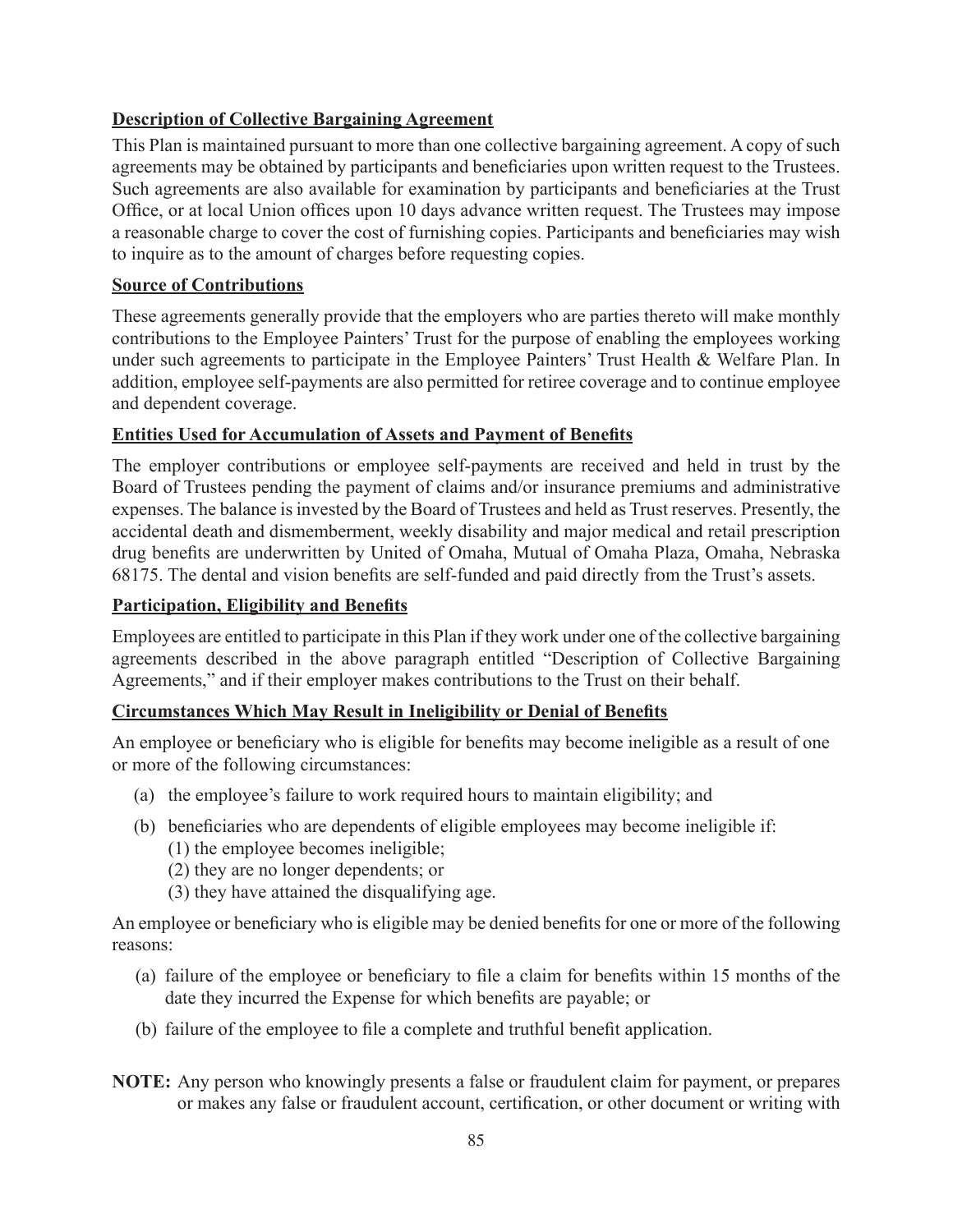**Description of Collective Bargaining Agreement**

This Plan is maintained pursuant to more than one collective bargaining agreement. A copy of such agreements may be obtained by participants and beneficiaries upon written request to the Trustees. Such agreements are also available for examination by participants and beneficiaries at the Trust Office, or at local Union offices upon 10 days advance written request. The Trustees may impose a reasonable charge to cover the cost of furnishing copies. Participants and beneficiaries may wish to inquire as to the amount of charges before requesting copies.

**Source of Contributions**

These agreements generally provide that the employers who are parties thereto will make monthly contributions to the Employee Painters' Trust for the purpose of enabling the employees working under such agreements to participate in the Employee Painters' Trust Health & Welfare Plan. In addition, employee self-payments are also permitted for retiree coverage and to continue employee and dependent coverage.

**Entities Used for Accumulation of Assets and Payment of Benefits**

The employer contributions or employee self-payments are received and held in trust by the Board of Trustees pending the payment of claims and/or insurance premiums and administrative expenses. The balance is invested by the Board of Trustees and held as Trust reserves. Presently, the accidental death and dismemberment, weekly disability and major medical and retail prescription drug benefits are underwritten by United of Omaha, Mutual of Omaha Plaza, Omaha, Nebraska 68175. The dental and vision benefits are self-funded and paid directly from the Trust's assets.

**Participation, Eligibility and Benefits**

Employees are entitled to participate in this Plan if they work under one of the collective bargaining agreements described in the above paragraph entitled "Description of Collective Bargaining Agreements," and if their employer makes contributions to the Trust on their behalf.

**Circumstances Which May Result in Ineligibility or Denial of Benefits**

An employee or beneficiary who is eligible for benefits may become ineligible as a result of one or more of the following circumstances:

(a) the employee's failure to work required hours to maintain eligibility; and

(b) beneficiaries who are dependents of eligible employees may become ineligible if:
  (1) the employee becomes ineligible;
  (2) they are no longer dependents; or
  (3) they have attained the disqualifying age.

An employee or beneficiary who is eligible may be denied benefits for one or more of the following reasons:

(a) failure of the employee or beneficiary to file a claim for benefits within 15 months of the date they incurred the Expense for which benefits are payable; or

(b) failure of the employee to file a complete and truthful benefit application.

**NOTE:** Any person who knowingly presents a false or fraudulent claim for payment, or prepares or makes any false or fraudulent account, certification, or other document or writing with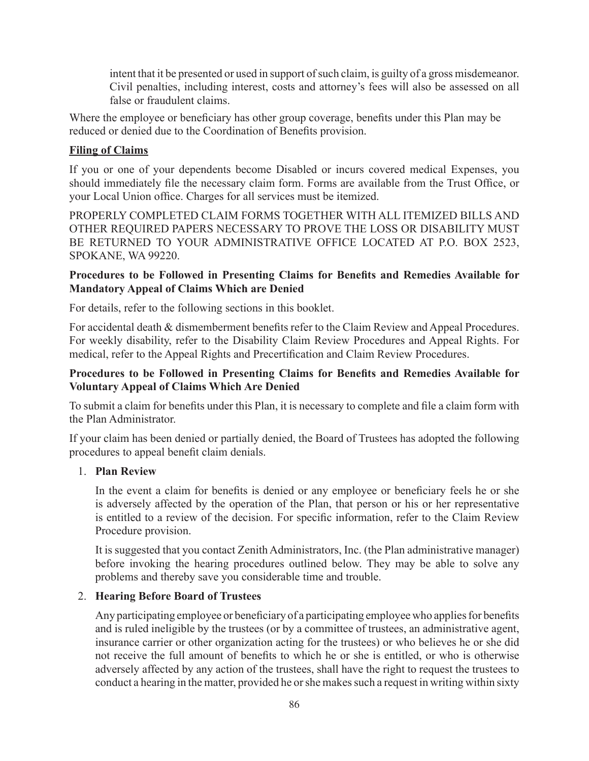intent that it be presented or used in support of such claim, is guilty of a gross misdemeanor. Civil penalties, including interest, costs and attorney's fees will also be assessed on all false or fraudulent claims.

Where the employee or beneficiary has other group coverage, benefits under this Plan may be reduced or denied due to the Coordination of Benefits provision.

**Filing of Claims**

If you or one of your dependents become Disabled or incurs covered medical Expenses, you should immediately file the necessary claim form. Forms are available from the Trust Office, or your Local Union office. Charges for all services must be itemized.

PROPERLY COMPLETED CLAIM FORMS TOGETHER WITH ALL ITEMIZED BILLS AND OTHER REQUIRED PAPERS NECESSARY TO PROVE THE LOSS OR DISABILITY MUST BE RETURNED TO YOUR ADMINISTRATIVE OFFICE LOCATED AT P.O. BOX 2523, SPOKANE, WA 99220.

**Procedures to be Followed in Presenting Claims for Benefits and Remedies Available for Mandatory Appeal of Claims Which are Denied**

For details, refer to the following sections in this booklet.

For accidental death & dismemberment benefits refer to the Claim Review and Appeal Procedures. For weekly disability, refer to the Disability Claim Review Procedures and Appeal Rights. For medical, refer to the Appeal Rights and Precertification and Claim Review Procedures.

**Procedures to be Followed in Presenting Claims for Benefits and Remedies Available for Voluntary Appeal of Claims Which Are Denied**

To submit a claim for benefits under this Plan, it is necessary to complete and file a claim form with the Plan Administrator.

If your claim has been denied or partially denied, the Board of Trustees has adopted the following procedures to appeal benefit claim denials.

1. **Plan Review**

   In the event a claim for benefits is denied or any employee or beneficiary feels he or she is adversely affected by the operation of the Plan, that person or his or her representative is entitled to a review of the decision. For specific information, refer to the Claim Review Procedure provision.

   It is suggested that you contact Zenith Administrators, Inc. (the Plan administrative manager) before invoking the hearing procedures outlined below. They may be able to solve any problems and thereby save you considerable time and trouble.

2. **Hearing Before Board of Trustees**

   Any participating employee or beneficiary of a participating employee who applies for benefits and is ruled ineligible by the trustees (or by a committee of trustees, an administrative agent, insurance carrier or other organization acting for the trustees) or who believes he or she did not receive the full amount of benefits to which he or she is entitled, or who is otherwise adversely affected by any action of the trustees, shall have the right to request the trustees to conduct a hearing in the matter, provided he or she makes such a request in writing within sixty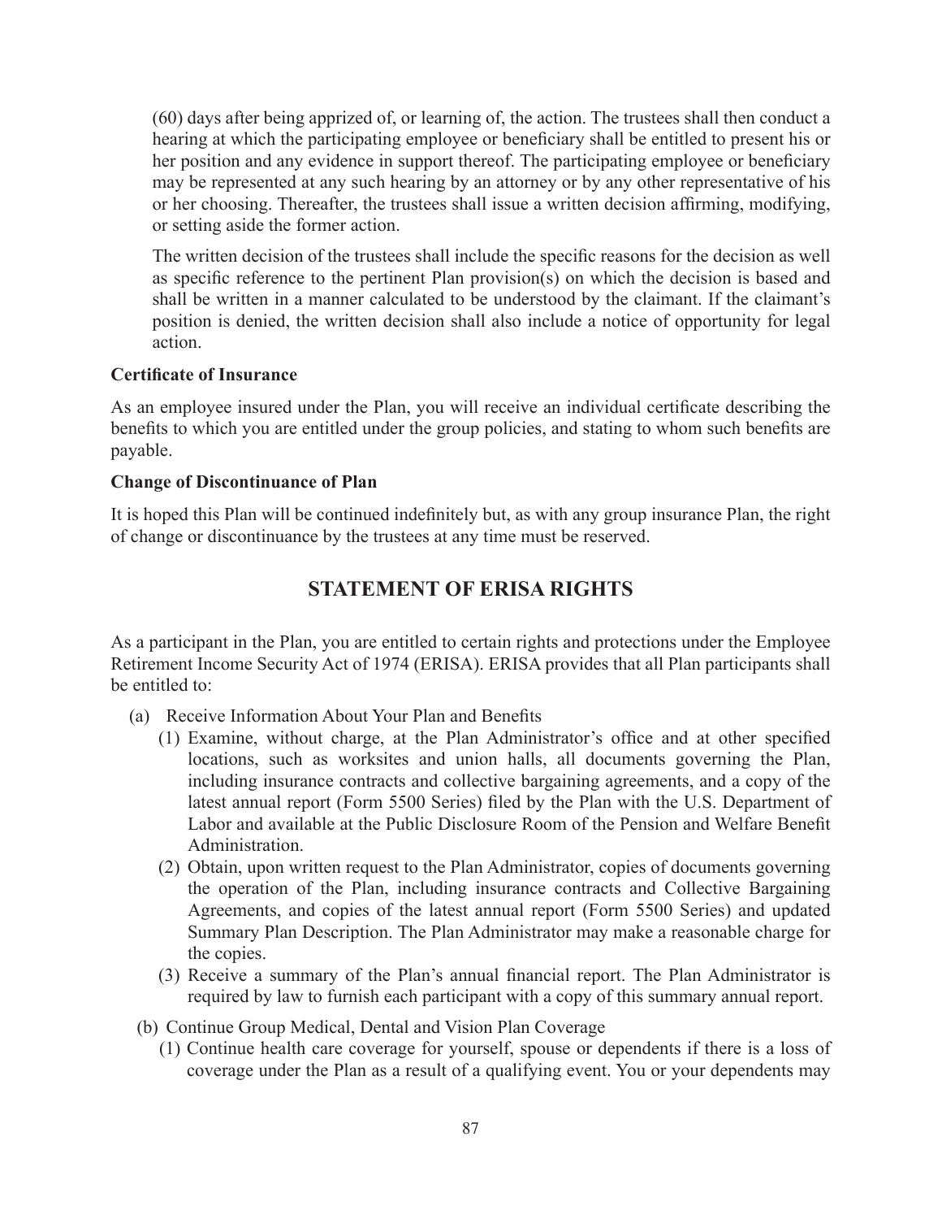(60) days after being apprized of, or learning of, the action. The trustees shall then conduct a hearing at which the participating employee or beneficiary shall be entitled to present his or her position and any evidence in support thereof. The participating employee or beneficiary may be represented at any such hearing by an attorney or by any other representative of his or her choosing. Thereafter, the trustees shall issue a written decision affirming, modifying, or setting aside the former action.

The written decision of the trustees shall include the specific reasons for the decision as well as specific reference to the pertinent Plan provision(s) on which the decision is based and shall be written in a manner calculated to be understood by the claimant. If the claimant's position is denied, the written decision shall also include a notice of opportunity for legal action.

**Certificate of Insurance**

As an employee insured under the Plan, you will receive an individual certificate describing the benefits to which you are entitled under the group policies, and stating to whom such benefits are payable.

**Change of Discontinuance of Plan**

It is hoped this Plan will be continued indefinitely but, as with any group insurance Plan, the right of change or discontinuance by the trustees at any time must be reserved.

## STATEMENT OF ERISA RIGHTS

As a participant in the Plan, you are entitled to certain rights and protections under the Employee Retirement Income Security Act of 1974 (ERISA). ERISA provides that all Plan participants shall be entitled to:

(a) Receive Information About Your Plan and Benefits

  (1) Examine, without charge, at the Plan Administrator's office and at other specified locations, such as worksites and union halls, all documents governing the Plan, including insurance contracts and collective bargaining agreements, and a copy of the latest annual report (Form 5500 Series) filed by the Plan with the U.S. Department of Labor and available at the Public Disclosure Room of the Pension and Welfare Benefit Administration.

  (2) Obtain, upon written request to the Plan Administrator, copies of documents governing the operation of the Plan, including insurance contracts and Collective Bargaining Agreements, and copies of the latest annual report (Form 5500 Series) and updated Summary Plan Description. The Plan Administrator may make a reasonable charge for the copies.

  (3) Receive a summary of the Plan's annual financial report. The Plan Administrator is required by law to furnish each participant with a copy of this summary annual report.

(b) Continue Group Medical, Dental and Vision Plan Coverage

  (1) Continue health care coverage for yourself, spouse or dependents if there is a loss of coverage under the Plan as a result of a qualifying event. You or your dependents may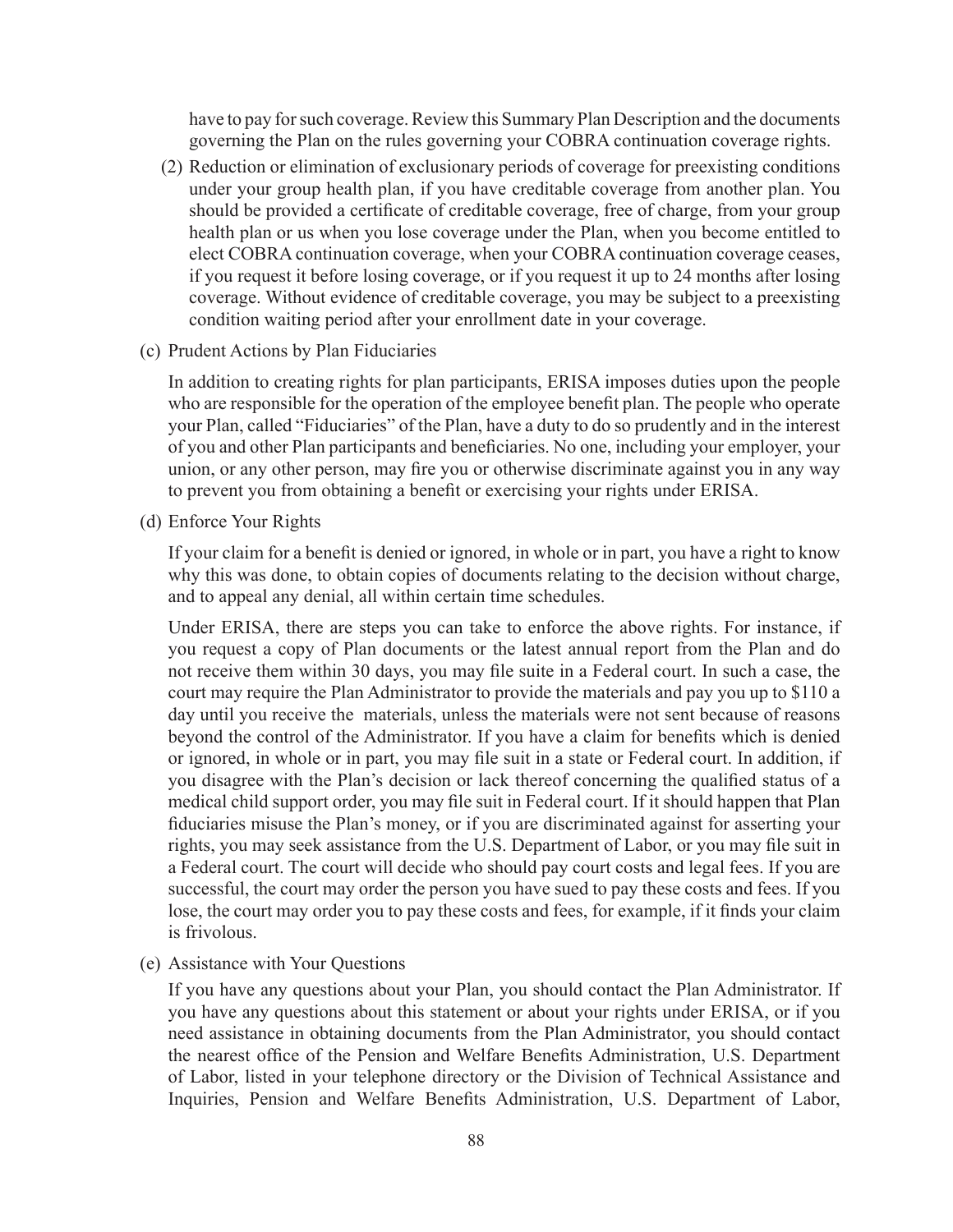have to pay for such coverage. Review this Summary Plan Description and the documents governing the Plan on the rules governing your COBRA continuation coverage rights.

(2) Reduction or elimination of exclusionary periods of coverage for preexisting conditions under your group health plan, if you have creditable coverage from another plan. You should be provided a certificate of creditable coverage, free of charge, from your group health plan or us when you lose coverage under the Plan, when you become entitled to elect COBRA continuation coverage, when your COBRA continuation coverage ceases, if you request it before losing coverage, or if you request it up to 24 months after losing coverage. Without evidence of creditable coverage, you may be subject to a preexisting condition waiting period after your enrollment date in your coverage.

(c) Prudent Actions by Plan Fiduciaries

In addition to creating rights for plan participants, ERISA imposes duties upon the people who are responsible for the operation of the employee benefit plan. The people who operate your Plan, called "Fiduciaries" of the Plan, have a duty to do so prudently and in the interest of you and other Plan participants and beneficiaries. No one, including your employer, your union, or any other person, may fire you or otherwise discriminate against you in any way to prevent you from obtaining a benefit or exercising your rights under ERISA.

(d) Enforce Your Rights

If your claim for a benefit is denied or ignored, in whole or in part, you have a right to know why this was done, to obtain copies of documents relating to the decision without charge, and to appeal any denial, all within certain time schedules.

Under ERISA, there are steps you can take to enforce the above rights. For instance, if you request a copy of Plan documents or the latest annual report from the Plan and do not receive them within 30 days, you may file suite in a Federal court. In such a case, the court may require the Plan Administrator to provide the materials and pay you up to $110 a day until you receive the materials, unless the materials were not sent because of reasons beyond the control of the Administrator. If you have a claim for benefits which is denied or ignored, in whole or in part, you may file suit in a state or Federal court. In addition, if you disagree with the Plan's decision or lack thereof concerning the qualified status of a medical child support order, you may file suit in Federal court. If it should happen that Plan fiduciaries misuse the Plan's money, or if you are discriminated against for asserting your rights, you may seek assistance from the U.S. Department of Labor, or you may file suit in a Federal court. The court will decide who should pay court costs and legal fees. If you are successful, the court may order the person you have sued to pay these costs and fees. If you lose, the court may order you to pay these costs and fees, for example, if it finds your claim is frivolous.

(e) Assistance with Your Questions

If you have any questions about your Plan, you should contact the Plan Administrator. If you have any questions about this statement or about your rights under ERISA, or if you need assistance in obtaining documents from the Plan Administrator, you should contact the nearest office of the Pension and Welfare Benefits Administration, U.S. Department of Labor, listed in your telephone directory or the Division of Technical Assistance and Inquiries, Pension and Welfare Benefits Administration, U.S. Department of Labor,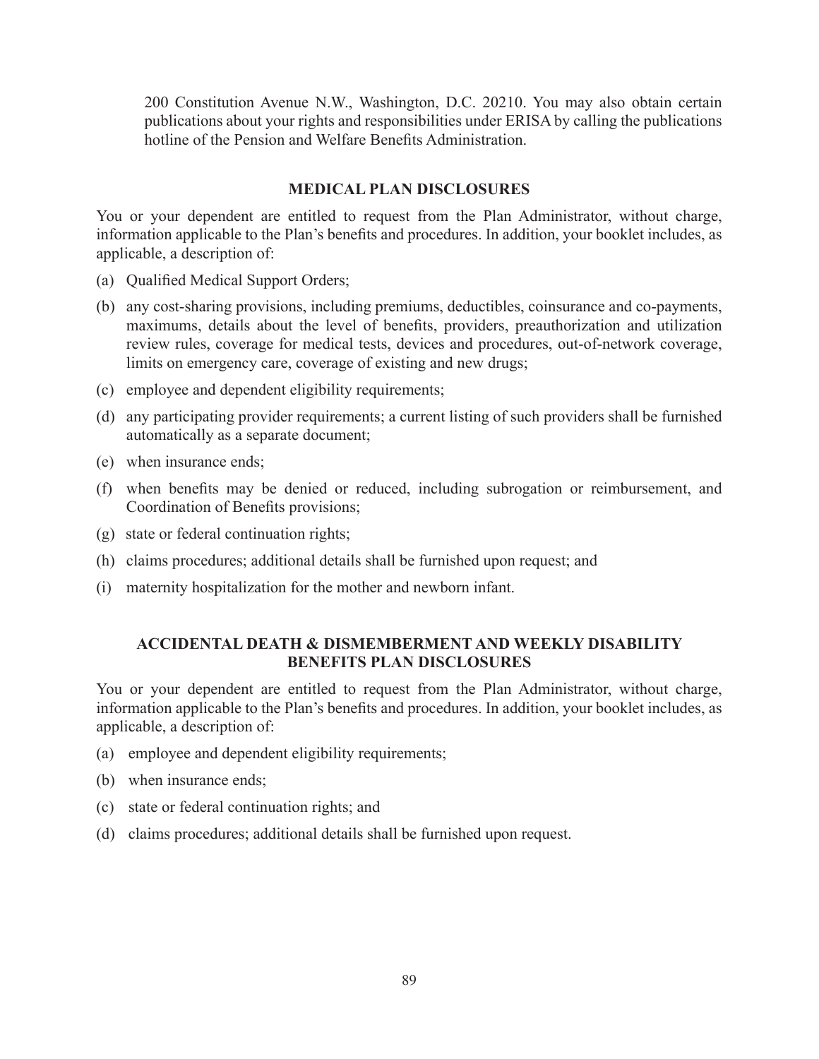200 Constitution Avenue N.W., Washington, D.C. 20210. You may also obtain certain publications about your rights and responsibilities under ERISA by calling the publications hotline of the Pension and Welfare Benefits Administration.

## MEDICAL PLAN DISCLOSURES

You or your dependent are entitled to request from the Plan Administrator, without charge, information applicable to the Plan's benefits and procedures. In addition, your booklet includes, as applicable, a description of:

(a) Qualified Medical Support Orders;

(b) any cost-sharing provisions, including premiums, deductibles, coinsurance and co-payments, maximums, details about the level of benefits, providers, preauthorization and utilization review rules, coverage for medical tests, devices and procedures, out-of-network coverage, limits on emergency care, coverage of existing and new drugs;

(c) employee and dependent eligibility requirements;

(d) any participating provider requirements; a current listing of such providers shall be furnished automatically as a separate document;

(e) when insurance ends;

(f) when benefits may be denied or reduced, including subrogation or reimbursement, and Coordination of Benefits provisions;

(g) state or federal continuation rights;

(h) claims procedures; additional details shall be furnished upon request; and

(i) maternity hospitalization for the mother and newborn infant.

## ACCIDENTAL DEATH & DISMEMBERMENT AND WEEKLY DISABILITY BENEFITS PLAN DISCLOSURES

You or your dependent are entitled to request from the Plan Administrator, without charge, information applicable to the Plan's benefits and procedures. In addition, your booklet includes, as applicable, a description of:

(a) employee and dependent eligibility requirements;

(b) when insurance ends;

(c) state or federal continuation rights; and

(d) claims procedures; additional details shall be furnished upon request.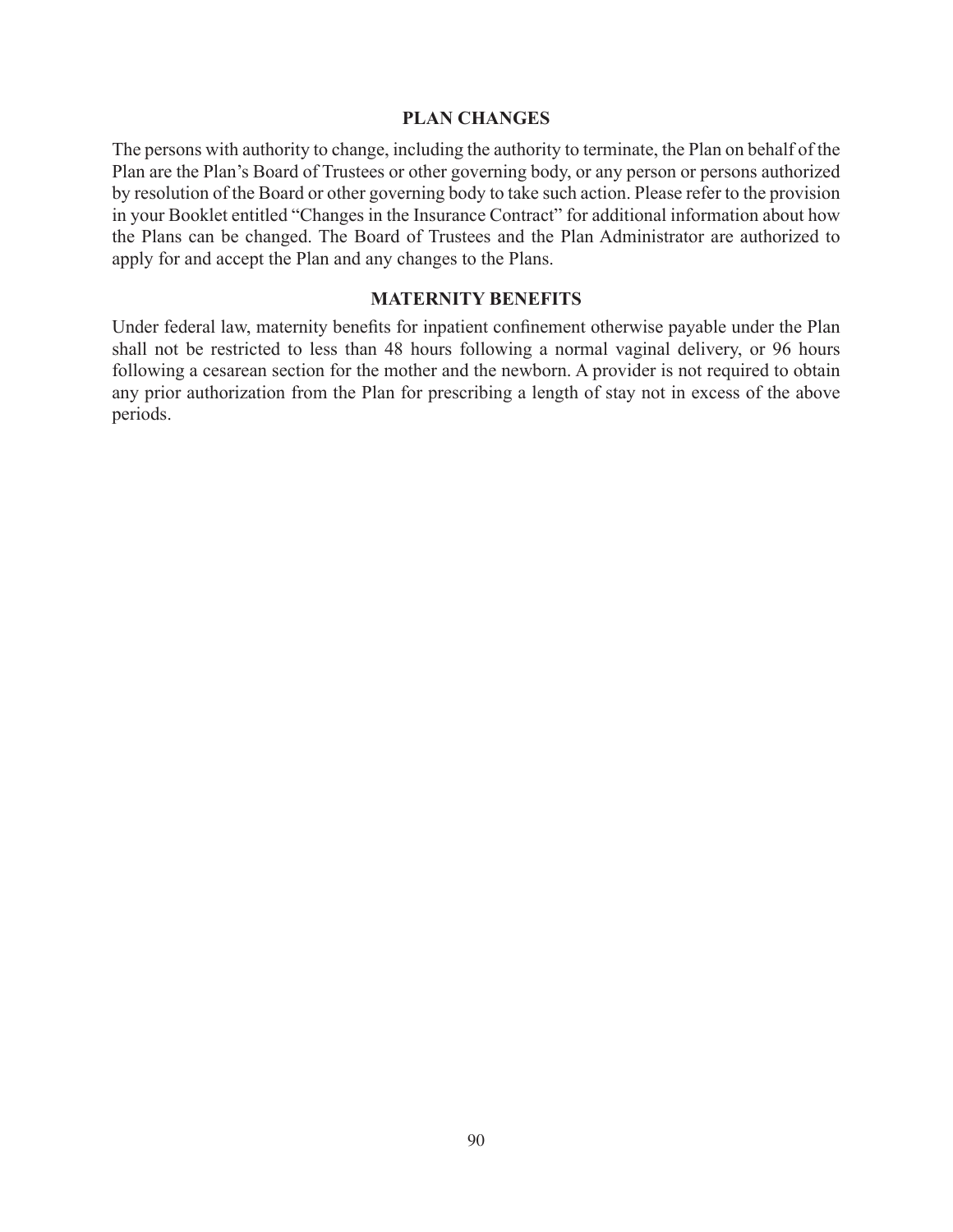## PLAN CHANGES

The persons with authority to change, including the authority to terminate, the Plan on behalf of the Plan are the Plan's Board of Trustees or other governing body, or any person or persons authorized by resolution of the Board or other governing body to take such action. Please refer to the provision in your Booklet entitled "Changes in the Insurance Contract" for additional information about how the Plans can be changed. The Board of Trustees and the Plan Administrator are authorized to apply for and accept the Plan and any changes to the Plans.

## MATERNITY BENEFITS

Under federal law, maternity benefits for inpatient confinement otherwise payable under the Plan shall not be restricted to less than 48 hours following a normal vaginal delivery, or 96 hours following a cesarean section for the mother and the newborn. A provider is not required to obtain any prior authorization from the Plan for prescribing a length of stay not in excess of the above periods.